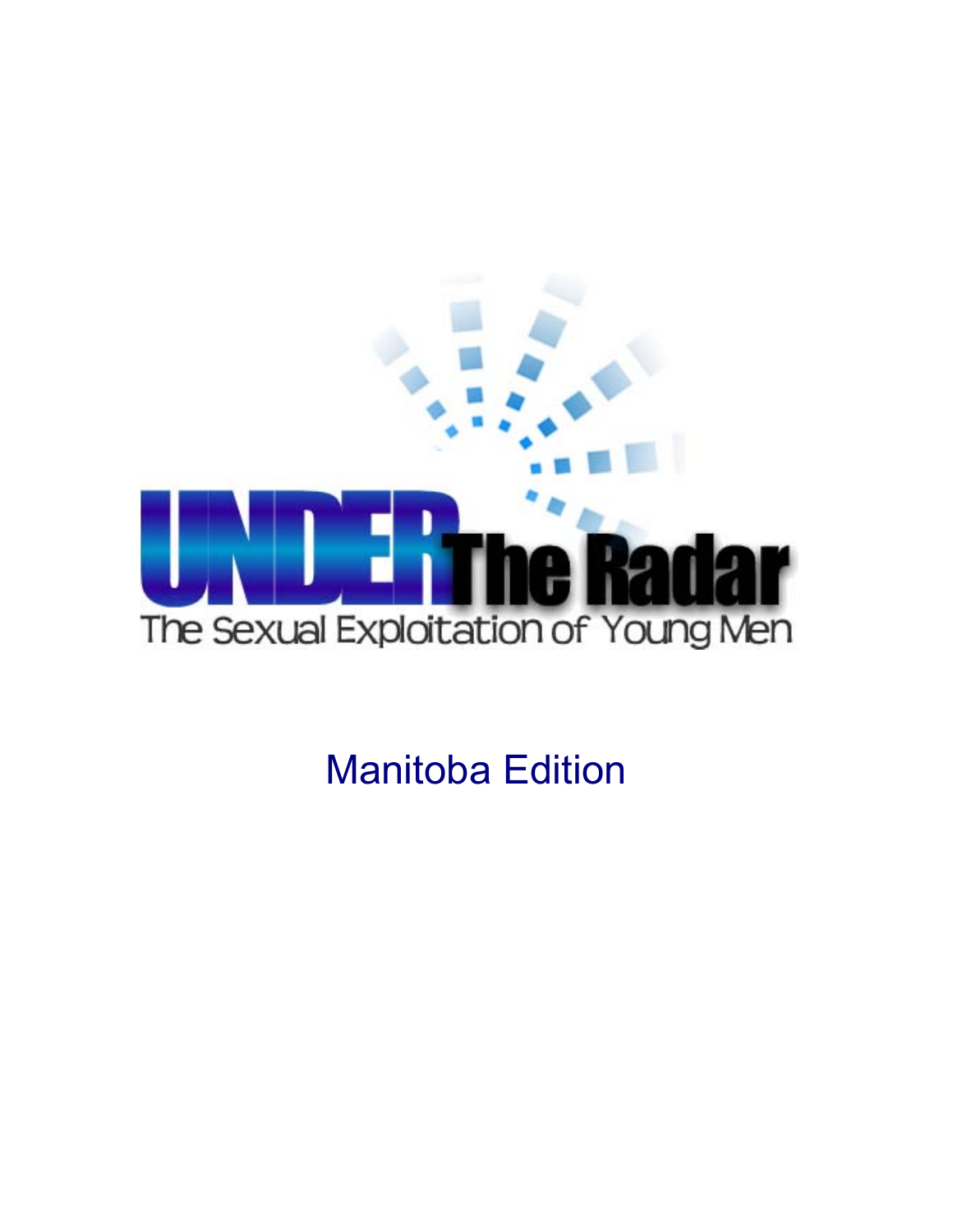# UNDER The Radar

## The Sexual Exploitation of Young Men

Manitoba Edition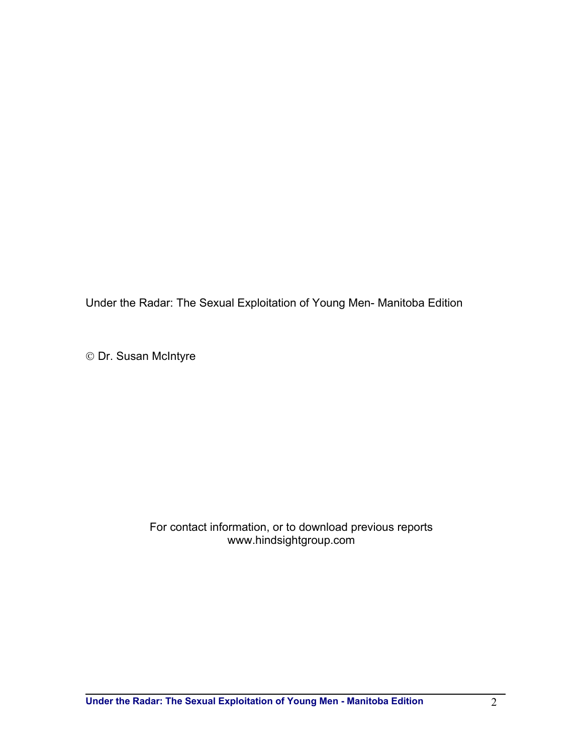Under the Radar: The Sexual Exploitation of Young Men- Manitoba Edition

© Dr. Susan McIntyre

For contact information, or to download previous reports
www.hindsightgroup.com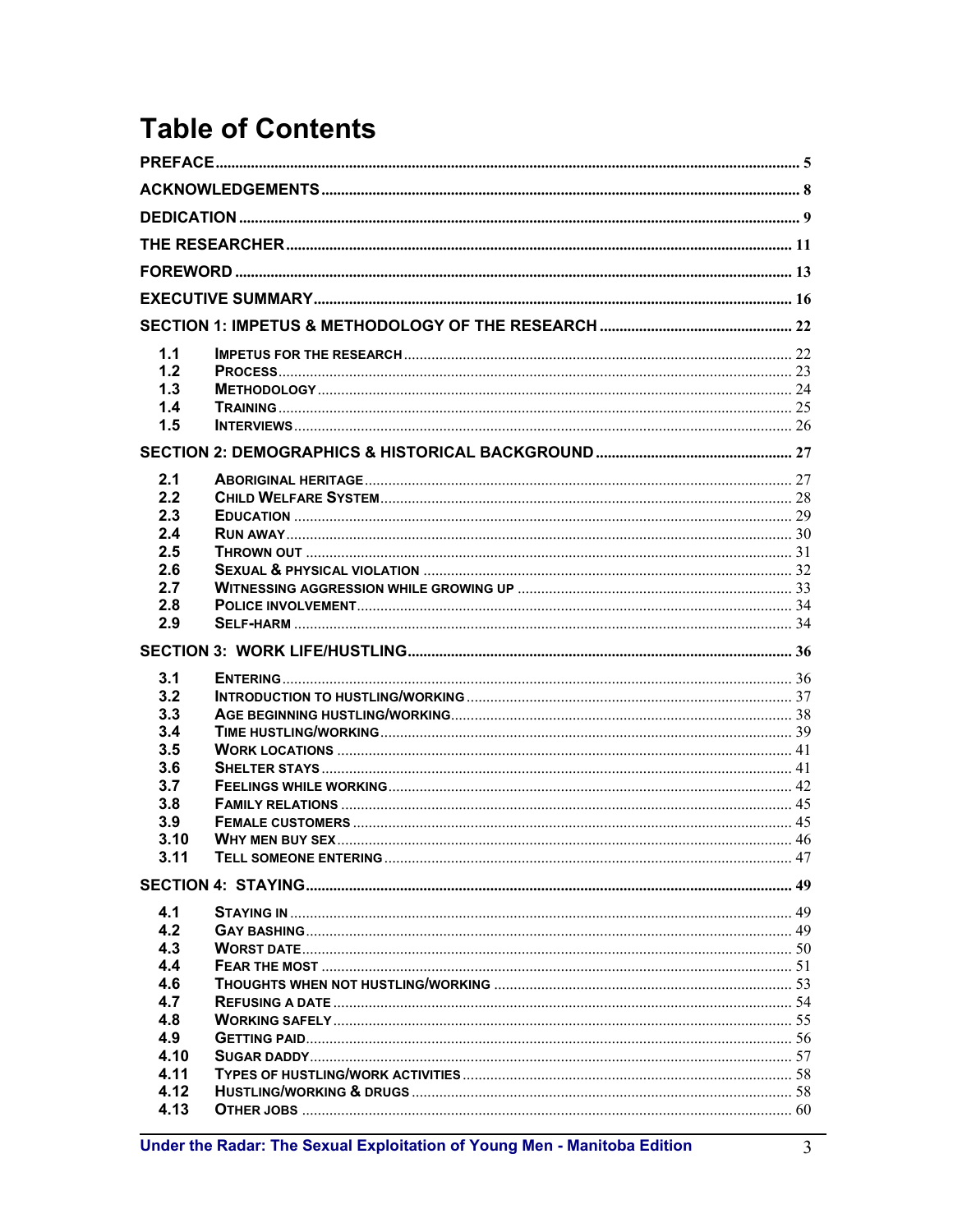# Table of Contents

PREFACE .... 5

ACKNOWLEDGEMENTS .... 8

DEDICATION .... 9

THE RESEARCHER .... 11

FOREWORD .... 13

EXECUTIVE SUMMARY .... 16

SECTION 1: IMPETUS & METHODOLOGY OF THE RESEARCH .... 22

- 1.1 IMPETUS FOR THE RESEARCH .... 22
- 1.2 PROCESS .... 23
- 1.3 METHODOLOGY .... 24
- 1.4 TRAINING .... 25
- 1.5 INTERVIEWS .... 26

SECTION 2: DEMOGRAPHICS & HISTORICAL BACKGROUND .... 27

- 2.1 ABORIGINAL HERITAGE .... 27
- 2.2 CHILD WELFARE SYSTEM .... 28
- 2.3 EDUCATION .... 29
- 2.4 RUN AWAY .... 30
- 2.5 THROWN OUT .... 31
- 2.6 SEXUAL & PHYSICAL VIOLATION .... 32
- 2.7 WITNESSING AGGRESSION WHILE GROWING UP .... 33
- 2.8 POLICE INVOLVEMENT .... 34
- 2.9 SELF-HARM .... 34

SECTION 3: WORK LIFE/HUSTLING .... 36

- 3.1 ENTERING .... 36
- 3.2 INTRODUCTION TO HUSTLING/WORKING .... 37
- 3.3 AGE BEGINNING HUSTLING/WORKING .... 38
- 3.4 TIME HUSTLING/WORKING .... 39
- 3.5 WORK LOCATIONS .... 41
- 3.6 SHELTER STAYS .... 41
- 3.7 FEELINGS WHILE WORKING .... 42
- 3.8 FAMILY RELATIONS .... 45
- 3.9 FEMALE CUSTOMERS .... 45
- 3.10 WHY MEN BUY SEX .... 46
- 3.11 TELL SOMEONE ENTERING .... 47

SECTION 4: STAYING .... 49

- 4.1 STAYING IN .... 49
- 4.2 GAY BASHING .... 49
- 4.3 WORST DATE .... 50
- 4.4 FEAR THE MOST .... 51
- 4.6 THOUGHTS WHEN NOT HUSTLING/WORKING .... 53
- 4.7 REFUSING A DATE .... 54
- 4.8 WORKING SAFELY .... 55
- 4.9 GETTING PAID .... 56
- 4.10 SUGAR DADDY .... 57
- 4.11 TYPES OF HUSTLING/WORK ACTIVITIES .... 58
- 4.12 HUSTLING/WORKING & DRUGS .... 58
- 4.13 OTHER JOBS .... 60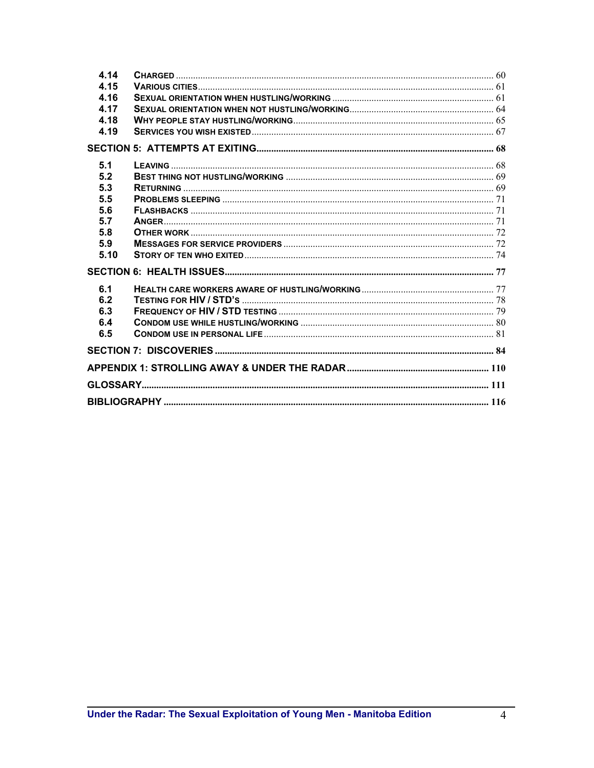| | | |
|---|---|---|
| 4.14 | CHARGED | 60 |
| 4.15 | VARIOUS CITIES | 61 |
| 4.16 | SEXUAL ORIENTATION WHEN HUSTLING/WORKING | 61 |
| 4.17 | SEXUAL ORIENTATION WHEN NOT HUSTLING/WORKING | 64 |
| 4.18 | WHY PEOPLE STAY HUSTLING/WORKING | 65 |
| 4.19 | SERVICES YOU WISH EXISTED | 67 |
| **SECTION 5: ATTEMPTS AT EXITING** | | **68** |
| 5.1 | LEAVING | 68 |
| 5.2 | BEST THING NOT HUSTLING/WORKING | 69 |
| 5.3 | RETURNING | 69 |
| 5.5 | PROBLEMS SLEEPING | 71 |
| 5.6 | FLASHBACKS | 71 |
| 5.7 | ANGER | 71 |
| 5.8 | OTHER WORK | 72 |
| 5.9 | MESSAGES FOR SERVICE PROVIDERS | 72 |
| 5.10 | STORY OF TEN WHO EXITED | 74 |
| **SECTION 6: HEALTH ISSUES** | | **77** |
| 6.1 | HEALTH CARE WORKERS AWARE OF HUSTLING/WORKING | 77 |
| 6.2 | TESTING FOR HIV / STD'S | 78 |
| 6.3 | FREQUENCY OF HIV / STD TESTING | 79 |
| 6.4 | CONDOM USE WHILE HUSTLING/WORKING | 80 |
| 6.5 | CONDOM USE IN PERSONAL LIFE | 81 |
| **SECTION 7: DISCOVERIES** | | **84** |
| **APPENDIX 1: STROLLING AWAY & UNDER THE RADAR** | | **110** |
| **GLOSSARY** | | **111** |
| **BIBLIOGRAPHY** | | **116** |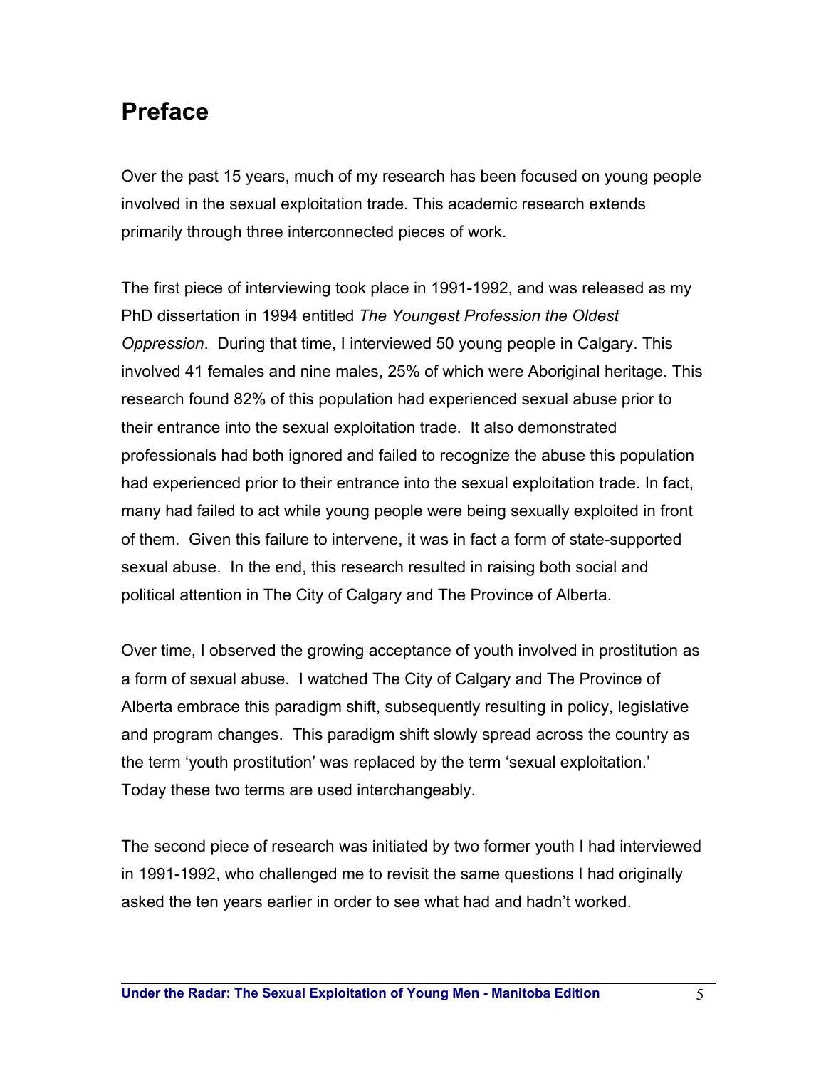# Preface

Over the past 15 years, much of my research has been focused on young people involved in the sexual exploitation trade. This academic research extends primarily through three interconnected pieces of work.

The first piece of interviewing took place in 1991-1992, and was released as my PhD dissertation in 1994 entitled *The Youngest Profession the Oldest Oppression*. During that time, I interviewed 50 young people in Calgary. This involved 41 females and nine males, 25% of which were Aboriginal heritage. This research found 82% of this population had experienced sexual abuse prior to their entrance into the sexual exploitation trade. It also demonstrated professionals had both ignored and failed to recognize the abuse this population had experienced prior to their entrance into the sexual exploitation trade. In fact, many had failed to act while young people were being sexually exploited in front of them. Given this failure to intervene, it was in fact a form of state-supported sexual abuse. In the end, this research resulted in raising both social and political attention in The City of Calgary and The Province of Alberta.

Over time, I observed the growing acceptance of youth involved in prostitution as a form of sexual abuse. I watched The City of Calgary and The Province of Alberta embrace this paradigm shift, subsequently resulting in policy, legislative and program changes. This paradigm shift slowly spread across the country as the term 'youth prostitution' was replaced by the term 'sexual exploitation.' Today these two terms are used interchangeably.

The second piece of research was initiated by two former youth I had interviewed in 1991-1992, who challenged me to revisit the same questions I had originally asked the ten years earlier in order to see what had and hadn't worked.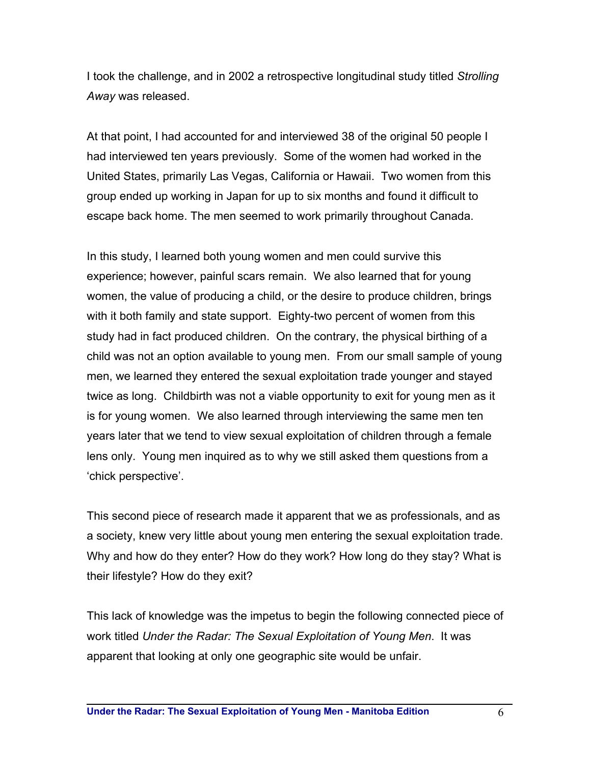I took the challenge, and in 2002 a retrospective longitudinal study titled *Strolling Away* was released.

At that point, I had accounted for and interviewed 38 of the original 50 people I had interviewed ten years previously. Some of the women had worked in the United States, primarily Las Vegas, California or Hawaii. Two women from this group ended up working in Japan for up to six months and found it difficult to escape back home. The men seemed to work primarily throughout Canada.

In this study, I learned both young women and men could survive this experience; however, painful scars remain. We also learned that for young women, the value of producing a child, or the desire to produce children, brings with it both family and state support. Eighty-two percent of women from this study had in fact produced children. On the contrary, the physical birthing of a child was not an option available to young men. From our small sample of young men, we learned they entered the sexual exploitation trade younger and stayed twice as long. Childbirth was not a viable opportunity to exit for young men as it is for young women. We also learned through interviewing the same men ten years later that we tend to view sexual exploitation of children through a female lens only. Young men inquired as to why we still asked them questions from a 'chick perspective'.

This second piece of research made it apparent that we as professionals, and as a society, knew very little about young men entering the sexual exploitation trade. Why and how do they enter? How do they work? How long do they stay? What is their lifestyle? How do they exit?

This lack of knowledge was the impetus to begin the following connected piece of work titled *Under the Radar: The Sexual Exploitation of Young Men*. It was apparent that looking at only one geographic site would be unfair.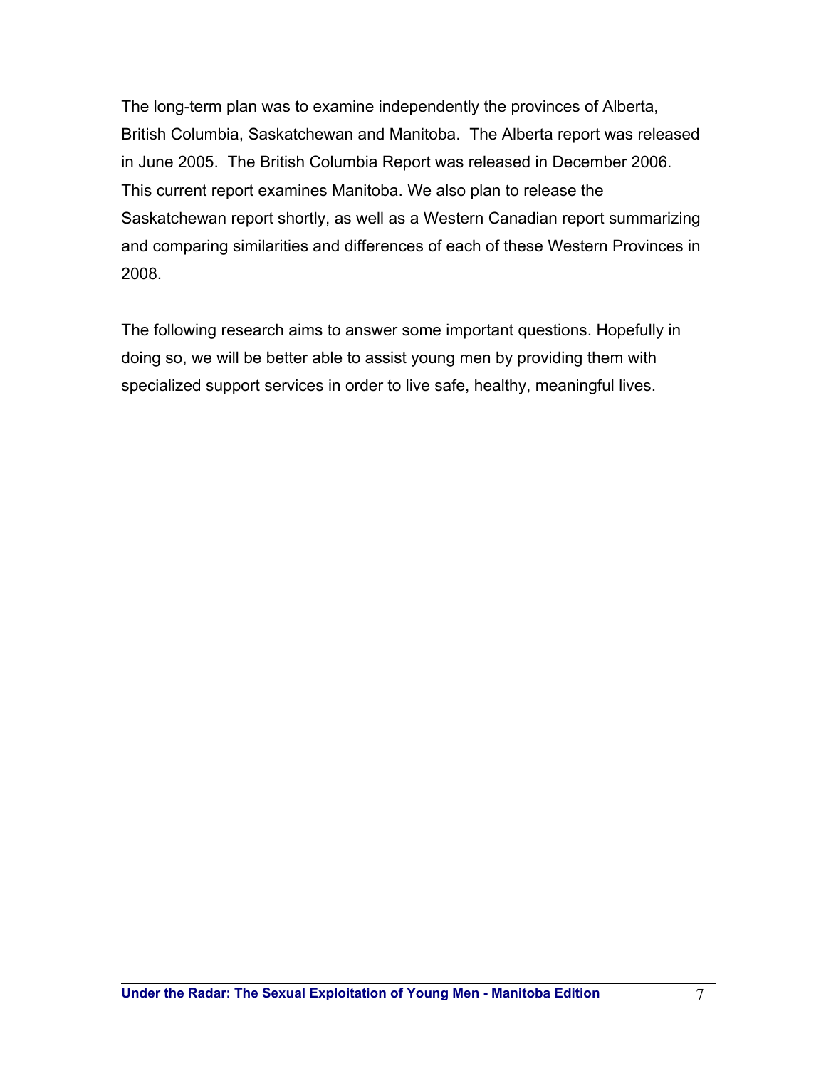The long-term plan was to examine independently the provinces of Alberta, British Columbia, Saskatchewan and Manitoba. The Alberta report was released in June 2005. The British Columbia Report was released in December 2006. This current report examines Manitoba. We also plan to release the Saskatchewan report shortly, as well as a Western Canadian report summarizing and comparing similarities and differences of each of these Western Provinces in 2008.

The following research aims to answer some important questions. Hopefully in doing so, we will be better able to assist young men by providing them with specialized support services in order to live safe, healthy, meaningful lives.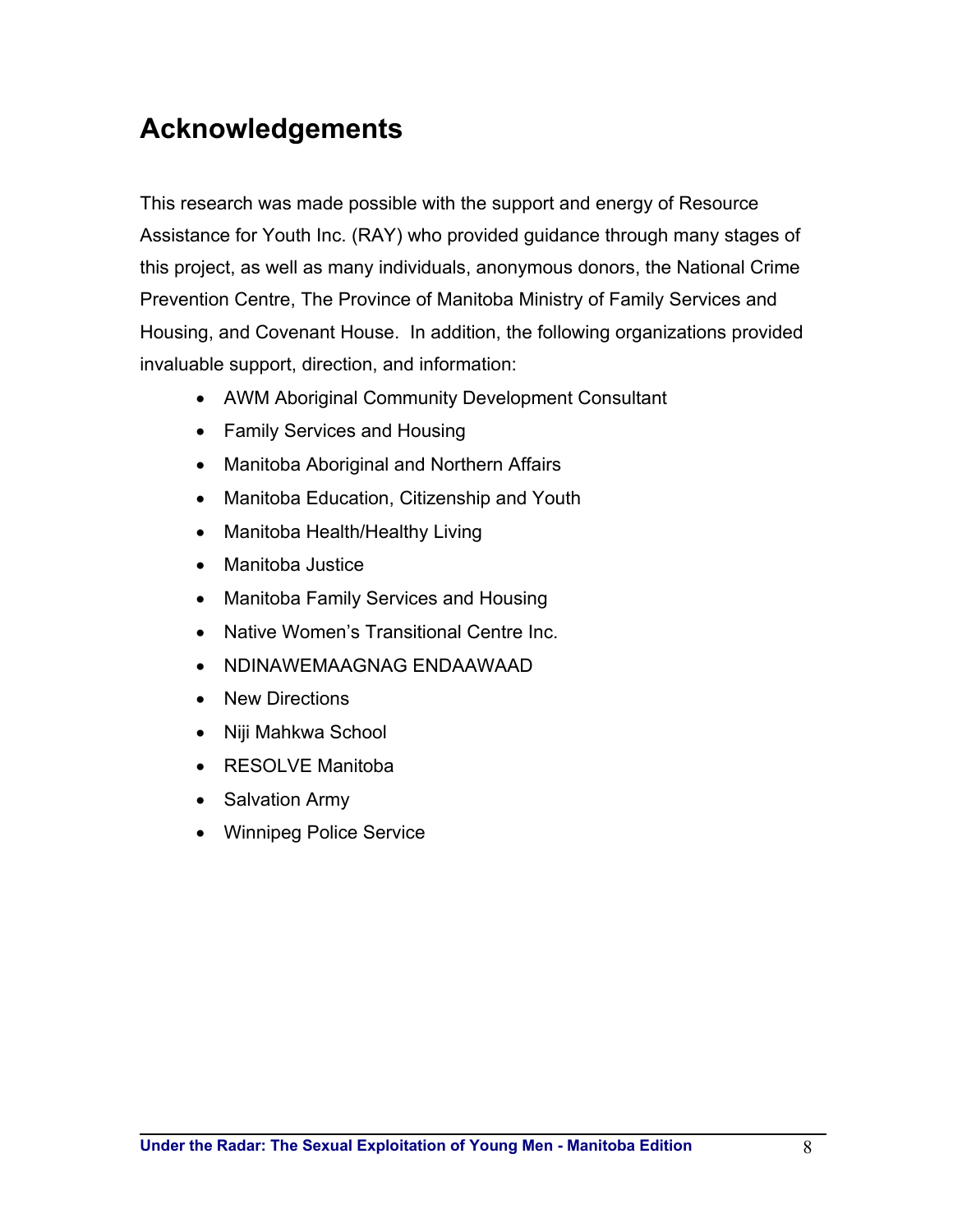# Acknowledgements

This research was made possible with the support and energy of Resource Assistance for Youth Inc. (RAY) who provided guidance through many stages of this project, as well as many individuals, anonymous donors, the National Crime Prevention Centre, The Province of Manitoba Ministry of Family Services and Housing, and Covenant House. In addition, the following organizations provided invaluable support, direction, and information:

- AWM Aboriginal Community Development Consultant
- Family Services and Housing
- Manitoba Aboriginal and Northern Affairs
- Manitoba Education, Citizenship and Youth
- Manitoba Health/Healthy Living
- Manitoba Justice
- Manitoba Family Services and Housing
- Native Women's Transitional Centre Inc.
- NDINAWEMAAGNAG ENDAAWAAD
- New Directions
- Niji Mahkwa School
- RESOLVE Manitoba
- Salvation Army
- Winnipeg Police Service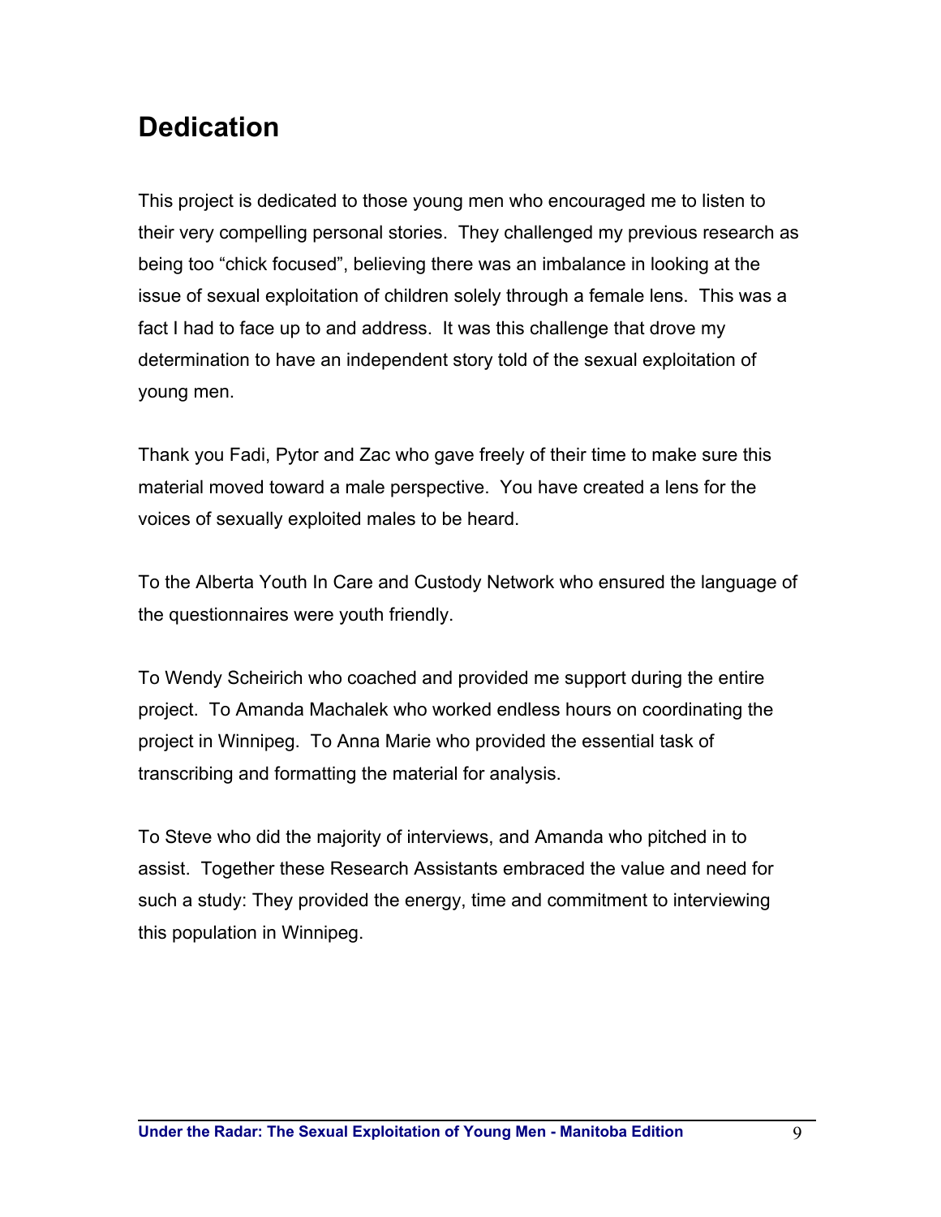# Dedication

This project is dedicated to those young men who encouraged me to listen to their very compelling personal stories. They challenged my previous research as being too "chick focused", believing there was an imbalance in looking at the issue of sexual exploitation of children solely through a female lens. This was a fact I had to face up to and address. It was this challenge that drove my determination to have an independent story told of the sexual exploitation of young men.

Thank you Fadi, Pytor and Zac who gave freely of their time to make sure this material moved toward a male perspective. You have created a lens for the voices of sexually exploited males to be heard.

To the Alberta Youth In Care and Custody Network who ensured the language of the questionnaires were youth friendly.

To Wendy Scheirich who coached and provided me support during the entire project. To Amanda Machalek who worked endless hours on coordinating the project in Winnipeg. To Anna Marie who provided the essential task of transcribing and formatting the material for analysis.

To Steve who did the majority of interviews, and Amanda who pitched in to assist. Together these Research Assistants embraced the value and need for such a study: They provided the energy, time and commitment to interviewing this population in Winnipeg.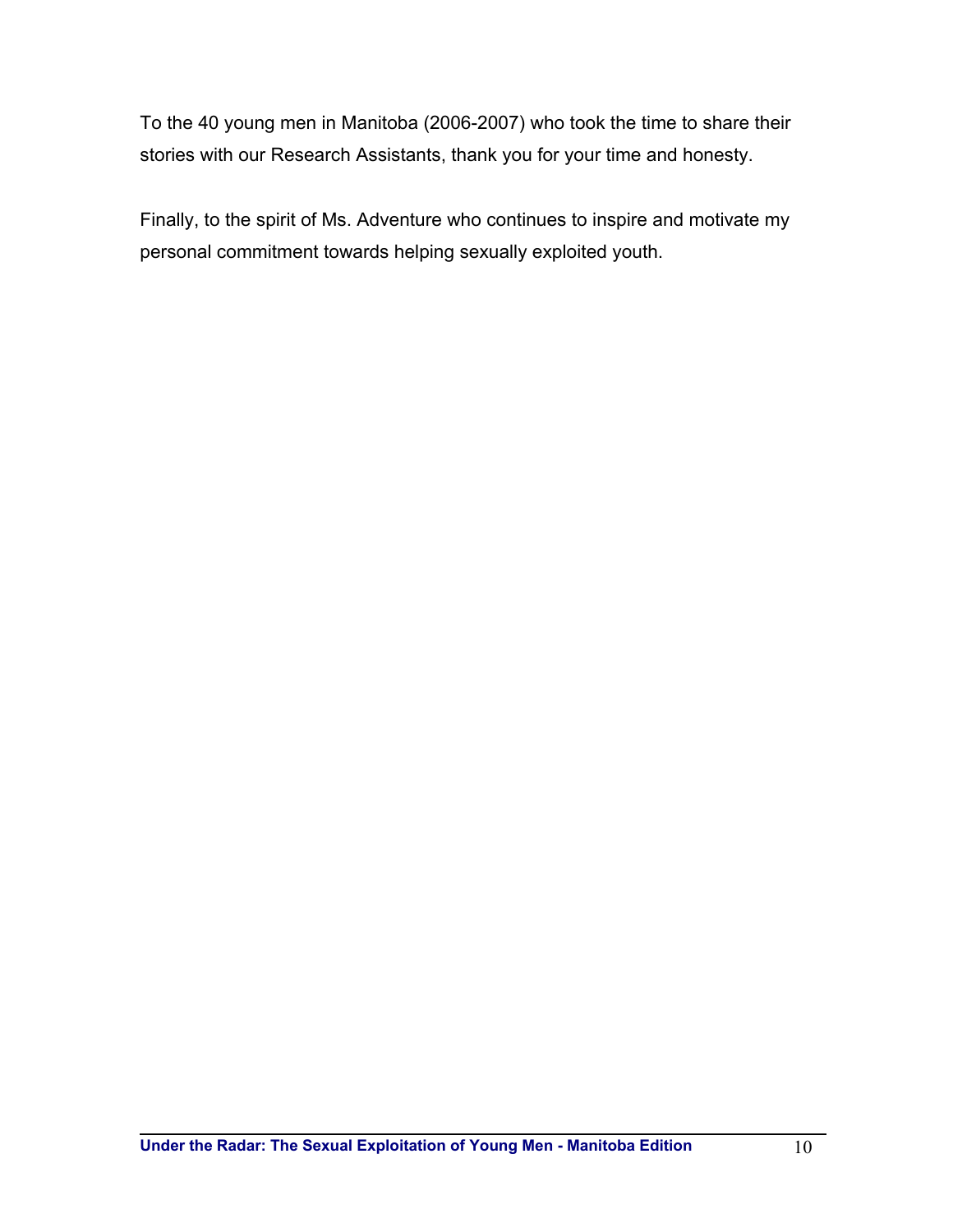To the 40 young men in Manitoba (2006-2007) who took the time to share their stories with our Research Assistants, thank you for your time and honesty.

Finally, to the spirit of Ms. Adventure who continues to inspire and motivate my personal commitment towards helping sexually exploited youth.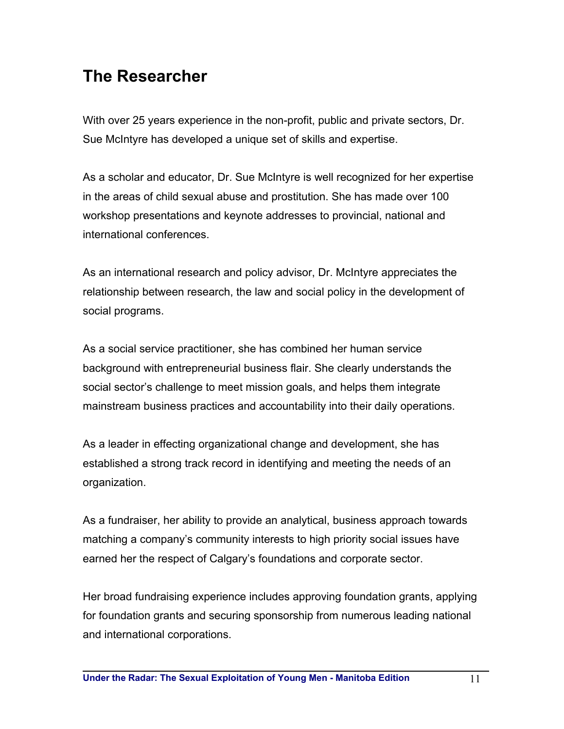## The Researcher

With over 25 years experience in the non-profit, public and private sectors, Dr. Sue McIntyre has developed a unique set of skills and expertise.

As a scholar and educator, Dr. Sue McIntyre is well recognized for her expertise in the areas of child sexual abuse and prostitution. She has made over 100 workshop presentations and keynote addresses to provincial, national and international conferences.

As an international research and policy advisor, Dr. McIntyre appreciates the relationship between research, the law and social policy in the development of social programs.

As a social service practitioner, she has combined her human service background with entrepreneurial business flair. She clearly understands the social sector's challenge to meet mission goals, and helps them integrate mainstream business practices and accountability into their daily operations.

As a leader in effecting organizational change and development, she has established a strong track record in identifying and meeting the needs of an organization.

As a fundraiser, her ability to provide an analytical, business approach towards matching a company's community interests to high priority social issues have earned her the respect of Calgary's foundations and corporate sector.

Her broad fundraising experience includes approving foundation grants, applying for foundation grants and securing sponsorship from numerous leading national and international corporations.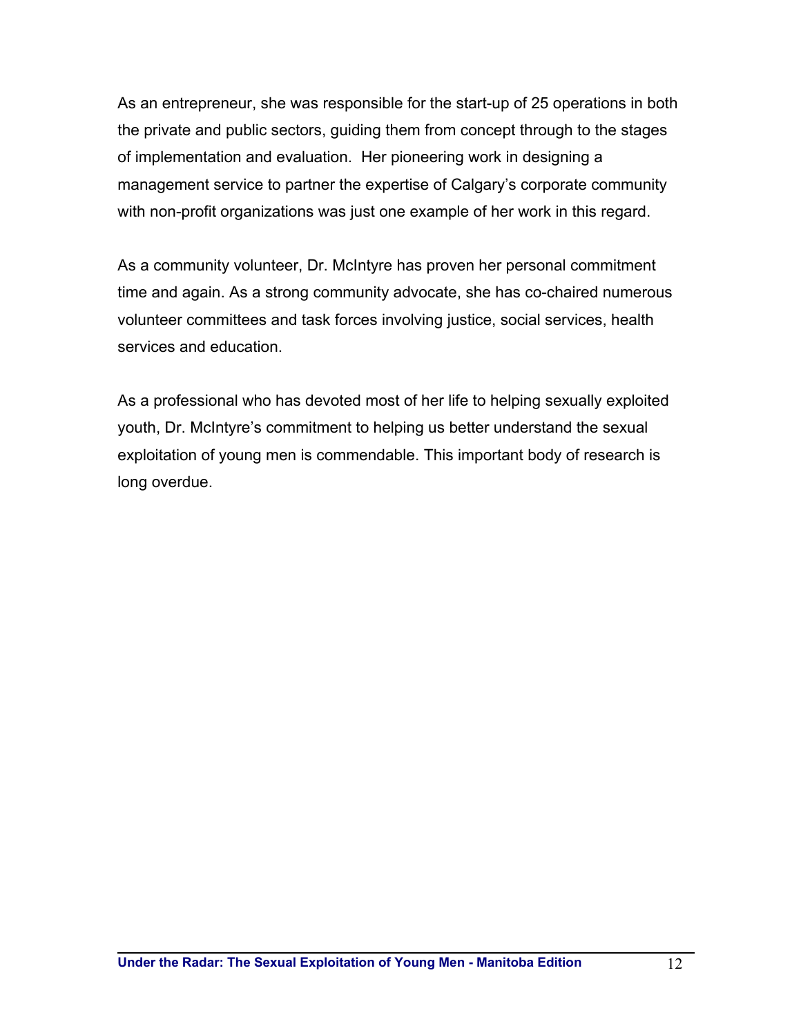As an entrepreneur, she was responsible for the start-up of 25 operations in both the private and public sectors, guiding them from concept through to the stages of implementation and evaluation.  Her pioneering work in designing a management service to partner the expertise of Calgary's corporate community with non-profit organizations was just one example of her work in this regard.

As a community volunteer, Dr. McIntyre has proven her personal commitment time and again. As a strong community advocate, she has co-chaired numerous volunteer committees and task forces involving justice, social services, health services and education.

As a professional who has devoted most of her life to helping sexually exploited youth, Dr. McIntyre's commitment to helping us better understand the sexual exploitation of young men is commendable. This important body of research is long overdue.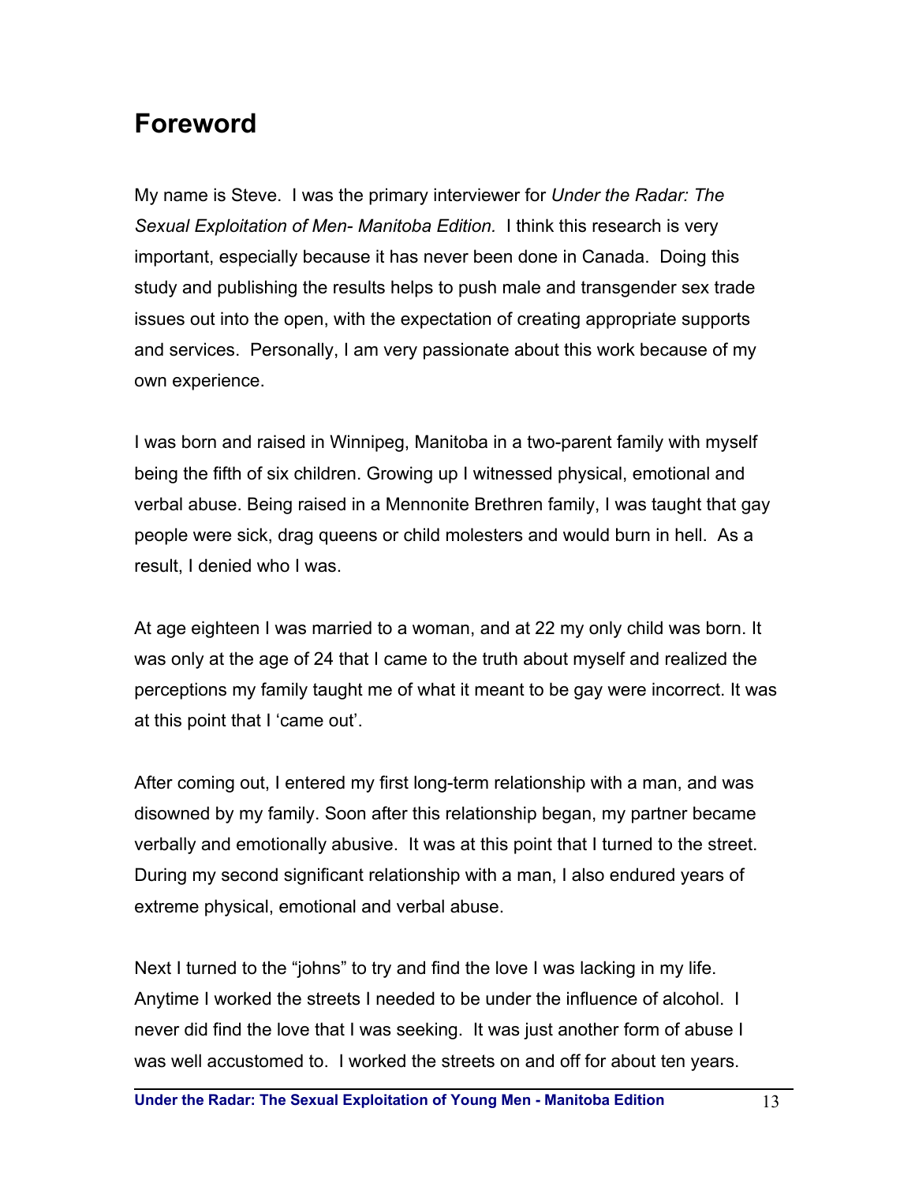# Foreword

My name is Steve. I was the primary interviewer for *Under the Radar: The Sexual Exploitation of Men- Manitoba Edition.* I think this research is very important, especially because it has never been done in Canada. Doing this study and publishing the results helps to push male and transgender sex trade issues out into the open, with the expectation of creating appropriate supports and services. Personally, I am very passionate about this work because of my own experience.

I was born and raised in Winnipeg, Manitoba in a two-parent family with myself being the fifth of six children. Growing up I witnessed physical, emotional and verbal abuse. Being raised in a Mennonite Brethren family, I was taught that gay people were sick, drag queens or child molesters and would burn in hell. As a result, I denied who I was.

At age eighteen I was married to a woman, and at 22 my only child was born. It was only at the age of 24 that I came to the truth about myself and realized the perceptions my family taught me of what it meant to be gay were incorrect. It was at this point that I 'came out'.

After coming out, I entered my first long-term relationship with a man, and was disowned by my family. Soon after this relationship began, my partner became verbally and emotionally abusive. It was at this point that I turned to the street. During my second significant relationship with a man, I also endured years of extreme physical, emotional and verbal abuse.

Next I turned to the "johns" to try and find the love I was lacking in my life. Anytime I worked the streets I needed to be under the influence of alcohol. I never did find the love that I was seeking. It was just another form of abuse I was well accustomed to. I worked the streets on and off for about ten years.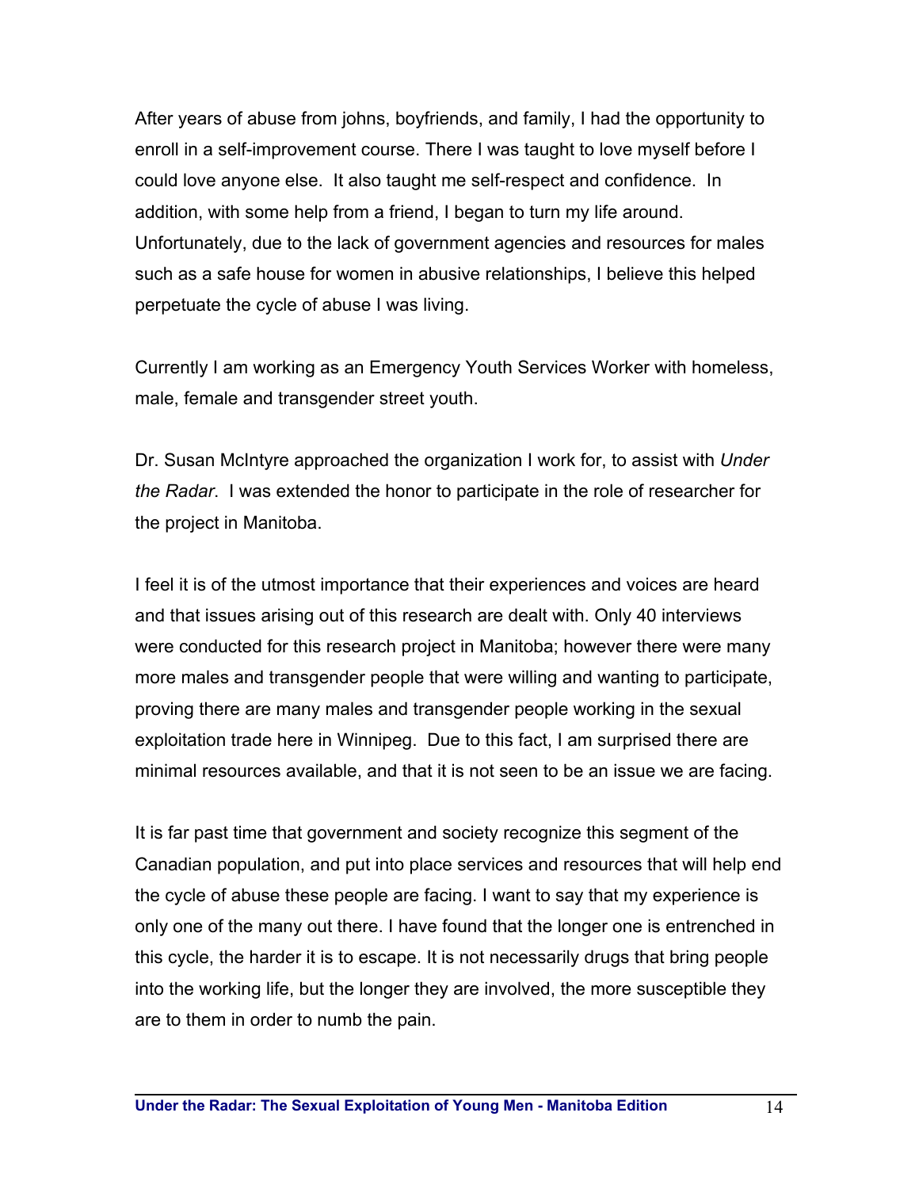After years of abuse from johns, boyfriends, and family, I had the opportunity to enroll in a self-improvement course. There I was taught to love myself before I could love anyone else. It also taught me self-respect and confidence. In addition, with some help from a friend, I began to turn my life around. Unfortunately, due to the lack of government agencies and resources for males such as a safe house for women in abusive relationships, I believe this helped perpetuate the cycle of abuse I was living.

Currently I am working as an Emergency Youth Services Worker with homeless, male, female and transgender street youth.

Dr. Susan McIntyre approached the organization I work for, to assist with *Under the Radar*. I was extended the honor to participate in the role of researcher for the project in Manitoba.

I feel it is of the utmost importance that their experiences and voices are heard and that issues arising out of this research are dealt with. Only 40 interviews were conducted for this research project in Manitoba; however there were many more males and transgender people that were willing and wanting to participate, proving there are many males and transgender people working in the sexual exploitation trade here in Winnipeg. Due to this fact, I am surprised there are minimal resources available, and that it is not seen to be an issue we are facing.

It is far past time that government and society recognize this segment of the Canadian population, and put into place services and resources that will help end the cycle of abuse these people are facing. I want to say that my experience is only one of the many out there. I have found that the longer one is entrenched in this cycle, the harder it is to escape. It is not necessarily drugs that bring people into the working life, but the longer they are involved, the more susceptible they are to them in order to numb the pain.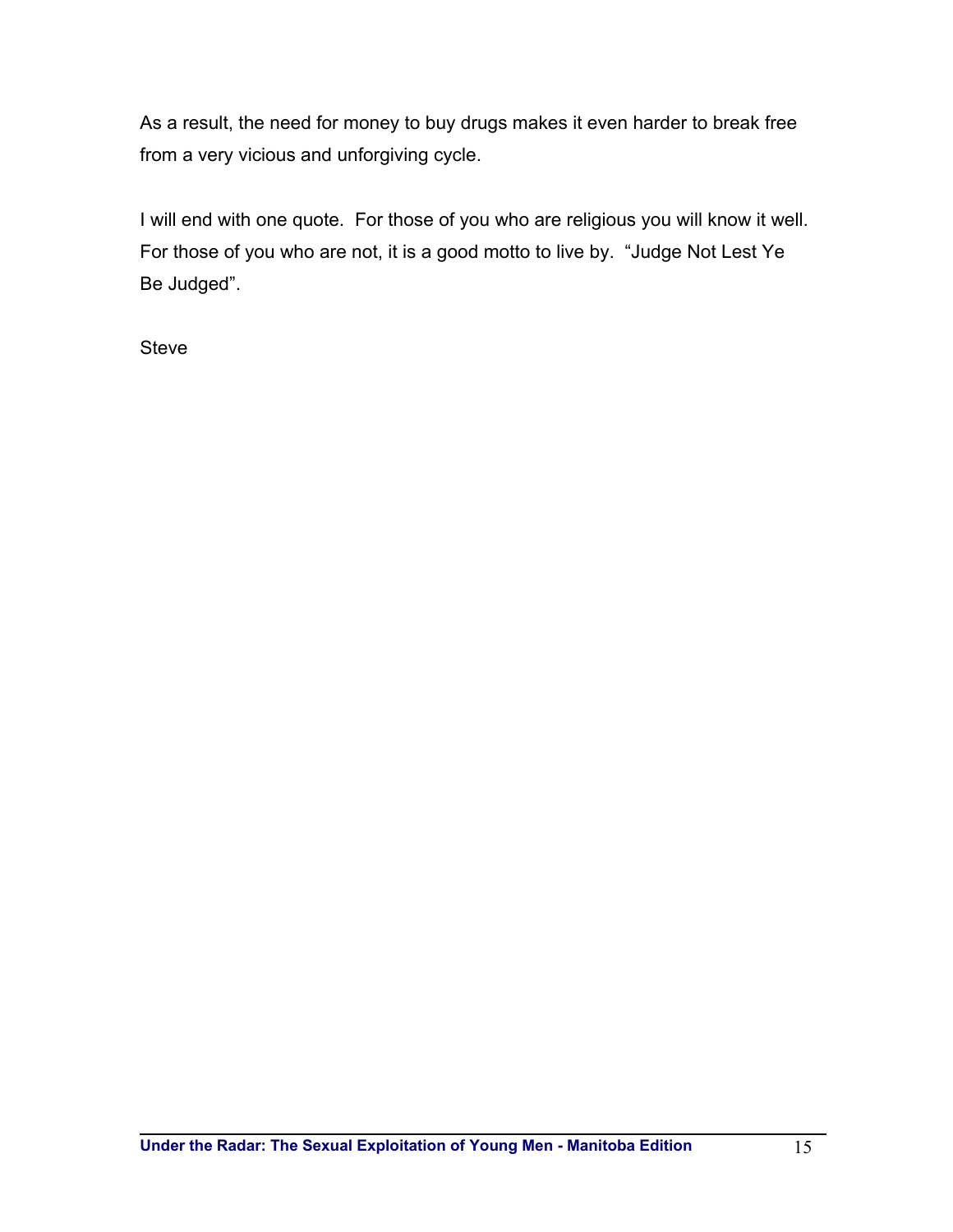As a result, the need for money to buy drugs makes it even harder to break free from a very vicious and unforgiving cycle.

I will end with one quote. For those of you who are religious you will know it well. For those of you who are not, it is a good motto to live by. "Judge Not Lest Ye Be Judged".

Steve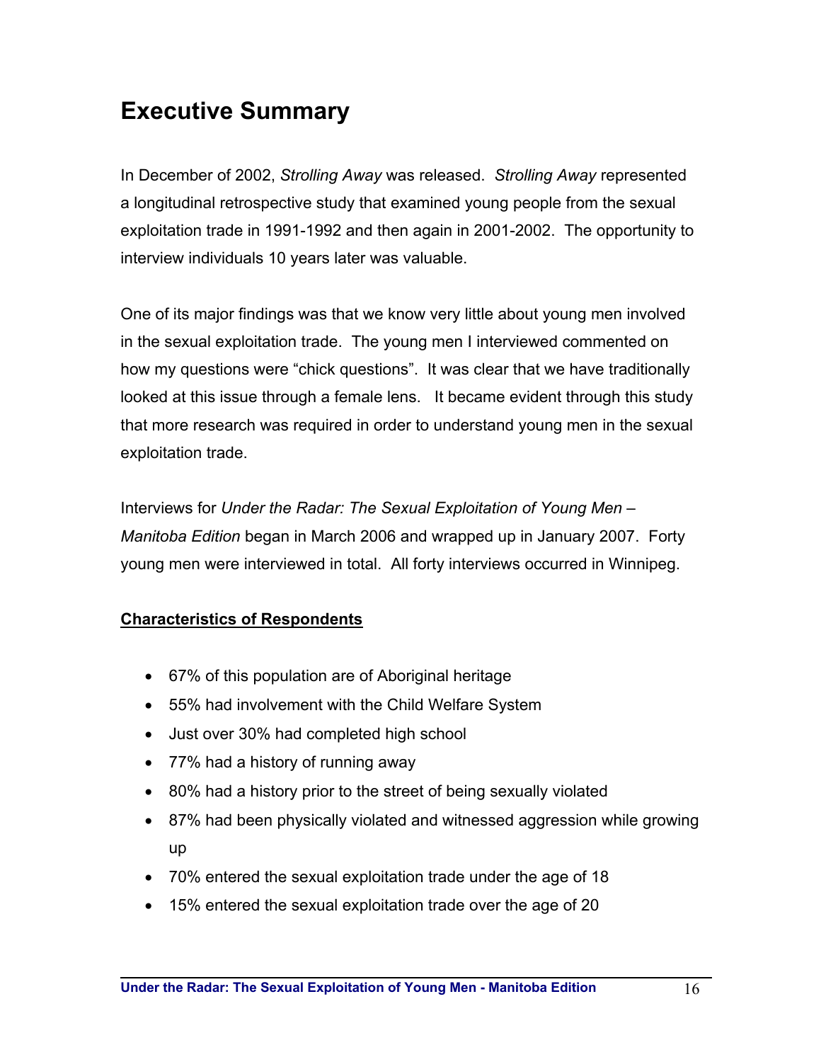# Executive Summary

In December of 2002, *Strolling Away* was released. *Strolling Away* represented a longitudinal retrospective study that examined young people from the sexual exploitation trade in 1991-1992 and then again in 2001-2002. The opportunity to interview individuals 10 years later was valuable.

One of its major findings was that we know very little about young men involved in the sexual exploitation trade. The young men I interviewed commented on how my questions were "chick questions". It was clear that we have traditionally looked at this issue through a female lens. It became evident through this study that more research was required in order to understand young men in the sexual exploitation trade.

Interviews for *Under the Radar: The Sexual Exploitation of Young Men – Manitoba Edition* began in March 2006 and wrapped up in January 2007. Forty young men were interviewed in total. All forty interviews occurred in Winnipeg.

## Characteristics of Respondents

- 67% of this population are of Aboriginal heritage
- 55% had involvement with the Child Welfare System
- Just over 30% had completed high school
- 77% had a history of running away
- 80% had a history prior to the street of being sexually violated
- 87% had been physically violated and witnessed aggression while growing up
- 70% entered the sexual exploitation trade under the age of 18
- 15% entered the sexual exploitation trade over the age of 20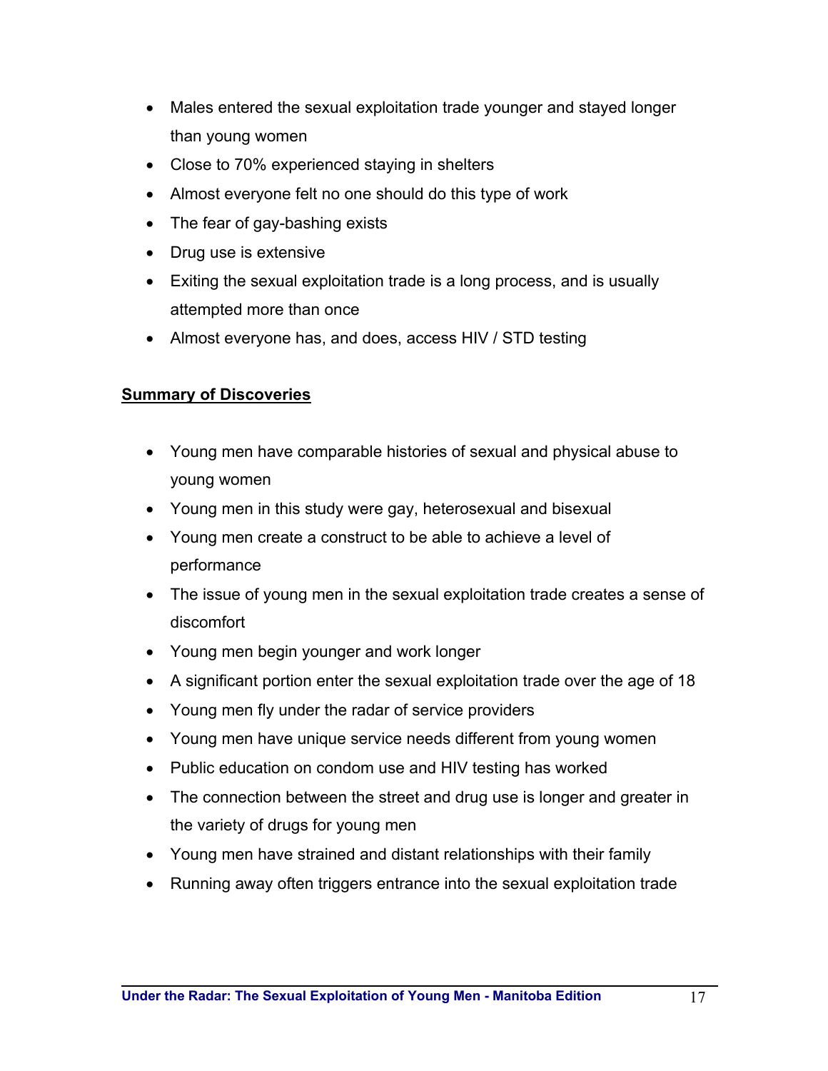- Males entered the sexual exploitation trade younger and stayed longer than young women
- Close to 70% experienced staying in shelters
- Almost everyone felt no one should do this type of work
- The fear of gay-bashing exists
- Drug use is extensive
- Exiting the sexual exploitation trade is a long process, and is usually attempted more than once
- Almost everyone has, and does, access HIV / STD testing

## Summary of Discoveries

- Young men have comparable histories of sexual and physical abuse to young women
- Young men in this study were gay, heterosexual and bisexual
- Young men create a construct to be able to achieve a level of performance
- The issue of young men in the sexual exploitation trade creates a sense of discomfort
- Young men begin younger and work longer
- A significant portion enter the sexual exploitation trade over the age of 18
- Young men fly under the radar of service providers
- Young men have unique service needs different from young women
- Public education on condom use and HIV testing has worked
- The connection between the street and drug use is longer and greater in the variety of drugs for young men
- Young men have strained and distant relationships with their family
- Running away often triggers entrance into the sexual exploitation trade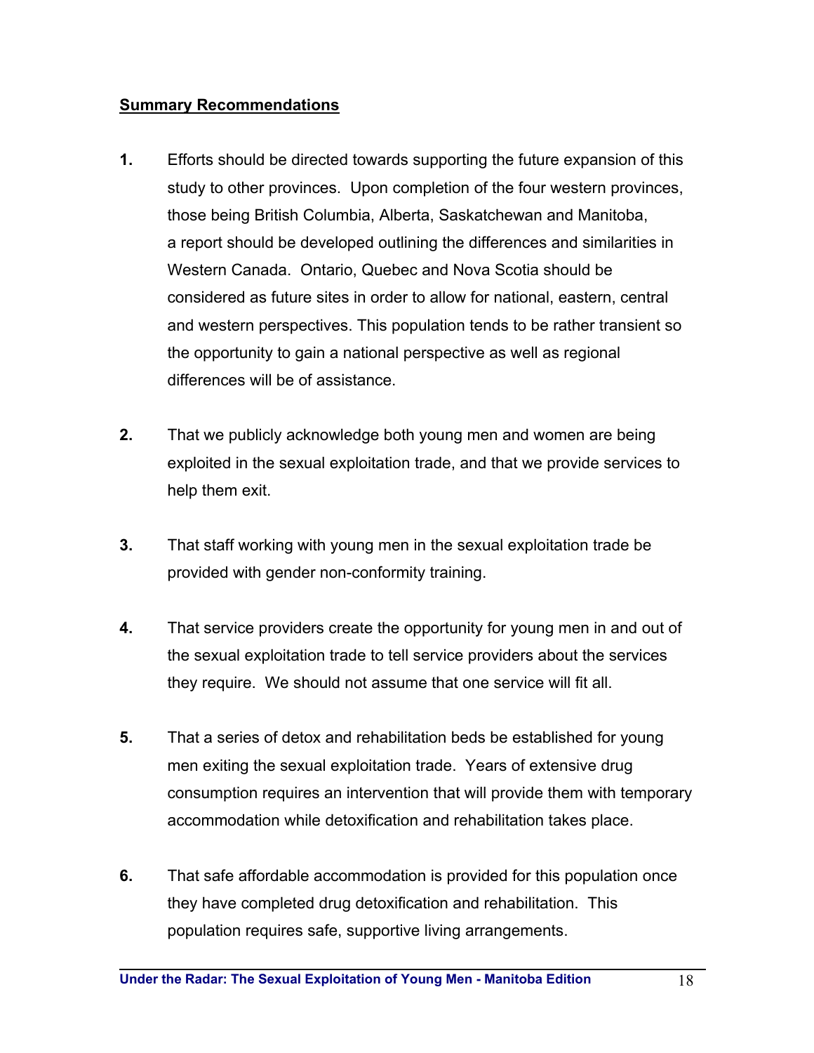## Summary Recommendations

1. Efforts should be directed towards supporting the future expansion of this study to other provinces. Upon completion of the four western provinces, those being British Columbia, Alberta, Saskatchewan and Manitoba, a report should be developed outlining the differences and similarities in Western Canada. Ontario, Quebec and Nova Scotia should be considered as future sites in order to allow for national, eastern, central and western perspectives. This population tends to be rather transient so the opportunity to gain a national perspective as well as regional differences will be of assistance.

2. That we publicly acknowledge both young men and women are being exploited in the sexual exploitation trade, and that we provide services to help them exit.

3. That staff working with young men in the sexual exploitation trade be provided with gender non-conformity training.

4. That service providers create the opportunity for young men in and out of the sexual exploitation trade to tell service providers about the services they require. We should not assume that one service will fit all.

5. That a series of detox and rehabilitation beds be established for young men exiting the sexual exploitation trade. Years of extensive drug consumption requires an intervention that will provide them with temporary accommodation while detoxification and rehabilitation takes place.

6. That safe affordable accommodation is provided for this population once they have completed drug detoxification and rehabilitation. This population requires safe, supportive living arrangements.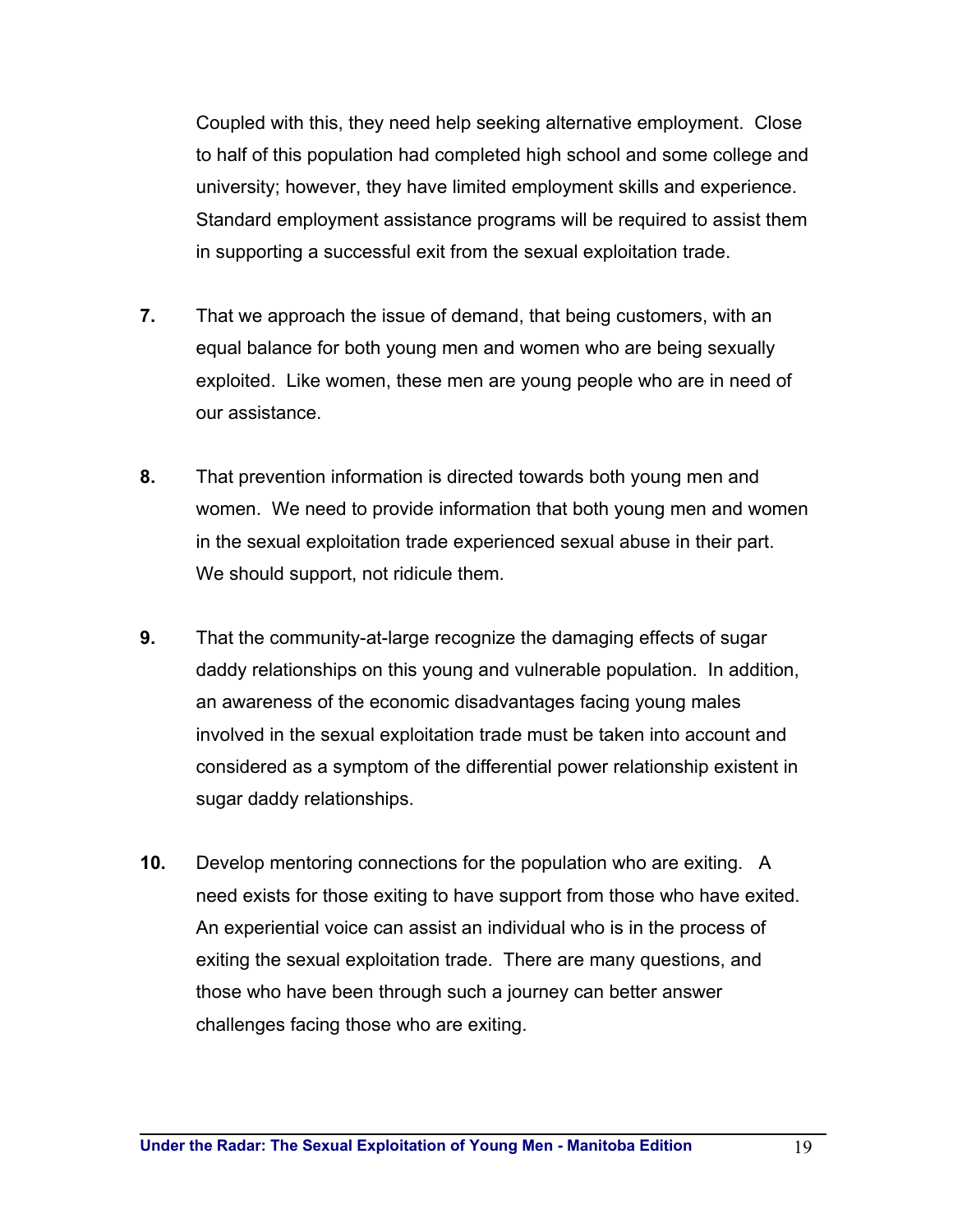Coupled with this, they need help seeking alternative employment. Close to half of this population had completed high school and some college and university; however, they have limited employment skills and experience. Standard employment assistance programs will be required to assist them in supporting a successful exit from the sexual exploitation trade.

**7.** That we approach the issue of demand, that being customers, with an equal balance for both young men and women who are being sexually exploited. Like women, these men are young people who are in need of our assistance.

**8.** That prevention information is directed towards both young men and women. We need to provide information that both young men and women in the sexual exploitation trade experienced sexual abuse in their part. We should support, not ridicule them.

**9.** That the community-at-large recognize the damaging effects of sugar daddy relationships on this young and vulnerable population. In addition, an awareness of the economic disadvantages facing young males involved in the sexual exploitation trade must be taken into account and considered as a symptom of the differential power relationship existent in sugar daddy relationships.

**10.** Develop mentoring connections for the population who are exiting. A need exists for those exiting to have support from those who have exited. An experiential voice can assist an individual who is in the process of exiting the sexual exploitation trade. There are many questions, and those who have been through such a journey can better answer challenges facing those who are exiting.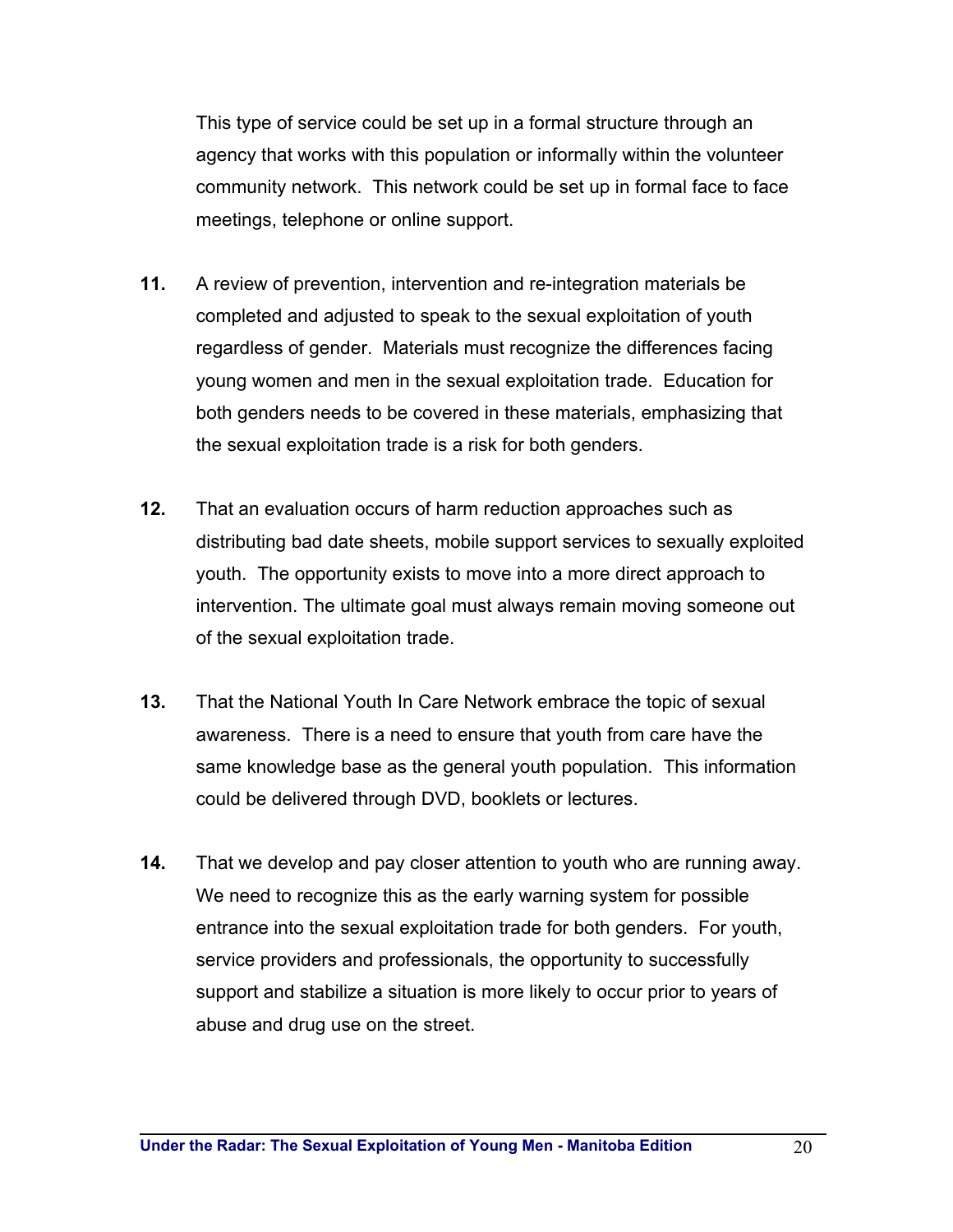This type of service could be set up in a formal structure through an agency that works with this population or informally within the volunteer community network. This network could be set up in formal face to face meetings, telephone or online support.

**11.** A review of prevention, intervention and re-integration materials be completed and adjusted to speak to the sexual exploitation of youth regardless of gender. Materials must recognize the differences facing young women and men in the sexual exploitation trade. Education for both genders needs to be covered in these materials, emphasizing that the sexual exploitation trade is a risk for both genders.

**12.** That an evaluation occurs of harm reduction approaches such as distributing bad date sheets, mobile support services to sexually exploited youth. The opportunity exists to move into a more direct approach to intervention. The ultimate goal must always remain moving someone out of the sexual exploitation trade.

**13.** That the National Youth In Care Network embrace the topic of sexual awareness. There is a need to ensure that youth from care have the same knowledge base as the general youth population. This information could be delivered through DVD, booklets or lectures.

**14.** That we develop and pay closer attention to youth who are running away. We need to recognize this as the early warning system for possible entrance into the sexual exploitation trade for both genders. For youth, service providers and professionals, the opportunity to successfully support and stabilize a situation is more likely to occur prior to years of abuse and drug use on the street.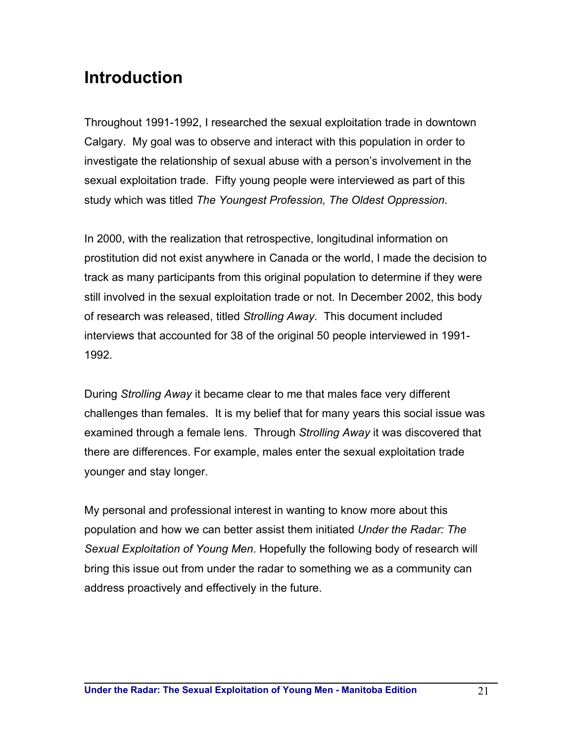# Introduction

Throughout 1991-1992, I researched the sexual exploitation trade in downtown Calgary. My goal was to observe and interact with this population in order to investigate the relationship of sexual abuse with a person's involvement in the sexual exploitation trade. Fifty young people were interviewed as part of this study which was titled *The Youngest Profession, The Oldest Oppression*.

In 2000, with the realization that retrospective, longitudinal information on prostitution did not exist anywhere in Canada or the world, I made the decision to track as many participants from this original population to determine if they were still involved in the sexual exploitation trade or not. In December 2002, this body of research was released, titled *Strolling Away*. This document included interviews that accounted for 38 of the original 50 people interviewed in 1991-1992.

During *Strolling Away* it became clear to me that males face very different challenges than females. It is my belief that for many years this social issue was examined through a female lens. Through *Strolling Away* it was discovered that there are differences. For example, males enter the sexual exploitation trade younger and stay longer.

My personal and professional interest in wanting to know more about this population and how we can better assist them initiated *Under the Radar: The Sexual Exploitation of Young Men*. Hopefully the following body of research will bring this issue out from under the radar to something we as a community can address proactively and effectively in the future.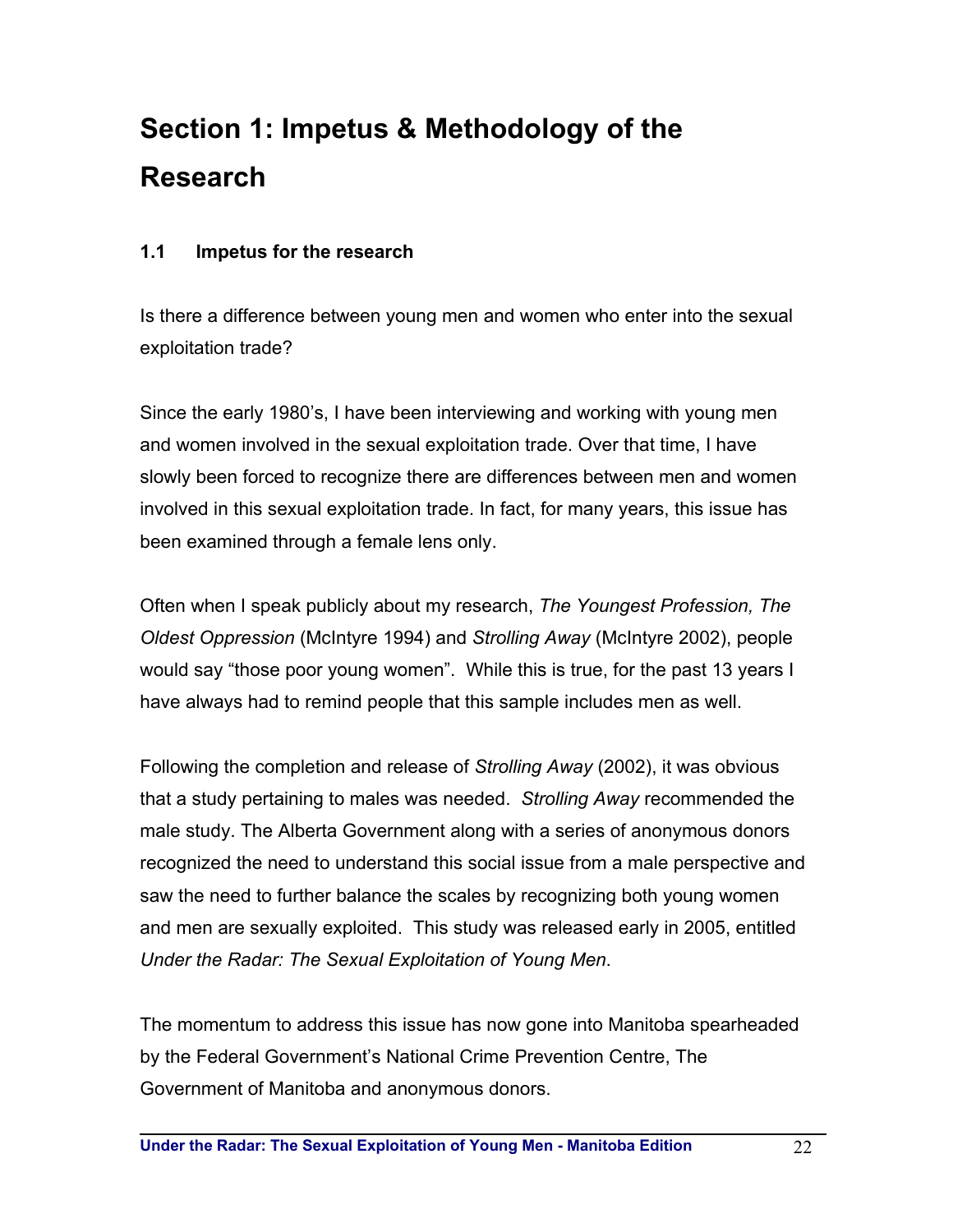# Section 1: Impetus & Methodology of the Research

## 1.1 Impetus for the research

Is there a difference between young men and women who enter into the sexual exploitation trade?

Since the early 1980's, I have been interviewing and working with young men and women involved in the sexual exploitation trade. Over that time, I have slowly been forced to recognize there are differences between men and women involved in this sexual exploitation trade. In fact, for many years, this issue has been examined through a female lens only.

Often when I speak publicly about my research, *The Youngest Profession, The Oldest Oppression* (McIntyre 1994) and *Strolling Away* (McIntyre 2002), people would say "those poor young women". While this is true, for the past 13 years I have always had to remind people that this sample includes men as well.

Following the completion and release of *Strolling Away* (2002), it was obvious that a study pertaining to males was needed. *Strolling Away* recommended the male study. The Alberta Government along with a series of anonymous donors recognized the need to understand this social issue from a male perspective and saw the need to further balance the scales by recognizing both young women and men are sexually exploited. This study was released early in 2005, entitled *Under the Radar: The Sexual Exploitation of Young Men*.

The momentum to address this issue has now gone into Manitoba spearheaded by the Federal Government's National Crime Prevention Centre, The Government of Manitoba and anonymous donors.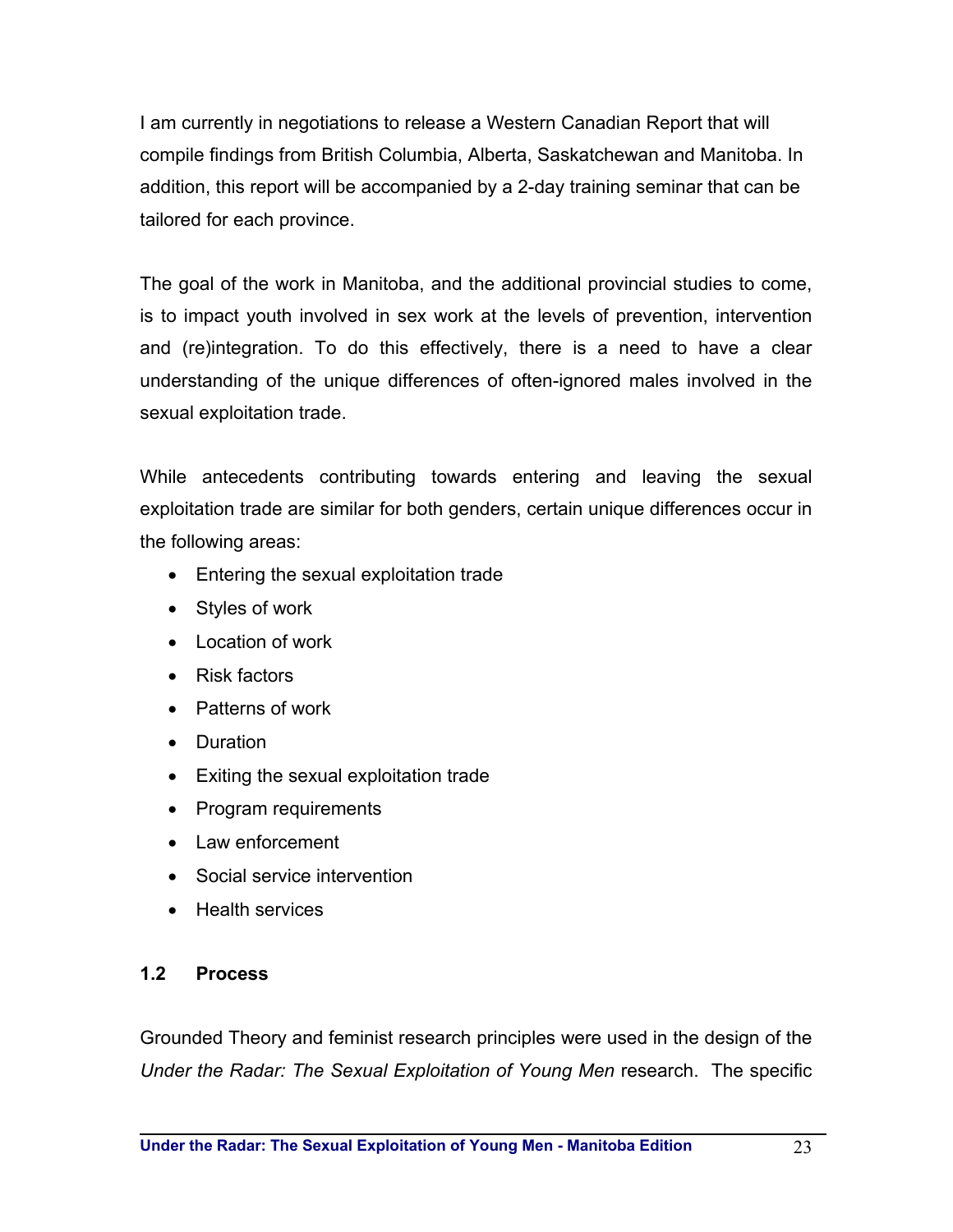I am currently in negotiations to release a Western Canadian Report that will compile findings from British Columbia, Alberta, Saskatchewan and Manitoba. In addition, this report will be accompanied by a 2-day training seminar that can be tailored for each province.

The goal of the work in Manitoba, and the additional provincial studies to come, is to impact youth involved in sex work at the levels of prevention, intervention and (re)integration. To do this effectively, there is a need to have a clear understanding of the unique differences of often-ignored males involved in the sexual exploitation trade.

While antecedents contributing towards entering and leaving the sexual exploitation trade are similar for both genders, certain unique differences occur in the following areas:

- Entering the sexual exploitation trade
- Styles of work
- Location of work
- Risk factors
- Patterns of work
- Duration
- Exiting the sexual exploitation trade
- Program requirements
- Law enforcement
- Social service intervention
- Health services

### 1.2 Process

Grounded Theory and feminist research principles were used in the design of the *Under the Radar: The Sexual Exploitation of Young Men* research. The specific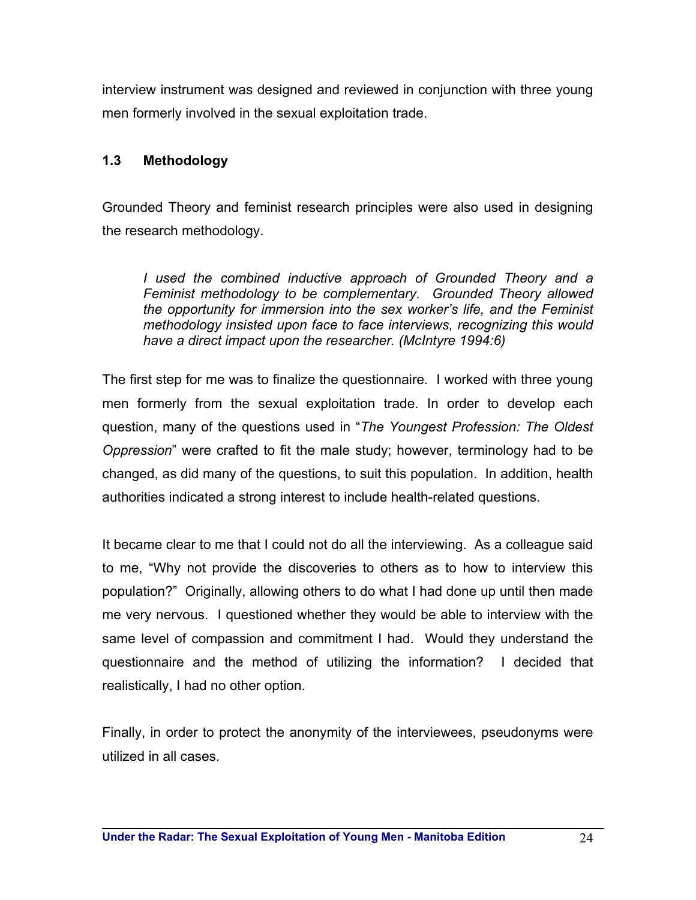interview instrument was designed and reviewed in conjunction with three young men formerly involved in the sexual exploitation trade.

### 1.3 Methodology

Grounded Theory and feminist research principles were also used in designing the research methodology.

> *I used the combined inductive approach of Grounded Theory and a Feminist methodology to be complementary. Grounded Theory allowed the opportunity for immersion into the sex worker's life, and the Feminist methodology insisted upon face to face interviews, recognizing this would have a direct impact upon the researcher. (McIntyre 1994:6)*

The first step for me was to finalize the questionnaire. I worked with three young men formerly from the sexual exploitation trade. In order to develop each question, many of the questions used in "*The Youngest Profession: The Oldest Oppression*" were crafted to fit the male study; however, terminology had to be changed, as did many of the questions, to suit this population. In addition, health authorities indicated a strong interest to include health-related questions.

It became clear to me that I could not do all the interviewing. As a colleague said to me, "Why not provide the discoveries to others as to how to interview this population?" Originally, allowing others to do what I had done up until then made me very nervous. I questioned whether they would be able to interview with the same level of compassion and commitment I had. Would they understand the questionnaire and the method of utilizing the information? I decided that realistically, I had no other option.

Finally, in order to protect the anonymity of the interviewees, pseudonyms were utilized in all cases.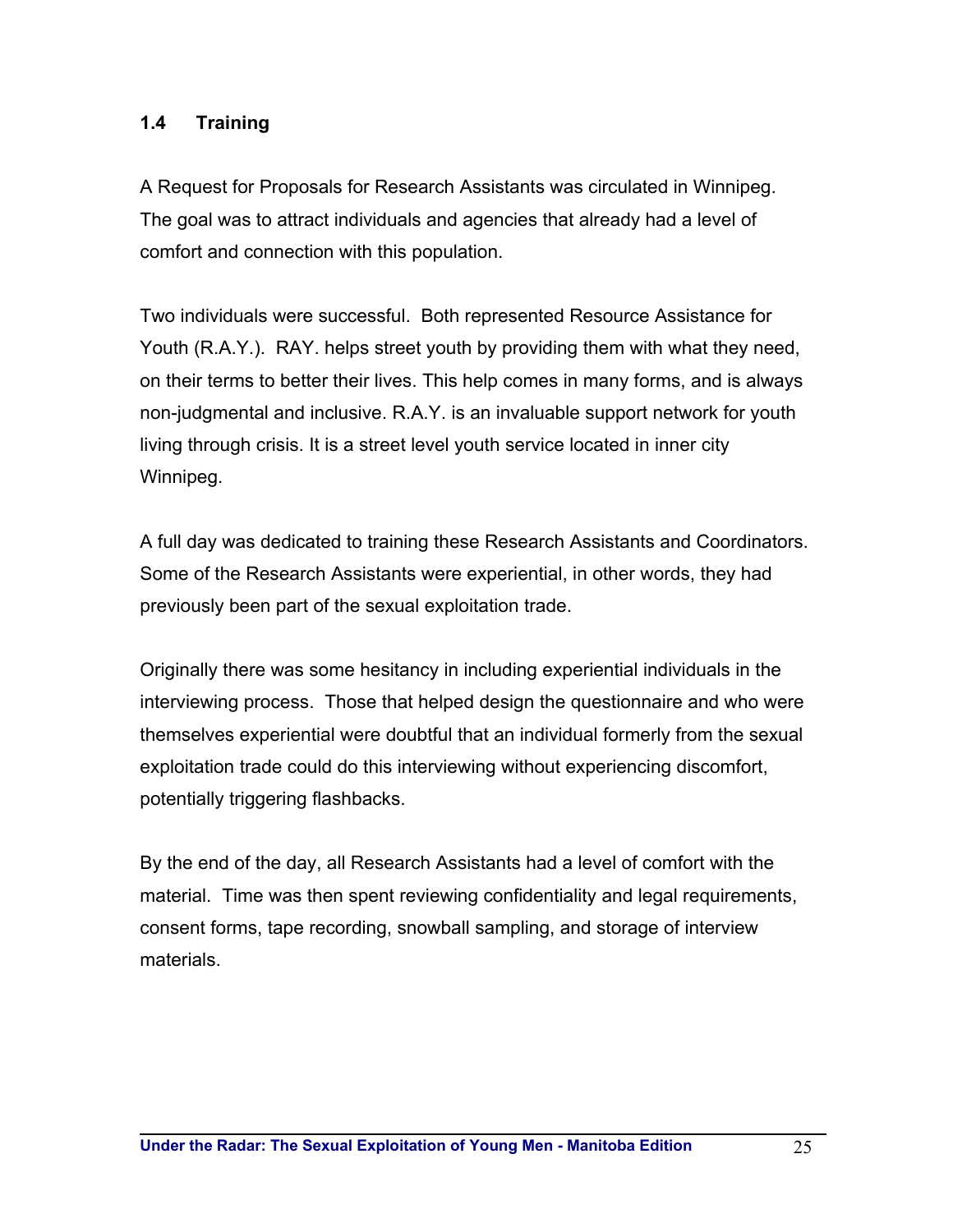### 1.4 Training

A Request for Proposals for Research Assistants was circulated in Winnipeg. The goal was to attract individuals and agencies that already had a level of comfort and connection with this population.

Two individuals were successful. Both represented Resource Assistance for Youth (R.A.Y.). RAY. helps street youth by providing them with what they need, on their terms to better their lives. This help comes in many forms, and is always non-judgmental and inclusive. R.A.Y. is an invaluable support network for youth living through crisis. It is a street level youth service located in inner city Winnipeg.

A full day was dedicated to training these Research Assistants and Coordinators. Some of the Research Assistants were experiential, in other words, they had previously been part of the sexual exploitation trade.

Originally there was some hesitancy in including experiential individuals in the interviewing process. Those that helped design the questionnaire and who were themselves experiential were doubtful that an individual formerly from the sexual exploitation trade could do this interviewing without experiencing discomfort, potentially triggering flashbacks.

By the end of the day, all Research Assistants had a level of comfort with the material. Time was then spent reviewing confidentiality and legal requirements, consent forms, tape recording, snowball sampling, and storage of interview materials.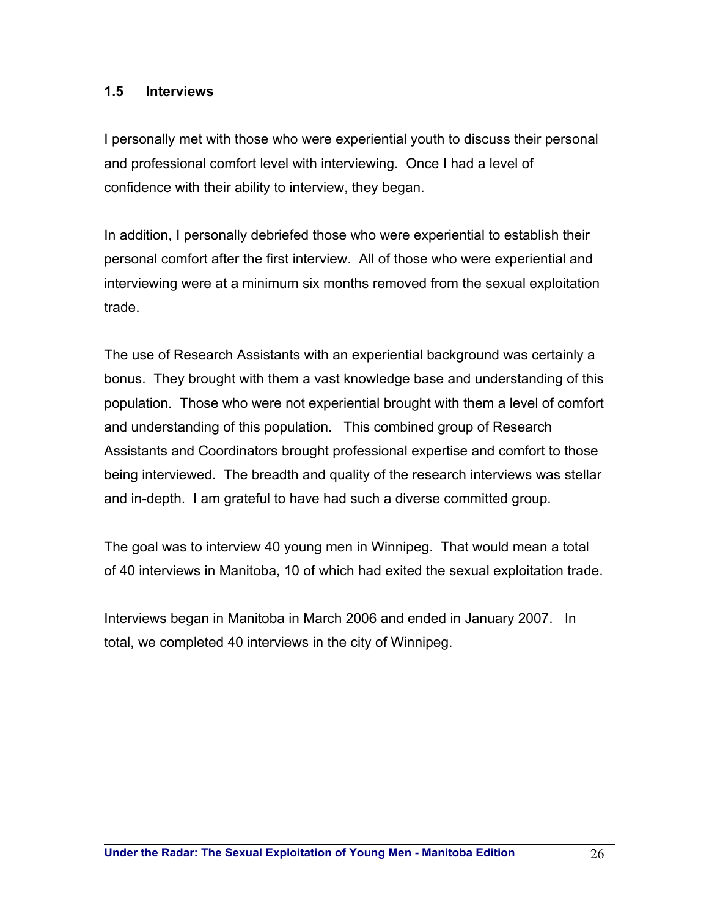### 1.5 Interviews

I personally met with those who were experiential youth to discuss their personal and professional comfort level with interviewing. Once I had a level of confidence with their ability to interview, they began.

In addition, I personally debriefed those who were experiential to establish their personal comfort after the first interview. All of those who were experiential and interviewing were at a minimum six months removed from the sexual exploitation trade.

The use of Research Assistants with an experiential background was certainly a bonus. They brought with them a vast knowledge base and understanding of this population. Those who were not experiential brought with them a level of comfort and understanding of this population. This combined group of Research Assistants and Coordinators brought professional expertise and comfort to those being interviewed. The breadth and quality of the research interviews was stellar and in-depth. I am grateful to have had such a diverse committed group.

The goal was to interview 40 young men in Winnipeg. That would mean a total of 40 interviews in Manitoba, 10 of which had exited the sexual exploitation trade.

Interviews began in Manitoba in March 2006 and ended in January 2007. In total, we completed 40 interviews in the city of Winnipeg.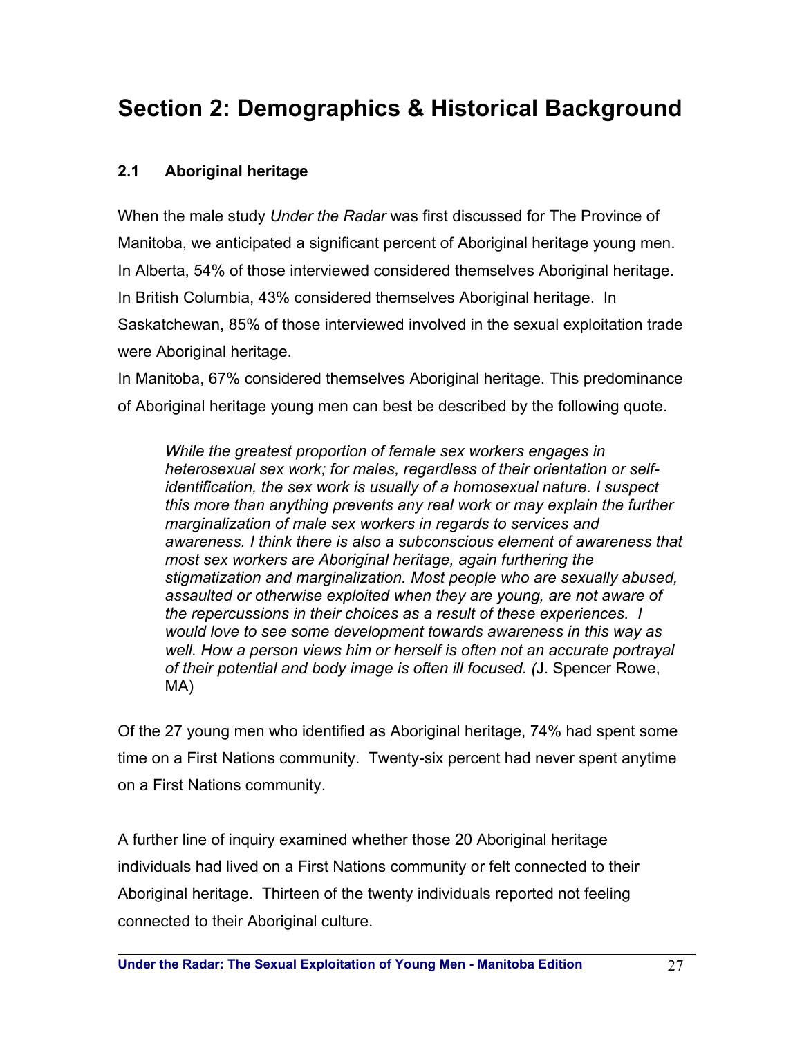# Section 2: Demographics & Historical Background

### 2.1 Aboriginal heritage

When the male study *Under the Radar* was first discussed for The Province of Manitoba, we anticipated a significant percent of Aboriginal heritage young men. In Alberta, 54% of those interviewed considered themselves Aboriginal heritage. In British Columbia, 43% considered themselves Aboriginal heritage. In Saskatchewan, 85% of those interviewed involved in the sexual exploitation trade were Aboriginal heritage.

In Manitoba, 67% considered themselves Aboriginal heritage. This predominance of Aboriginal heritage young men can best be described by the following quote.

> *While the greatest proportion of female sex workers engages in heterosexual sex work; for males, regardless of their orientation or self-identification, the sex work is usually of a homosexual nature. I suspect this more than anything prevents any real work or may explain the further marginalization of male sex workers in regards to services and awareness. I think there is also a subconscious element of awareness that most sex workers are Aboriginal heritage, again furthering the stigmatization and marginalization. Most people who are sexually abused, assaulted or otherwise exploited when they are young, are not aware of the repercussions in their choices as a result of these experiences. I would love to see some development towards awareness in this way as well. How a person views him or herself is often not an accurate portrayal of their potential and body image is often ill focused. (*J. Spencer Rowe, MA)

Of the 27 young men who identified as Aboriginal heritage, 74% had spent some time on a First Nations community. Twenty-six percent had never spent anytime on a First Nations community.

A further line of inquiry examined whether those 20 Aboriginal heritage individuals had lived on a First Nations community or felt connected to their Aboriginal heritage. Thirteen of the twenty individuals reported not feeling connected to their Aboriginal culture.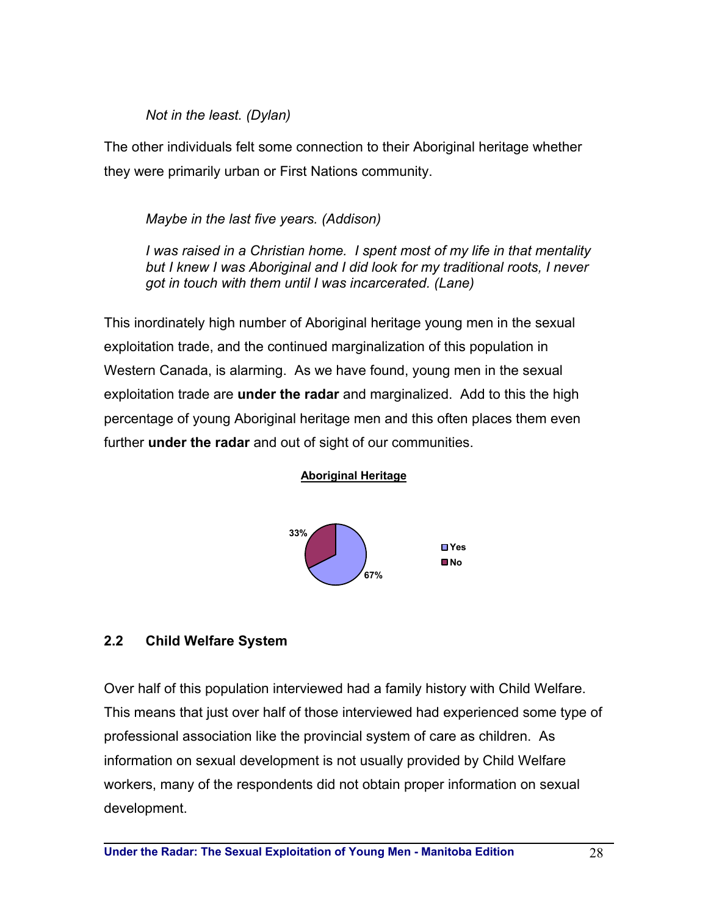*Not in the least. (Dylan)*

The other individuals felt some connection to their Aboriginal heritage whether they were primarily urban or First Nations community.

*Maybe in the last five years. (Addison)*

*I was raised in a Christian home. I spent most of my life in that mentality but I knew I was Aboriginal and I did look for my traditional roots, I never got in touch with them until I was incarcerated. (Lane)*

This inordinately high number of Aboriginal heritage young men in the sexual exploitation trade, and the continued marginalization of this population in Western Canada, is alarming. As we have found, young men in the sexual exploitation trade are **under the radar** and marginalized. Add to this the high percentage of young Aboriginal heritage men and this often places them even further **under the radar** and out of sight of our communities.

**Aboriginal Heritage**

| Aboriginal Heritage | Percentage |
|---|---|
| Yes | 67% |
| No | 33% |

## 2.2 Child Welfare System

Over half of this population interviewed had a family history with Child Welfare. This means that just over half of those interviewed had experienced some type of professional association like the provincial system of care as children. As information on sexual development is not usually provided by Child Welfare workers, many of the respondents did not obtain proper information on sexual development.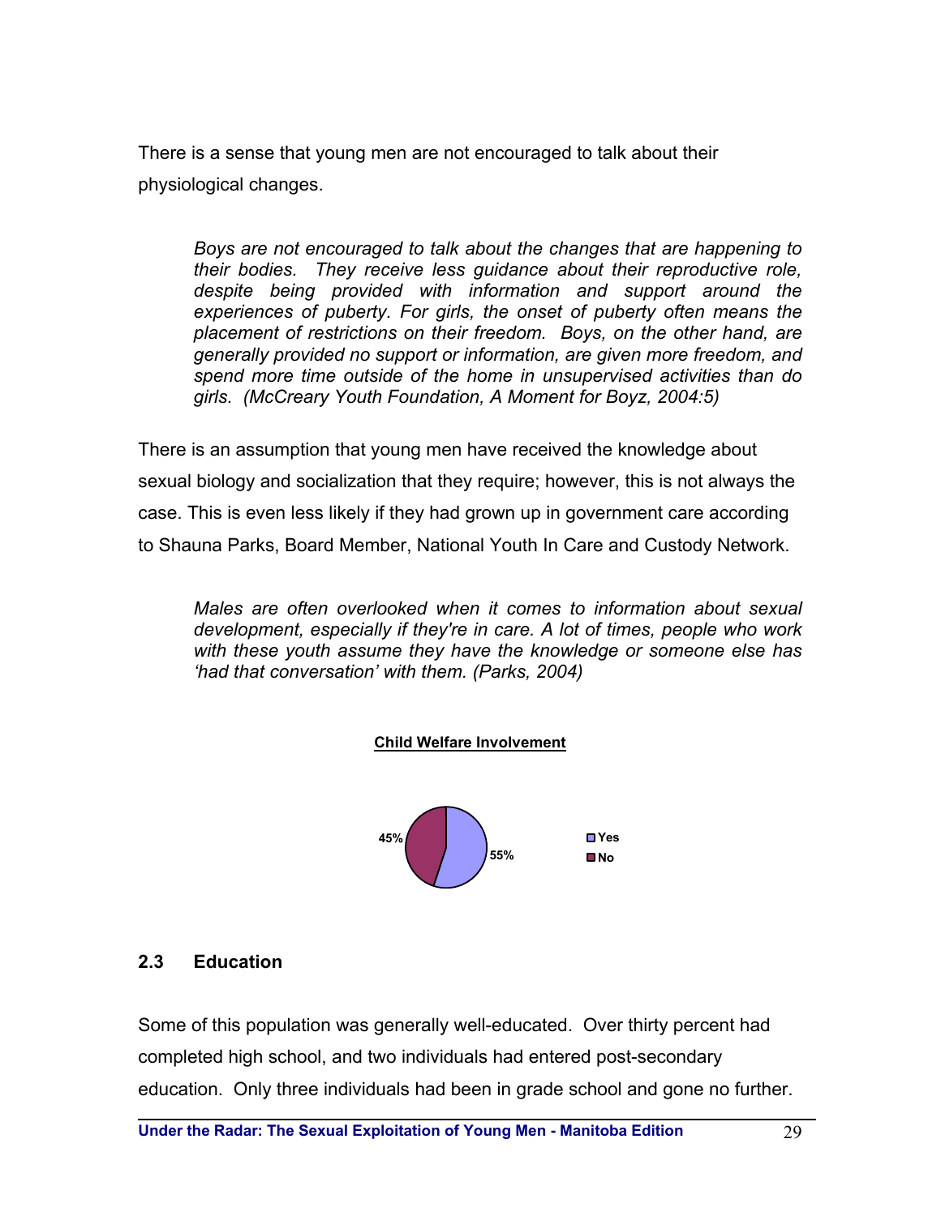There is a sense that young men are not encouraged to talk about their physiological changes.

> *Boys are not encouraged to talk about the changes that are happening to their bodies. They receive less guidance about their reproductive role, despite being provided with information and support around the experiences of puberty. For girls, the onset of puberty often means the placement of restrictions on their freedom. Boys, on the other hand, are generally provided no support or information, are given more freedom, and spend more time outside of the home in unsupervised activities than do girls. (McCreary Youth Foundation, A Moment for Boyz, 2004:5)*

There is an assumption that young men have received the knowledge about sexual biology and socialization that they require; however, this is not always the case. This is even less likely if they had grown up in government care according to Shauna Parks, Board Member, National Youth In Care and Custody Network.

> *Males are often overlooked when it comes to information about sexual development, especially if they're in care. A lot of times, people who work with these youth assume they have the knowledge or someone else has 'had that conversation' with them. (Parks, 2004)*

**Child Welfare Involvement**

| Response | Percentage |
|---|---|
| Yes | 55% |
| No | 45% |

## 2.3 Education

Some of this population was generally well-educated. Over thirty percent had completed high school, and two individuals had entered post-secondary education. Only three individuals had been in grade school and gone no further.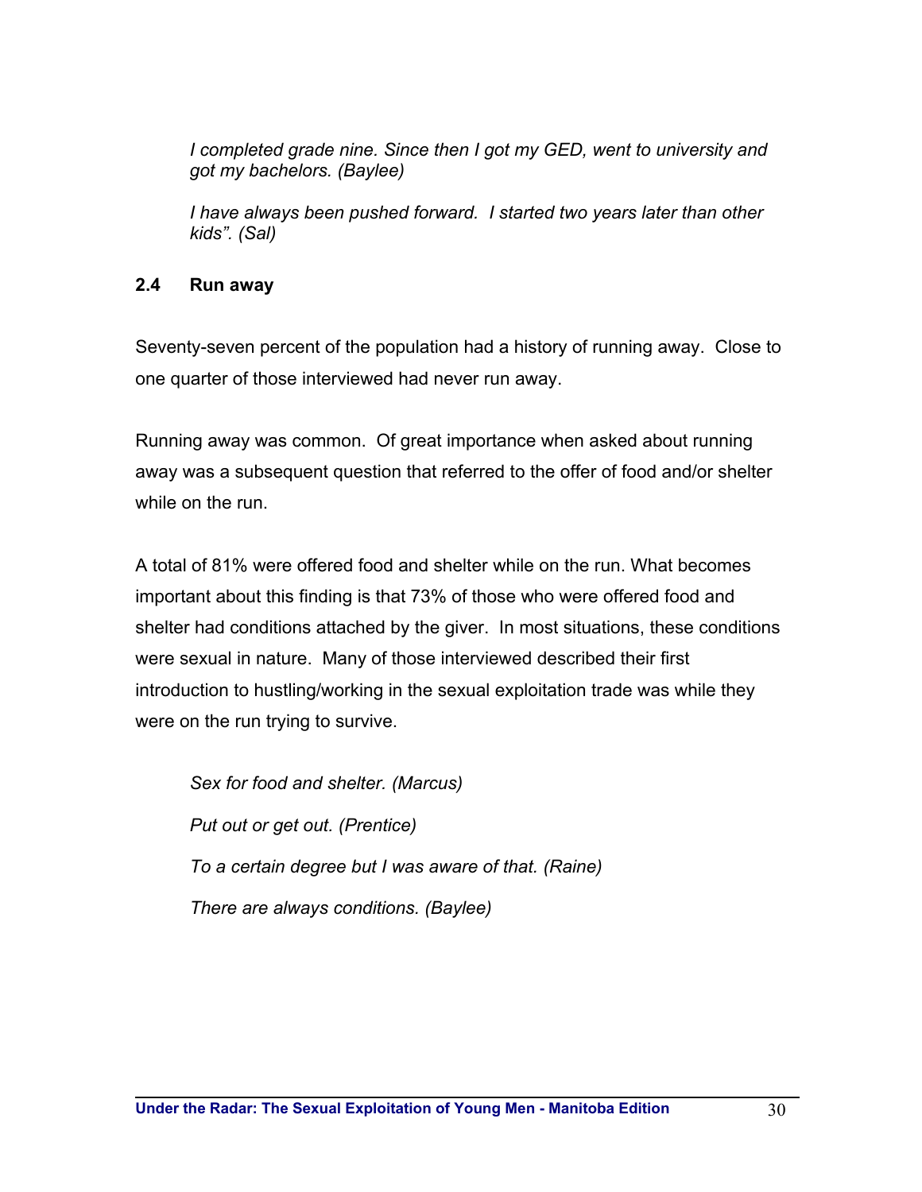*I completed grade nine. Since then I got my GED, went to university and got my bachelors. (Baylee)*

*I have always been pushed forward. I started two years later than other kids". (Sal)*

### 2.4 Run away

Seventy-seven percent of the population had a history of running away. Close to one quarter of those interviewed had never run away.

Running away was common. Of great importance when asked about running away was a subsequent question that referred to the offer of food and/or shelter while on the run.

A total of 81% were offered food and shelter while on the run. What becomes important about this finding is that 73% of those who were offered food and shelter had conditions attached by the giver. In most situations, these conditions were sexual in nature. Many of those interviewed described their first introduction to hustling/working in the sexual exploitation trade was while they were on the run trying to survive.

*Sex for food and shelter. (Marcus)*

*Put out or get out. (Prentice)*

*To a certain degree but I was aware of that. (Raine)*

*There are always conditions. (Baylee)*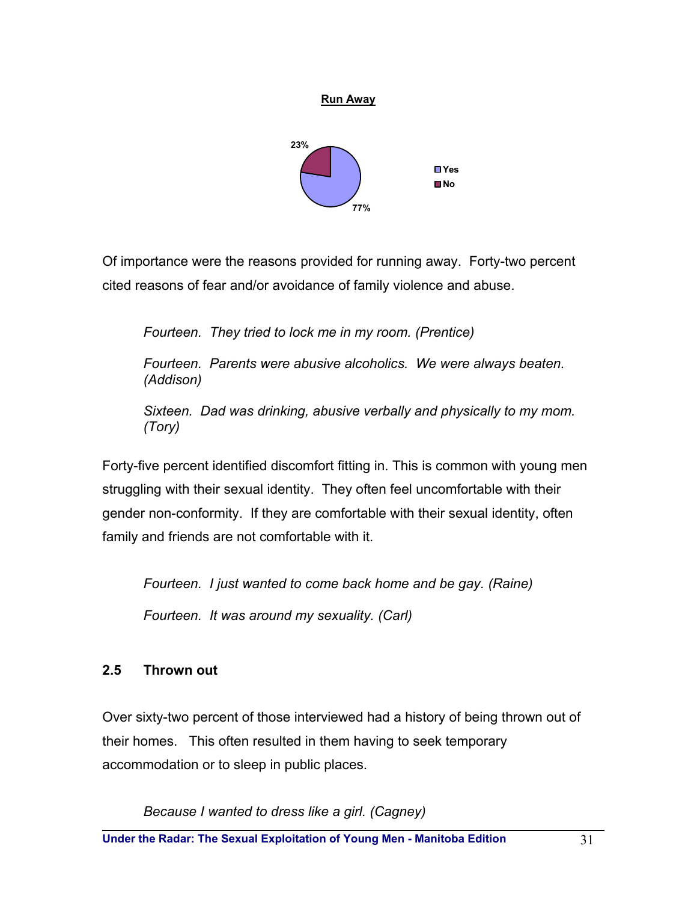**Run Away**

23%

77%

Yes
No

Of importance were the reasons provided for running away. Forty-two percent cited reasons of fear and/or avoidance of family violence and abuse.

> *Fourteen. They tried to lock me in my room. (Prentice)*
>
> *Fourteen. Parents were abusive alcoholics. We were always beaten. (Addison)*
>
> *Sixteen. Dad was drinking, abusive verbally and physically to my mom. (Tory)*

Forty-five percent identified discomfort fitting in. This is common with young men struggling with their sexual identity. They often feel uncomfortable with their gender non-conformity. If they are comfortable with their sexual identity, often family and friends are not comfortable with it.

> *Fourteen. I just wanted to come back home and be gay. (Raine)*
>
> *Fourteen. It was around my sexuality. (Carl)*

### 2.5 Thrown out

Over sixty-two percent of those interviewed had a history of being thrown out of their homes. This often resulted in them having to seek temporary accommodation or to sleep in public places.

> *Because I wanted to dress like a girl. (Cagney)*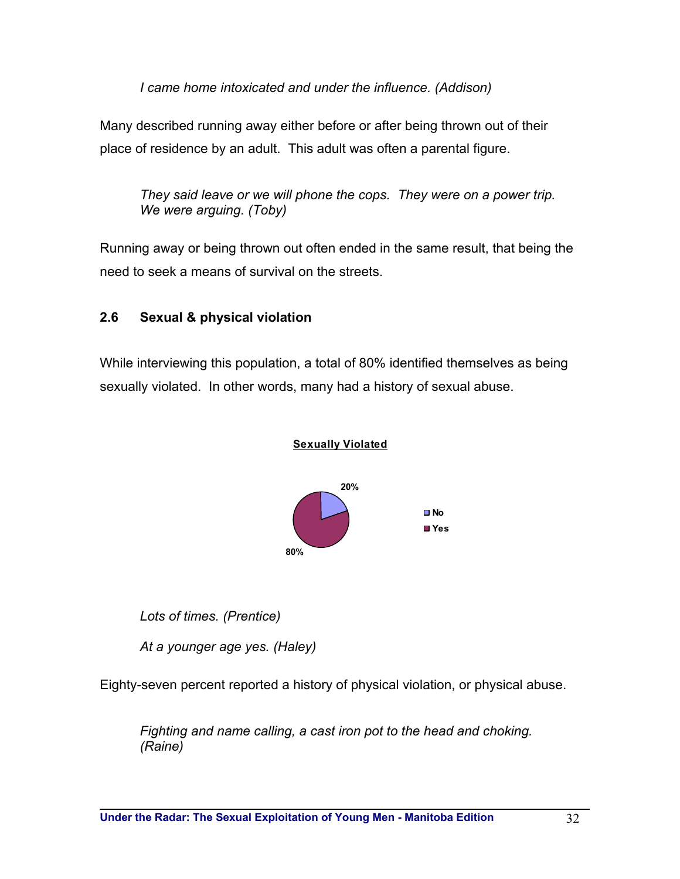*I came home intoxicated and under the influence. (Addison)*

Many described running away either before or after being thrown out of their place of residence by an adult. This adult was often a parental figure.

*They said leave or we will phone the cops. They were on a power trip. We were arguing. (Toby)*

Running away or being thrown out often ended in the same result, that being the need to seek a means of survival on the streets.

### 2.6 Sexual & physical violation

While interviewing this population, a total of 80% identified themselves as being sexually violated. In other words, many had a history of sexual abuse.

**Sexually Violated**

| | % |
|---|---|
| No | 20% |
| Yes | 80% |

*Lots of times. (Prentice)*

*At a younger age yes. (Haley)*

Eighty-seven percent reported a history of physical violation, or physical abuse.

*Fighting and name calling, a cast iron pot to the head and choking. (Raine)*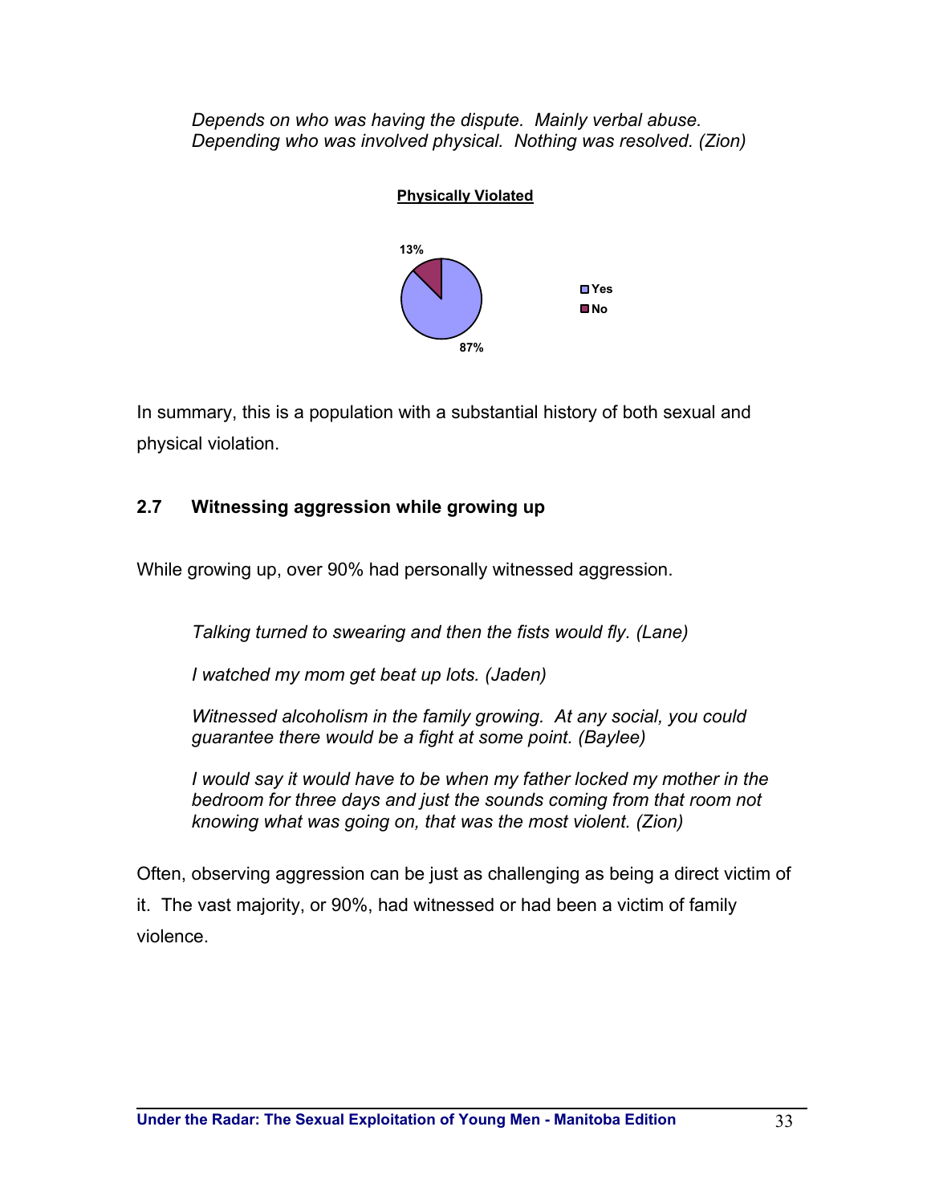*Depends on who was having the dispute. Mainly verbal abuse. Depending who was involved physical. Nothing was resolved. (Zion)*

**Physically Violated**

| | |
|---|---|
| Yes | 87% |
| No | 13% |

In summary, this is a population with a substantial history of both sexual and physical violation.

## 2.7 Witnessing aggression while growing up

While growing up, over 90% had personally witnessed aggression.

*Talking turned to swearing and then the fists would fly. (Lane)*

*I watched my mom get beat up lots. (Jaden)*

*Witnessed alcoholism in the family growing. At any social, you could guarantee there would be a fight at some point. (Baylee)*

*I would say it would have to be when my father locked my mother in the bedroom for three days and just the sounds coming from that room not knowing what was going on, that was the most violent. (Zion)*

Often, observing aggression can be just as challenging as being a direct victim of it. The vast majority, or 90%, had witnessed or had been a victim of family violence.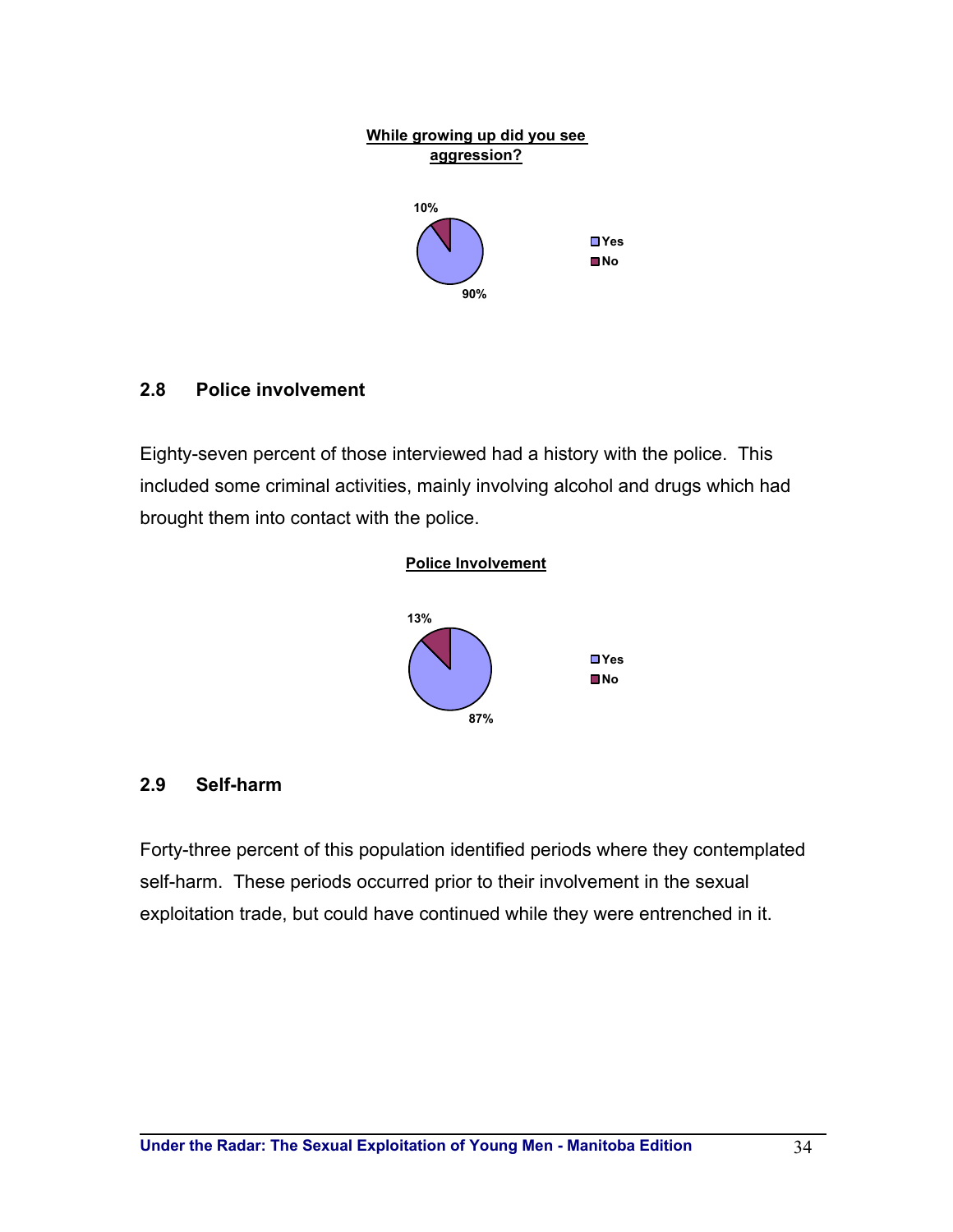**While growing up did you see aggression?**

10%

90%

Yes
No

## 2.8 Police involvement

Eighty-seven percent of those interviewed had a history with the police. This included some criminal activities, mainly involving alcohol and drugs which had brought them into contact with the police.

**Police Involvement**

13%

87%

Yes
No

## 2.9 Self-harm

Forty-three percent of this population identified periods where they contemplated self-harm. These periods occurred prior to their involvement in the sexual exploitation trade, but could have continued while they were entrenched in it.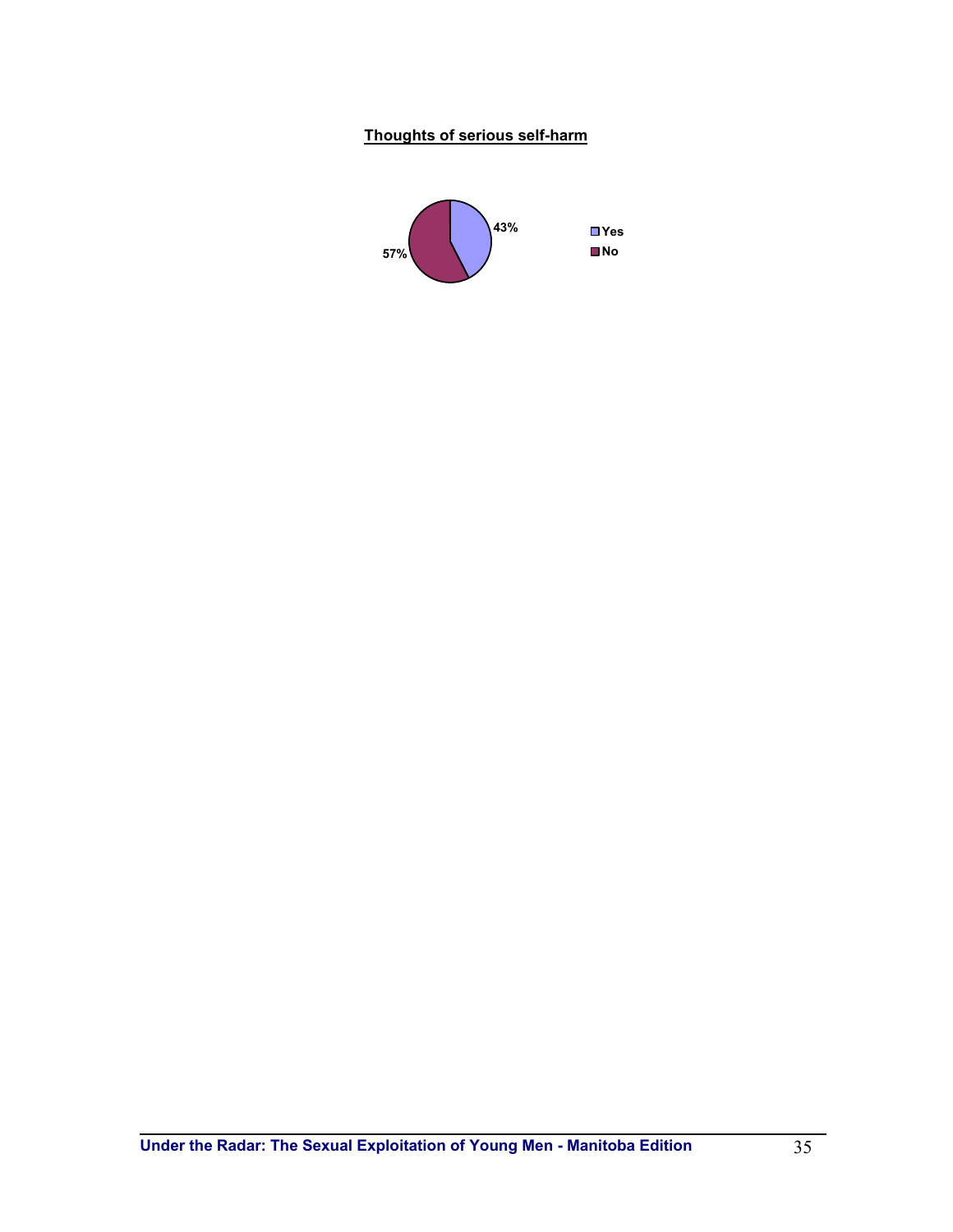**Thoughts of serious self-harm**

| Response | Percentage |
| --- | --- |
| Yes | 43% |
| No | 57% |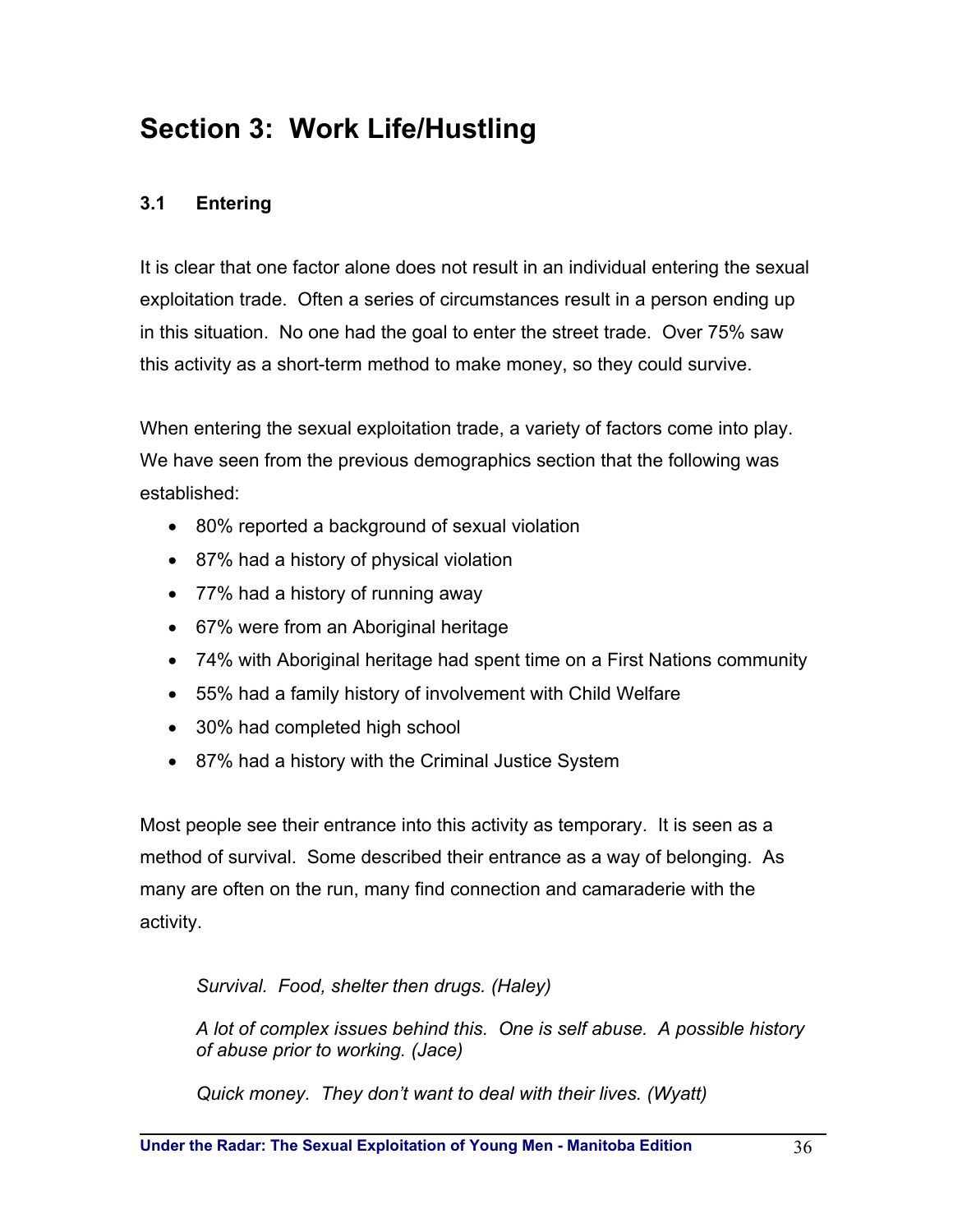# Section 3: Work Life/Hustling

### 3.1 Entering

It is clear that one factor alone does not result in an individual entering the sexual exploitation trade. Often a series of circumstances result in a person ending up in this situation. No one had the goal to enter the street trade. Over 75% saw this activity as a short-term method to make money, so they could survive.

When entering the sexual exploitation trade, a variety of factors come into play. We have seen from the previous demographics section that the following was established:

- 80% reported a background of sexual violation
- 87% had a history of physical violation
- 77% had a history of running away
- 67% were from an Aboriginal heritage
- 74% with Aboriginal heritage had spent time on a First Nations community
- 55% had a family history of involvement with Child Welfare
- 30% had completed high school
- 87% had a history with the Criminal Justice System

Most people see their entrance into this activity as temporary. It is seen as a method of survival. Some described their entrance as a way of belonging. As many are often on the run, many find connection and camaraderie with the activity.

> *Survival. Food, shelter then drugs. (Haley)*
>
> *A lot of complex issues behind this. One is self abuse. A possible history of abuse prior to working. (Jace)*
>
> *Quick money. They don't want to deal with their lives. (Wyatt)*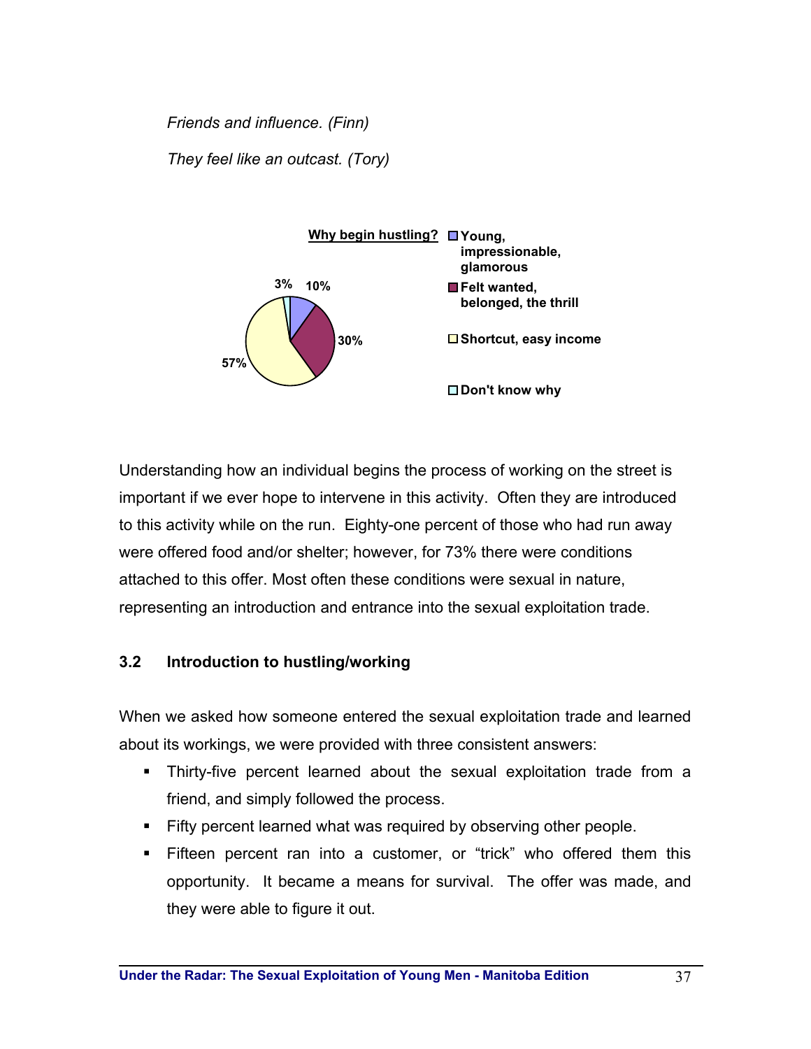*Friends and influence. (Finn)*

*They feel like an outcast. (Tory)*

**Why begin hustling?**

| Reason | Percentage |
|---|---|
| Young, impressionable, glamorous | 10% |
| Felt wanted, belonged, the thrill | 30% |
| Shortcut, easy income | 57% |
| Don't know why | 3% |

Understanding how an individual begins the process of working on the street is important if we ever hope to intervene in this activity. Often they are introduced to this activity while on the run. Eighty-one percent of those who had run away were offered food and/or shelter; however, for 73% there were conditions attached to this offer. Most often these conditions were sexual in nature, representing an introduction and entrance into the sexual exploitation trade.

### 3.2 Introduction to hustling/working

When we asked how someone entered the sexual exploitation trade and learned about its workings, we were provided with three consistent answers:

- Thirty-five percent learned about the sexual exploitation trade from a friend, and simply followed the process.
- Fifty percent learned what was required by observing other people.
- Fifteen percent ran into a customer, or "trick" who offered them this opportunity. It became a means for survival. The offer was made, and they were able to figure it out.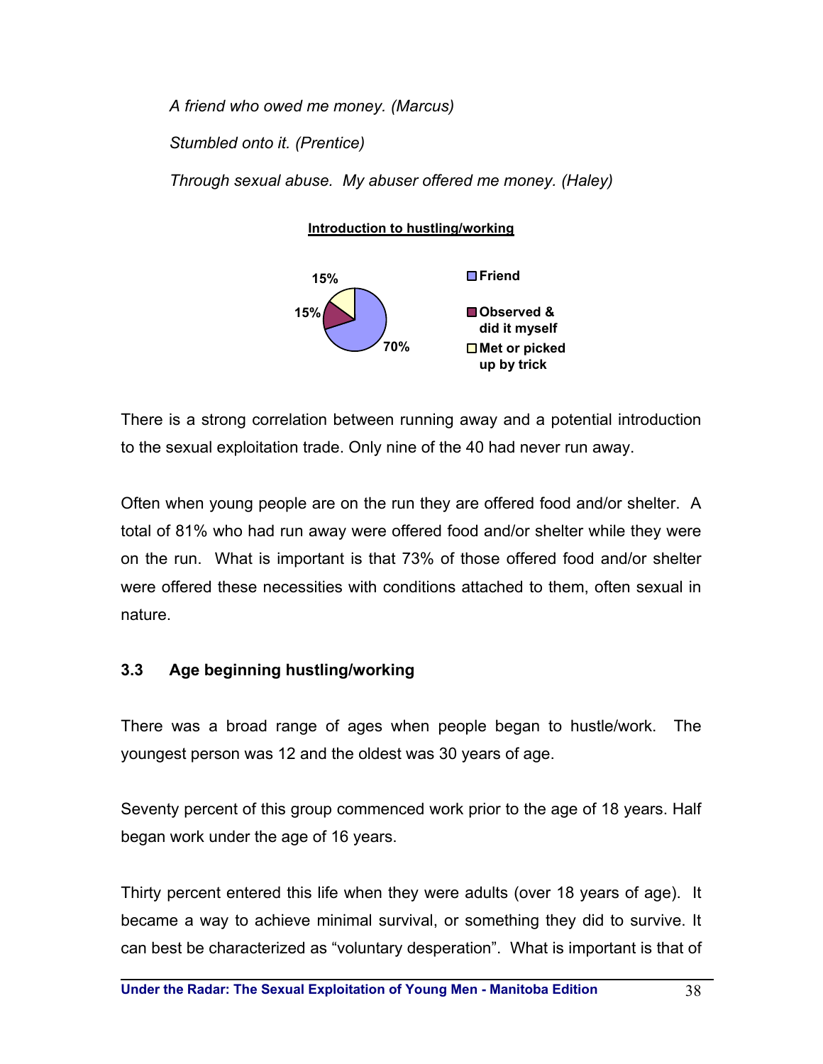*A friend who owed me money. (Marcus)*

*Stumbled onto it. (Prentice)*

*Through sexual abuse. My abuser offered me money. (Haley)*

**Introduction to hustling/working**

| Introduction | Percent |
|---|---|
| Friend | 70% |
| Observed & did it myself | 15% |
| Met or picked up by trick | 15% |

There is a strong correlation between running away and a potential introduction to the sexual exploitation trade. Only nine of the 40 had never run away.

Often when young people are on the run they are offered food and/or shelter. A total of 81% who had run away were offered food and/or shelter while they were on the run. What is important is that 73% of those offered food and/or shelter were offered these necessities with conditions attached to them, often sexual in nature.

### 3.3 Age beginning hustling/working

There was a broad range of ages when people began to hustle/work. The youngest person was 12 and the oldest was 30 years of age.

Seventy percent of this group commenced work prior to the age of 18 years. Half began work under the age of 16 years.

Thirty percent entered this life when they were adults (over 18 years of age). It became a way to achieve minimal survival, or something they did to survive. It can best be characterized as “voluntary desperation”. What is important is that of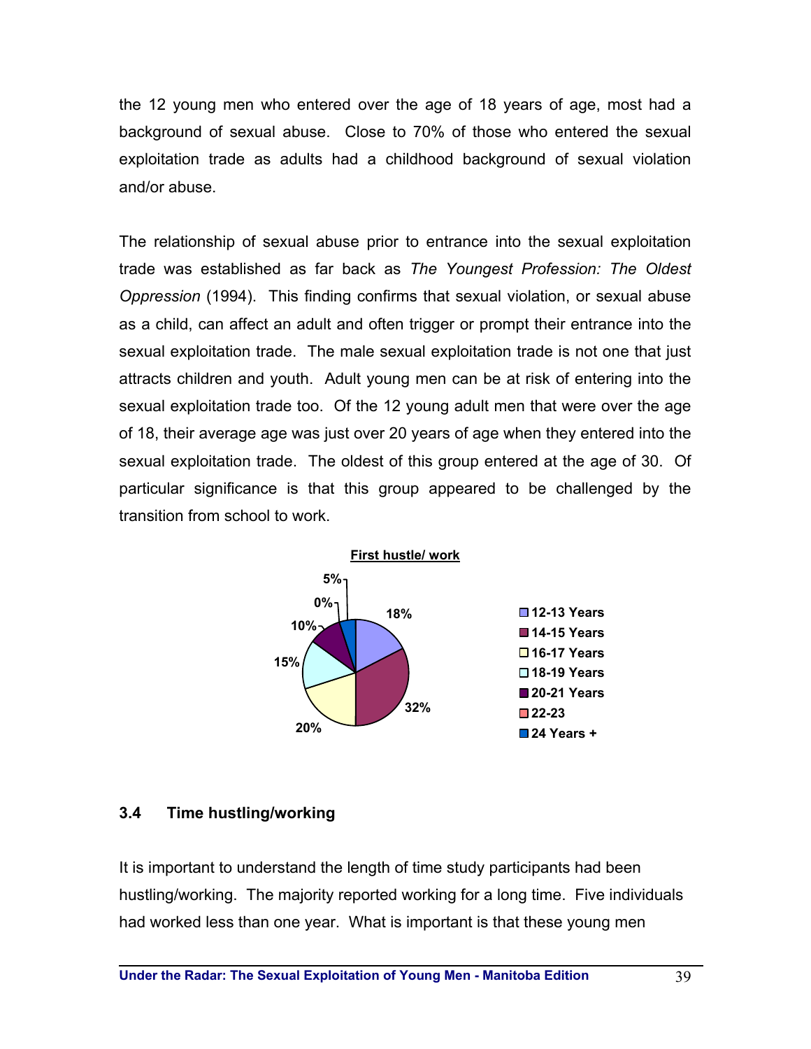the 12 young men who entered over the age of 18 years of age, most had a background of sexual abuse. Close to 70% of those who entered the sexual exploitation trade as adults had a childhood background of sexual violation and/or abuse.

The relationship of sexual abuse prior to entrance into the sexual exploitation trade was established as far back as *The Youngest Profession: The Oldest Oppression* (1994). This finding confirms that sexual violation, or sexual abuse as a child, can affect an adult and often trigger or prompt their entrance into the sexual exploitation trade. The male sexual exploitation trade is not one that just attracts children and youth. Adult young men can be at risk of entering into the sexual exploitation trade too. Of the 12 young adult men that were over the age of 18, their average age was just over 20 years of age when they entered into the sexual exploitation trade. The oldest of this group entered at the age of 30. Of particular significance is that this group appeared to be challenged by the transition from school to work.

**First hustle/ work**

| Age | % |
|---|---|
| 12-13 Years | 18% |
| 14-15 Years | 32% |
| 16-17 Years | 20% |
| 18-19 Years | 15% |
| 20-21 Years | 10% |
| 22-23 | 0% |
| 24 Years + | 5% |

### 3.4 Time hustling/working

It is important to understand the length of time study participants had been hustling/working. The majority reported working for a long time. Five individuals had worked less than one year. What is important is that these young men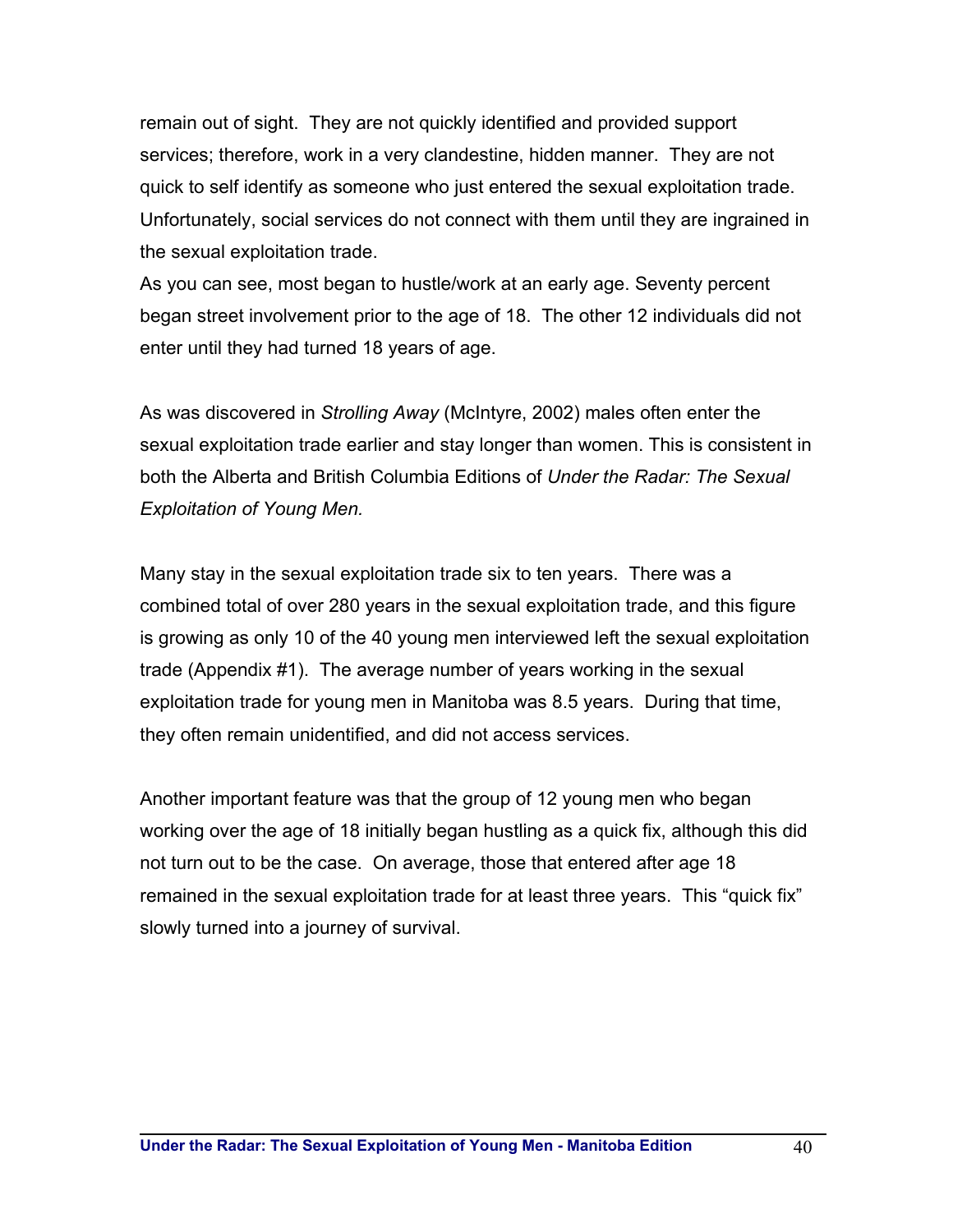remain out of sight. They are not quickly identified and provided support services; therefore, work in a very clandestine, hidden manner. They are not quick to self identify as someone who just entered the sexual exploitation trade. Unfortunately, social services do not connect with them until they are ingrained in the sexual exploitation trade.
As you can see, most began to hustle/work at an early age. Seventy percent began street involvement prior to the age of 18. The other 12 individuals did not enter until they had turned 18 years of age.

As was discovered in *Strolling Away* (McIntyre, 2002) males often enter the sexual exploitation trade earlier and stay longer than women. This is consistent in both the Alberta and British Columbia Editions of *Under the Radar: The Sexual Exploitation of Young Men.*

Many stay in the sexual exploitation trade six to ten years. There was a combined total of over 280 years in the sexual exploitation trade, and this figure is growing as only 10 of the 40 young men interviewed left the sexual exploitation trade (Appendix #1). The average number of years working in the sexual exploitation trade for young men in Manitoba was 8.5 years. During that time, they often remain unidentified, and did not access services.

Another important feature was that the group of 12 young men who began working over the age of 18 initially began hustling as a quick fix, although this did not turn out to be the case. On average, those that entered after age 18 remained in the sexual exploitation trade for at least three years. This "quick fix" slowly turned into a journey of survival.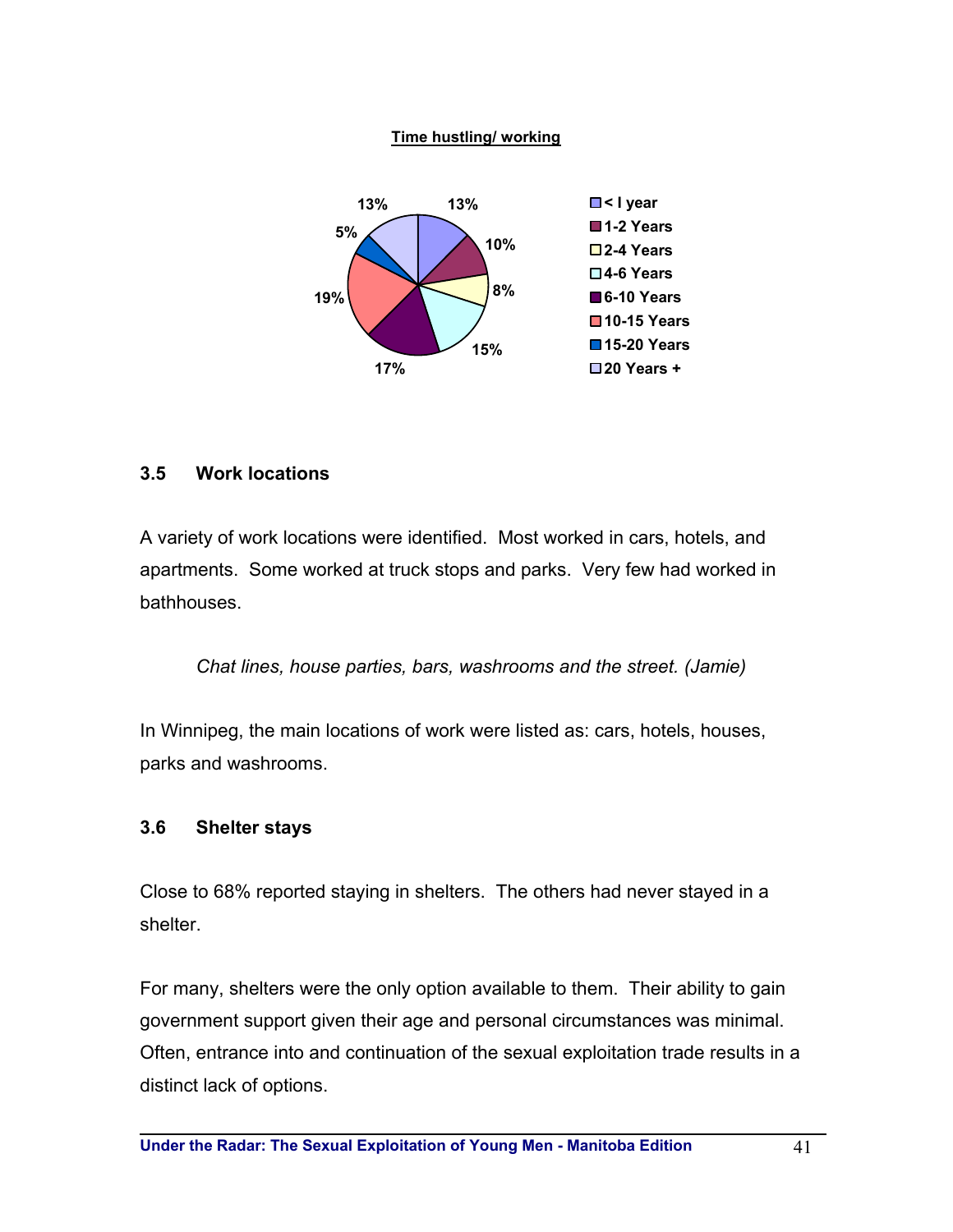**Time hustling/ working**

| Time | Percentage |
|---|---|
| < I year | 13% |
| 1-2 Years | 10% |
| 2-4 Years | 8% |
| 4-6 Years | 15% |
| 6-10 Years | 17% |
| 10-15 Years | 19% |
| 15-20 Years | 5% |
| 20 Years + | 13% |

### 3.5 Work locations

A variety of work locations were identified. Most worked in cars, hotels, and apartments. Some worked at truck stops and parks. Very few had worked in bathhouses.

> *Chat lines, house parties, bars, washrooms and the street. (Jamie)*

In Winnipeg, the main locations of work were listed as: cars, hotels, houses, parks and washrooms.

### 3.6 Shelter stays

Close to 68% reported staying in shelters. The others had never stayed in a shelter.

For many, shelters were the only option available to them. Their ability to gain government support given their age and personal circumstances was minimal. Often, entrance into and continuation of the sexual exploitation trade results in a distinct lack of options.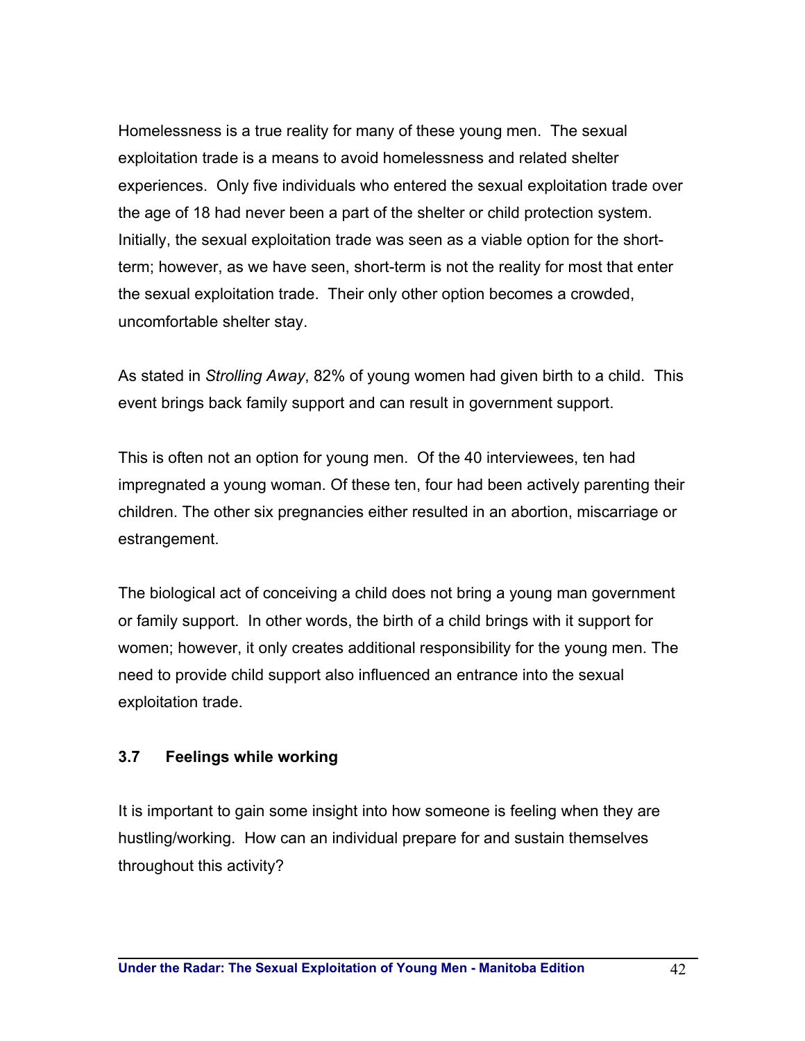Homelessness is a true reality for many of these young men. The sexual exploitation trade is a means to avoid homelessness and related shelter experiences. Only five individuals who entered the sexual exploitation trade over the age of 18 had never been a part of the shelter or child protection system. Initially, the sexual exploitation trade was seen as a viable option for the short-term; however, as we have seen, short-term is not the reality for most that enter the sexual exploitation trade. Their only other option becomes a crowded, uncomfortable shelter stay.

As stated in *Strolling Away*, 82% of young women had given birth to a child. This event brings back family support and can result in government support.

This is often not an option for young men. Of the 40 interviewees, ten had impregnated a young woman. Of these ten, four had been actively parenting their children. The other six pregnancies either resulted in an abortion, miscarriage or estrangement.

The biological act of conceiving a child does not bring a young man government or family support. In other words, the birth of a child brings with it support for women; however, it only creates additional responsibility for the young men. The need to provide child support also influenced an entrance into the sexual exploitation trade.

### 3.7 Feelings while working

It is important to gain some insight into how someone is feeling when they are hustling/working. How can an individual prepare for and sustain themselves throughout this activity?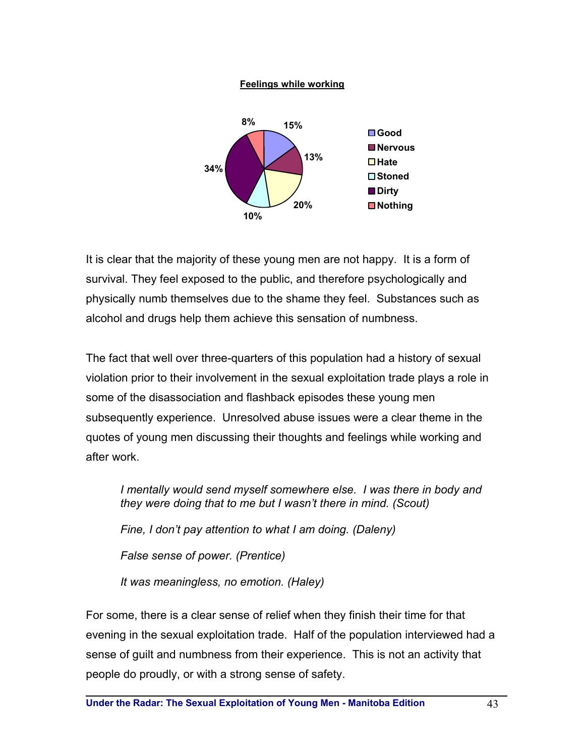**Feelings while working**

| Feeling | Percentage |
| --- | --- |
| Good | 15% |
| Nervous | 13% |
| Hate | 20% |
| Stoned | 10% |
| Dirty | 34% |
| Nothing | 8% |

It is clear that the majority of these young men are not happy. It is a form of survival. They feel exposed to the public, and therefore psychologically and physically numb themselves due to the shame they feel. Substances such as alcohol and drugs help them achieve this sensation of numbness.

The fact that well over three-quarters of this population had a history of sexual violation prior to their involvement in the sexual exploitation trade plays a role in some of the disassociation and flashback episodes these young men subsequently experience. Unresolved abuse issues were a clear theme in the quotes of young men discussing their thoughts and feelings while working and after work.

> *I mentally would send myself somewhere else. I was there in body and they were doing that to me but I wasn't there in mind. (Scout)*
>
> *Fine, I don't pay attention to what I am doing. (Daleny)*
>
> *False sense of power. (Prentice)*
>
> *It was meaningless, no emotion. (Haley)*

For some, there is a clear sense of relief when they finish their time for that evening in the sexual exploitation trade. Half of the population interviewed had a sense of guilt and numbness from their experience. This is not an activity that people do proudly, or with a strong sense of safety.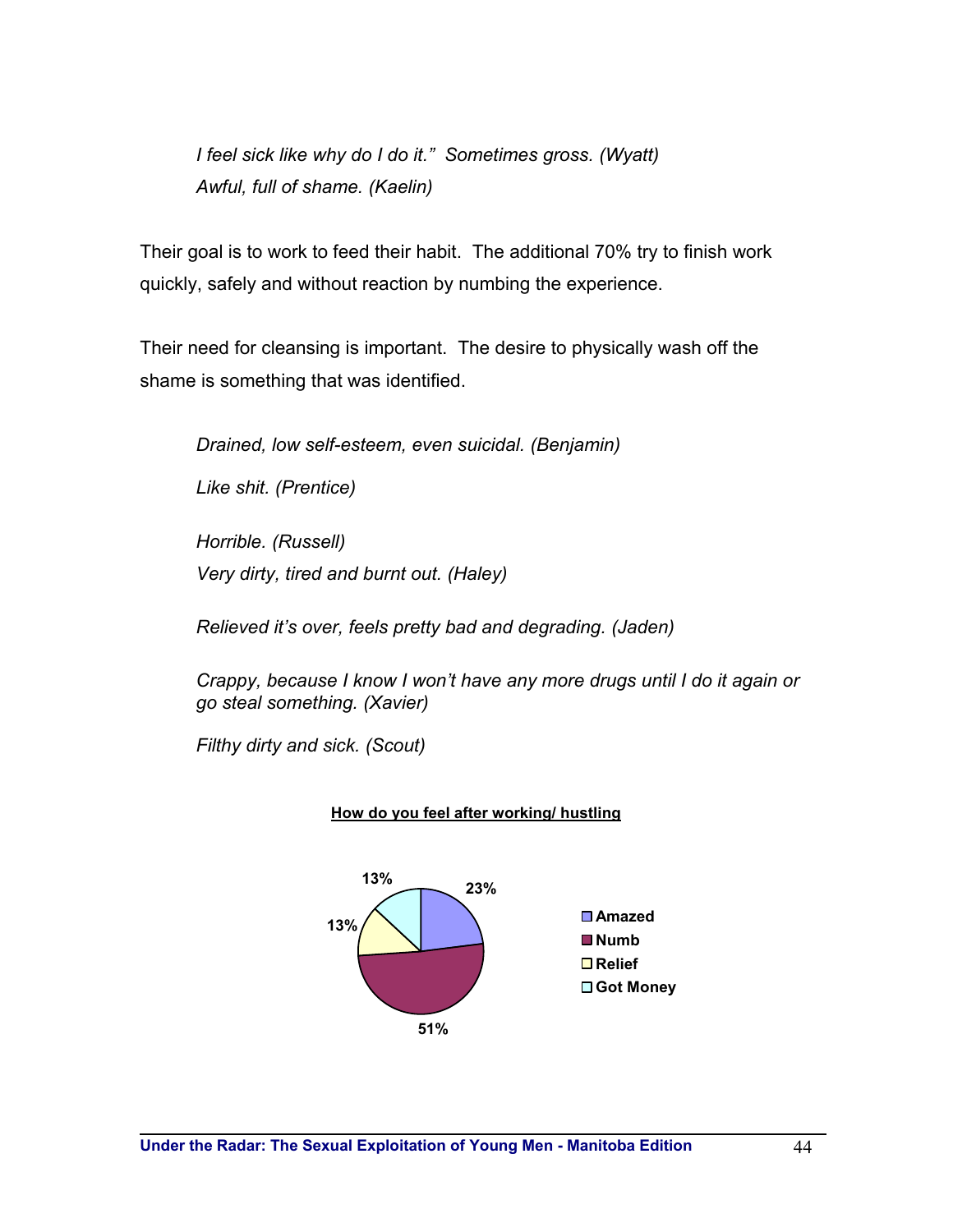*I feel sick like why do I do it." Sometimes gross. (Wyatt)*
*Awful, full of shame. (Kaelin)*

Their goal is to work to feed their habit. The additional 70% try to finish work quickly, safely and without reaction by numbing the experience.

Their need for cleansing is important. The desire to physically wash off the shame is something that was identified.

*Drained, low self-esteem, even suicidal. (Benjamin)*

*Like shit. (Prentice)*

*Horrible. (Russell)*
*Very dirty, tired and burnt out. (Haley)*

*Relieved it's over, feels pretty bad and degrading. (Jaden)*

*Crappy, because I know I won't have any more drugs until I do it again or go steal something. (Xavier)*

*Filthy dirty and sick. (Scout)*

**How do you feel after working/ hustling**

| Response | Percentage |
|---|---|
| Amazed | 23% |
| Numb | 51% |
| Relief | 13% |
| Got Money | 13% |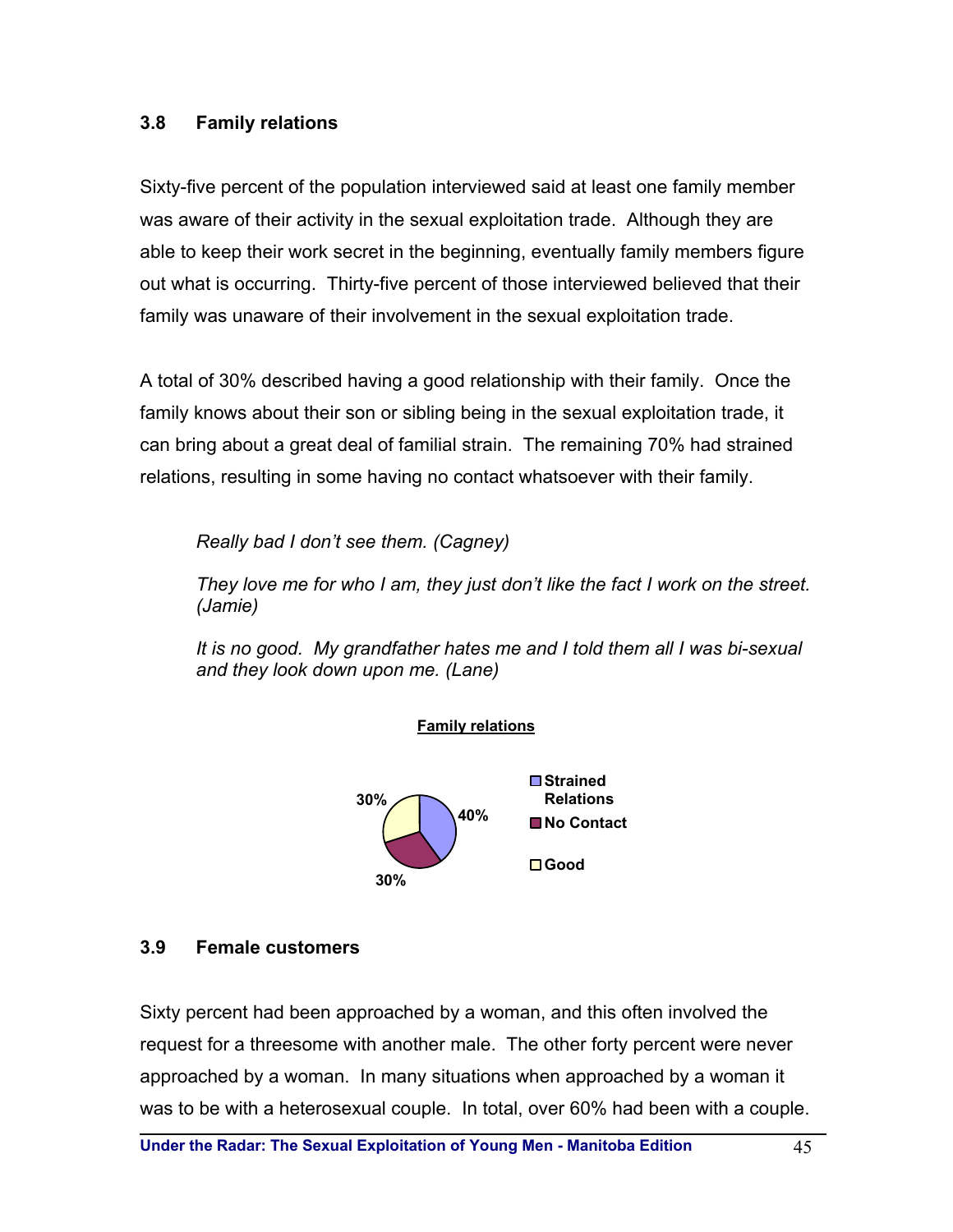### 3.8 Family relations

Sixty-five percent of the population interviewed said at least one family member was aware of their activity in the sexual exploitation trade. Although they are able to keep their work secret in the beginning, eventually family members figure out what is occurring. Thirty-five percent of those interviewed believed that their family was unaware of their involvement in the sexual exploitation trade.

A total of 30% described having a good relationship with their family. Once the family knows about their son or sibling being in the sexual exploitation trade, it can bring about a great deal of familial strain. The remaining 70% had strained relations, resulting in some having no contact whatsoever with their family.

> *Really bad I don't see them. (Cagney)*
>
> *They love me for who I am, they just don't like the fact I work on the street. (Jamie)*
>
> *It is no good. My grandfather hates me and I told them all I was bi-sexual and they look down upon me. (Lane)*

**Family relations**

| Category | Percentage |
|---|---|
| Strained Relations | 40% |
| No Contact | 30% |
| Good | 30% |

### 3.9 Female customers

Sixty percent had been approached by a woman, and this often involved the request for a threesome with another male. The other forty percent were never approached by a woman. In many situations when approached by a woman it was to be with a heterosexual couple. In total, over 60% had been with a couple.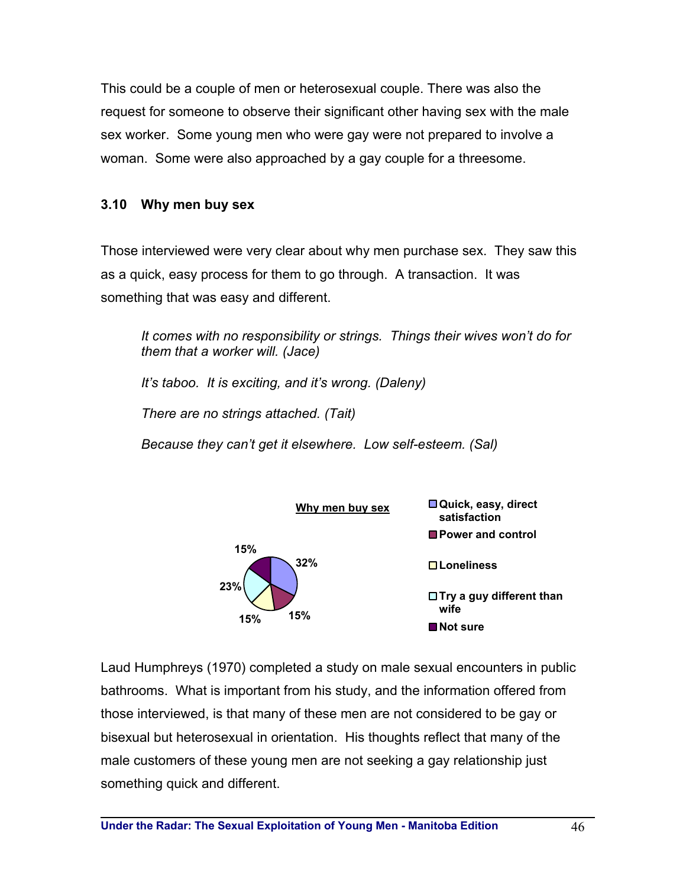This could be a couple of men or heterosexual couple. There was also the request for someone to observe their significant other having sex with the male sex worker. Some young men who were gay were not prepared to involve a woman. Some were also approached by a gay couple for a threesome.

### 3.10 Why men buy sex

Those interviewed were very clear about why men purchase sex. They saw this as a quick, easy process for them to go through. A transaction. It was something that was easy and different.

> *It comes with no responsibility or strings. Things their wives won't do for them that a worker will. (Jace)*
>
> *It's taboo. It is exciting, and it's wrong. (Daleny)*
>
> *There are no strings attached. (Tait)*
>
> *Because they can't get it elsewhere. Low self-esteem. (Sal)*

**Why men buy sex**

| Reason | Percentage |
| --- | --- |
| Quick, easy, direct satisfaction | 32% |
| Power and control | 15% |
| Loneliness | 15% |
| Try a guy different than wife | 23% |
| Not sure | 15% |

Laud Humphreys (1970) completed a study on male sexual encounters in public bathrooms. What is important from his study, and the information offered from those interviewed, is that many of these men are not considered to be gay or bisexual but heterosexual in orientation. His thoughts reflect that many of the male customers of these young men are not seeking a gay relationship just something quick and different.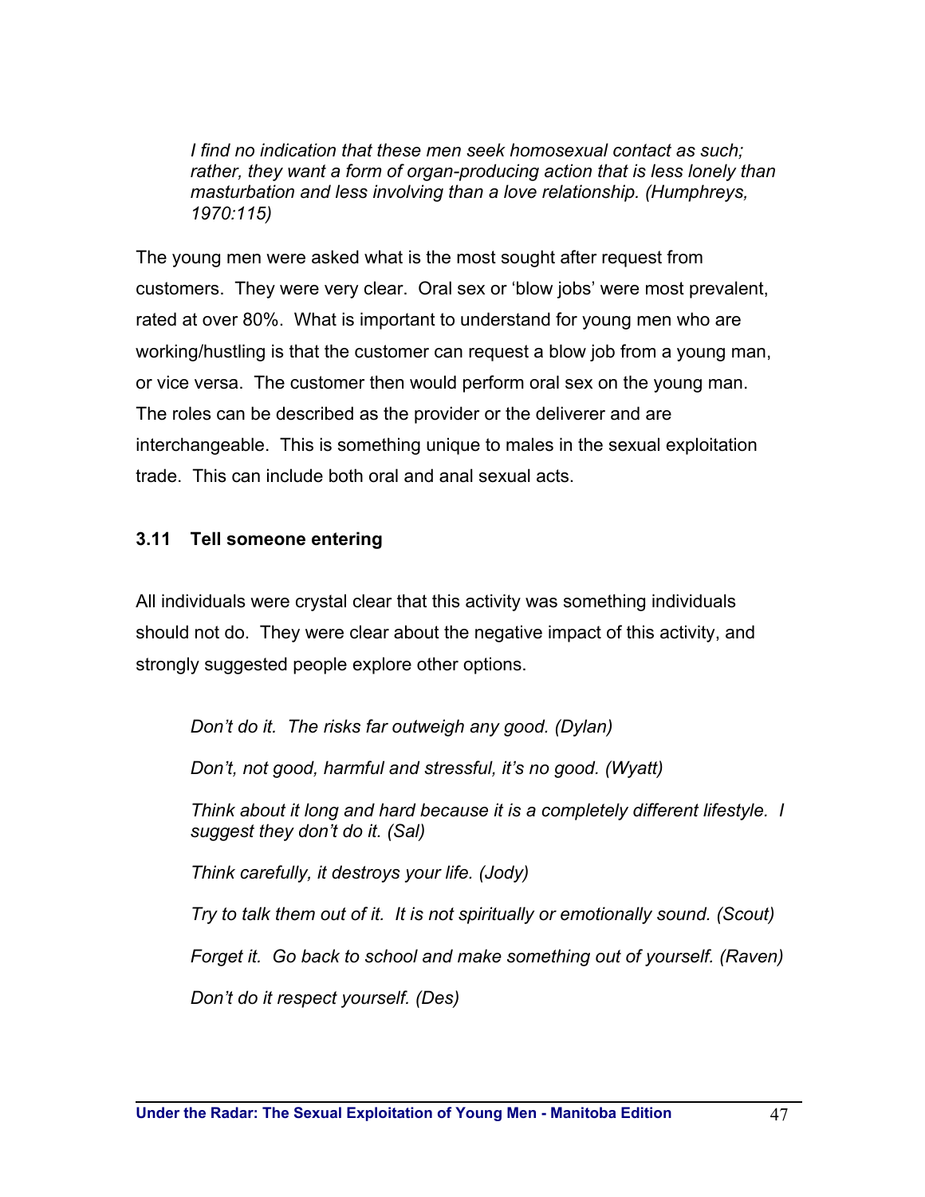> *I find no indication that these men seek homosexual contact as such; rather, they want a form of organ-producing action that is less lonely than masturbation and less involving than a love relationship. (Humphreys, 1970:115)*

The young men were asked what is the most sought after request from customers. They were very clear. Oral sex or 'blow jobs' were most prevalent, rated at over 80%. What is important to understand for young men who are working/hustling is that the customer can request a blow job from a young man, or vice versa. The customer then would perform oral sex on the young man. The roles can be described as the provider or the deliverer and are interchangeable. This is something unique to males in the sexual exploitation trade. This can include both oral and anal sexual acts.

### 3.11 Tell someone entering

All individuals were crystal clear that this activity was something individuals should not do. They were clear about the negative impact of this activity, and strongly suggested people explore other options.

> *Don't do it. The risks far outweigh any good. (Dylan)*
>
> *Don't, not good, harmful and stressful, it's no good. (Wyatt)*
>
> *Think about it long and hard because it is a completely different lifestyle. I suggest they don't do it. (Sal)*
>
> *Think carefully, it destroys your life. (Jody)*
>
> *Try to talk them out of it. It is not spiritually or emotionally sound. (Scout)*
>
> *Forget it. Go back to school and make something out of yourself. (Raven)*
>
> *Don't do it respect yourself. (Des)*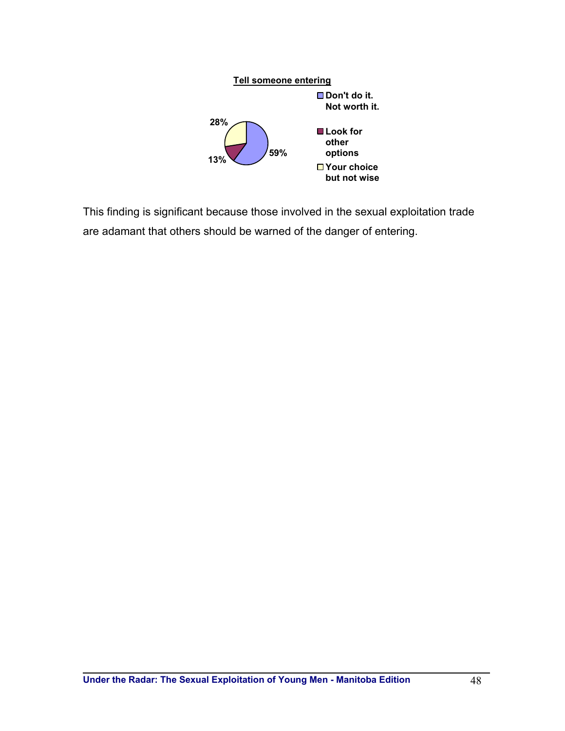**Tell someone entering**

| Response | Percentage |
| --- | --- |
| Don't do it. Not worth it. | 59% |
| Look for other options | 13% |
| Your choice but not wise | 28% |

This finding is significant because those involved in the sexual exploitation trade are adamant that others should be warned of the danger of entering.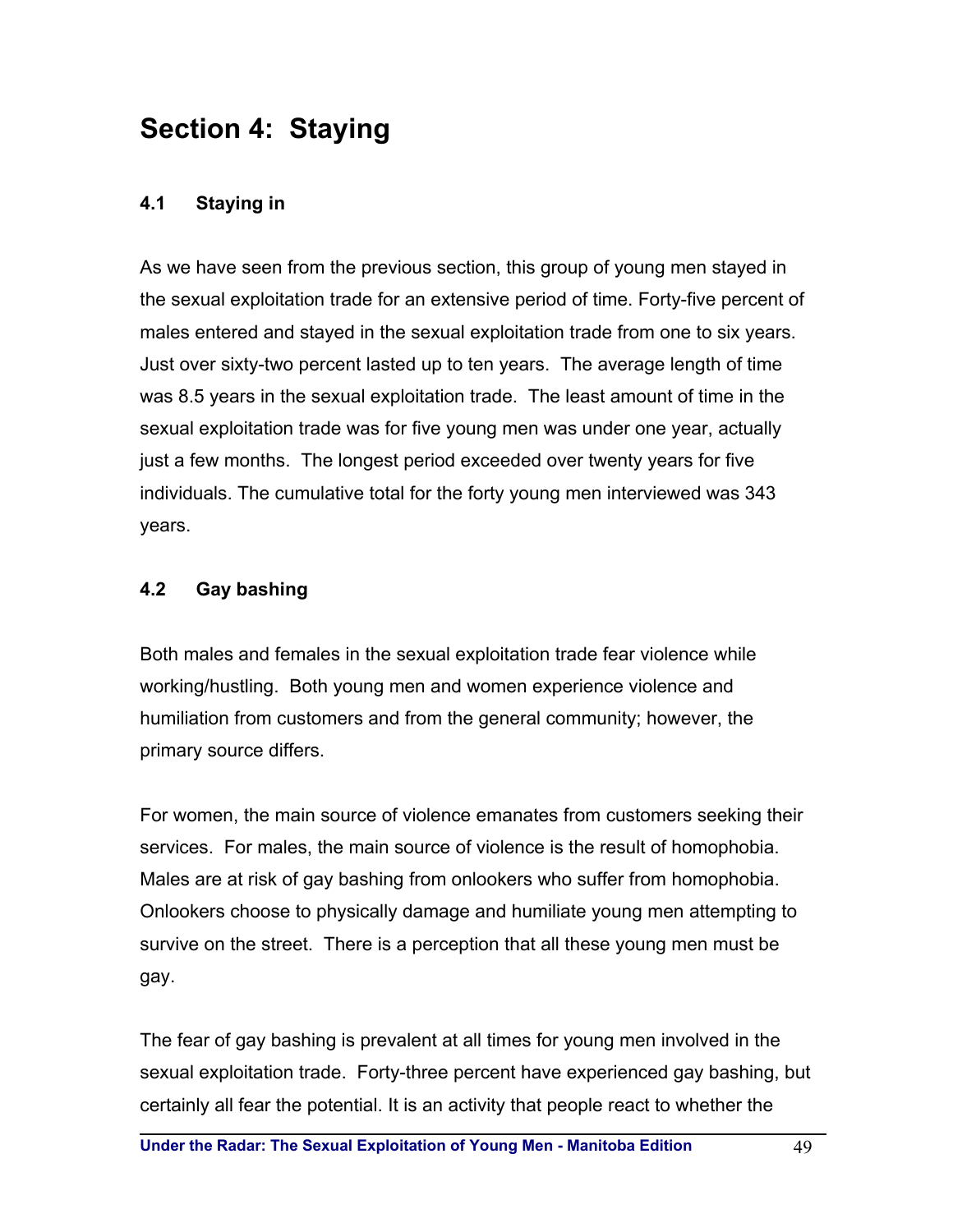# Section 4: Staying

### 4.1 Staying in

As we have seen from the previous section, this group of young men stayed in the sexual exploitation trade for an extensive period of time. Forty-five percent of males entered and stayed in the sexual exploitation trade from one to six years. Just over sixty-two percent lasted up to ten years. The average length of time was 8.5 years in the sexual exploitation trade. The least amount of time in the sexual exploitation trade was for five young men was under one year, actually just a few months. The longest period exceeded over twenty years for five individuals. The cumulative total for the forty young men interviewed was 343 years.

### 4.2 Gay bashing

Both males and females in the sexual exploitation trade fear violence while working/hustling. Both young men and women experience violence and humiliation from customers and from the general community; however, the primary source differs.

For women, the main source of violence emanates from customers seeking their services. For males, the main source of violence is the result of homophobia. Males are at risk of gay bashing from onlookers who suffer from homophobia. Onlookers choose to physically damage and humiliate young men attempting to survive on the street. There is a perception that all these young men must be gay.

The fear of gay bashing is prevalent at all times for young men involved in the sexual exploitation trade. Forty-three percent have experienced gay bashing, but certainly all fear the potential. It is an activity that people react to whether the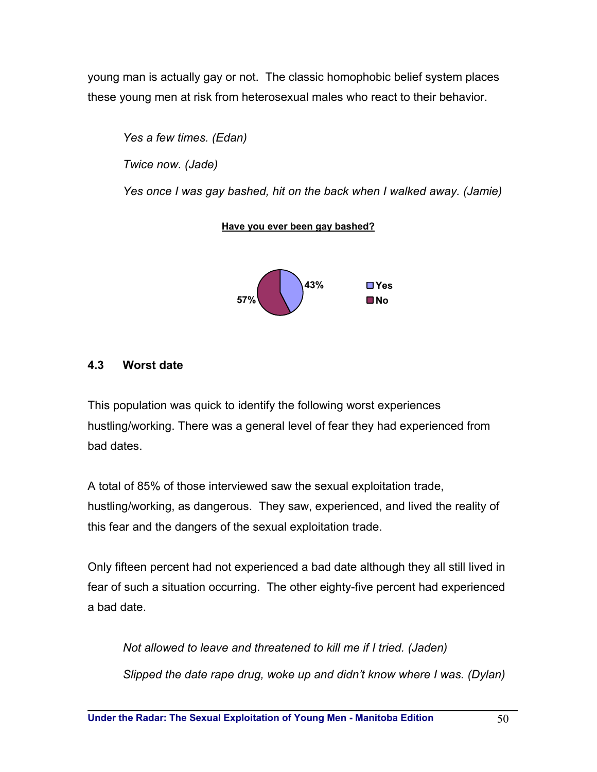young man is actually gay or not. The classic homophobic belief system places these young men at risk from heterosexual males who react to their behavior.

> *Yes a few times. (Edan)*
>
> *Twice now. (Jade)*
>
> *Yes once I was gay bashed, hit on the back when I walked away. (Jamie)*

**Have you ever been gay bashed?**

| Response | Percentage |
|---|---|
| Yes | 43% |
| No | 57% |

### 4.3 Worst date

This population was quick to identify the following worst experiences hustling/working. There was a general level of fear they had experienced from bad dates.

A total of 85% of those interviewed saw the sexual exploitation trade, hustling/working, as dangerous. They saw, experienced, and lived the reality of this fear and the dangers of the sexual exploitation trade.

Only fifteen percent had not experienced a bad date although they all still lived in fear of such a situation occurring. The other eighty-five percent had experienced a bad date.

> *Not allowed to leave and threatened to kill me if I tried. (Jaden)*
>
> *Slipped the date rape drug, woke up and didn't know where I was. (Dylan)*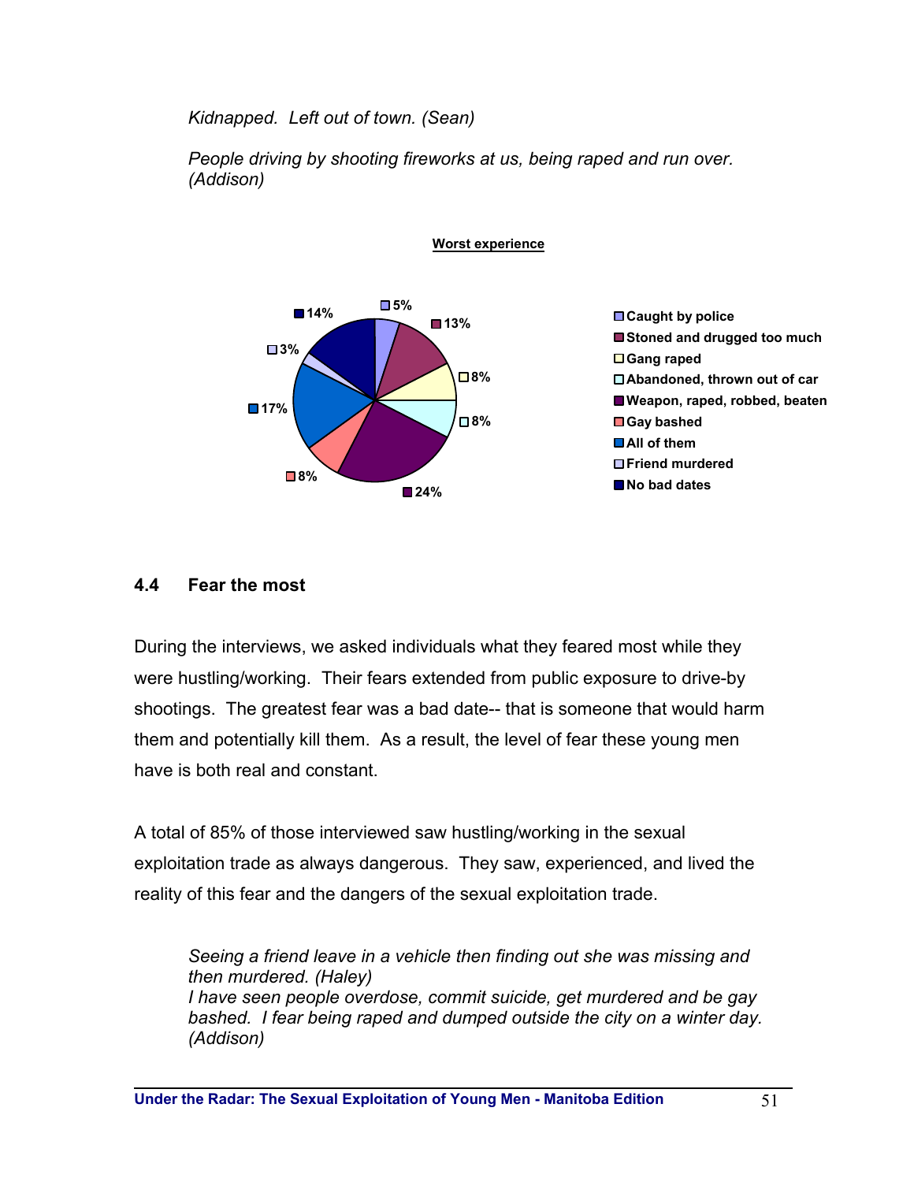*Kidnapped. Left out of town. (Sean)*

*People driving by shooting fireworks at us, being raped and run over. (Addison)*

**Worst experience**

| Worst experience | % |
|---|---|
| Caught by police | 5% |
| Stoned and drugged too much | 13% |
| Gang raped | 8% |
| Abandoned, thrown out of car | 8% |
| Weapon, raped, robbed, beaten | 24% |
| Gay bashed | 8% |
| All of them | 17% |
| Friend murdered | 3% |
| No bad dates | 14% |

### 4.4 Fear the most

During the interviews, we asked individuals what they feared most while they were hustling/working. Their fears extended from public exposure to drive-by shootings. The greatest fear was a bad date-- that is someone that would harm them and potentially kill them. As a result, the level of fear these young men have is both real and constant.

A total of 85% of those interviewed saw hustling/working in the sexual exploitation trade as always dangerous. They saw, experienced, and lived the reality of this fear and the dangers of the sexual exploitation trade.

*Seeing a friend leave in a vehicle then finding out she was missing and then murdered. (Haley)*
*I have seen people overdose, commit suicide, get murdered and be gay bashed. I fear being raped and dumped outside the city on a winter day. (Addison)*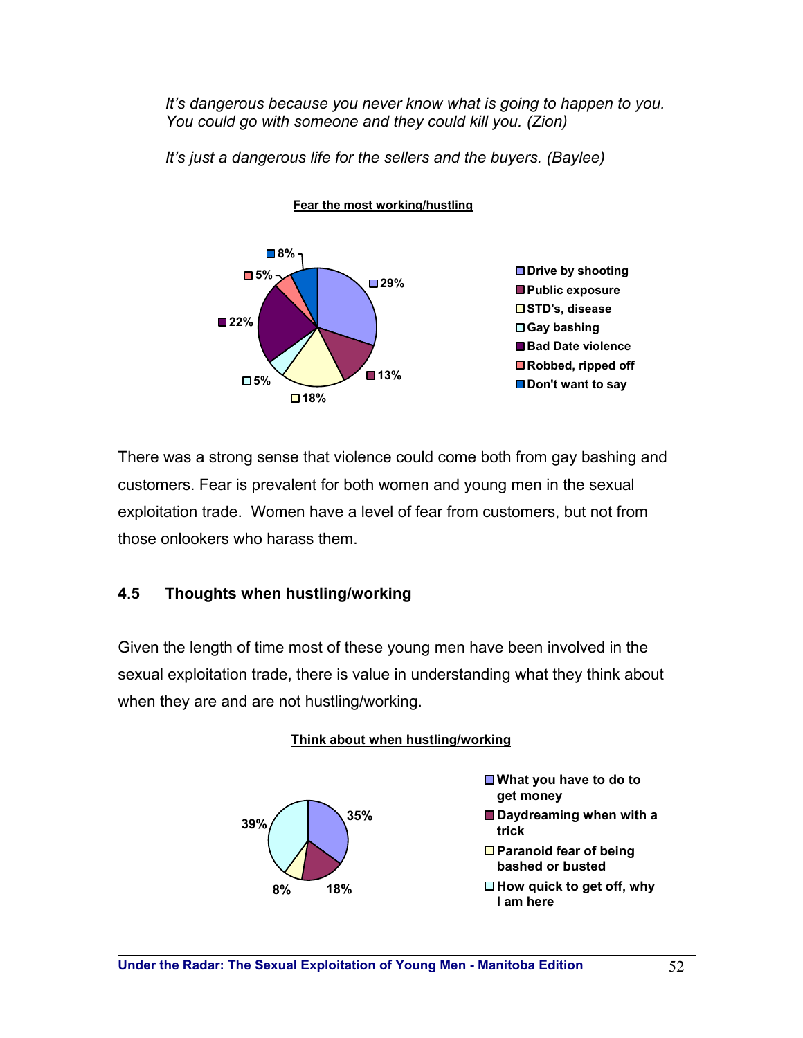*It's dangerous because you never know what is going to happen to you. You could go with someone and they could kill you. (Zion)*

*It's just a dangerous life for the sellers and the buyers. (Baylee)*

**Fear the most working/hustling**

| Category | Percentage |
|---|---|
| Drive by shooting | 29% |
| Public exposure | 13% |
| STD's, disease | 18% |
| Gay bashing | 5% |
| Bad Date violence | 22% |
| Robbed, ripped off | 5% |
| Don't want to say | 8% |

There was a strong sense that violence could come both from gay bashing and customers. Fear is prevalent for both women and young men in the sexual exploitation trade. Women have a level of fear from customers, but not from those onlookers who harass them.

## 4.5 Thoughts when hustling/working

Given the length of time most of these young men have been involved in the sexual exploitation trade, there is value in understanding what they think about when they are and are not hustling/working.

**Think about when hustling/working**

| Category | Percentage |
|---|---|
| What you have to do to get money | 35% |
| Daydreaming when with a trick | 18% |
| Paranoid fear of being bashed or busted | 8% |
| How quick to get off, why I am here | 39% |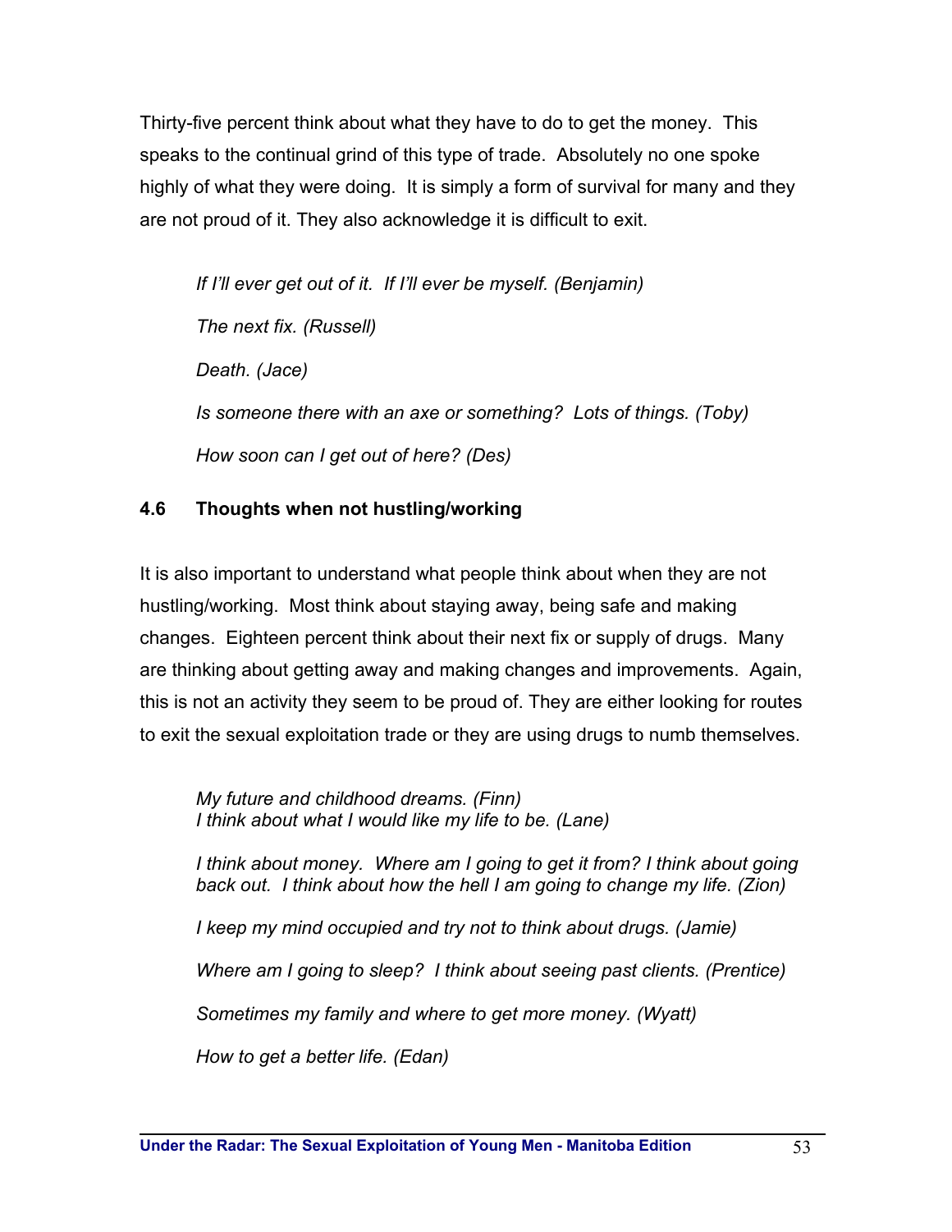Thirty-five percent think about what they have to do to get the money. This speaks to the continual grind of this type of trade. Absolutely no one spoke highly of what they were doing. It is simply a form of survival for many and they are not proud of it. They also acknowledge it is difficult to exit.

*If I'll ever get out of it. If I'll ever be myself. (Benjamin)*

*The next fix. (Russell)*

*Death. (Jace)*

*Is someone there with an axe or something? Lots of things. (Toby)*

*How soon can I get out of here? (Des)*

### 4.6 Thoughts when not hustling/working

It is also important to understand what people think about when they are not hustling/working. Most think about staying away, being safe and making changes. Eighteen percent think about their next fix or supply of drugs. Many are thinking about getting away and making changes and improvements. Again, this is not an activity they seem to be proud of. They are either looking for routes to exit the sexual exploitation trade or they are using drugs to numb themselves.

*My future and childhood dreams. (Finn)*
*I think about what I would like my life to be. (Lane)*

*I think about money. Where am I going to get it from? I think about going back out. I think about how the hell I am going to change my life. (Zion)*

*I keep my mind occupied and try not to think about drugs. (Jamie)*

*Where am I going to sleep? I think about seeing past clients. (Prentice)*

*Sometimes my family and where to get more money. (Wyatt)*

*How to get a better life. (Edan)*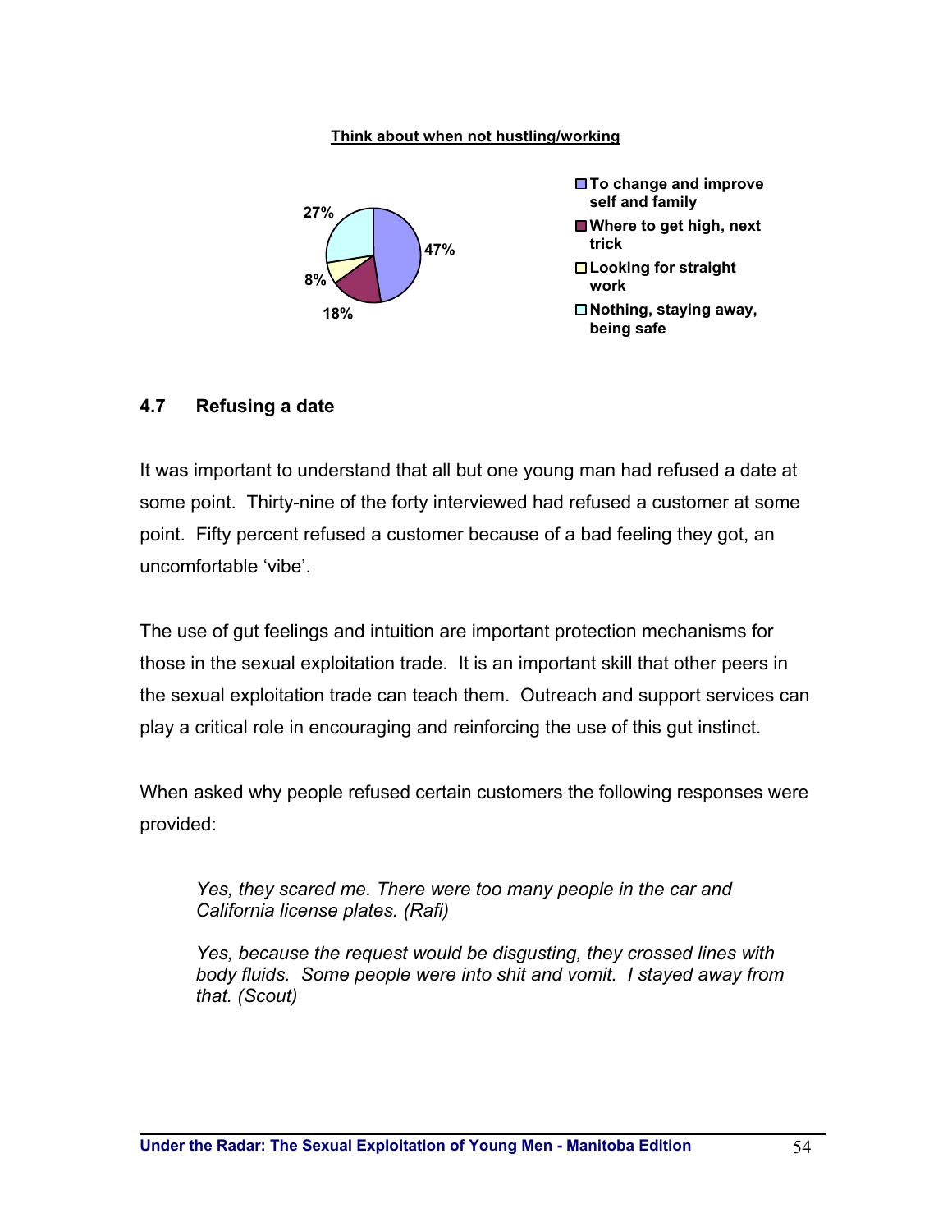**Think about when not hustling/working**

| Category | Percentage |
| --- | --- |
| To change and improve self and family | 47% |
| Where to get high, next trick | 18% |
| Looking for straight work | 8% |
| Nothing, staying away, being safe | 27% |

### 4.7 Refusing a date

It was important to understand that all but one young man had refused a date at some point. Thirty-nine of the forty interviewed had refused a customer at some point. Fifty percent refused a customer because of a bad feeling they got, an uncomfortable 'vibe'.

The use of gut feelings and intuition are important protection mechanisms for those in the sexual exploitation trade. It is an important skill that other peers in the sexual exploitation trade can teach them. Outreach and support services can play a critical role in encouraging and reinforcing the use of this gut instinct.

When asked why people refused certain customers the following responses were provided:

> *Yes, they scared me. There were too many people in the car and California license plates. (Rafi)*
>
> *Yes, because the request would be disgusting, they crossed lines with body fluids. Some people were into shit and vomit. I stayed away from that. (Scout)*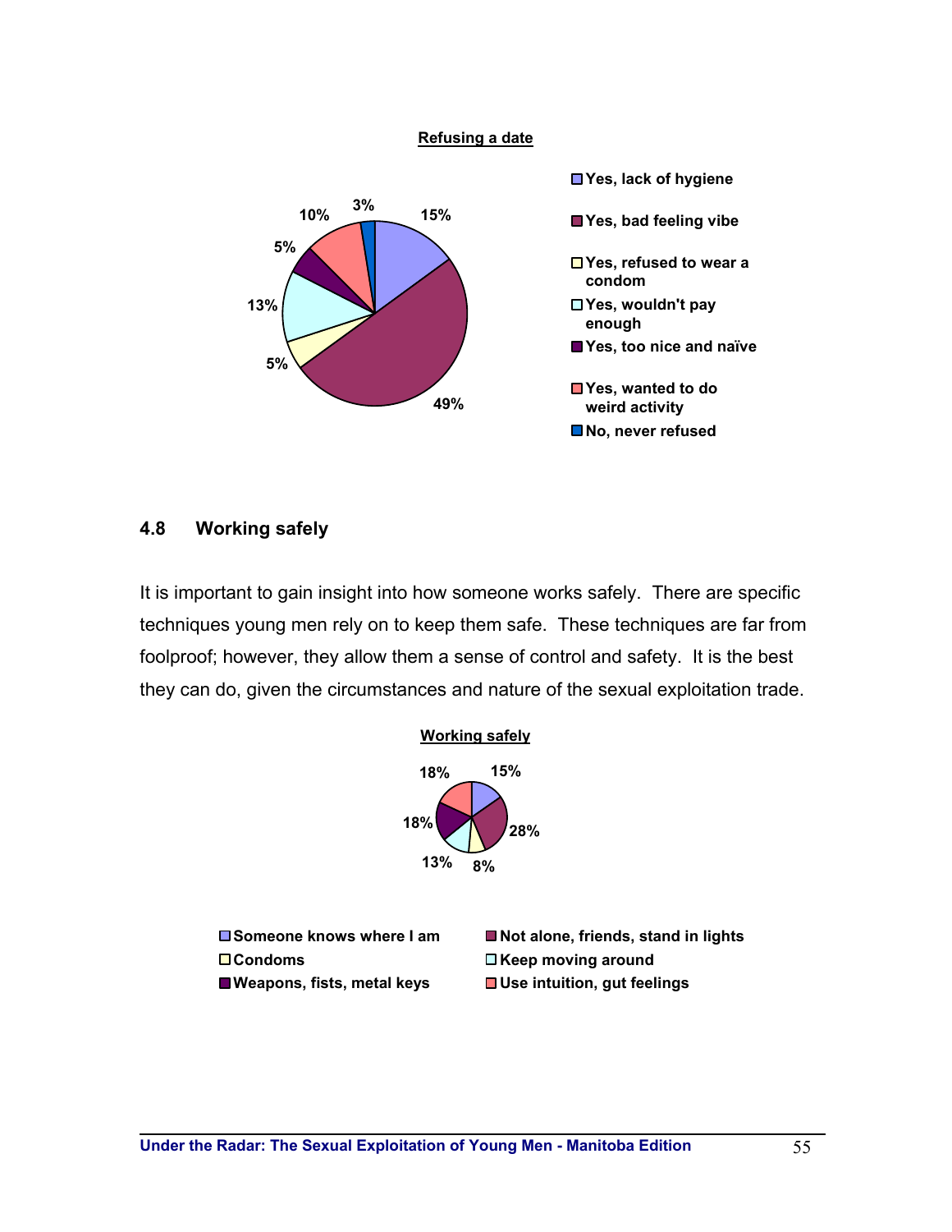**Refusing a date**

| Response | Percentage |
| --- | --- |
| Yes, lack of hygiene | 15% |
| Yes, bad feeling vibe | 49% |
| Yes, refused to wear a condom | 5% |
| Yes, wouldn't pay enough | 13% |
| Yes, too nice and naïve | 5% |
| Yes, wanted to do weird activity | 10% |
| No, never refused | 3% |

### 4.8 Working safely

It is important to gain insight into how someone works safely. There are specific techniques young men rely on to keep them safe. These techniques are far from foolproof; however, they allow them a sense of control and safety. It is the best they can do, given the circumstances and nature of the sexual exploitation trade.

**Working safely**

| Technique | Percentage |
| --- | --- |
| Someone knows where I am | 15% |
| Not alone, friends, stand in lights | 28% |
| Condoms | 8% |
| Keep moving around | 13% |
| Weapons, fists, metal keys | 18% |
| Use intuition, gut feelings | 18% |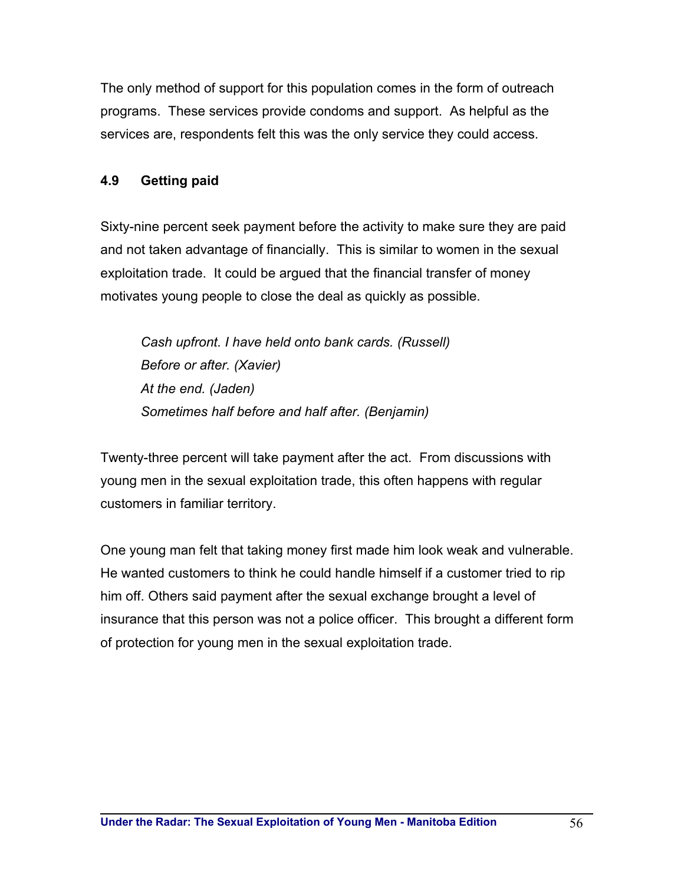The only method of support for this population comes in the form of outreach programs. These services provide condoms and support. As helpful as the services are, respondents felt this was the only service they could access.

### 4.9 Getting paid

Sixty-nine percent seek payment before the activity to make sure they are paid and not taken advantage of financially. This is similar to women in the sexual exploitation trade. It could be argued that the financial transfer of money motivates young people to close the deal as quickly as possible.

> *Cash upfront. I have held onto bank cards. (Russell)*
> *Before or after. (Xavier)*
> *At the end. (Jaden)*
> *Sometimes half before and half after. (Benjamin)*

Twenty-three percent will take payment after the act. From discussions with young men in the sexual exploitation trade, this often happens with regular customers in familiar territory.

One young man felt that taking money first made him look weak and vulnerable. He wanted customers to think he could handle himself if a customer tried to rip him off. Others said payment after the sexual exchange brought a level of insurance that this person was not a police officer. This brought a different form of protection for young men in the sexual exploitation trade.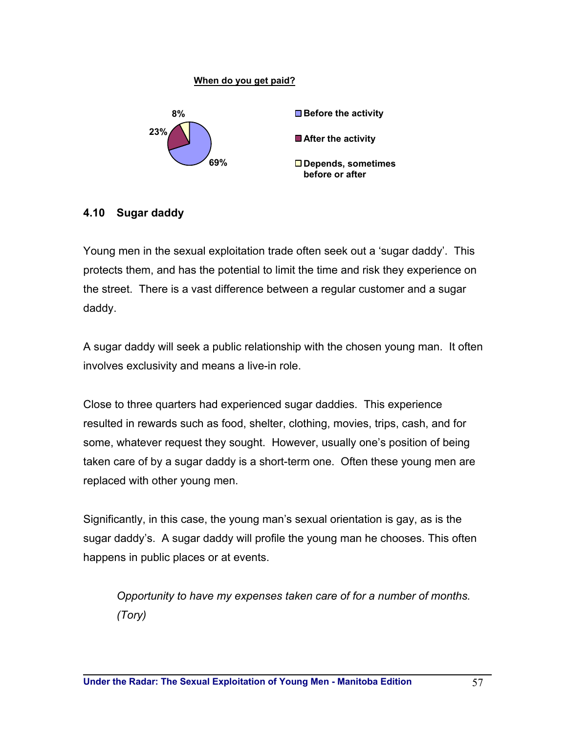**When do you get paid?**

| Response | Percentage |
|---|---|
| Before the activity | 69% |
| After the activity | 23% |
| Depends, sometimes before or after | 8% |

## 4.10 Sugar daddy

Young men in the sexual exploitation trade often seek out a 'sugar daddy'. This protects them, and has the potential to limit the time and risk they experience on the street. There is a vast difference between a regular customer and a sugar daddy.

A sugar daddy will seek a public relationship with the chosen young man. It often involves exclusivity and means a live-in role.

Close to three quarters had experienced sugar daddies. This experience resulted in rewards such as food, shelter, clothing, movies, trips, cash, and for some, whatever request they sought. However, usually one's position of being taken care of by a sugar daddy is a short-term one. Often these young men are replaced with other young men.

Significantly, in this case, the young man's sexual orientation is gay, as is the sugar daddy's. A sugar daddy will profile the young man he chooses. This often happens in public places or at events.

> *Opportunity to have my expenses taken care of for a number of months. (Tory)*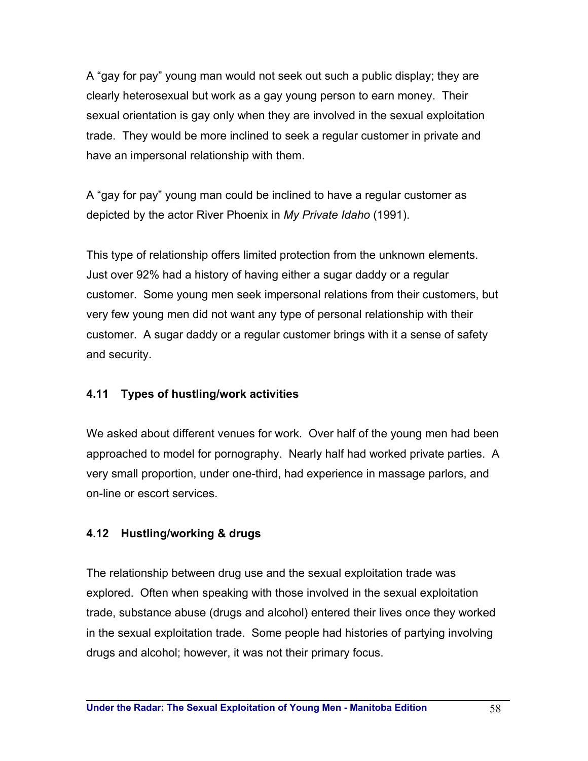A "gay for pay" young man would not seek out such a public display; they are clearly heterosexual but work as a gay young person to earn money. Their sexual orientation is gay only when they are involved in the sexual exploitation trade. They would be more inclined to seek a regular customer in private and have an impersonal relationship with them.

A "gay for pay" young man could be inclined to have a regular customer as depicted by the actor River Phoenix in *My Private Idaho* (1991).

This type of relationship offers limited protection from the unknown elements. Just over 92% had a history of having either a sugar daddy or a regular customer. Some young men seek impersonal relations from their customers, but very few young men did not want any type of personal relationship with their customer. A sugar daddy or a regular customer brings with it a sense of safety and security.

### 4.11 Types of hustling/work activities

We asked about different venues for work. Over half of the young men had been approached to model for pornography. Nearly half had worked private parties. A very small proportion, under one-third, had experience in massage parlors, and on-line or escort services.

### 4.12 Hustling/working & drugs

The relationship between drug use and the sexual exploitation trade was explored. Often when speaking with those involved in the sexual exploitation trade, substance abuse (drugs and alcohol) entered their lives once they worked in the sexual exploitation trade. Some people had histories of partying involving drugs and alcohol; however, it was not their primary focus.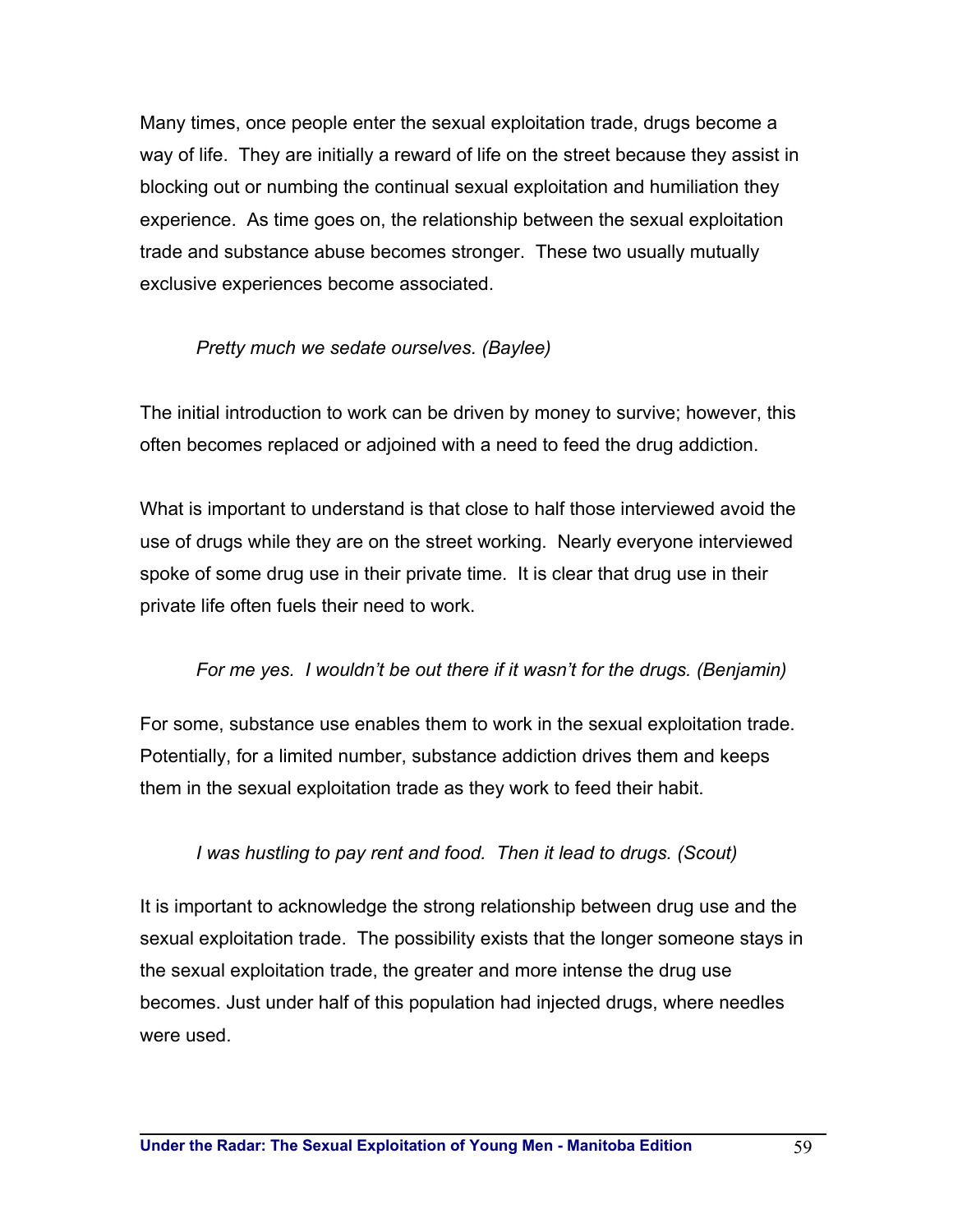Many times, once people enter the sexual exploitation trade, drugs become a way of life. They are initially a reward of life on the street because they assist in blocking out or numbing the continual sexual exploitation and humiliation they experience. As time goes on, the relationship between the sexual exploitation trade and substance abuse becomes stronger. These two usually mutually exclusive experiences become associated.

> *Pretty much we sedate ourselves. (Baylee)*

The initial introduction to work can be driven by money to survive; however, this often becomes replaced or adjoined with a need to feed the drug addiction.

What is important to understand is that close to half those interviewed avoid the use of drugs while they are on the street working. Nearly everyone interviewed spoke of some drug use in their private time. It is clear that drug use in their private life often fuels their need to work.

> *For me yes. I wouldn't be out there if it wasn't for the drugs. (Benjamin)*

For some, substance use enables them to work in the sexual exploitation trade. Potentially, for a limited number, substance addiction drives them and keeps them in the sexual exploitation trade as they work to feed their habit.

> *I was hustling to pay rent and food. Then it lead to drugs. (Scout)*

It is important to acknowledge the strong relationship between drug use and the sexual exploitation trade. The possibility exists that the longer someone stays in the sexual exploitation trade, the greater and more intense the drug use becomes. Just under half of this population had injected drugs, where needles were used.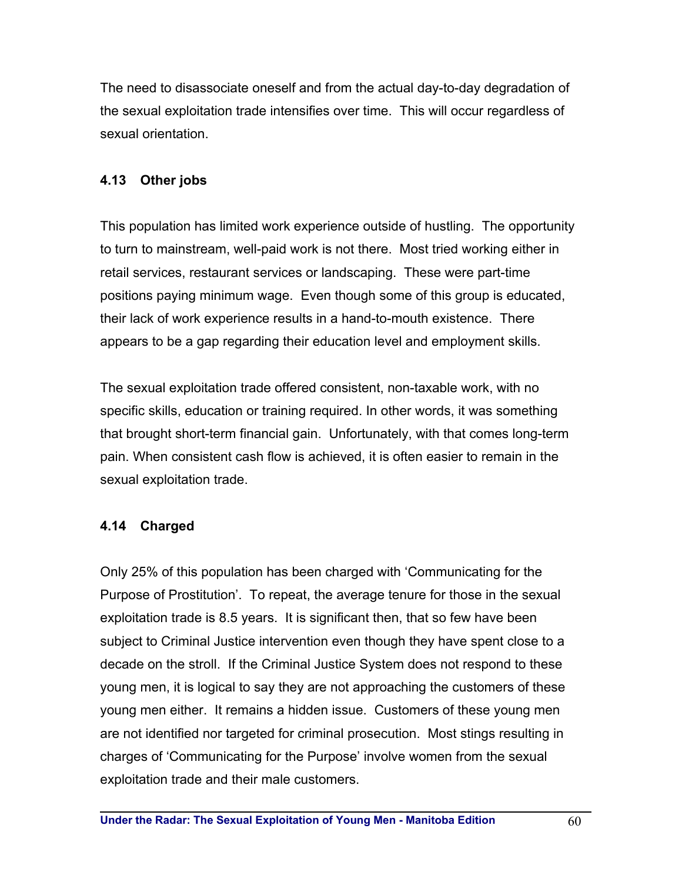The need to disassociate oneself and from the actual day-to-day degradation of the sexual exploitation trade intensifies over time. This will occur regardless of sexual orientation.

### 4.13 Other jobs

This population has limited work experience outside of hustling. The opportunity to turn to mainstream, well-paid work is not there. Most tried working either in retail services, restaurant services or landscaping. These were part-time positions paying minimum wage. Even though some of this group is educated, their lack of work experience results in a hand-to-mouth existence. There appears to be a gap regarding their education level and employment skills.

The sexual exploitation trade offered consistent, non-taxable work, with no specific skills, education or training required. In other words, it was something that brought short-term financial gain. Unfortunately, with that comes long-term pain. When consistent cash flow is achieved, it is often easier to remain in the sexual exploitation trade.

### 4.14 Charged

Only 25% of this population has been charged with 'Communicating for the Purpose of Prostitution'. To repeat, the average tenure for those in the sexual exploitation trade is 8.5 years. It is significant then, that so few have been subject to Criminal Justice intervention even though they have spent close to a decade on the stroll. If the Criminal Justice System does not respond to these young men, it is logical to say they are not approaching the customers of these young men either. It remains a hidden issue. Customers of these young men are not identified nor targeted for criminal prosecution. Most stings resulting in charges of 'Communicating for the Purpose' involve women from the sexual exploitation trade and their male customers.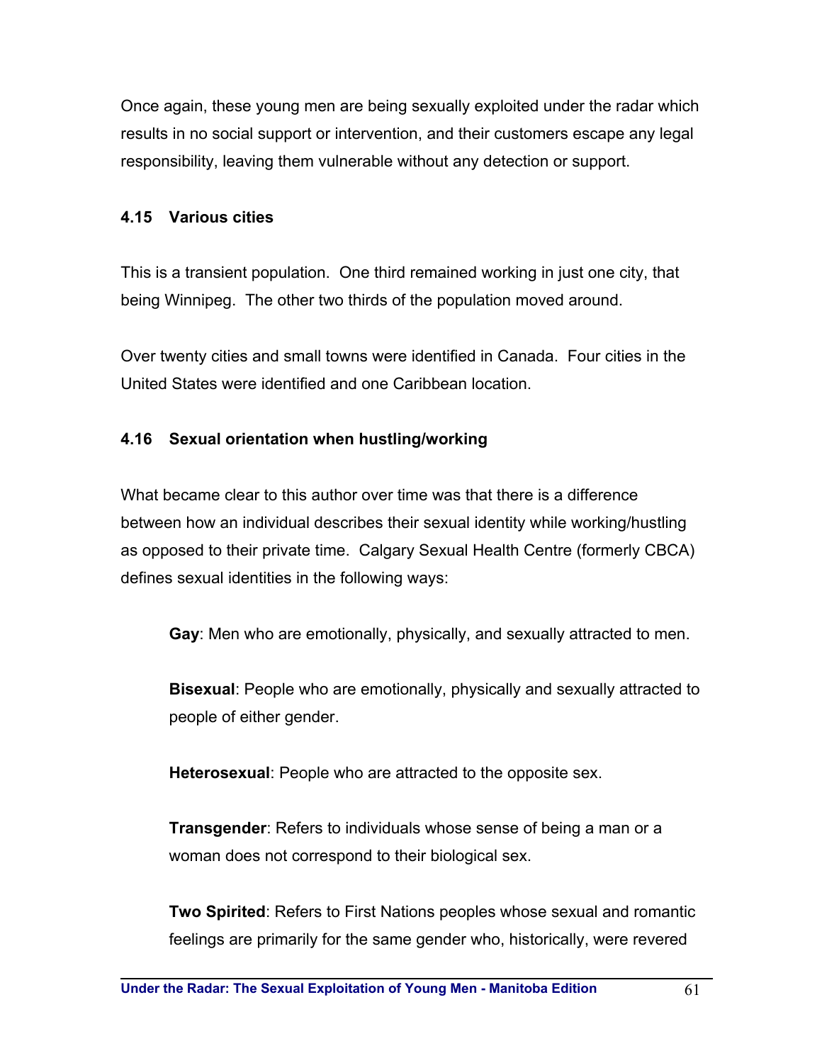Once again, these young men are being sexually exploited under the radar which results in no social support or intervention, and their customers escape any legal responsibility, leaving them vulnerable without any detection or support.

### 4.15 Various cities

This is a transient population. One third remained working in just one city, that being Winnipeg. The other two thirds of the population moved around.

Over twenty cities and small towns were identified in Canada. Four cities in the United States were identified and one Caribbean location.

### 4.16 Sexual orientation when hustling/working

What became clear to this author over time was that there is a difference between how an individual describes their sexual identity while working/hustling as opposed to their private time. Calgary Sexual Health Centre (formerly CBCA) defines sexual identities in the following ways:

> **Gay**: Men who are emotionally, physically, and sexually attracted to men.
>
> **Bisexual**: People who are emotionally, physically and sexually attracted to people of either gender.
>
> **Heterosexual**: People who are attracted to the opposite sex.
>
> **Transgender**: Refers to individuals whose sense of being a man or a woman does not correspond to their biological sex.
>
> **Two Spirited**: Refers to First Nations peoples whose sexual and romantic feelings are primarily for the same gender who, historically, were revered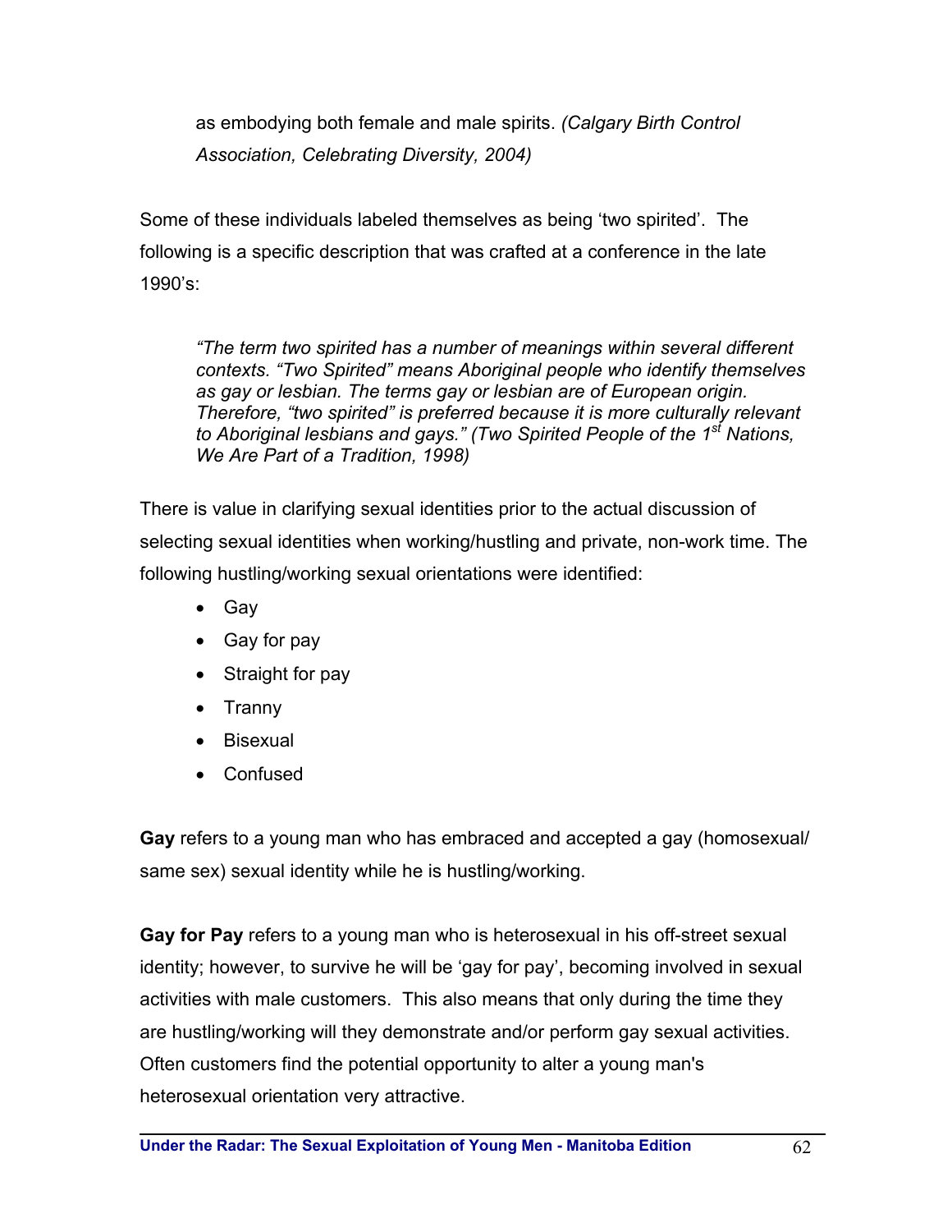as embodying both female and male spirits. *(Calgary Birth Control Association, Celebrating Diversity, 2004)*

Some of these individuals labeled themselves as being 'two spirited'. The following is a specific description that was crafted at a conference in the late 1990's:

> *"The term two spirited has a number of meanings within several different contexts. "Two Spirited" means Aboriginal people who identify themselves as gay or lesbian. The terms gay or lesbian are of European origin. Therefore, "two spirited" is preferred because it is more culturally relevant to Aboriginal lesbians and gays." (Two Spirited People of the 1st Nations, We Are Part of a Tradition, 1998)*

There is value in clarifying sexual identities prior to the actual discussion of selecting sexual identities when working/hustling and private, non-work time. The following hustling/working sexual orientations were identified:

- Gay
- Gay for pay
- Straight for pay
- Tranny
- Bisexual
- Confused

**Gay** refers to a young man who has embraced and accepted a gay (homosexual/ same sex) sexual identity while he is hustling/working.

**Gay for Pay** refers to a young man who is heterosexual in his off-street sexual identity; however, to survive he will be 'gay for pay', becoming involved in sexual activities with male customers. This also means that only during the time they are hustling/working will they demonstrate and/or perform gay sexual activities. Often customers find the potential opportunity to alter a young man's heterosexual orientation very attractive.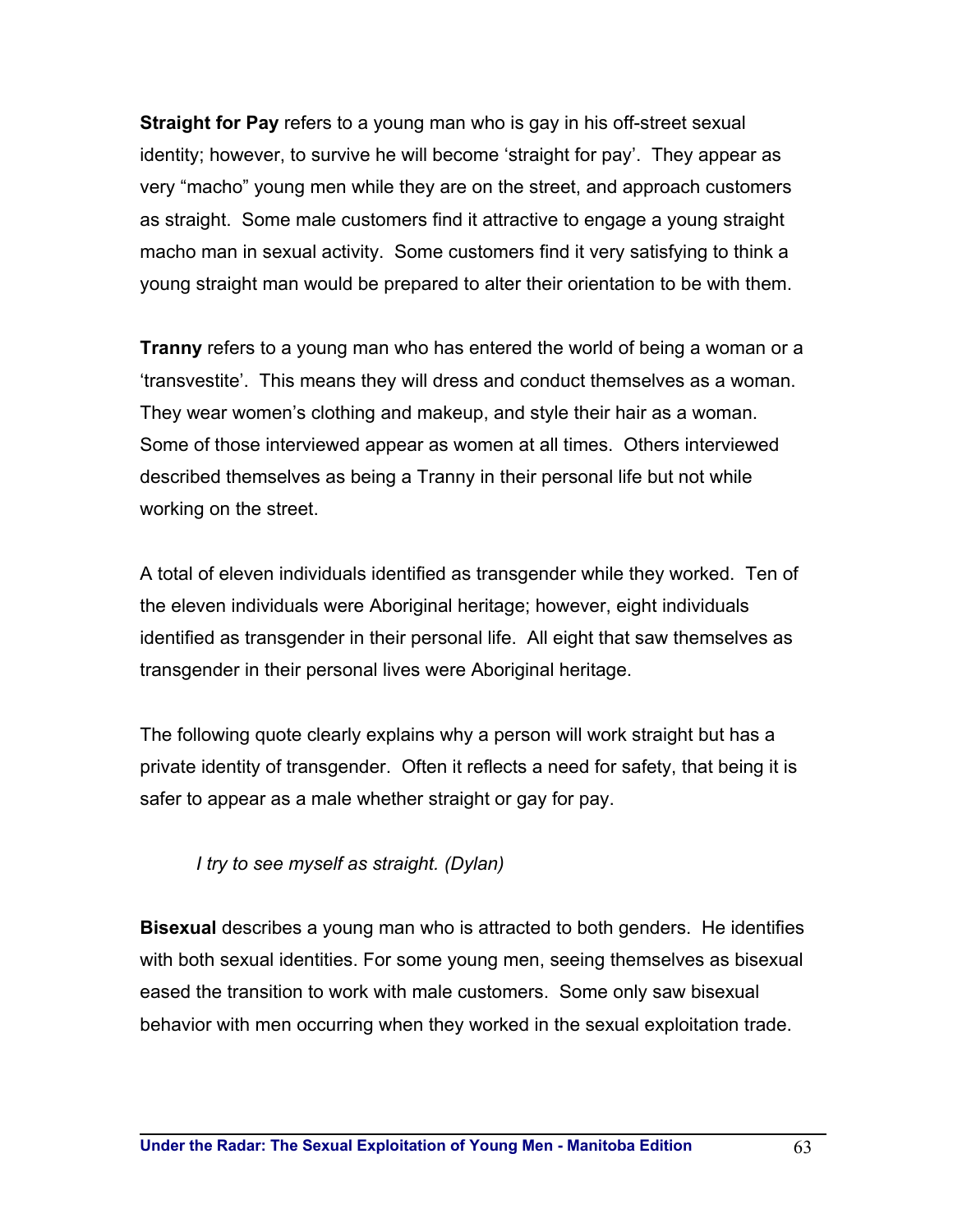**Straight for Pay** refers to a young man who is gay in his off-street sexual identity; however, to survive he will become 'straight for pay'. They appear as very "macho" young men while they are on the street, and approach customers as straight. Some male customers find it attractive to engage a young straight macho man in sexual activity. Some customers find it very satisfying to think a young straight man would be prepared to alter their orientation to be with them.

**Tranny** refers to a young man who has entered the world of being a woman or a 'transvestite'. This means they will dress and conduct themselves as a woman. They wear women's clothing and makeup, and style their hair as a woman. Some of those interviewed appear as women at all times. Others interviewed described themselves as being a Tranny in their personal life but not while working on the street.

A total of eleven individuals identified as transgender while they worked. Ten of the eleven individuals were Aboriginal heritage; however, eight individuals identified as transgender in their personal life. All eight that saw themselves as transgender in their personal lives were Aboriginal heritage.

The following quote clearly explains why a person will work straight but has a private identity of transgender. Often it reflects a need for safety, that being it is safer to appear as a male whether straight or gay for pay.

> *I try to see myself as straight. (Dylan)*

**Bisexual** describes a young man who is attracted to both genders. He identifies with both sexual identities. For some young men, seeing themselves as bisexual eased the transition to work with male customers. Some only saw bisexual behavior with men occurring when they worked in the sexual exploitation trade.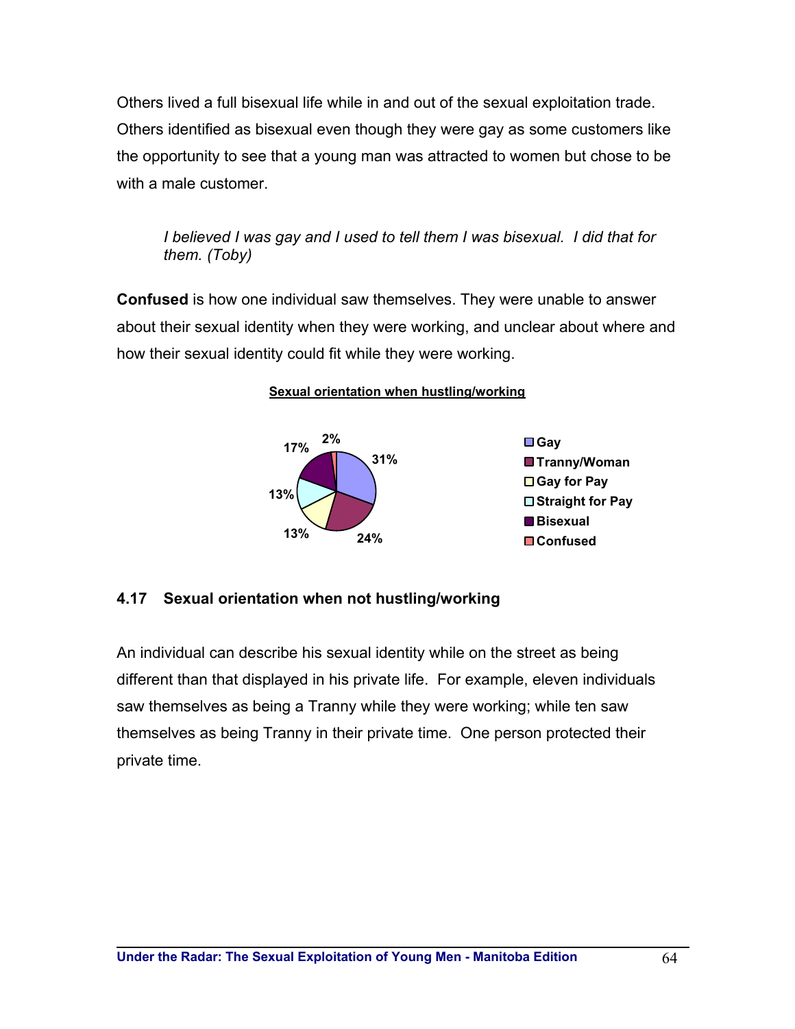Others lived a full bisexual life while in and out of the sexual exploitation trade. Others identified as bisexual even though they were gay as some customers like the opportunity to see that a young man was attracted to women but chose to be with a male customer.

> *I believed I was gay and I used to tell them I was bisexual. I did that for them. (Toby)*

**Confused** is how one individual saw themselves. They were unable to answer about their sexual identity when they were working, and unclear about where and how their sexual identity could fit while they were working.

**Sexual orientation when hustling/working**

| Sexual orientation | Percentage |
|---|---|
| Gay | 31% |
| Tranny/Woman | 24% |
| Gay for Pay | 13% |
| Straight for Pay | 13% |
| Bisexual | 17% |
| Confused | 2% |

### 4.17 Sexual orientation when not hustling/working

An individual can describe his sexual identity while on the street as being different than that displayed in his private life. For example, eleven individuals saw themselves as being a Tranny while they were working; while ten saw themselves as being Tranny in their private time. One person protected their private time.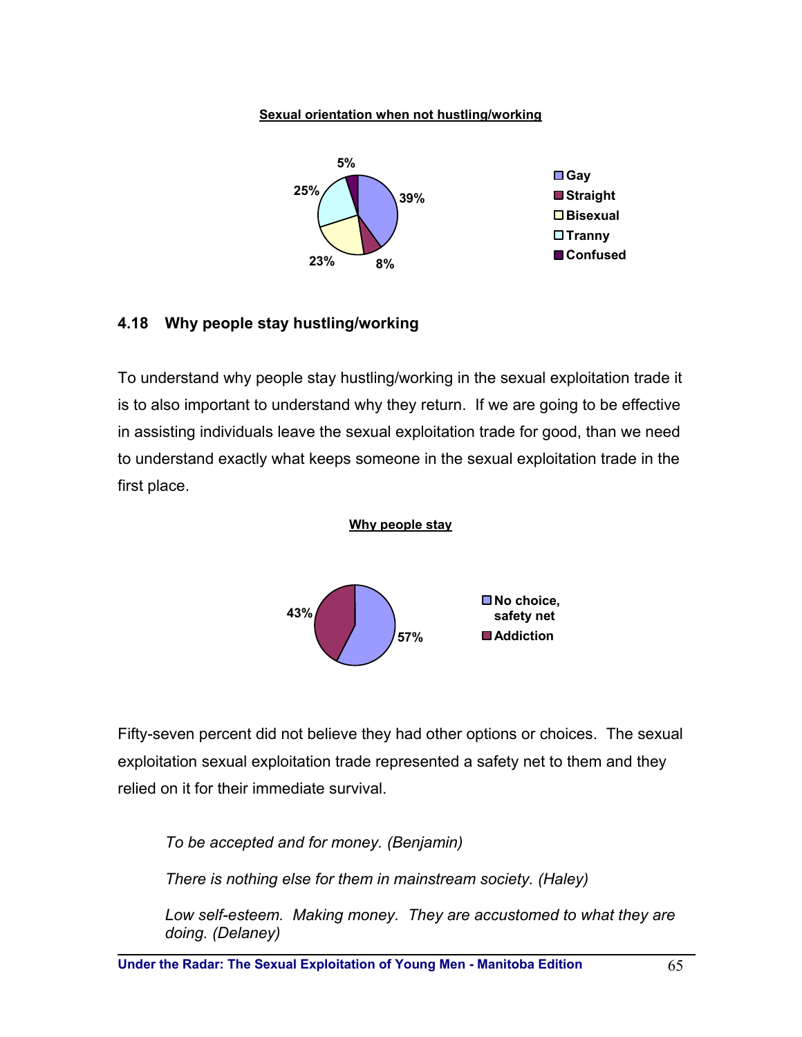**Sexual orientation when not hustling/working**

| Orientation | Percentage |
|---|---|
| Gay | 39% |
| Straight | 8% |
| Bisexual | 23% |
| Tranny | 25% |
| Confused | 5% |

## 4.18 Why people stay hustling/working

To understand why people stay hustling/working in the sexual exploitation trade it is to also important to understand why they return. If we are going to be effective in assisting individuals leave the sexual exploitation trade for good, than we need to understand exactly what keeps someone in the sexual exploitation trade in the first place.

**Why people stay**

| Reason | Percentage |
|---|---|
| No choice, safety net | 57% |
| Addiction | 43% |

Fifty-seven percent did not believe they had other options or choices. The sexual exploitation sexual exploitation trade represented a safety net to them and they relied on it for their immediate survival.

> *To be accepted and for money. (Benjamin)*
>
> *There is nothing else for them in mainstream society. (Haley)*
>
> *Low self-esteem. Making money. They are accustomed to what they are doing. (Delaney)*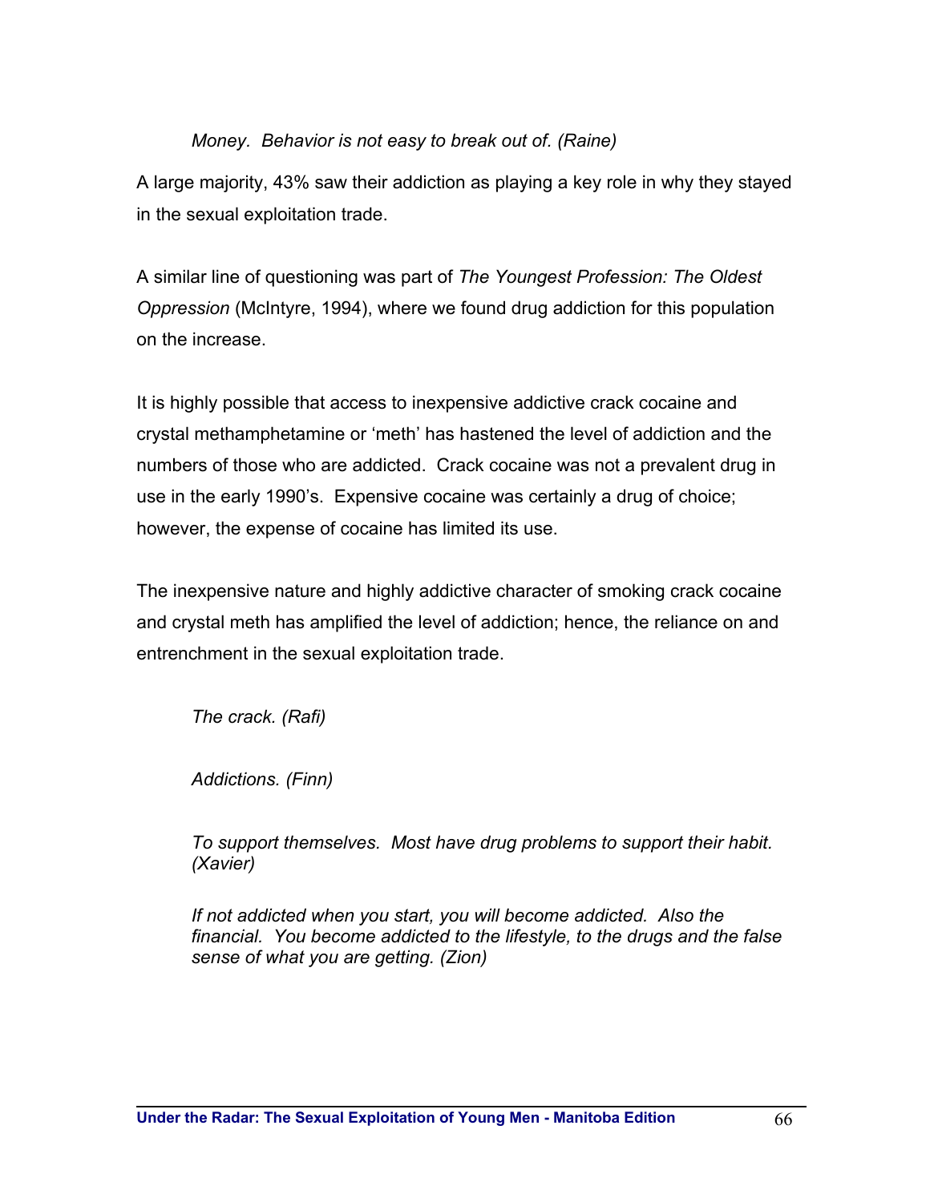*Money. Behavior is not easy to break out of. (Raine)*

A large majority, 43% saw their addiction as playing a key role in why they stayed in the sexual exploitation trade.

A similar line of questioning was part of *The Youngest Profession: The Oldest Oppression* (McIntyre, 1994), where we found drug addiction for this population on the increase.

It is highly possible that access to inexpensive addictive crack cocaine and crystal methamphetamine or 'meth' has hastened the level of addiction and the numbers of those who are addicted. Crack cocaine was not a prevalent drug in use in the early 1990's. Expensive cocaine was certainly a drug of choice; however, the expense of cocaine has limited its use.

The inexpensive nature and highly addictive character of smoking crack cocaine and crystal meth has amplified the level of addiction; hence, the reliance on and entrenchment in the sexual exploitation trade.

*The crack. (Rafi)*

*Addictions. (Finn)*

*To support themselves. Most have drug problems to support their habit. (Xavier)*

*If not addicted when you start, you will become addicted. Also the financial. You become addicted to the lifestyle, to the drugs and the false sense of what you are getting. (Zion)*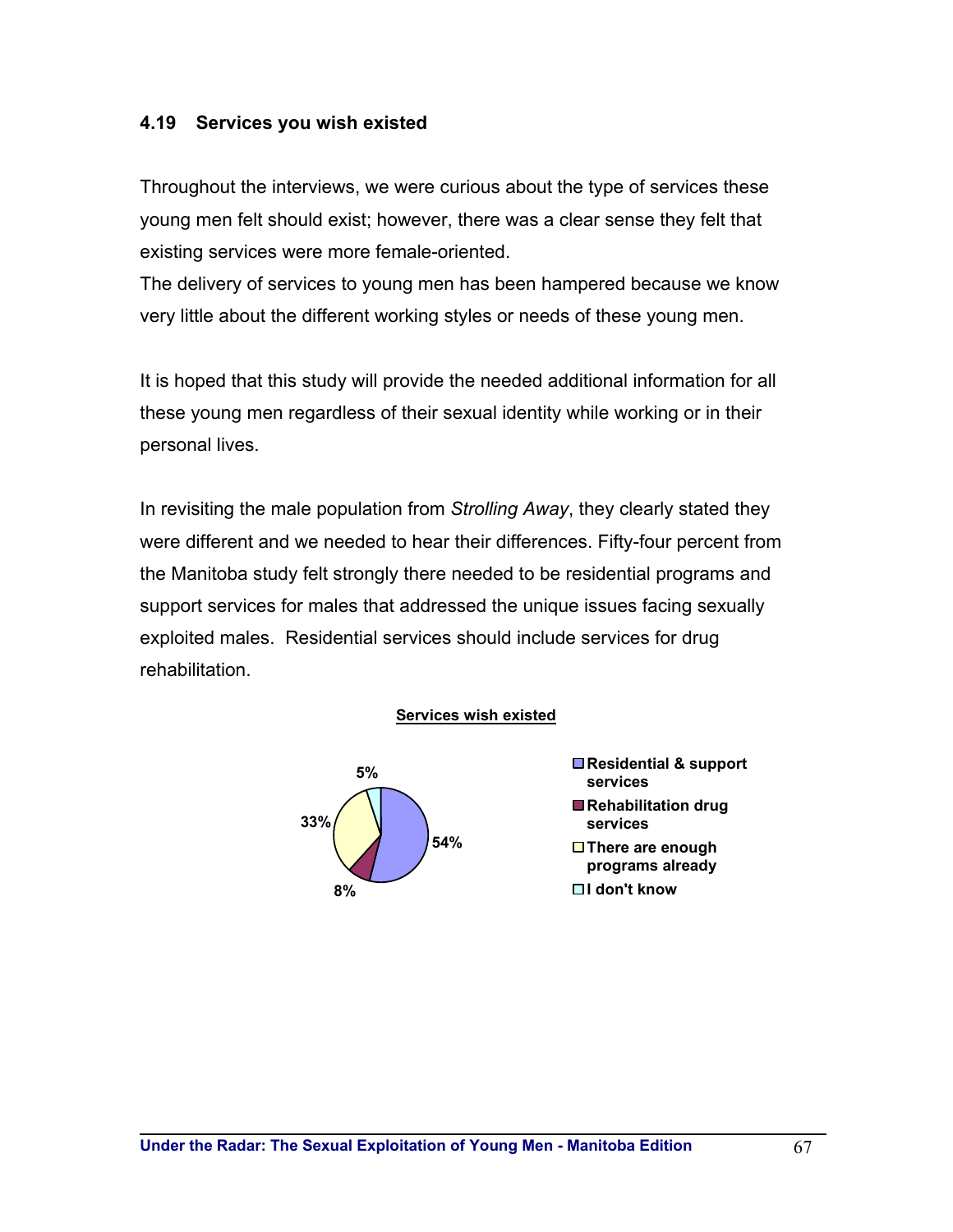### 4.19 Services you wish existed

Throughout the interviews, we were curious about the type of services these young men felt should exist; however, there was a clear sense they felt that existing services were more female-oriented.
The delivery of services to young men has been hampered because we know very little about the different working styles or needs of these young men.

It is hoped that this study will provide the needed additional information for all these young men regardless of their sexual identity while working or in their personal lives.

In revisiting the male population from *Strolling Away*, they clearly stated they were different and we needed to hear their differences. Fifty-four percent from the Manitoba study felt strongly there needed to be residential programs and support services for males that addressed the unique issues facing sexually exploited males. Residential services should include services for drug rehabilitation.

**Services wish existed**

| Response | Percentage |
|---|---|
| Residential & support services | 54% |
| Rehabilitation drug services | 8% |
| There are enough programs already | 33% |
| I don't know | 5% |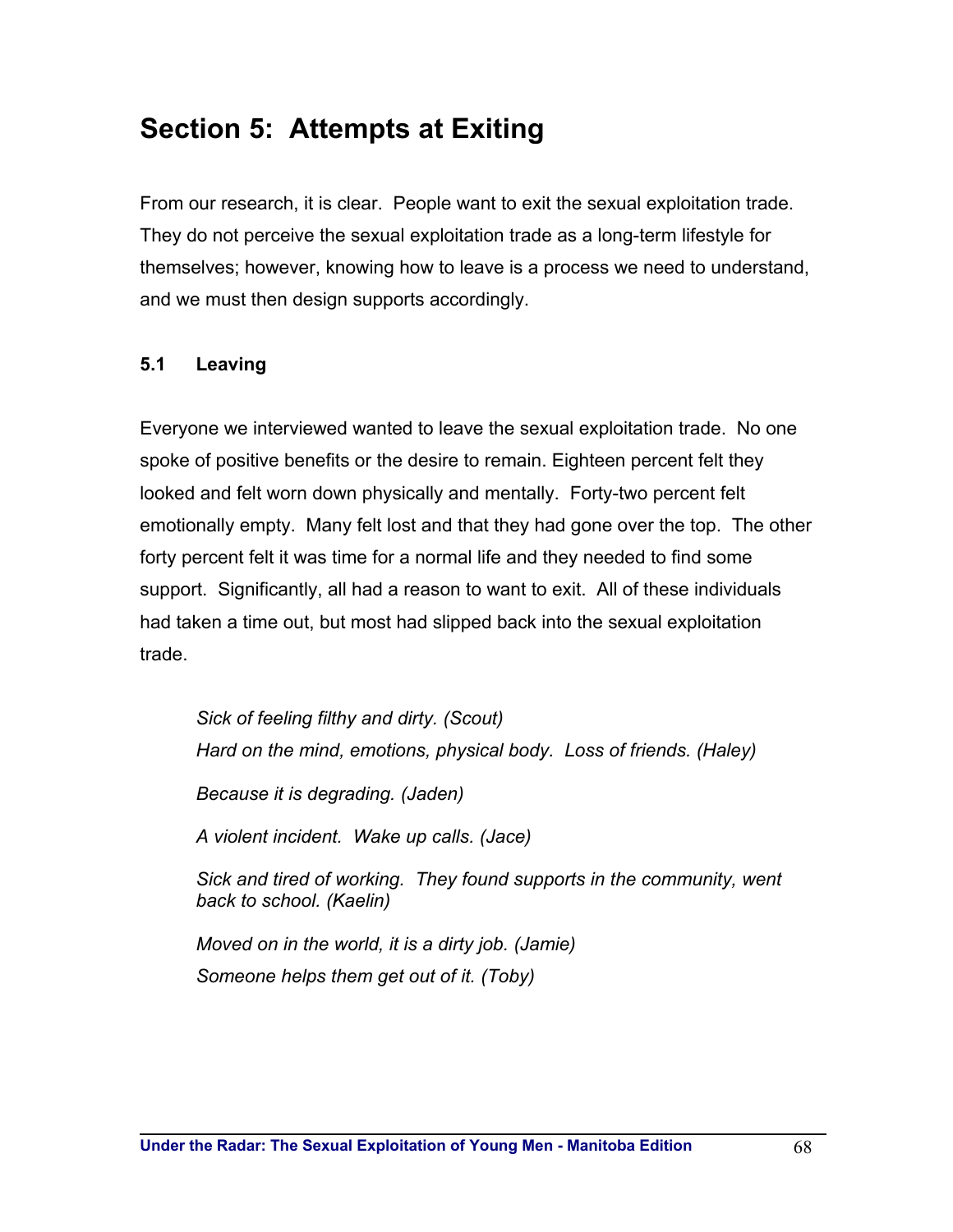# Section 5: Attempts at Exiting

From our research, it is clear. People want to exit the sexual exploitation trade. They do not perceive the sexual exploitation trade as a long-term lifestyle for themselves; however, knowing how to leave is a process we need to understand, and we must then design supports accordingly.

## 5.1 Leaving

Everyone we interviewed wanted to leave the sexual exploitation trade. No one spoke of positive benefits or the desire to remain. Eighteen percent felt they looked and felt worn down physically and mentally. Forty-two percent felt emotionally empty. Many felt lost and that they had gone over the top. The other forty percent felt it was time for a normal life and they needed to find some support. Significantly, all had a reason to want to exit. All of these individuals had taken a time out, but most had slipped back into the sexual exploitation trade.

> *Sick of feeling filthy and dirty. (Scout)*
>
> *Hard on the mind, emotions, physical body. Loss of friends. (Haley)*
>
> *Because it is degrading. (Jaden)*
>
> *A violent incident. Wake up calls. (Jace)*
>
> *Sick and tired of working. They found supports in the community, went back to school. (Kaelin)*
>
> *Moved on in the world, it is a dirty job. (Jamie)*
>
> *Someone helps them get out of it. (Toby)*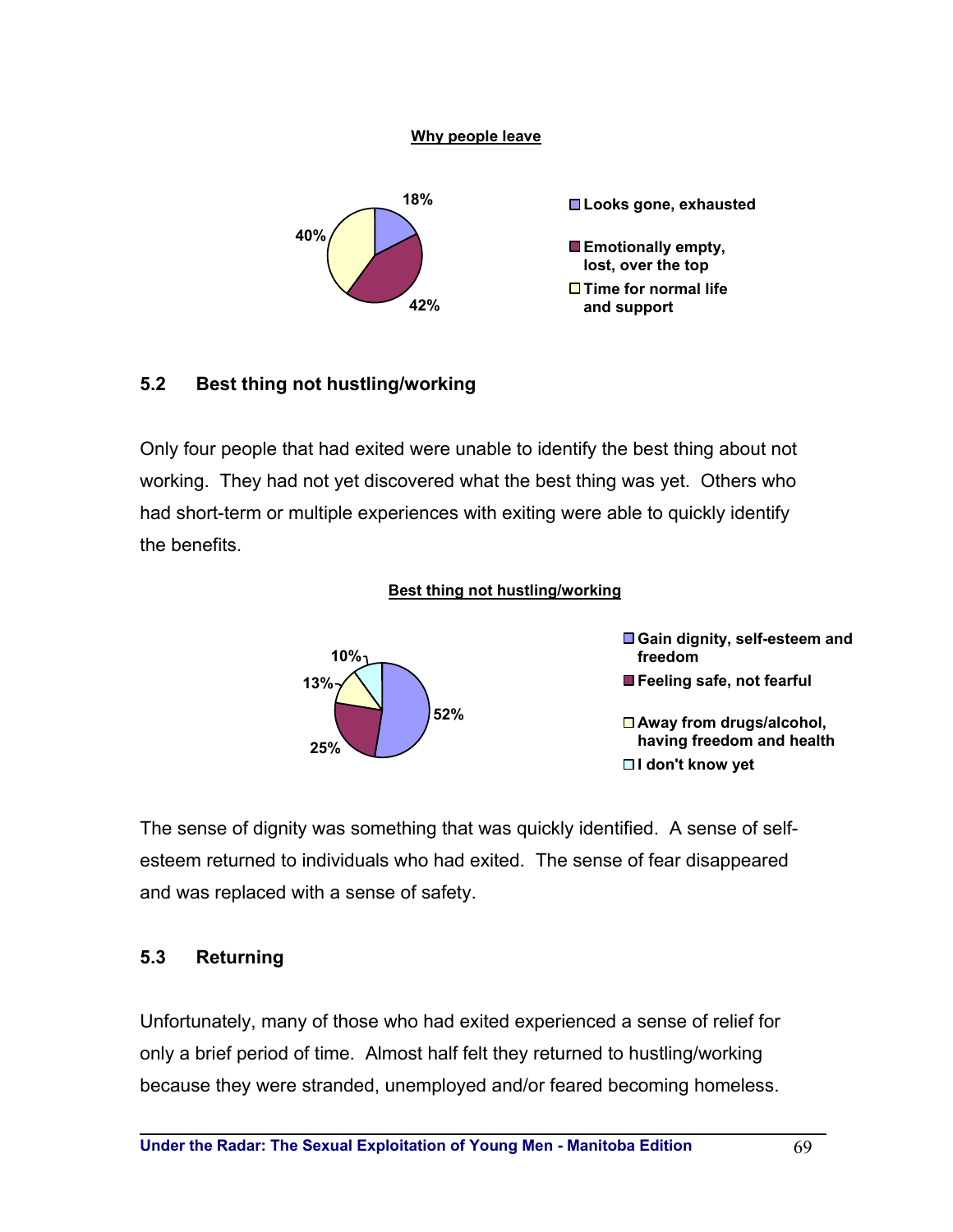**Why people leave**

| Reason | Percentage |
| --- | --- |
| Looks gone, exhausted | 18% |
| Emotionally empty, lost, over the top | 42% |
| Time for normal life and support | 40% |

## 5.2 Best thing not hustling/working

Only four people that had exited were unable to identify the best thing about not working. They had not yet discovered what the best thing was yet. Others who had short-term or multiple experiences with exiting were able to quickly identify the benefits.

**Best thing not hustling/working**

| Best thing | Percentage |
| --- | --- |
| Gain dignity, self-esteem and freedom | 52% |
| Feeling safe, not fearful | 25% |
| Away from drugs/alcohol, having freedom and health | 13% |
| I don't know yet | 10% |

The sense of dignity was something that was quickly identified. A sense of self-esteem returned to individuals who had exited. The sense of fear disappeared and was replaced with a sense of safety.

## 5.3 Returning

Unfortunately, many of those who had exited experienced a sense of relief for only a brief period of time. Almost half felt they returned to hustling/working because they were stranded, unemployed and/or feared becoming homeless.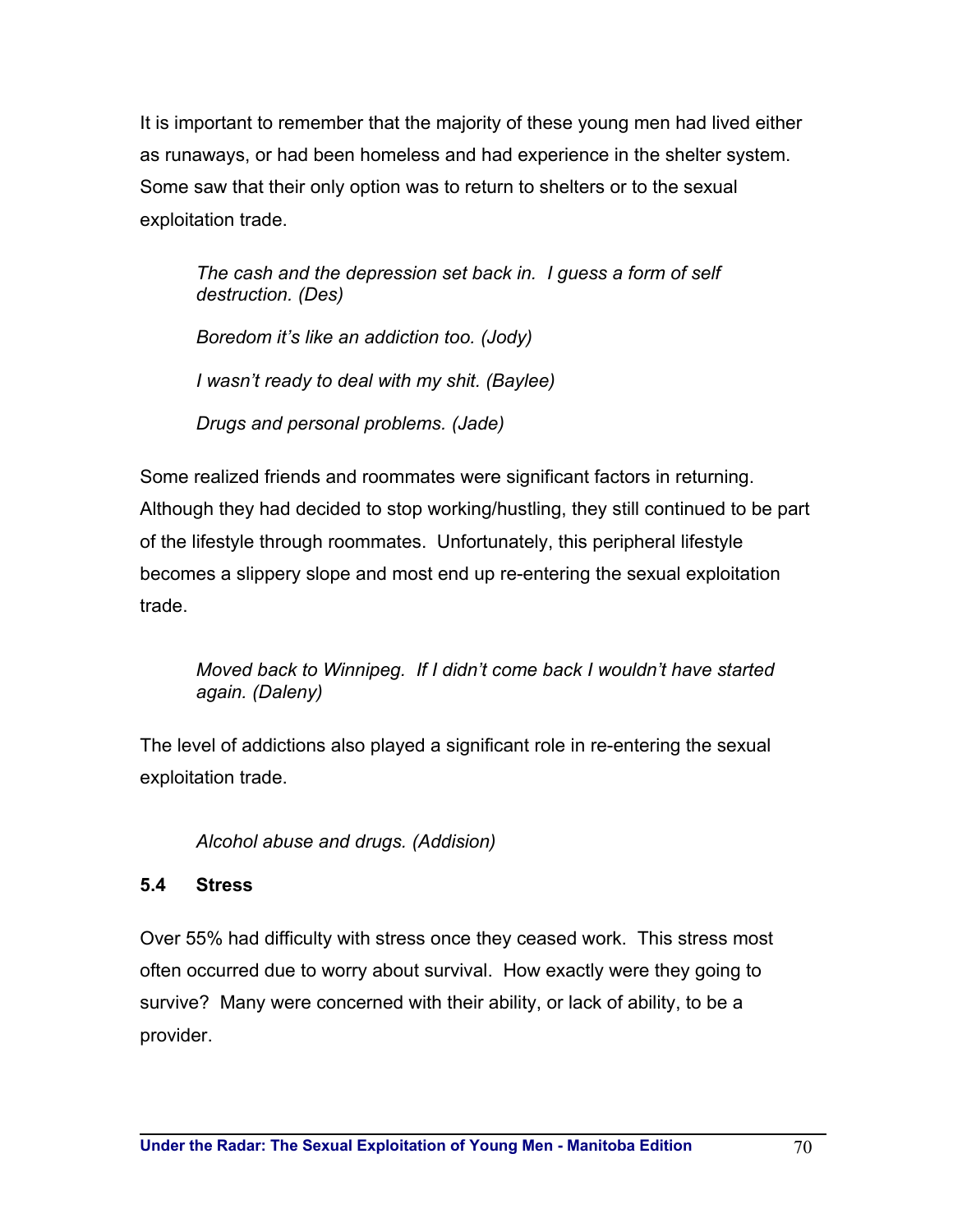It is important to remember that the majority of these young men had lived either as runaways, or had been homeless and had experience in the shelter system. Some saw that their only option was to return to shelters or to the sexual exploitation trade.

> *The cash and the depression set back in. I guess a form of self destruction. (Des)*
>
> *Boredom it's like an addiction too. (Jody)*
>
> *I wasn't ready to deal with my shit. (Baylee)*
>
> *Drugs and personal problems. (Jade)*

Some realized friends and roommates were significant factors in returning. Although they had decided to stop working/hustling, they still continued to be part of the lifestyle through roommates. Unfortunately, this peripheral lifestyle becomes a slippery slope and most end up re-entering the sexual exploitation trade.

> *Moved back to Winnipeg. If I didn't come back I wouldn't have started again. (Daleny)*

The level of addictions also played a significant role in re-entering the sexual exploitation trade.

> *Alcohol abuse and drugs. (Addision)*

### 5.4 Stress

Over 55% had difficulty with stress once they ceased work. This stress most often occurred due to worry about survival. How exactly were they going to survive? Many were concerned with their ability, or lack of ability, to be a provider.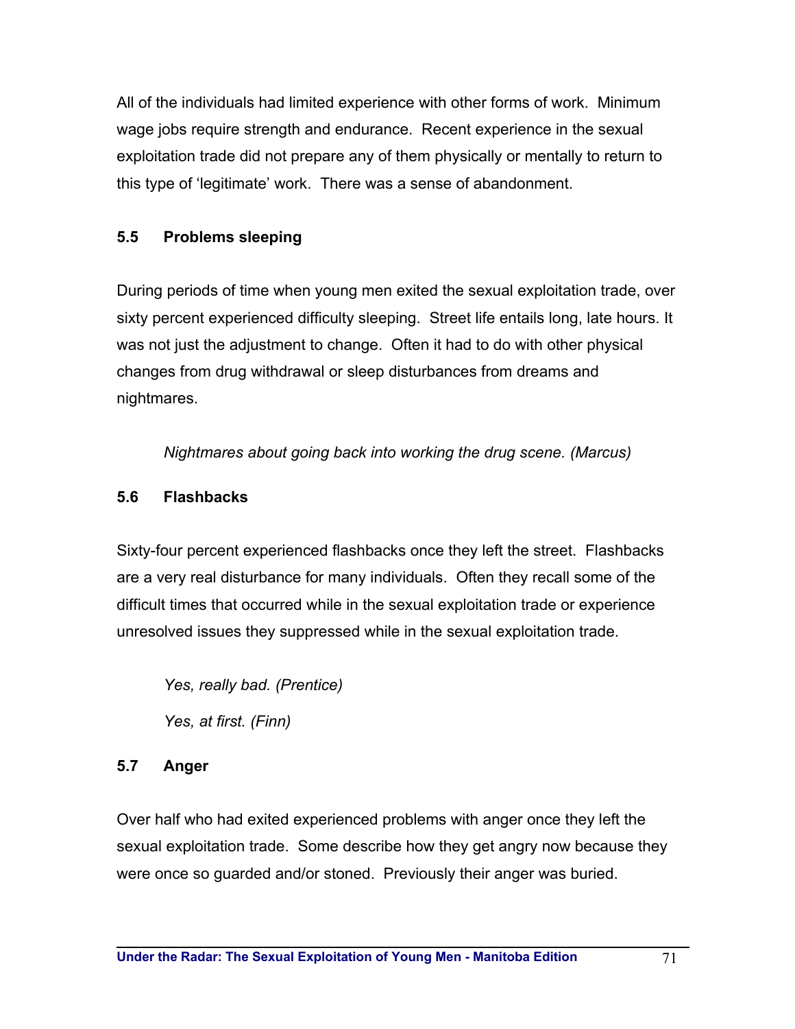All of the individuals had limited experience with other forms of work. Minimum wage jobs require strength and endurance. Recent experience in the sexual exploitation trade did not prepare any of them physically or mentally to return to this type of 'legitimate' work. There was a sense of abandonment.

### 5.5 Problems sleeping

During periods of time when young men exited the sexual exploitation trade, over sixty percent experienced difficulty sleeping. Street life entails long, late hours. It was not just the adjustment to change. Often it had to do with other physical changes from drug withdrawal or sleep disturbances from dreams and nightmares.

> *Nightmares about going back into working the drug scene. (Marcus)*

### 5.6 Flashbacks

Sixty-four percent experienced flashbacks once they left the street. Flashbacks are a very real disturbance for many individuals. Often they recall some of the difficult times that occurred while in the sexual exploitation trade or experience unresolved issues they suppressed while in the sexual exploitation trade.

> *Yes, really bad. (Prentice)*
>
> *Yes, at first. (Finn)*

### 5.7 Anger

Over half who had exited experienced problems with anger once they left the sexual exploitation trade. Some describe how they get angry now because they were once so guarded and/or stoned. Previously their anger was buried.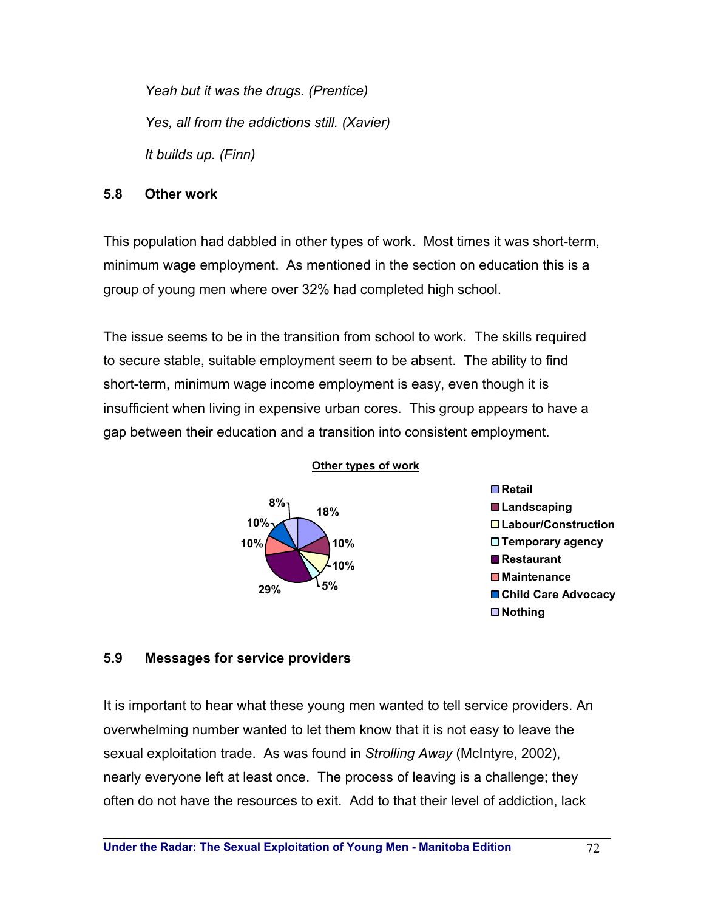*Yeah but it was the drugs. (Prentice)*

*Yes, all from the addictions still. (Xavier)*

*It builds up. (Finn)*

### 5.8 Other work

This population had dabbled in other types of work. Most times it was short-term, minimum wage employment. As mentioned in the section on education this is a group of young men where over 32% had completed high school.

The issue seems to be in the transition from school to work. The skills required to secure stable, suitable employment seem to be absent. The ability to find short-term, minimum wage income employment is easy, even though it is insufficient when living in expensive urban cores. This group appears to have a gap between their education and a transition into consistent employment.

**Other types of work**

| Type of work | % |
|---|---|
| Retail | 18% |
| Landscaping | 10% |
| Labour/Construction | 10% |
| Temporary agency | 5% |
| Restaurant | 29% |
| Maintenance | 10% |
| Child Care Advocacy | 10% |
| Nothing | 8% |

### 5.9 Messages for service providers

It is important to hear what these young men wanted to tell service providers. An overwhelming number wanted to let them know that it is not easy to leave the sexual exploitation trade. As was found in *Strolling Away* (McIntyre, 2002), nearly everyone left at least once. The process of leaving is a challenge; they often do not have the resources to exit. Add to that their level of addiction, lack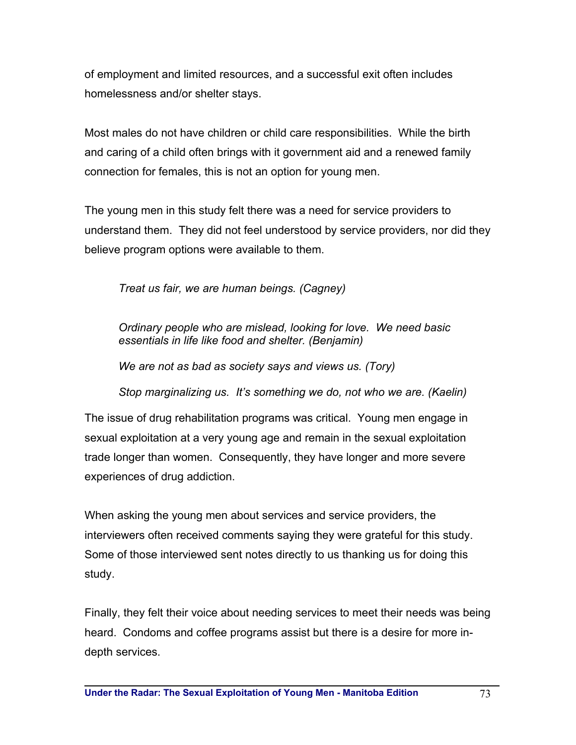of employment and limited resources, and a successful exit often includes homelessness and/or shelter stays.

Most males do not have children or child care responsibilities. While the birth and caring of a child often brings with it government aid and a renewed family connection for females, this is not an option for young men.

The young men in this study felt there was a need for service providers to understand them. They did not feel understood by service providers, nor did they believe program options were available to them.

> *Treat us fair, we are human beings. (Cagney)*
>
> *Ordinary people who are mislead, looking for love. We need basic essentials in life like food and shelter. (Benjamin)*
>
> *We are not as bad as society says and views us. (Tory)*
>
> *Stop marginalizing us. It's something we do, not who we are. (Kaelin)*

The issue of drug rehabilitation programs was critical. Young men engage in sexual exploitation at a very young age and remain in the sexual exploitation trade longer than women. Consequently, they have longer and more severe experiences of drug addiction.

When asking the young men about services and service providers, the interviewers often received comments saying they were grateful for this study. Some of those interviewed sent notes directly to us thanking us for doing this study.

Finally, they felt their voice about needing services to meet their needs was being heard. Condoms and coffee programs assist but there is a desire for more in-depth services.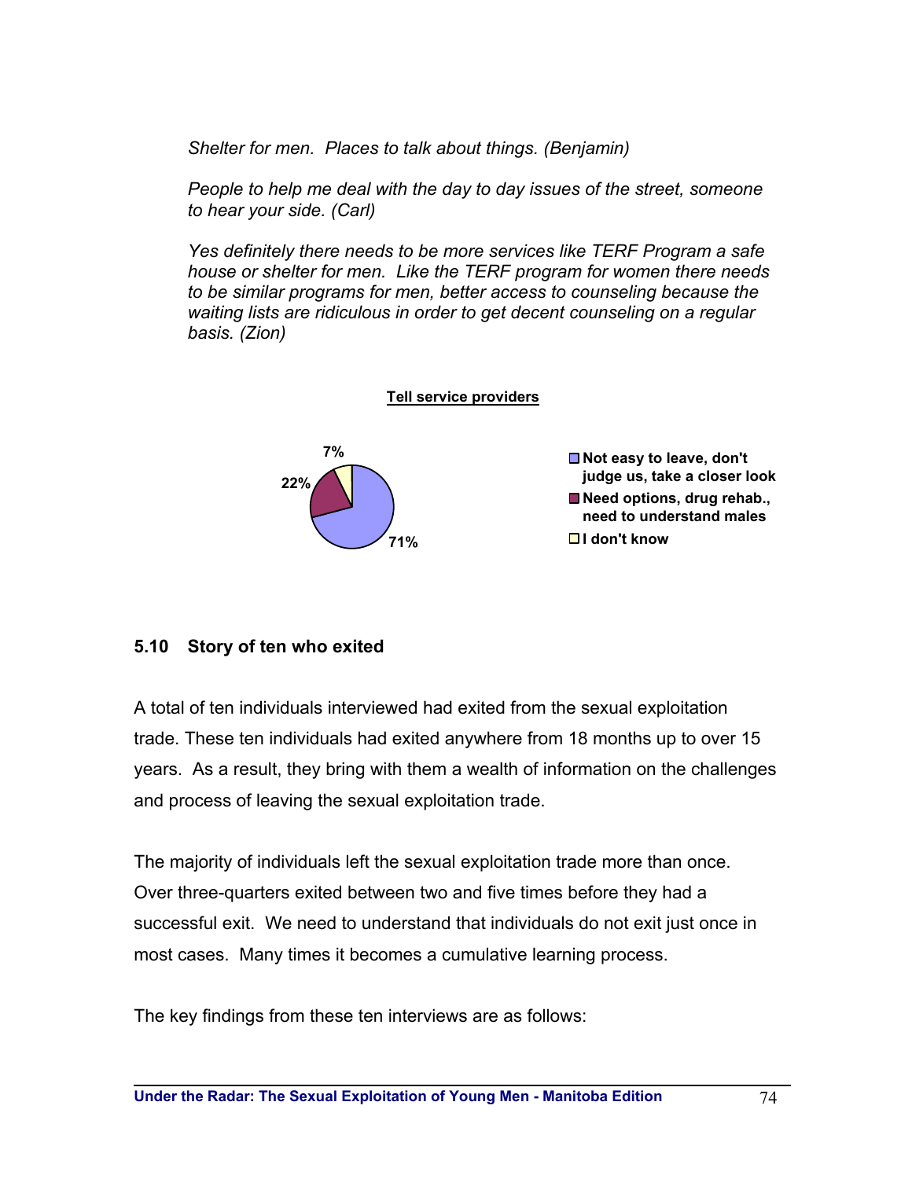*Shelter for men. Places to talk about things. (Benjamin)*

*People to help me deal with the day to day issues of the street, someone to hear your side. (Carl)*

*Yes definitely there needs to be more services like TERF Program a safe house or shelter for men. Like the TERF program for women there needs to be similar programs for men, better access to counseling because the waiting lists are ridiculous in order to get decent counseling on a regular basis. (Zion)*

**Tell service providers**

| Response | % |
|---|---|
| Not easy to leave, don't judge us, take a closer look | 71% |
| Need options, drug rehab., need to understand males | 22% |
| I don't know | 7% |

## 5.10 Story of ten who exited

A total of ten individuals interviewed had exited from the sexual exploitation trade. These ten individuals had exited anywhere from 18 months up to over 15 years. As a result, they bring with them a wealth of information on the challenges and process of leaving the sexual exploitation trade.

The majority of individuals left the sexual exploitation trade more than once. Over three-quarters exited between two and five times before they had a successful exit. We need to understand that individuals do not exit just once in most cases. Many times it becomes a cumulative learning process.

The key findings from these ten interviews are as follows: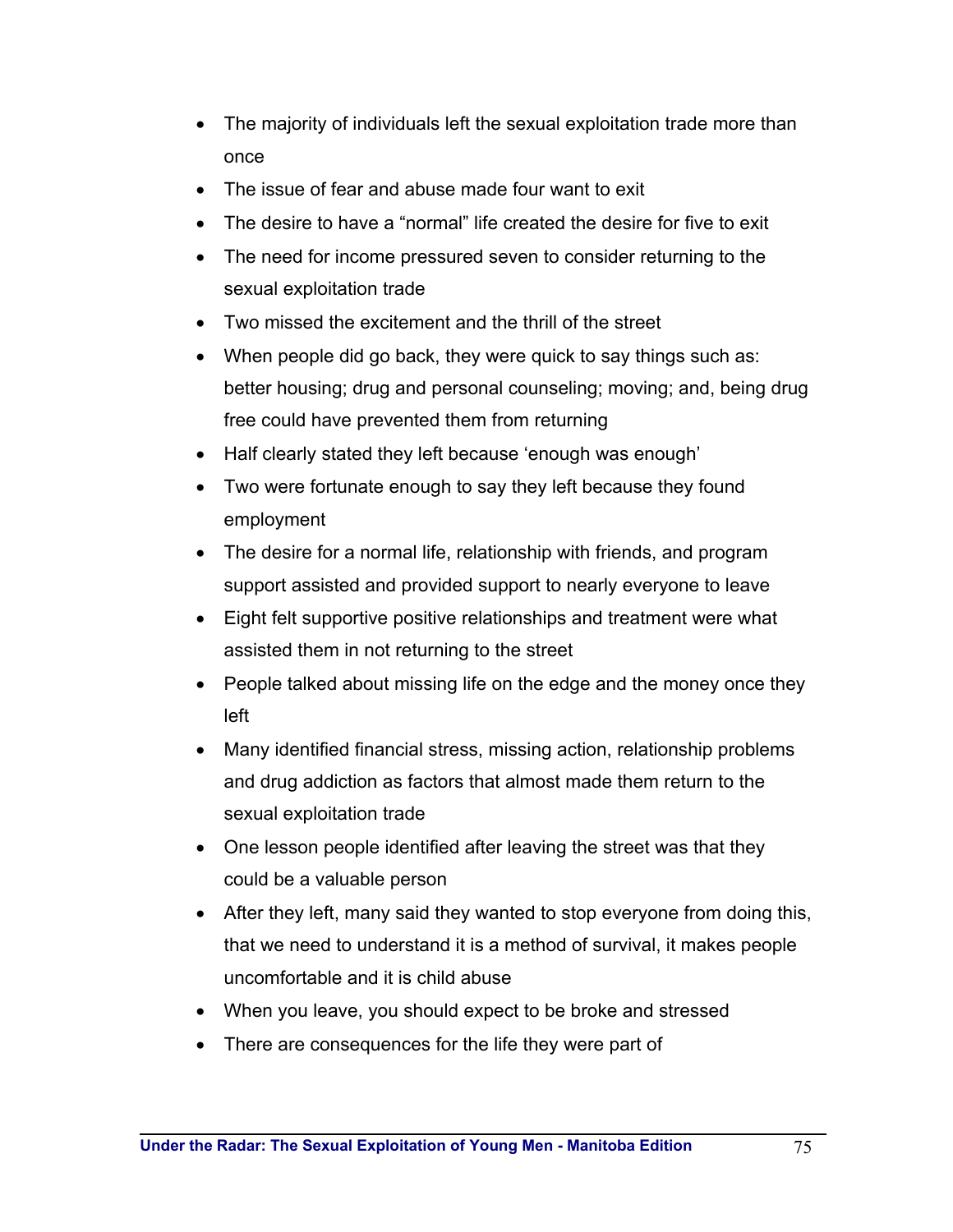- The majority of individuals left the sexual exploitation trade more than once
- The issue of fear and abuse made four want to exit
- The desire to have a "normal" life created the desire for five to exit
- The need for income pressured seven to consider returning to the sexual exploitation trade
- Two missed the excitement and the thrill of the street
- When people did go back, they were quick to say things such as: better housing; drug and personal counseling; moving; and, being drug free could have prevented them from returning
- Half clearly stated they left because 'enough was enough'
- Two were fortunate enough to say they left because they found employment
- The desire for a normal life, relationship with friends, and program support assisted and provided support to nearly everyone to leave
- Eight felt supportive positive relationships and treatment were what assisted them in not returning to the street
- People talked about missing life on the edge and the money once they left
- Many identified financial stress, missing action, relationship problems and drug addiction as factors that almost made them return to the sexual exploitation trade
- One lesson people identified after leaving the street was that they could be a valuable person
- After they left, many said they wanted to stop everyone from doing this, that we need to understand it is a method of survival, it makes people uncomfortable and it is child abuse
- When you leave, you should expect to be broke and stressed
- There are consequences for the life they were part of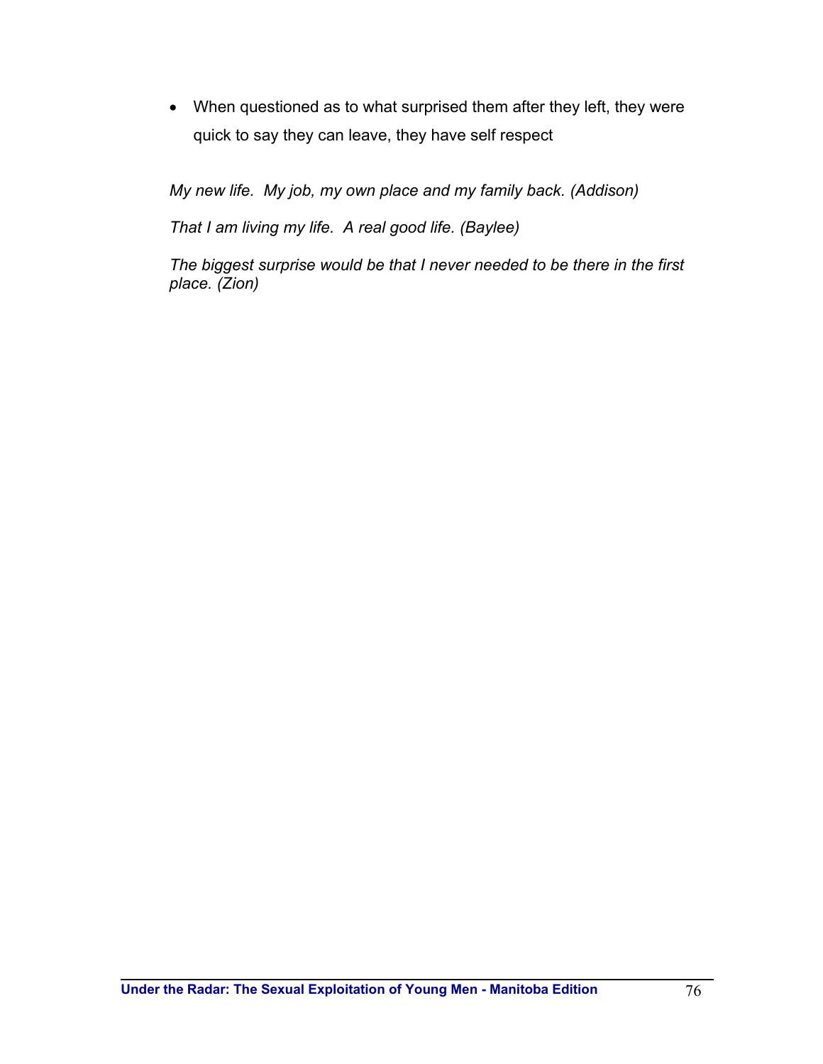- When questioned as to what surprised them after they left, they were quick to say they can leave, they have self respect

*My new life. My job, my own place and my family back. (Addison)*

*That I am living my life. A real good life. (Baylee)*

*The biggest surprise would be that I never needed to be there in the first place. (Zion)*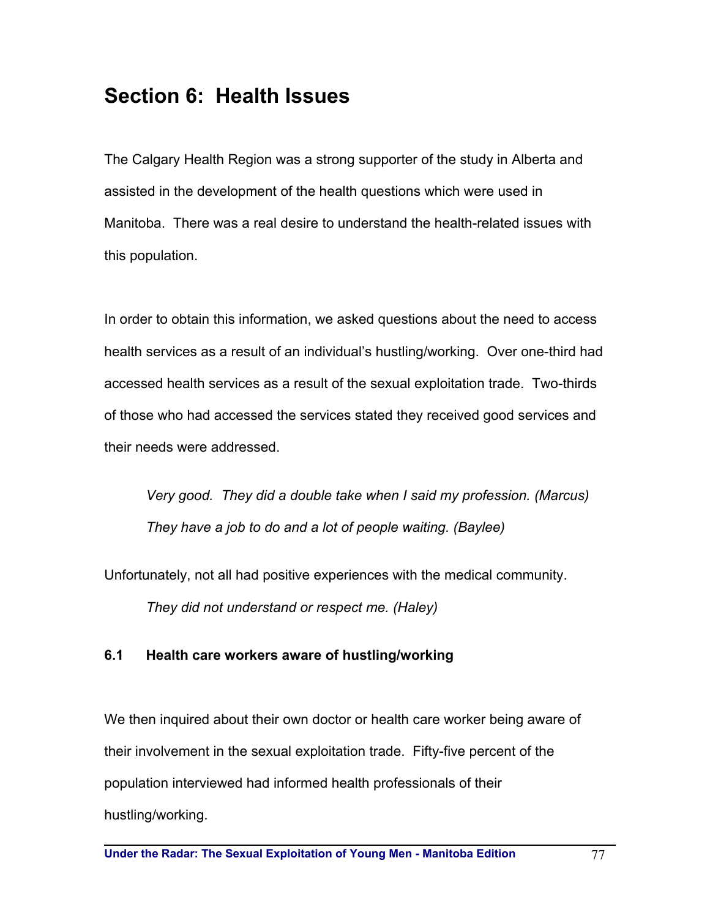# Section 6: Health Issues

The Calgary Health Region was a strong supporter of the study in Alberta and assisted in the development of the health questions which were used in Manitoba. There was a real desire to understand the health-related issues with this population.

In order to obtain this information, we asked questions about the need to access health services as a result of an individual's hustling/working. Over one-third had accessed health services as a result of the sexual exploitation trade. Two-thirds of those who had accessed the services stated they received good services and their needs were addressed.

> *Very good. They did a double take when I said my profession. (Marcus)*
>
> *They have a job to do and a lot of people waiting. (Baylee)*

Unfortunately, not all had positive experiences with the medical community.

> *They did not understand or respect me. (Haley)*

### 6.1 Health care workers aware of hustling/working

We then inquired about their own doctor or health care worker being aware of their involvement in the sexual exploitation trade. Fifty-five percent of the population interviewed had informed health professionals of their hustling/working.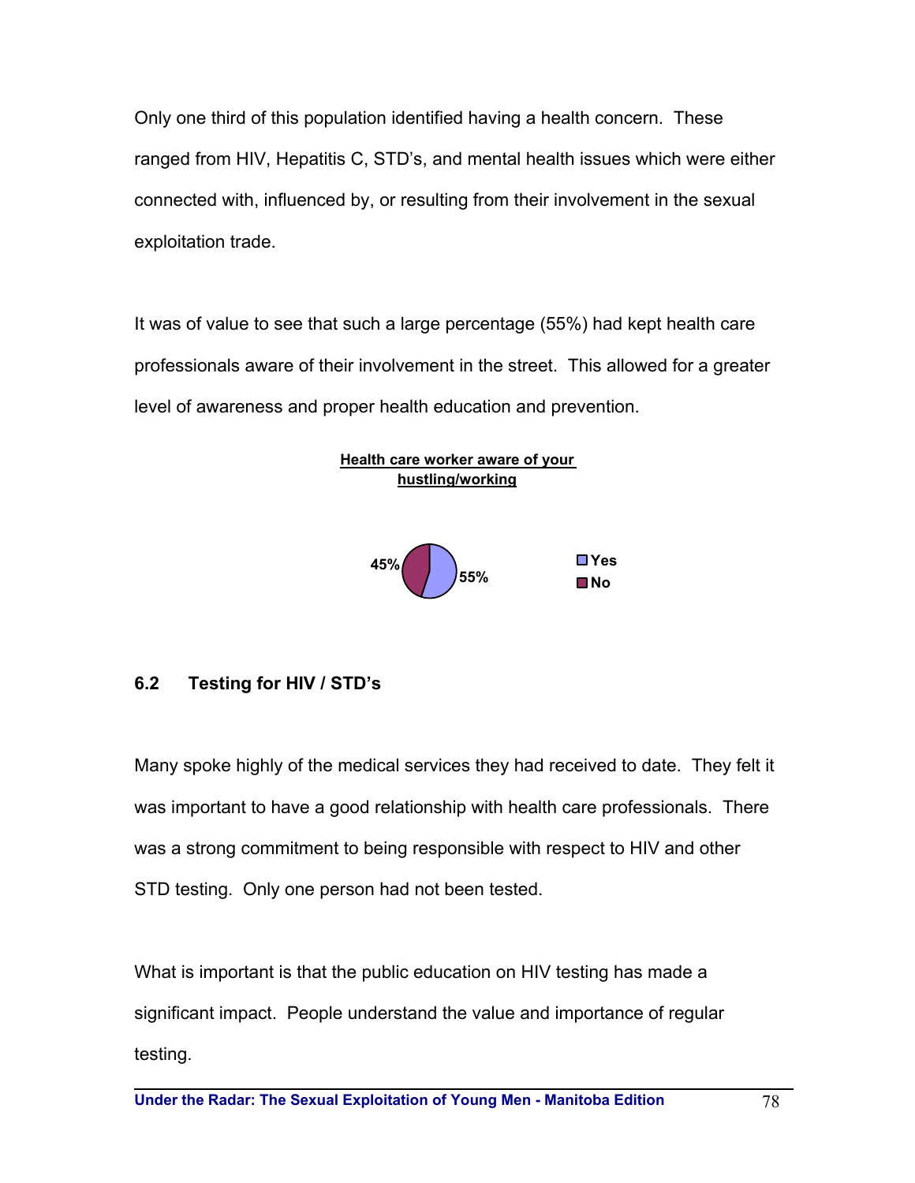Only one third of this population identified having a health concern. These ranged from HIV, Hepatitis C, STD's, and mental health issues which were either connected with, influenced by, or resulting from their involvement in the sexual exploitation trade.

It was of value to see that such a large percentage (55%) had kept health care professionals aware of their involvement in the street. This allowed for a greater level of awareness and proper health education and prevention.

**Health care worker aware of your hustling/working**

| Response | Percentage |
| --- | --- |
| Yes | 55% |
| No | 45% |

## 6.2 Testing for HIV / STD's

Many spoke highly of the medical services they had received to date. They felt it was important to have a good relationship with health care professionals. There was a strong commitment to being responsible with respect to HIV and other STD testing. Only one person had not been tested.

What is important is that the public education on HIV testing has made a significant impact. People understand the value and importance of regular testing.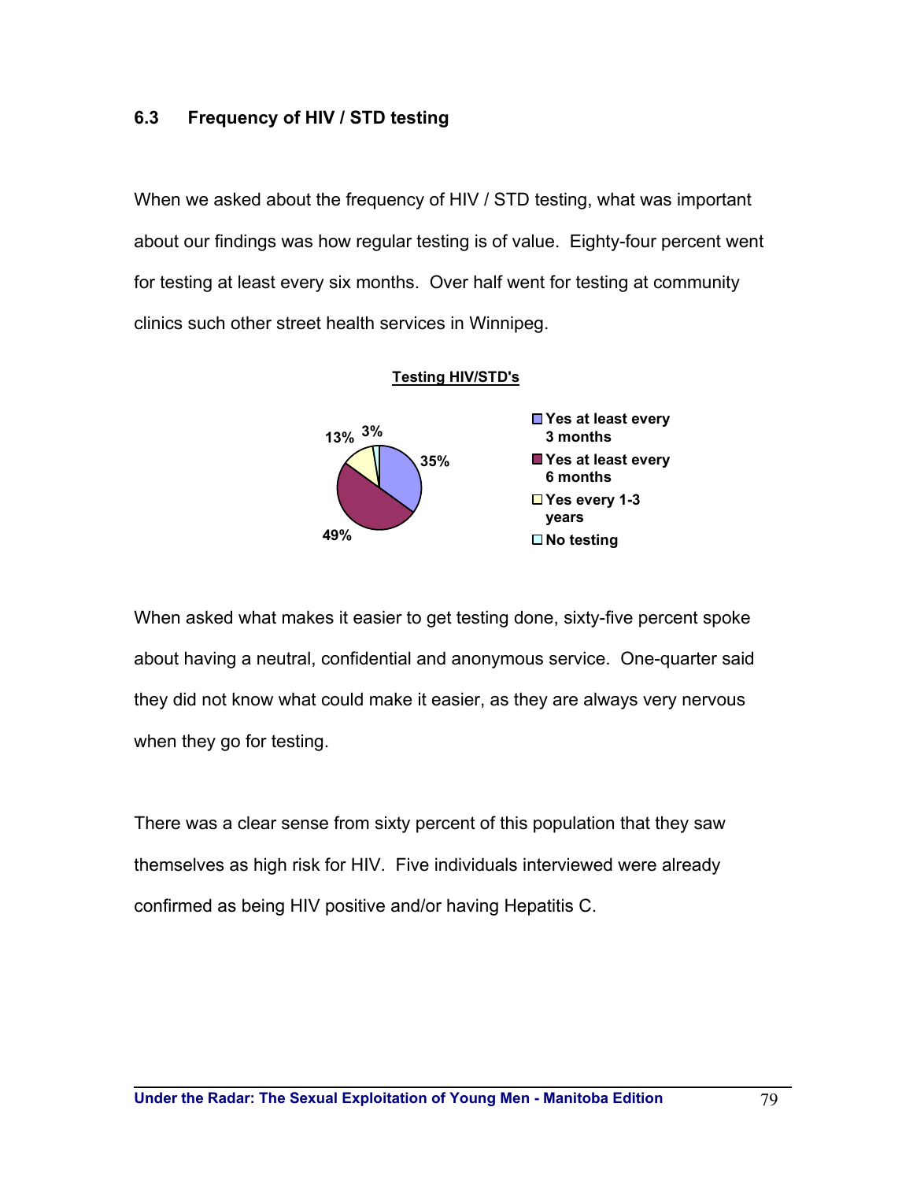## 6.3 Frequency of HIV / STD testing

When we asked about the frequency of HIV / STD testing, what was important about our findings was how regular testing is of value. Eighty-four percent went for testing at least every six months. Over half went for testing at community clinics such other street health services in Winnipeg.

**Testing HIV/STD's**

| Category | Percentage |
| --- | --- |
| Yes at least every 3 months | 35% |
| Yes at least every 6 months | 49% |
| Yes every 1-3 years | 13% |
| No testing | 3% |

When asked what makes it easier to get testing done, sixty-five percent spoke about having a neutral, confidential and anonymous service. One-quarter said they did not know what could make it easier, as they are always very nervous when they go for testing.

There was a clear sense from sixty percent of this population that they saw themselves as high risk for HIV. Five individuals interviewed were already confirmed as being HIV positive and/or having Hepatitis C.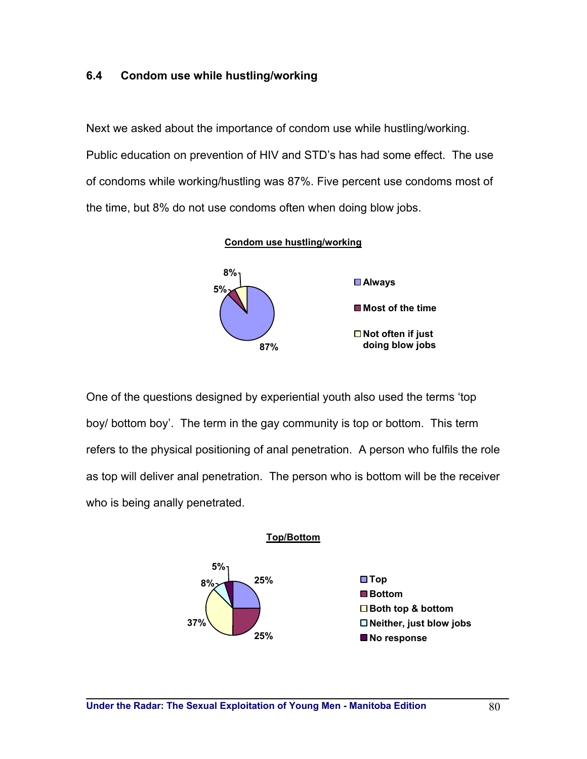### 6.4 Condom use while hustling/working

Next we asked about the importance of condom use while hustling/working. Public education on prevention of HIV and STD's has had some effect. The use of condoms while working/hustling was 87%. Five percent use condoms most of the time, but 8% do not use condoms often when doing blow jobs.

**Condom use hustling/working**

| Response | Percent |
|---|---|
| Always | 87% |
| Most of the time | 5% |
| Not often if just doing blow jobs | 8% |

One of the questions designed by experiential youth also used the terms 'top boy/ bottom boy'. The term in the gay community is top or bottom. This term refers to the physical positioning of anal penetration. A person who fulfils the role as top will deliver anal penetration. The person who is bottom will be the receiver who is being anally penetrated.

**Top/Bottom**

| Response | Percent |
|---|---|
| Top | 25% |
| Bottom | 25% |
| Both top & bottom | 37% |
| Neither, just blow jobs | 8% |
| No response | 5% |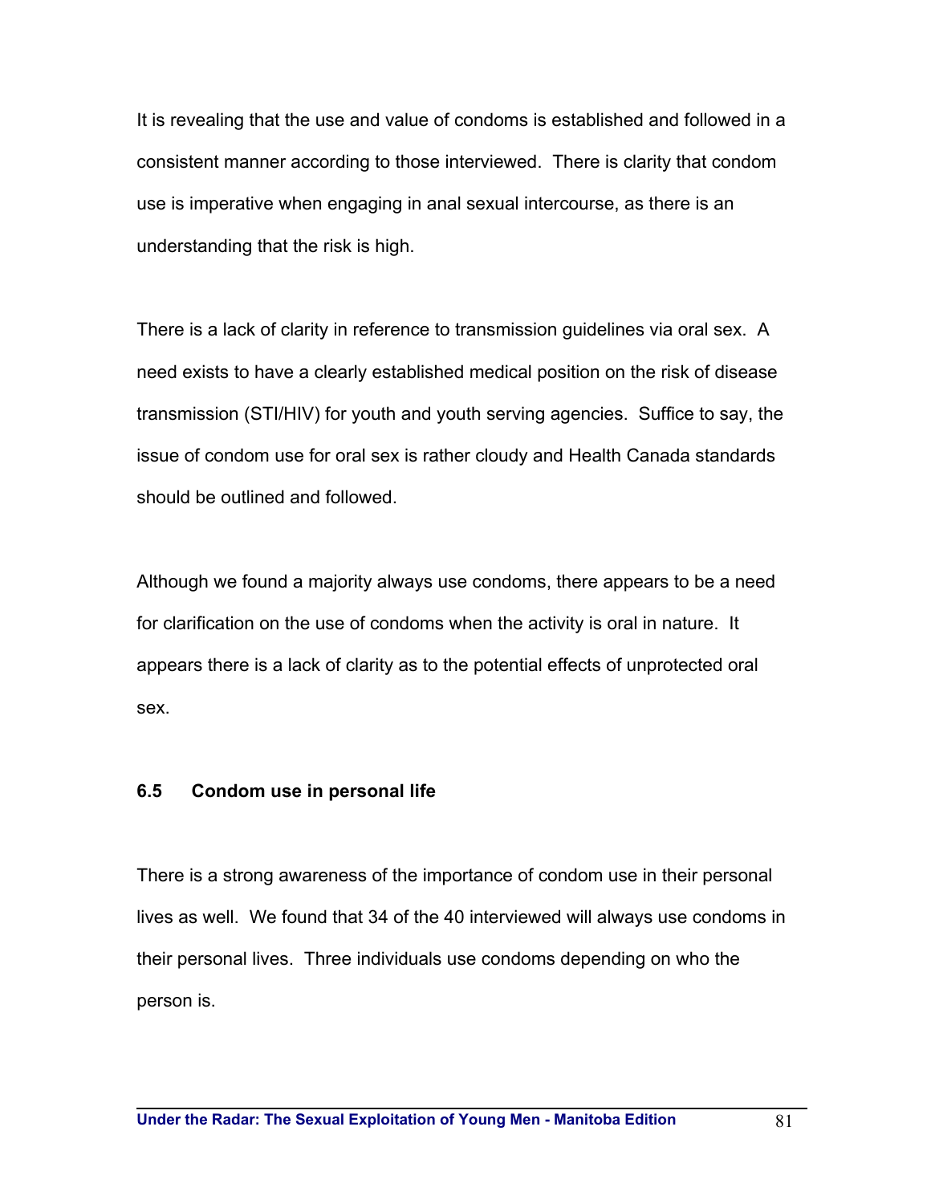It is revealing that the use and value of condoms is established and followed in a consistent manner according to those interviewed. There is clarity that condom use is imperative when engaging in anal sexual intercourse, as there is an understanding that the risk is high.

There is a lack of clarity in reference to transmission guidelines via oral sex. A need exists to have a clearly established medical position on the risk of disease transmission (STI/HIV) for youth and youth serving agencies. Suffice to say, the issue of condom use for oral sex is rather cloudy and Health Canada standards should be outlined and followed.

Although we found a majority always use condoms, there appears to be a need for clarification on the use of condoms when the activity is oral in nature. It appears there is a lack of clarity as to the potential effects of unprotected oral sex.

### 6.5 Condom use in personal life

There is a strong awareness of the importance of condom use in their personal lives as well. We found that 34 of the 40 interviewed will always use condoms in their personal lives. Three individuals use condoms depending on who the person is.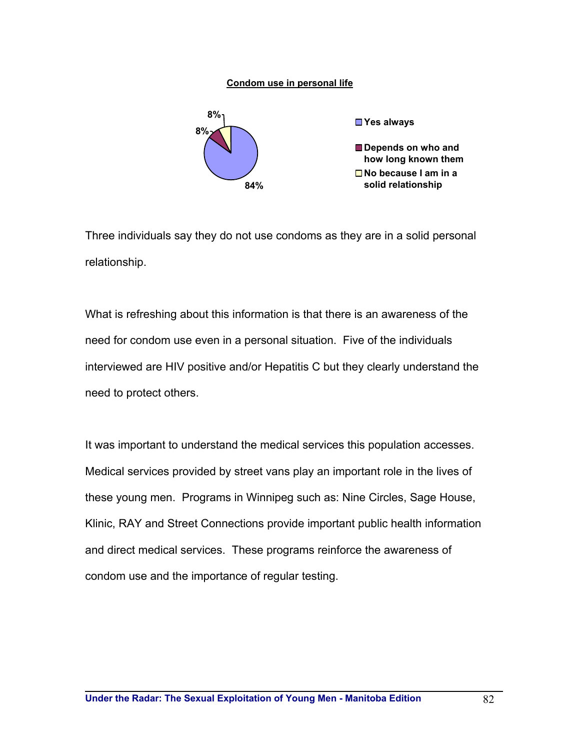**Condom use in personal life**

| Response | Percentage |
| --- | --- |
| Yes always | 84% |
| Depends on who and how long known them | 8% |
| No because I am in a solid relationship | 8% |

Three individuals say they do not use condoms as they are in a solid personal relationship.

What is refreshing about this information is that there is an awareness of the need for condom use even in a personal situation. Five of the individuals interviewed are HIV positive and/or Hepatitis C but they clearly understand the need to protect others.

It was important to understand the medical services this population accesses. Medical services provided by street vans play an important role in the lives of these young men. Programs in Winnipeg such as: Nine Circles, Sage House, Klinic, RAY and Street Connections provide important public health information and direct medical services. These programs reinforce the awareness of condom use and the importance of regular testing.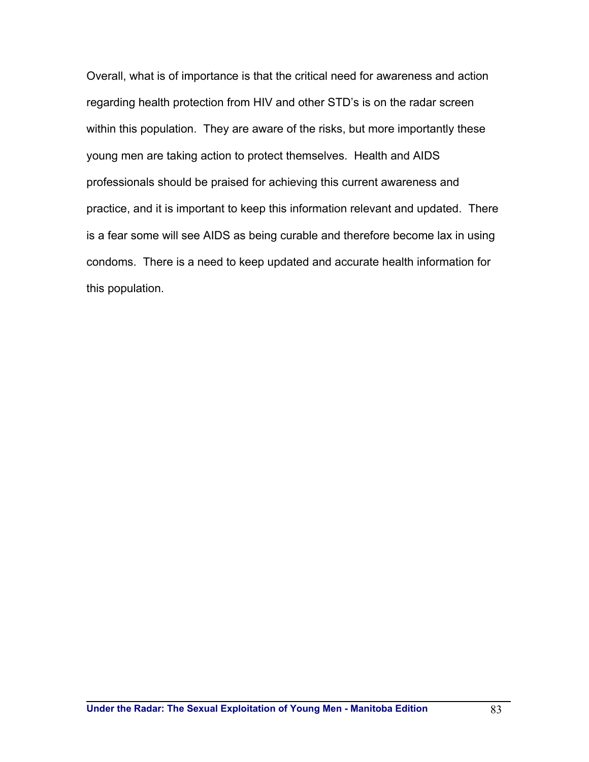Overall, what is of importance is that the critical need for awareness and action regarding health protection from HIV and other STD's is on the radar screen within this population. They are aware of the risks, but more importantly these young men are taking action to protect themselves. Health and AIDS professionals should be praised for achieving this current awareness and practice, and it is important to keep this information relevant and updated. There is a fear some will see AIDS as being curable and therefore become lax in using condoms. There is a need to keep updated and accurate health information for this population.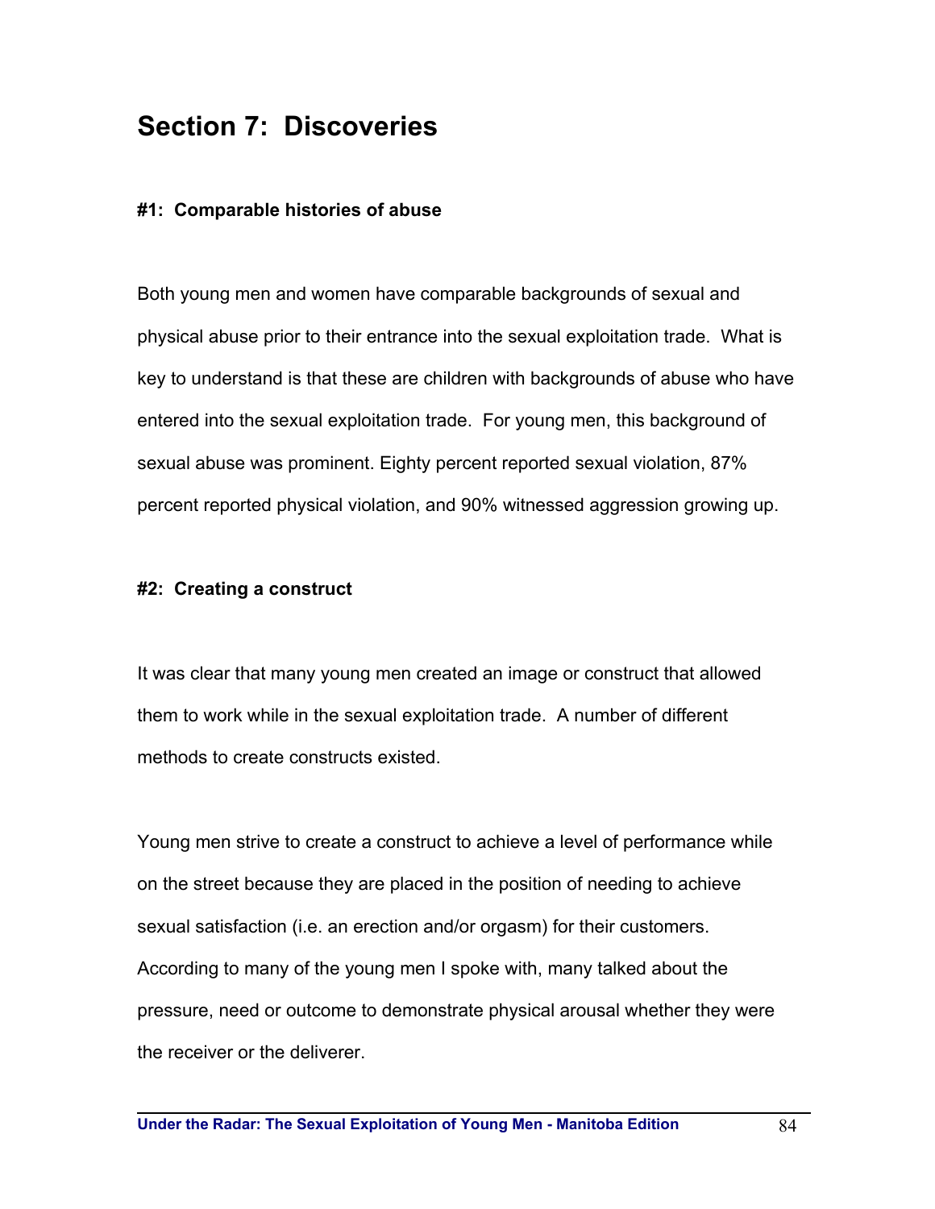# Section 7: Discoveries

### #1: Comparable histories of abuse

Both young men and women have comparable backgrounds of sexual and physical abuse prior to their entrance into the sexual exploitation trade. What is key to understand is that these are children with backgrounds of abuse who have entered into the sexual exploitation trade. For young men, this background of sexual abuse was prominent. Eighty percent reported sexual violation, 87% percent reported physical violation, and 90% witnessed aggression growing up.

### #2: Creating a construct

It was clear that many young men created an image or construct that allowed them to work while in the sexual exploitation trade. A number of different methods to create constructs existed.

Young men strive to create a construct to achieve a level of performance while on the street because they are placed in the position of needing to achieve sexual satisfaction (i.e. an erection and/or orgasm) for their customers. According to many of the young men I spoke with, many talked about the pressure, need or outcome to demonstrate physical arousal whether they were the receiver or the deliverer.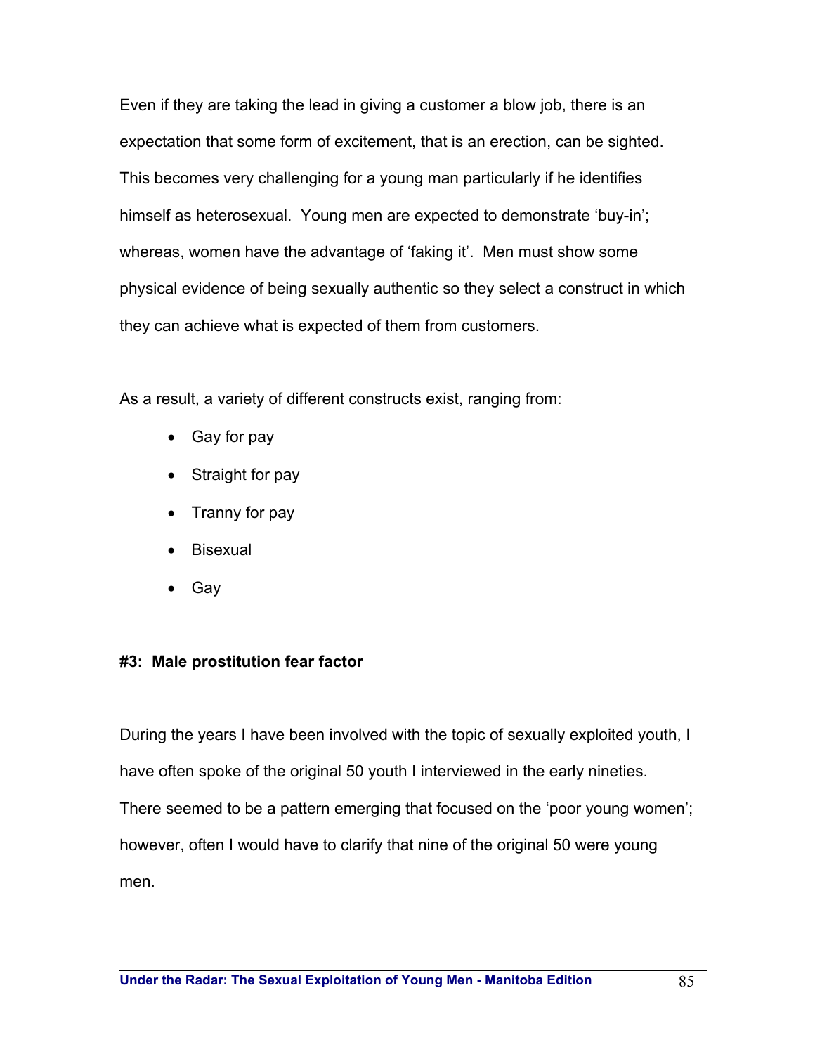Even if they are taking the lead in giving a customer a blow job, there is an expectation that some form of excitement, that is an erection, can be sighted. This becomes very challenging for a young man particularly if he identifies himself as heterosexual. Young men are expected to demonstrate 'buy-in'; whereas, women have the advantage of 'faking it'. Men must show some physical evidence of being sexually authentic so they select a construct in which they can achieve what is expected of them from customers.

As a result, a variety of different constructs exist, ranging from:

- Gay for pay
- Straight for pay
- Tranny for pay
- Bisexual
- Gay

**#3: Male prostitution fear factor**

During the years I have been involved with the topic of sexually exploited youth, I have often spoke of the original 50 youth I interviewed in the early nineties. There seemed to be a pattern emerging that focused on the 'poor young women'; however, often I would have to clarify that nine of the original 50 were young men.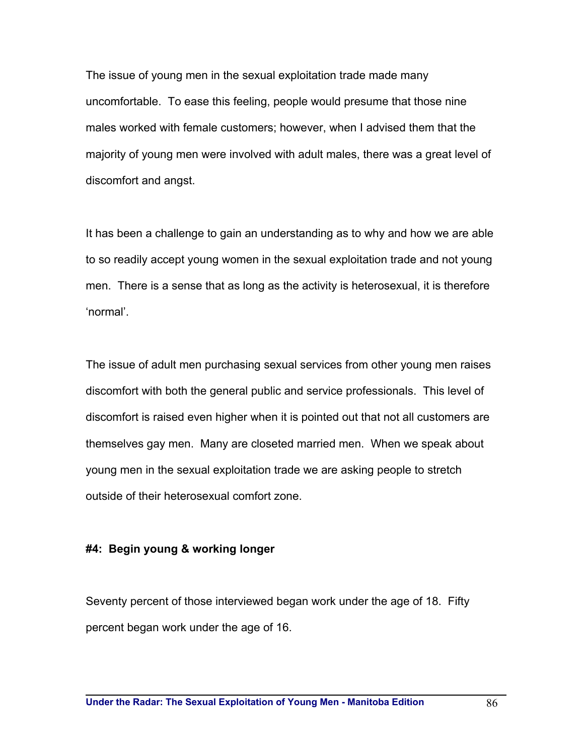The issue of young men in the sexual exploitation trade made many uncomfortable. To ease this feeling, people would presume that those nine males worked with female customers; however, when I advised them that the majority of young men were involved with adult males, there was a great level of discomfort and angst.

It has been a challenge to gain an understanding as to why and how we are able to so readily accept young women in the sexual exploitation trade and not young men. There is a sense that as long as the activity is heterosexual, it is therefore 'normal'.

The issue of adult men purchasing sexual services from other young men raises discomfort with both the general public and service professionals. This level of discomfort is raised even higher when it is pointed out that not all customers are themselves gay men. Many are closeted married men. When we speak about young men in the sexual exploitation trade we are asking people to stretch outside of their heterosexual comfort zone.

**#4: Begin young & working longer**

Seventy percent of those interviewed began work under the age of 18. Fifty percent began work under the age of 16.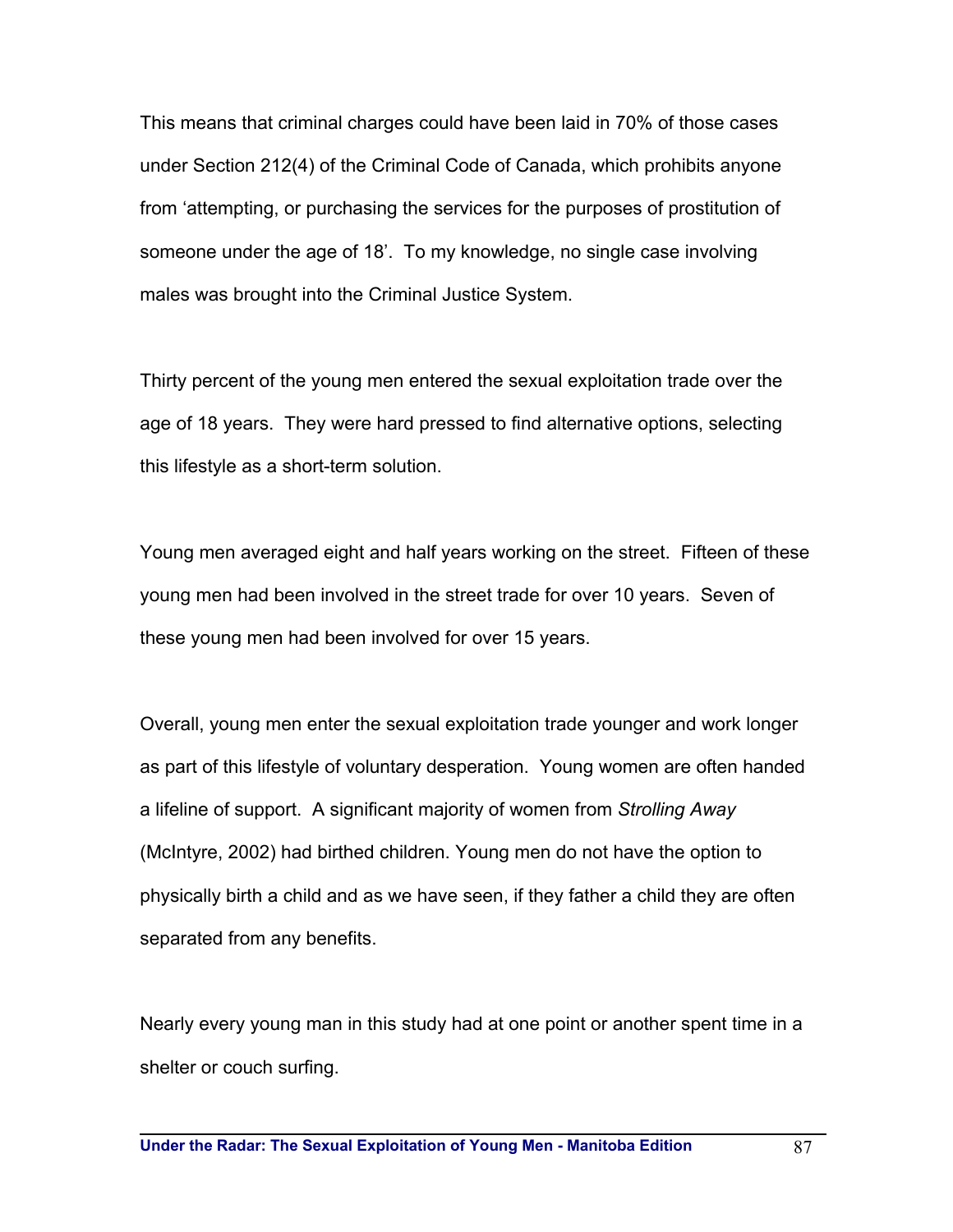This means that criminal charges could have been laid in 70% of those cases under Section 212(4) of the Criminal Code of Canada, which prohibits anyone from 'attempting, or purchasing the services for the purposes of prostitution of someone under the age of 18'. To my knowledge, no single case involving males was brought into the Criminal Justice System.

Thirty percent of the young men entered the sexual exploitation trade over the age of 18 years. They were hard pressed to find alternative options, selecting this lifestyle as a short-term solution.

Young men averaged eight and half years working on the street. Fifteen of these young men had been involved in the street trade for over 10 years. Seven of these young men had been involved for over 15 years.

Overall, young men enter the sexual exploitation trade younger and work longer as part of this lifestyle of voluntary desperation. Young women are often handed a lifeline of support. A significant majority of women from *Strolling Away* (McIntyre, 2002) had birthed children. Young men do not have the option to physically birth a child and as we have seen, if they father a child they are often separated from any benefits.

Nearly every young man in this study had at one point or another spent time in a shelter or couch surfing.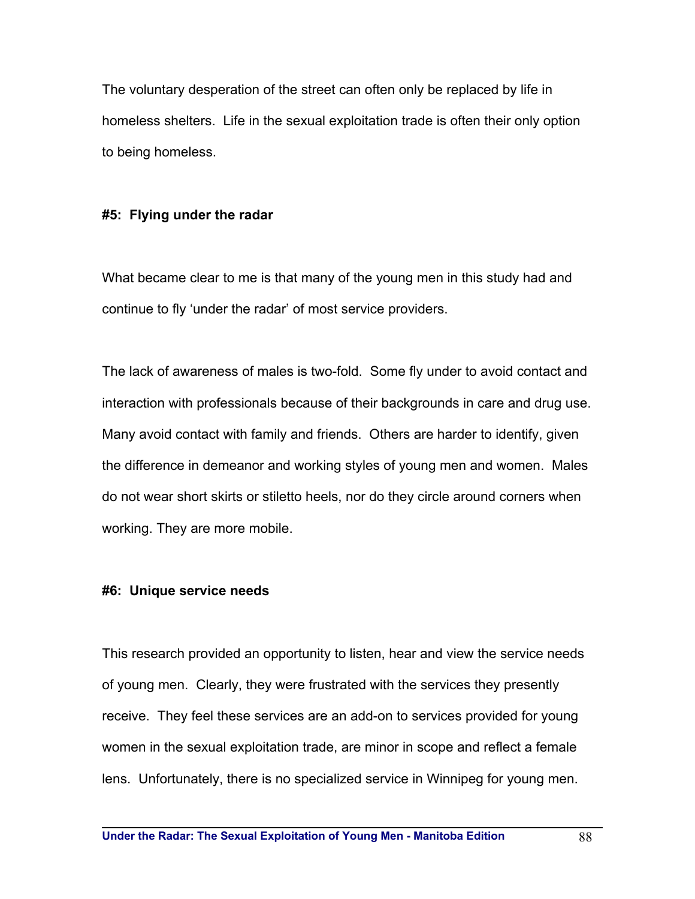The voluntary desperation of the street can often only be replaced by life in homeless shelters. Life in the sexual exploitation trade is often their only option to being homeless.

### #5: Flying under the radar

What became clear to me is that many of the young men in this study had and continue to fly 'under the radar' of most service providers.

The lack of awareness of males is two-fold. Some fly under to avoid contact and interaction with professionals because of their backgrounds in care and drug use. Many avoid contact with family and friends. Others are harder to identify, given the difference in demeanor and working styles of young men and women. Males do not wear short skirts or stiletto heels, nor do they circle around corners when working. They are more mobile.

### #6: Unique service needs

This research provided an opportunity to listen, hear and view the service needs of young men. Clearly, they were frustrated with the services they presently receive. They feel these services are an add-on to services provided for young women in the sexual exploitation trade, are minor in scope and reflect a female lens. Unfortunately, there is no specialized service in Winnipeg for young men.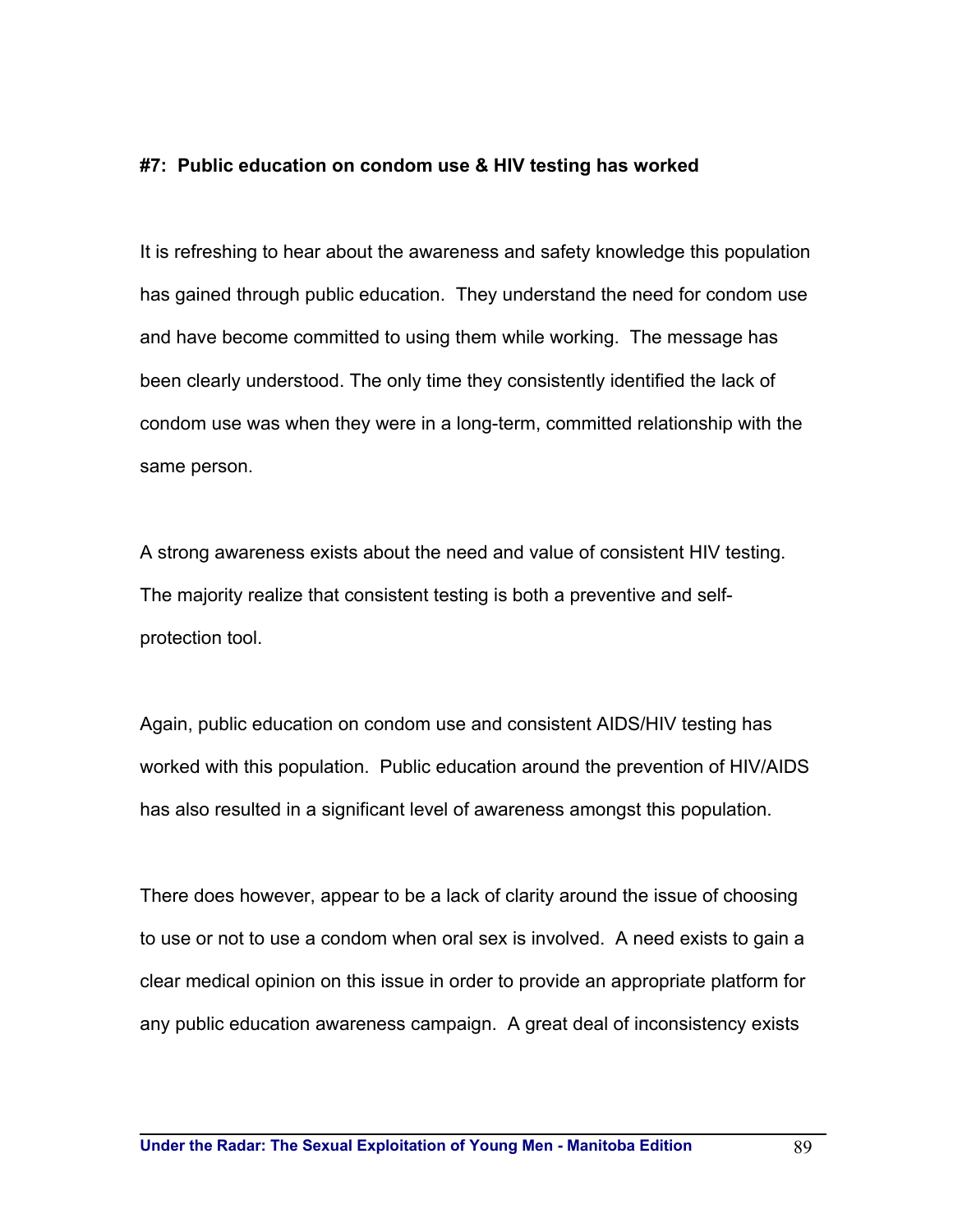#### #7: Public education on condom use & HIV testing has worked

It is refreshing to hear about the awareness and safety knowledge this population has gained through public education. They understand the need for condom use and have become committed to using them while working. The message has been clearly understood. The only time they consistently identified the lack of condom use was when they were in a long-term, committed relationship with the same person.

A strong awareness exists about the need and value of consistent HIV testing. The majority realize that consistent testing is both a preventive and self-protection tool.

Again, public education on condom use and consistent AIDS/HIV testing has worked with this population. Public education around the prevention of HIV/AIDS has also resulted in a significant level of awareness amongst this population.

There does however, appear to be a lack of clarity around the issue of choosing to use or not to use a condom when oral sex is involved. A need exists to gain a clear medical opinion on this issue in order to provide an appropriate platform for any public education awareness campaign. A great deal of inconsistency exists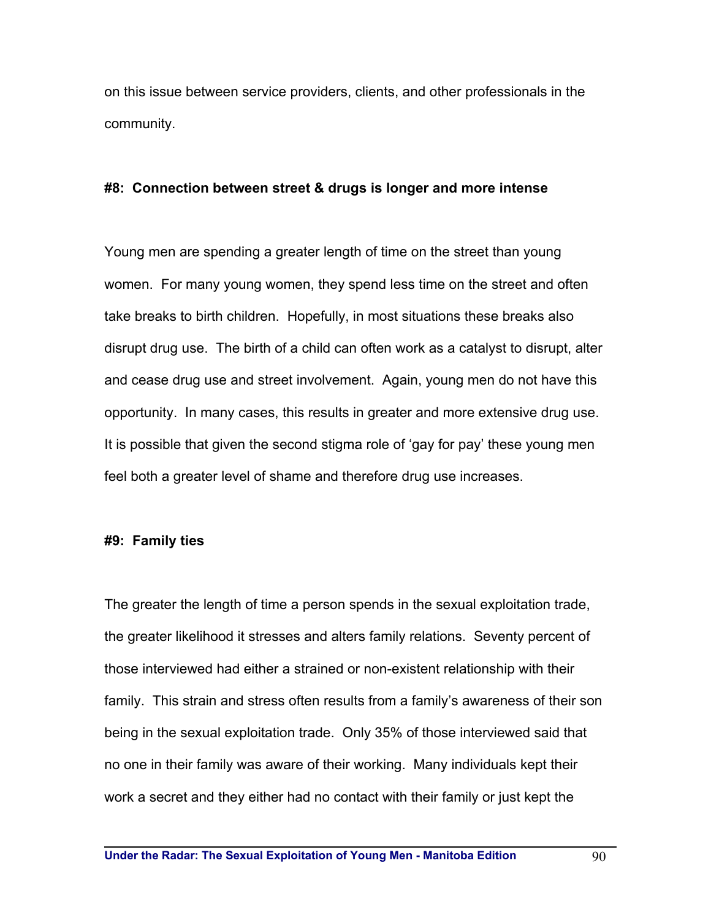on this issue between service providers, clients, and other professionals in the community.

**#8: Connection between street & drugs is longer and more intense**

Young men are spending a greater length of time on the street than young women. For many young women, they spend less time on the street and often take breaks to birth children. Hopefully, in most situations these breaks also disrupt drug use. The birth of a child can often work as a catalyst to disrupt, alter and cease drug use and street involvement. Again, young men do not have this opportunity. In many cases, this results in greater and more extensive drug use. It is possible that given the second stigma role of 'gay for pay' these young men feel both a greater level of shame and therefore drug use increases.

**#9: Family ties**

The greater the length of time a person spends in the sexual exploitation trade, the greater likelihood it stresses and alters family relations. Seventy percent of those interviewed had either a strained or non-existent relationship with their family. This strain and stress often results from a family's awareness of their son being in the sexual exploitation trade. Only 35% of those interviewed said that no one in their family was aware of their working. Many individuals kept their work a secret and they either had no contact with their family or just kept the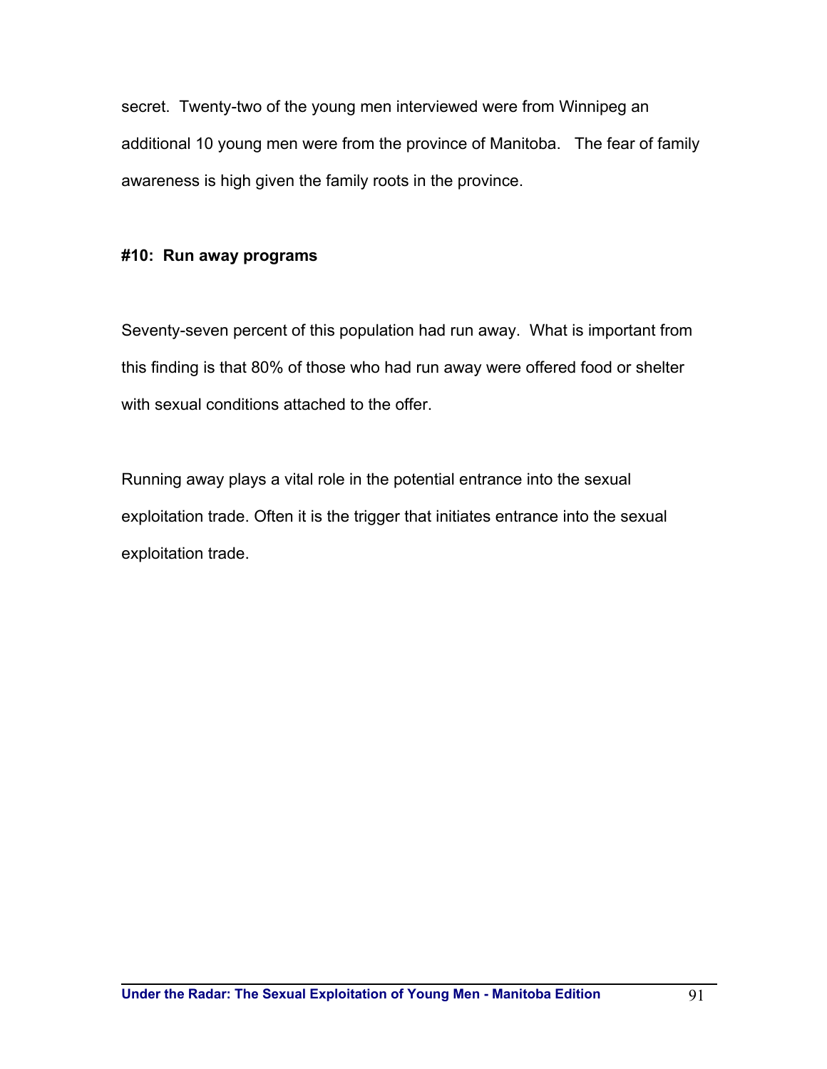secret. Twenty-two of the young men interviewed were from Winnipeg an additional 10 young men were from the province of Manitoba. The fear of family awareness is high given the family roots in the province.

**#10: Run away programs**

Seventy-seven percent of this population had run away. What is important from this finding is that 80% of those who had run away were offered food or shelter with sexual conditions attached to the offer.

Running away plays a vital role in the potential entrance into the sexual exploitation trade. Often it is the trigger that initiates entrance into the sexual exploitation trade.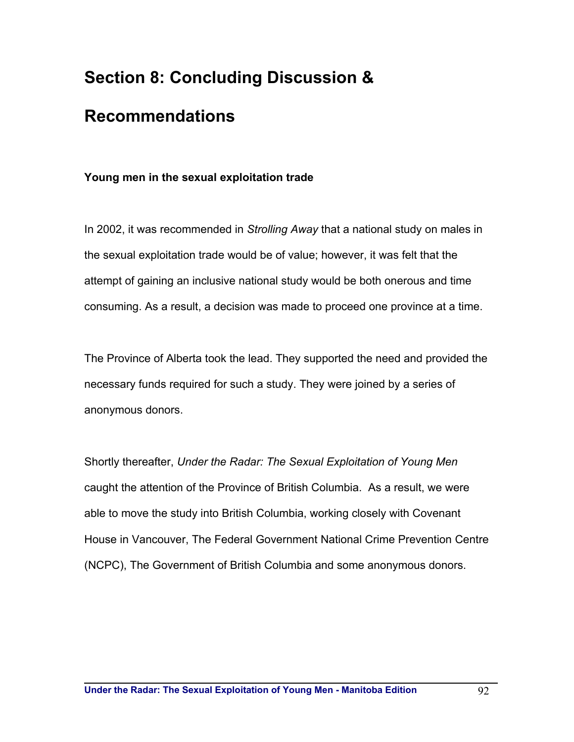# Section 8: Concluding Discussion & Recommendations

### Young men in the sexual exploitation trade

In 2002, it was recommended in *Strolling Away* that a national study on males in the sexual exploitation trade would be of value; however, it was felt that the attempt of gaining an inclusive national study would be both onerous and time consuming. As a result, a decision was made to proceed one province at a time.

The Province of Alberta took the lead. They supported the need and provided the necessary funds required for such a study. They were joined by a series of anonymous donors.

Shortly thereafter, *Under the Radar: The Sexual Exploitation of Young Men* caught the attention of the Province of British Columbia. As a result, we were able to move the study into British Columbia, working closely with Covenant House in Vancouver, The Federal Government National Crime Prevention Centre (NCPC), The Government of British Columbia and some anonymous donors.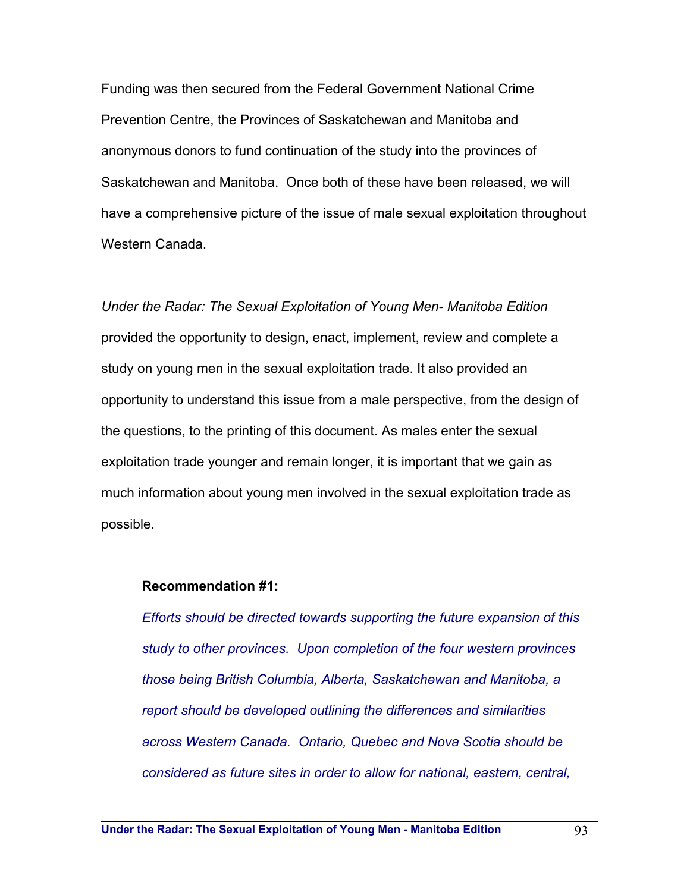Funding was then secured from the Federal Government National Crime Prevention Centre, the Provinces of Saskatchewan and Manitoba and anonymous donors to fund continuation of the study into the provinces of Saskatchewan and Manitoba. Once both of these have been released, we will have a comprehensive picture of the issue of male sexual exploitation throughout Western Canada.

*Under the Radar: The Sexual Exploitation of Young Men- Manitoba Edition* provided the opportunity to design, enact, implement, review and complete a study on young men in the sexual exploitation trade. It also provided an opportunity to understand this issue from a male perspective, from the design of the questions, to the printing of this document. As males enter the sexual exploitation trade younger and remain longer, it is important that we gain as much information about young men involved in the sexual exploitation trade as possible.

> **Recommendation #1:**
>
> *Efforts should be directed towards supporting the future expansion of this study to other provinces. Upon completion of the four western provinces those being British Columbia, Alberta, Saskatchewan and Manitoba, a report should be developed outlining the differences and similarities across Western Canada. Ontario, Quebec and Nova Scotia should be considered as future sites in order to allow for national, eastern, central,*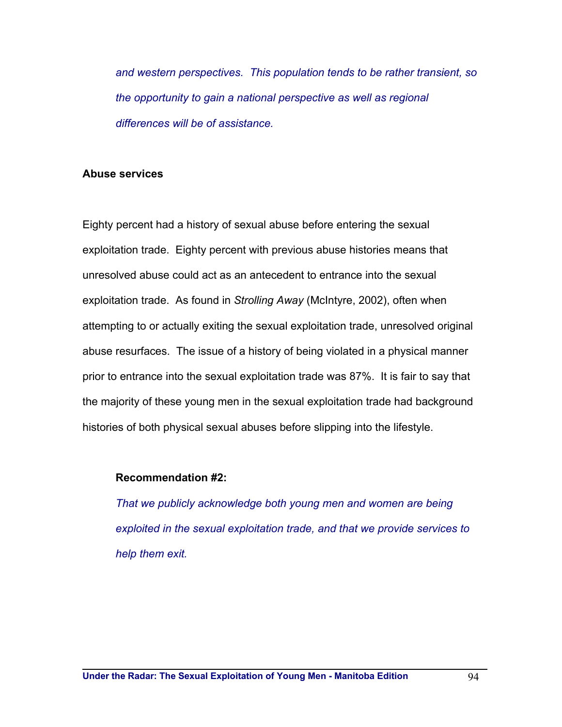*and western perspectives. This population tends to be rather transient, so the opportunity to gain a national perspective as well as regional differences will be of assistance.*

**Abuse services**

Eighty percent had a history of sexual abuse before entering the sexual exploitation trade. Eighty percent with previous abuse histories means that unresolved abuse could act as an antecedent to entrance into the sexual exploitation trade. As found in *Strolling Away* (McIntyre, 2002), often when attempting to or actually exiting the sexual exploitation trade, unresolved original abuse resurfaces. The issue of a history of being violated in a physical manner prior to entrance into the sexual exploitation trade was 87%. It is fair to say that the majority of these young men in the sexual exploitation trade had background histories of both physical sexual abuses before slipping into the lifestyle.

**Recommendation #2:**

*That we publicly acknowledge both young men and women are being exploited in the sexual exploitation trade, and that we provide services to help them exit.*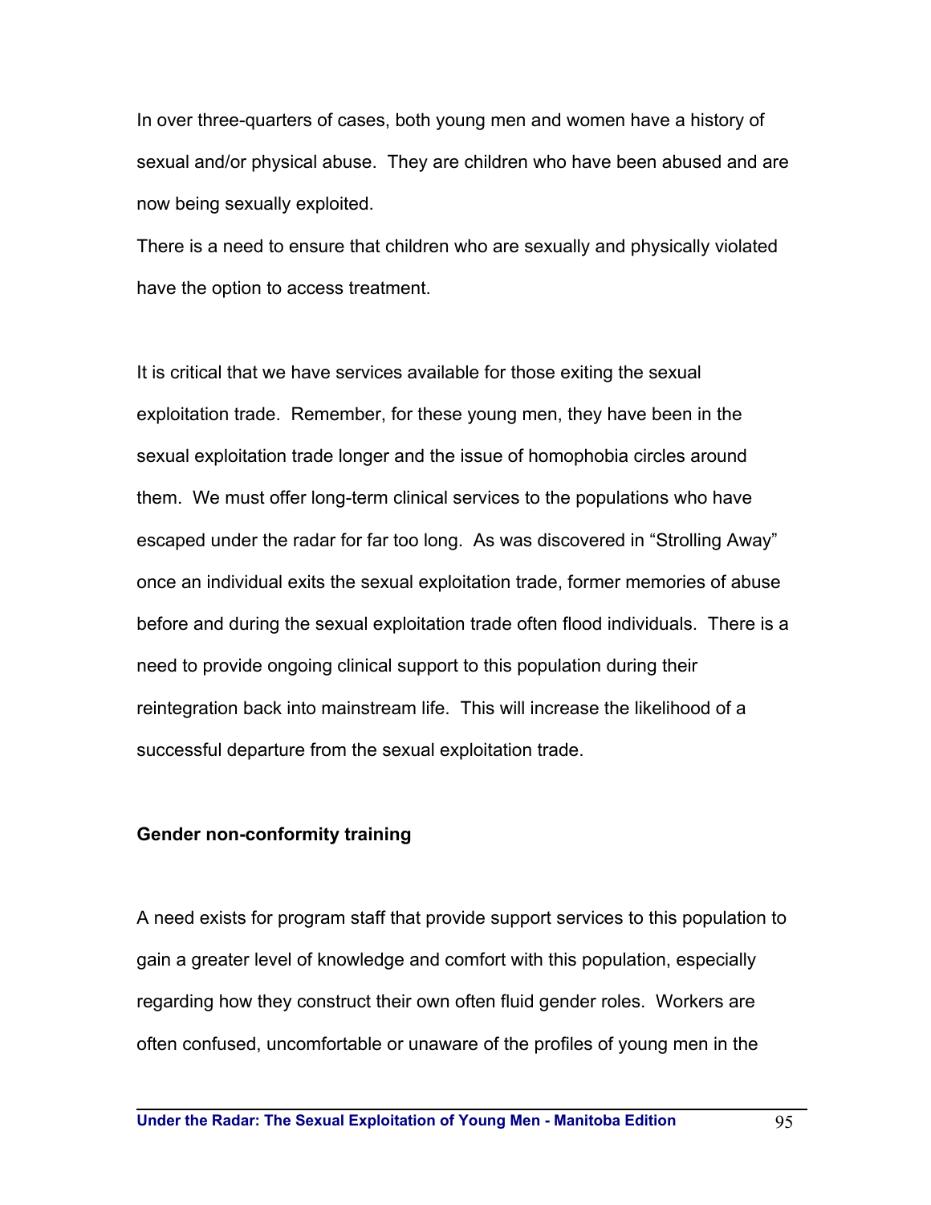In over three-quarters of cases, both young men and women have a history of sexual and/or physical abuse. They are children who have been abused and are now being sexually exploited.
There is a need to ensure that children who are sexually and physically violated have the option to access treatment.

It is critical that we have services available for those exiting the sexual exploitation trade. Remember, for these young men, they have been in the sexual exploitation trade longer and the issue of homophobia circles around them. We must offer long-term clinical services to the populations who have escaped under the radar for far too long. As was discovered in "Strolling Away" once an individual exits the sexual exploitation trade, former memories of abuse before and during the sexual exploitation trade often flood individuals. There is a need to provide ongoing clinical support to this population during their reintegration back into mainstream life. This will increase the likelihood of a successful departure from the sexual exploitation trade.

**Gender non-conformity training**

A need exists for program staff that provide support services to this population to gain a greater level of knowledge and comfort with this population, especially regarding how they construct their own often fluid gender roles. Workers are often confused, uncomfortable or unaware of the profiles of young men in the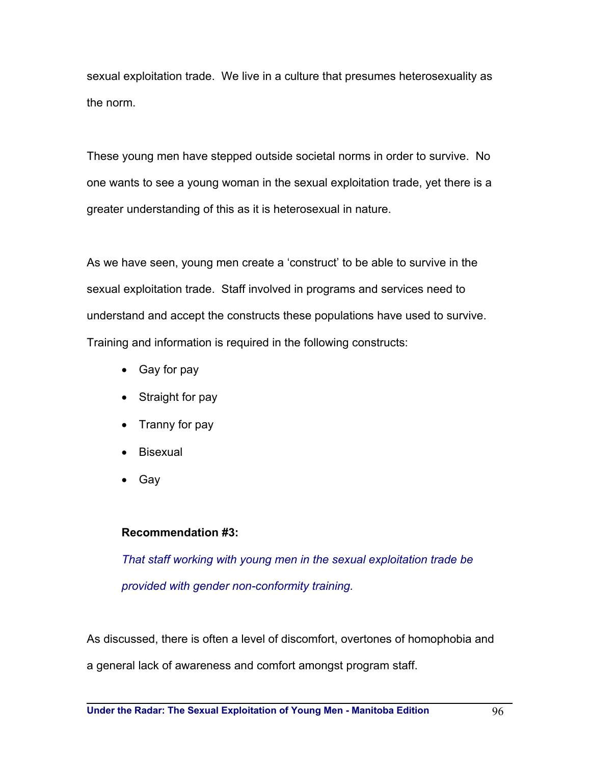sexual exploitation trade. We live in a culture that presumes heterosexuality as the norm.

These young men have stepped outside societal norms in order to survive. No one wants to see a young woman in the sexual exploitation trade, yet there is a greater understanding of this as it is heterosexual in nature.

As we have seen, young men create a 'construct' to be able to survive in the sexual exploitation trade. Staff involved in programs and services need to understand and accept the constructs these populations have used to survive. Training and information is required in the following constructs:

- Gay for pay
- Straight for pay
- Tranny for pay
- Bisexual
- Gay

**Recommendation #3:**

*That staff working with young men in the sexual exploitation trade be provided with gender non-conformity training.*

As discussed, there is often a level of discomfort, overtones of homophobia and a general lack of awareness and comfort amongst program staff.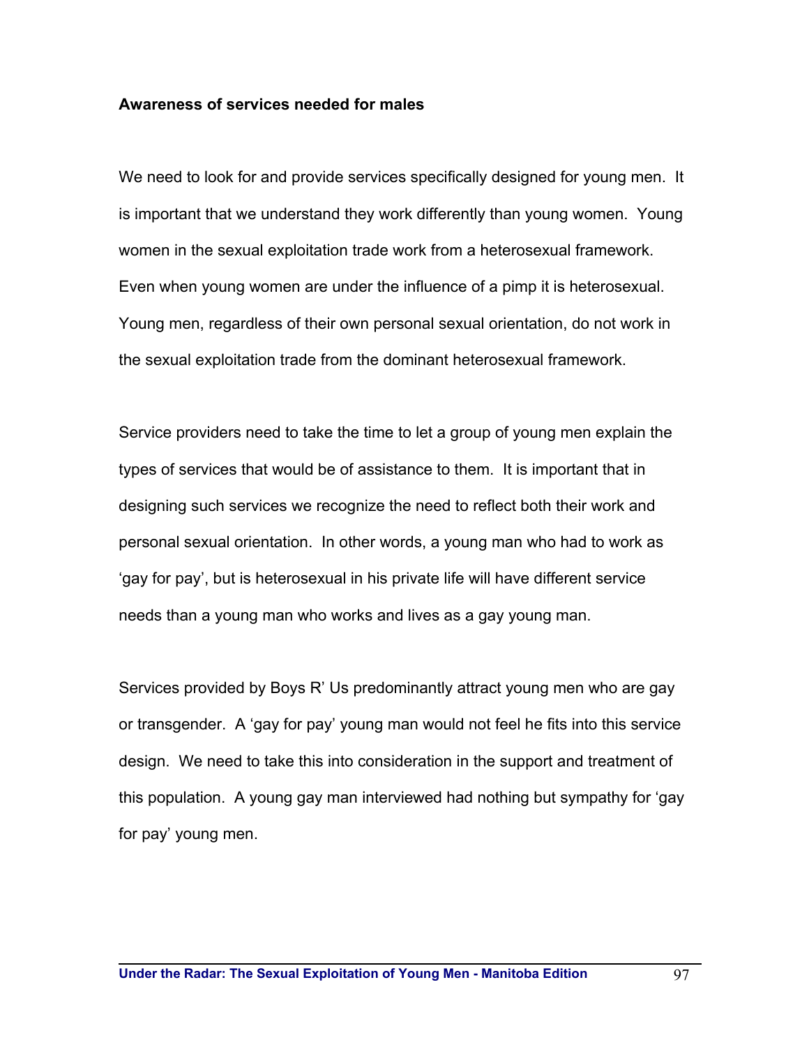**Awareness of services needed for males**

We need to look for and provide services specifically designed for young men. It is important that we understand they work differently than young women. Young women in the sexual exploitation trade work from a heterosexual framework. Even when young women are under the influence of a pimp it is heterosexual. Young men, regardless of their own personal sexual orientation, do not work in the sexual exploitation trade from the dominant heterosexual framework.

Service providers need to take the time to let a group of young men explain the types of services that would be of assistance to them. It is important that in designing such services we recognize the need to reflect both their work and personal sexual orientation. In other words, a young man who had to work as 'gay for pay', but is heterosexual in his private life will have different service needs than a young man who works and lives as a gay young man.

Services provided by Boys R' Us predominantly attract young men who are gay or transgender. A 'gay for pay' young man would not feel he fits into this service design. We need to take this into consideration in the support and treatment of this population. A young gay man interviewed had nothing but sympathy for 'gay for pay' young men.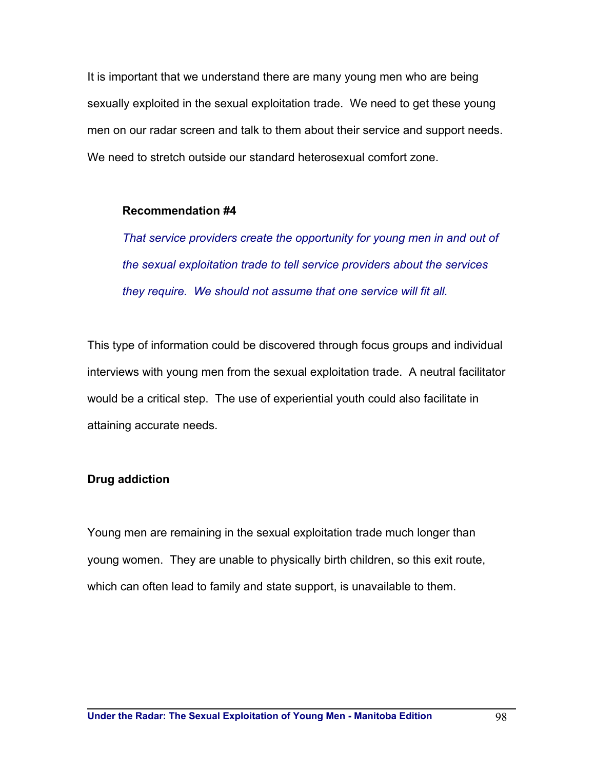It is important that we understand there are many young men who are being sexually exploited in the sexual exploitation trade. We need to get these young men on our radar screen and talk to them about their service and support needs. We need to stretch outside our standard heterosexual comfort zone.

> **Recommendation #4**
>
> *That service providers create the opportunity for young men in and out of the sexual exploitation trade to tell service providers about the services they require. We should not assume that one service will fit all.*

This type of information could be discovered through focus groups and individual interviews with young men from the sexual exploitation trade. A neutral facilitator would be a critical step. The use of experiential youth could also facilitate in attaining accurate needs.

**Drug addiction**

Young men are remaining in the sexual exploitation trade much longer than young women. They are unable to physically birth children, so this exit route, which can often lead to family and state support, is unavailable to them.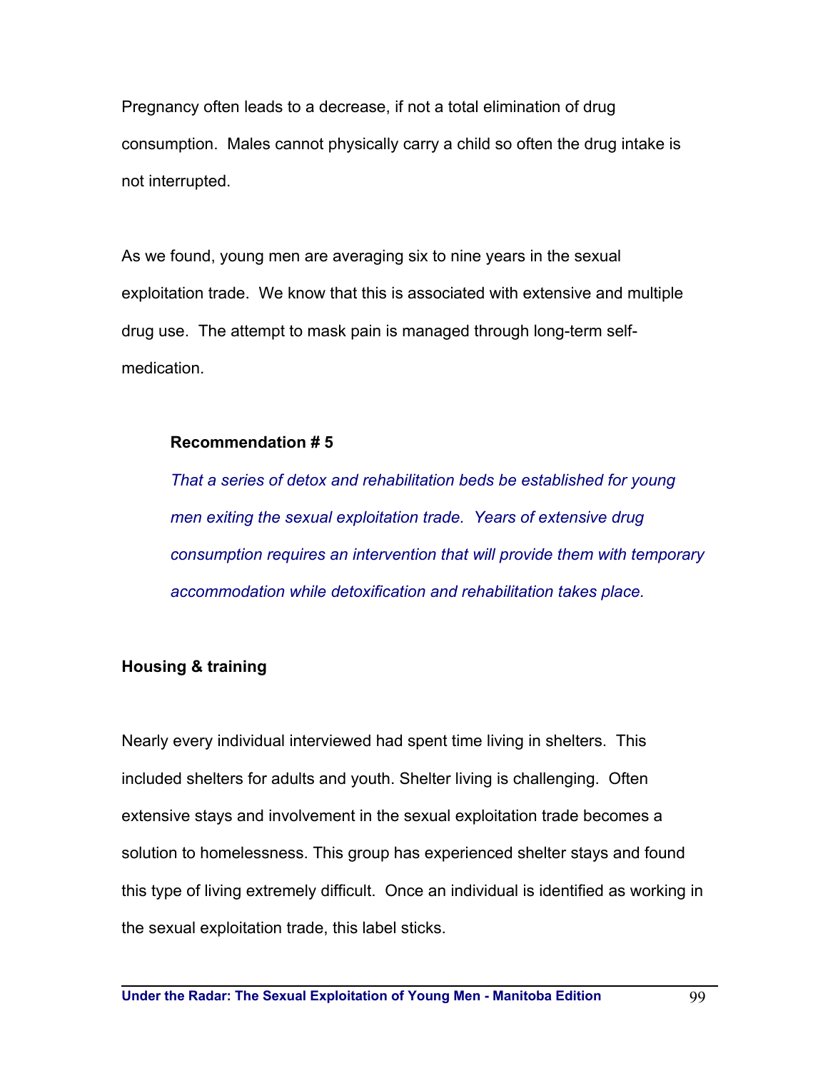Pregnancy often leads to a decrease, if not a total elimination of drug consumption. Males cannot physically carry a child so often the drug intake is not interrupted.

As we found, young men are averaging six to nine years in the sexual exploitation trade. We know that this is associated with extensive and multiple drug use. The attempt to mask pain is managed through long-term self-medication.

> **Recommendation # 5**
>
> *That a series of detox and rehabilitation beds be established for young men exiting the sexual exploitation trade. Years of extensive drug consumption requires an intervention that will provide them with temporary accommodation while detoxification and rehabilitation takes place.*

### Housing & training

Nearly every individual interviewed had spent time living in shelters. This included shelters for adults and youth. Shelter living is challenging. Often extensive stays and involvement in the sexual exploitation trade becomes a solution to homelessness. This group has experienced shelter stays and found this type of living extremely difficult. Once an individual is identified as working in the sexual exploitation trade, this label sticks.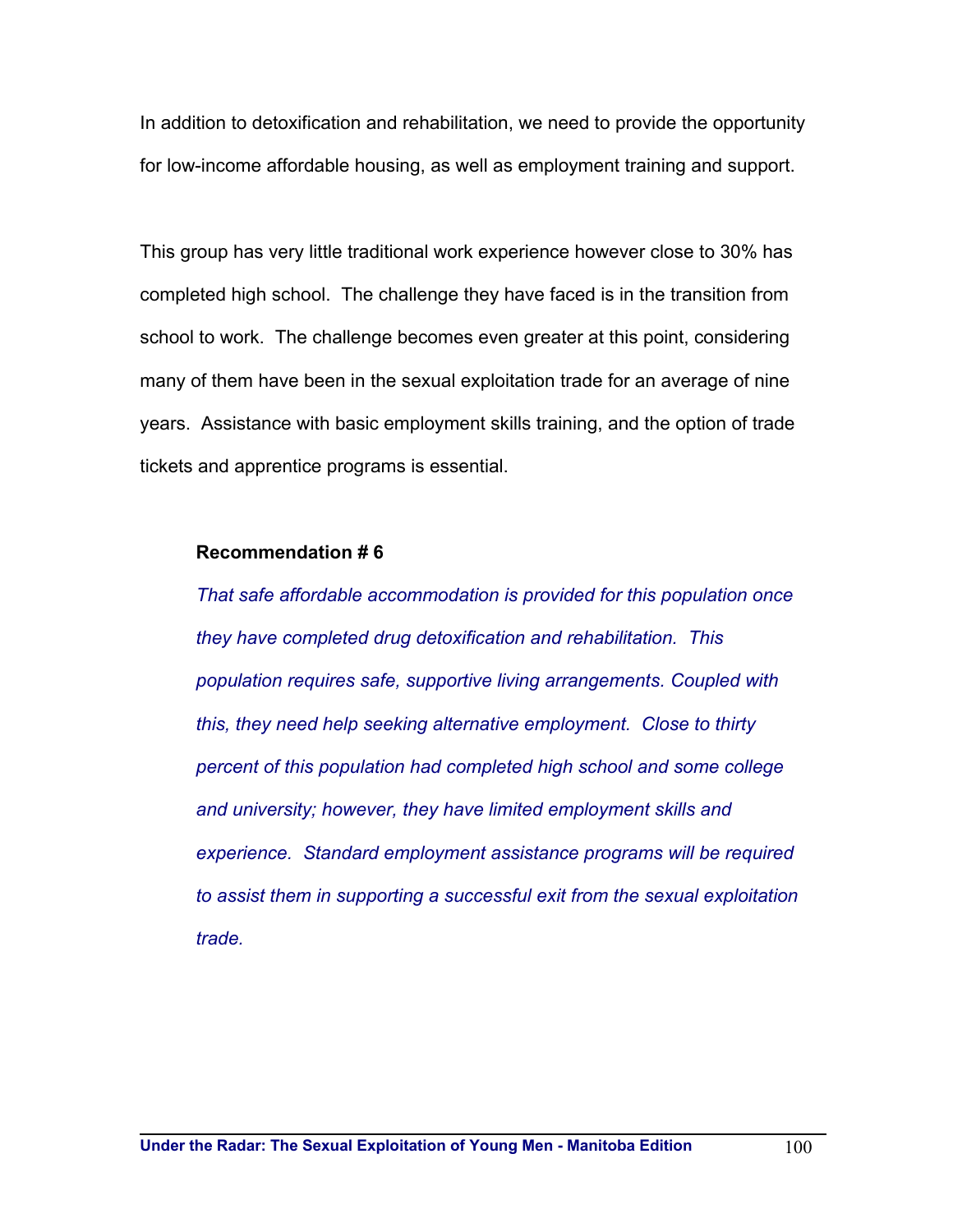In addition to detoxification and rehabilitation, we need to provide the opportunity for low-income affordable housing, as well as employment training and support.

This group has very little traditional work experience however close to 30% has completed high school. The challenge they have faced is in the transition from school to work. The challenge becomes even greater at this point, considering many of them have been in the sexual exploitation trade for an average of nine years. Assistance with basic employment skills training, and the option of trade tickets and apprentice programs is essential.

**Recommendation # 6**

*That safe affordable accommodation is provided for this population once they have completed drug detoxification and rehabilitation. This population requires safe, supportive living arrangements. Coupled with this, they need help seeking alternative employment. Close to thirty percent of this population had completed high school and some college and university; however, they have limited employment skills and experience. Standard employment assistance programs will be required to assist them in supporting a successful exit from the sexual exploitation trade.*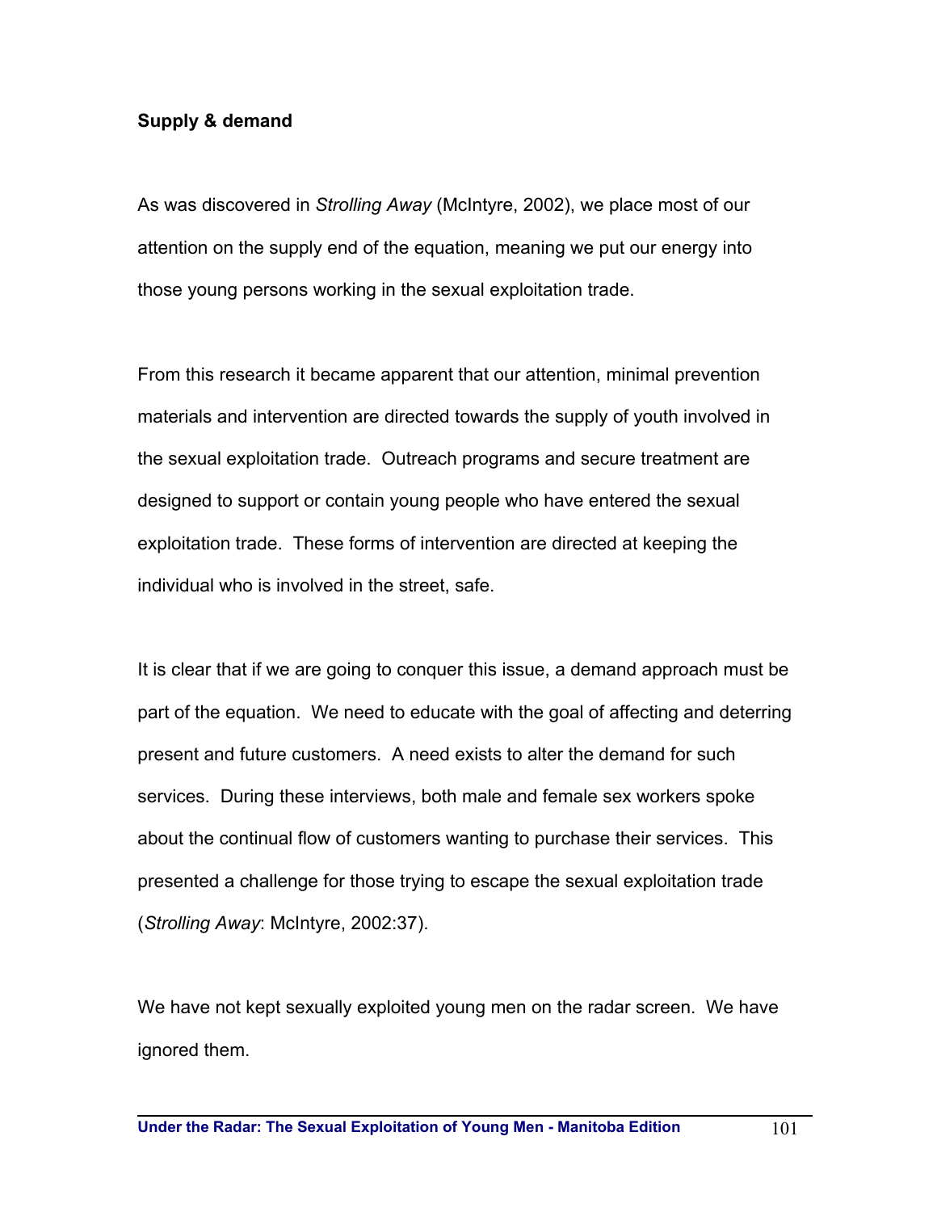**Supply & demand**

As was discovered in *Strolling Away* (McIntyre, 2002), we place most of our attention on the supply end of the equation, meaning we put our energy into those young persons working in the sexual exploitation trade.

From this research it became apparent that our attention, minimal prevention materials and intervention are directed towards the supply of youth involved in the sexual exploitation trade. Outreach programs and secure treatment are designed to support or contain young people who have entered the sexual exploitation trade. These forms of intervention are directed at keeping the individual who is involved in the street, safe.

It is clear that if we are going to conquer this issue, a demand approach must be part of the equation. We need to educate with the goal of affecting and deterring present and future customers. A need exists to alter the demand for such services. During these interviews, both male and female sex workers spoke about the continual flow of customers wanting to purchase their services. This presented a challenge for those trying to escape the sexual exploitation trade (*Strolling Away*: McIntyre, 2002:37).

We have not kept sexually exploited young men on the radar screen. We have ignored them.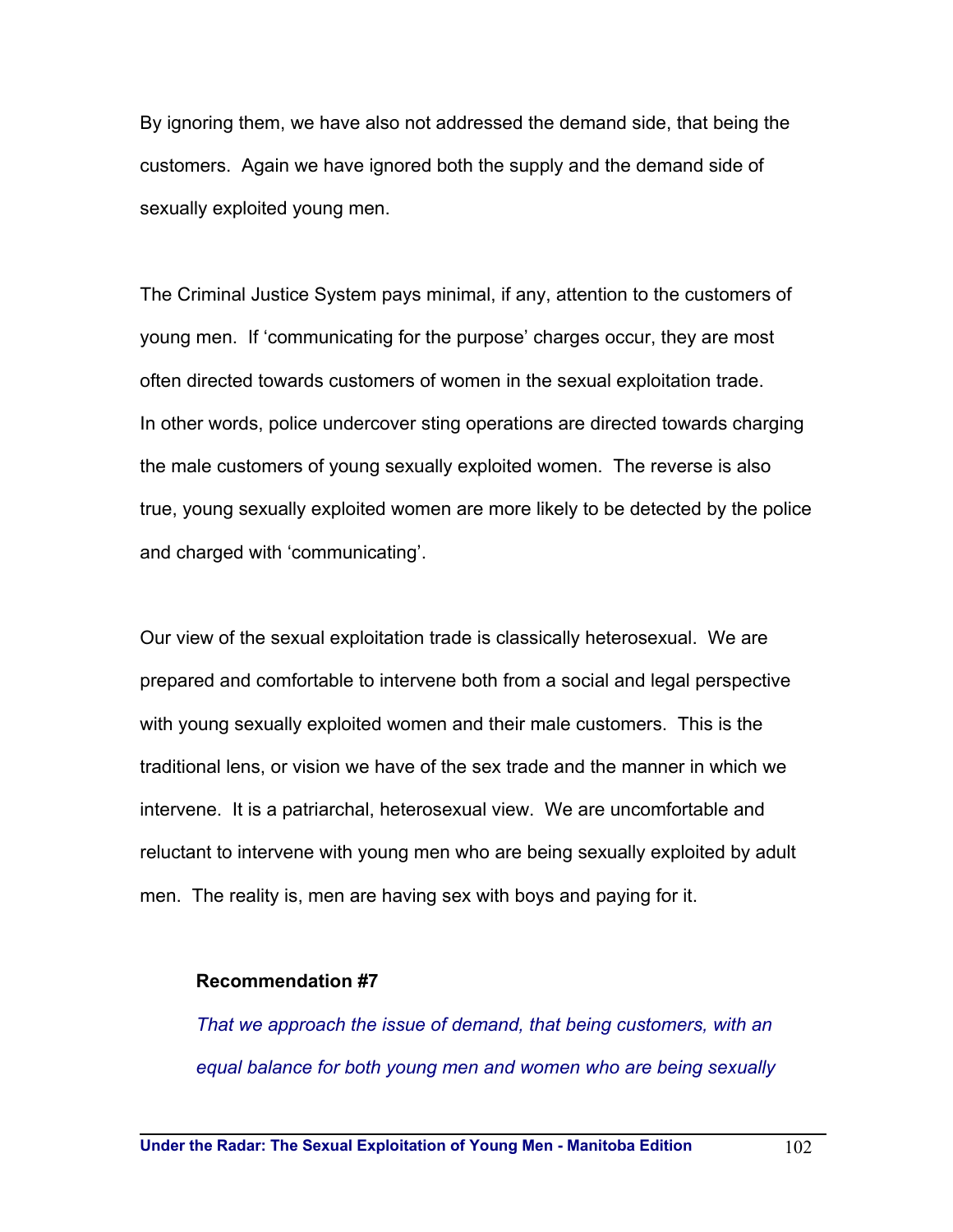By ignoring them, we have also not addressed the demand side, that being the customers. Again we have ignored both the supply and the demand side of sexually exploited young men.

The Criminal Justice System pays minimal, if any, attention to the customers of young men. If 'communicating for the purpose' charges occur, they are most often directed towards customers of women in the sexual exploitation trade. In other words, police undercover sting operations are directed towards charging the male customers of young sexually exploited women. The reverse is also true, young sexually exploited women are more likely to be detected by the police and charged with 'communicating'.

Our view of the sexual exploitation trade is classically heterosexual. We are prepared and comfortable to intervene both from a social and legal perspective with young sexually exploited women and their male customers. This is the traditional lens, or vision we have of the sex trade and the manner in which we intervene. It is a patriarchal, heterosexual view. We are uncomfortable and reluctant to intervene with young men who are being sexually exploited by adult men. The reality is, men are having sex with boys and paying for it.

**Recommendation #7**

*That we approach the issue of demand, that being customers, with an equal balance for both young men and women who are being sexually*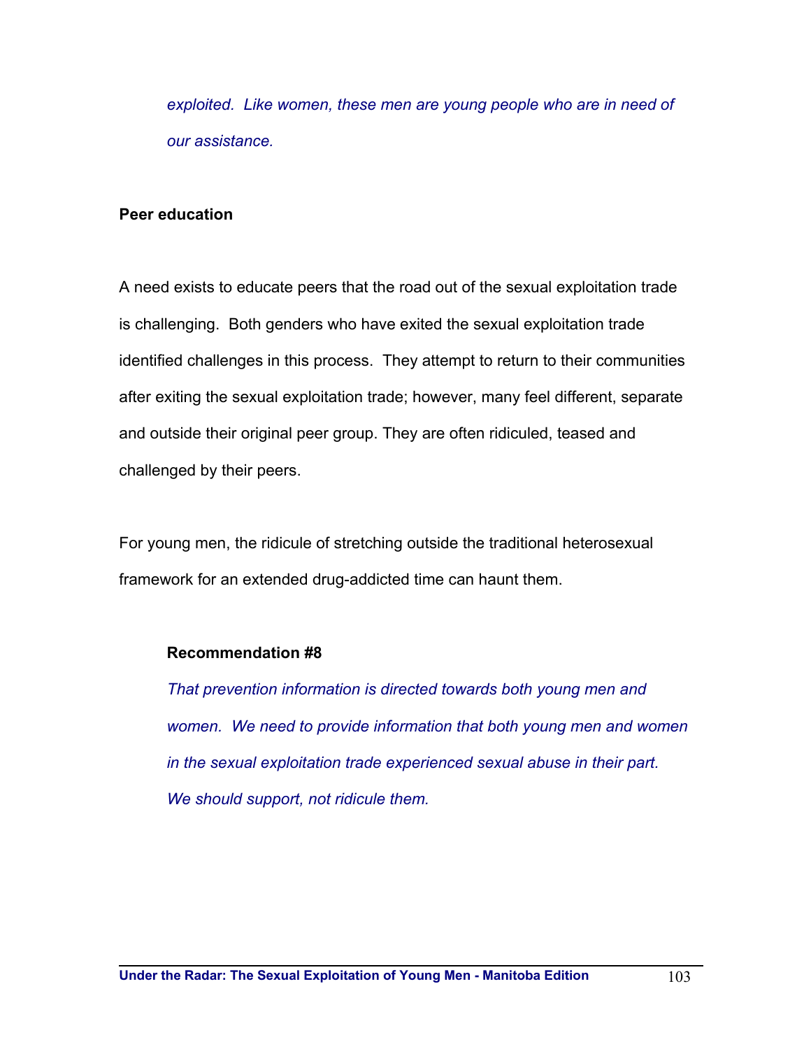*exploited. Like women, these men are young people who are in need of our assistance.*

**Peer education**

A need exists to educate peers that the road out of the sexual exploitation trade is challenging. Both genders who have exited the sexual exploitation trade identified challenges in this process. They attempt to return to their communities after exiting the sexual exploitation trade; however, many feel different, separate and outside their original peer group. They are often ridiculed, teased and challenged by their peers.

For young men, the ridicule of stretching outside the traditional heterosexual framework for an extended drug-addicted time can haunt them.

**Recommendation #8**

*That prevention information is directed towards both young men and women. We need to provide information that both young men and women in the sexual exploitation trade experienced sexual abuse in their part. We should support, not ridicule them.*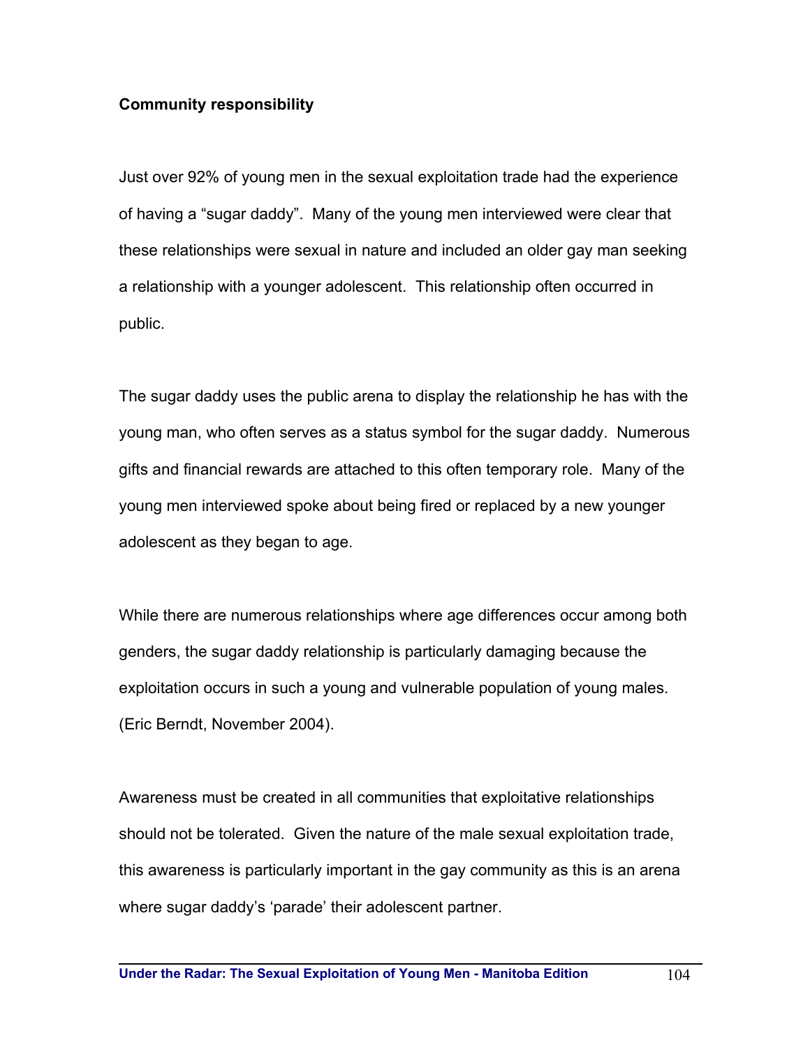**Community responsibility**

Just over 92% of young men in the sexual exploitation trade had the experience of having a "sugar daddy". Many of the young men interviewed were clear that these relationships were sexual in nature and included an older gay man seeking a relationship with a younger adolescent. This relationship often occurred in public.

The sugar daddy uses the public arena to display the relationship he has with the young man, who often serves as a status symbol for the sugar daddy. Numerous gifts and financial rewards are attached to this often temporary role. Many of the young men interviewed spoke about being fired or replaced by a new younger adolescent as they began to age.

While there are numerous relationships where age differences occur among both genders, the sugar daddy relationship is particularly damaging because the exploitation occurs in such a young and vulnerable population of young males. (Eric Berndt, November 2004).

Awareness must be created in all communities that exploitative relationships should not be tolerated. Given the nature of the male sexual exploitation trade, this awareness is particularly important in the gay community as this is an arena where sugar daddy's 'parade' their adolescent partner.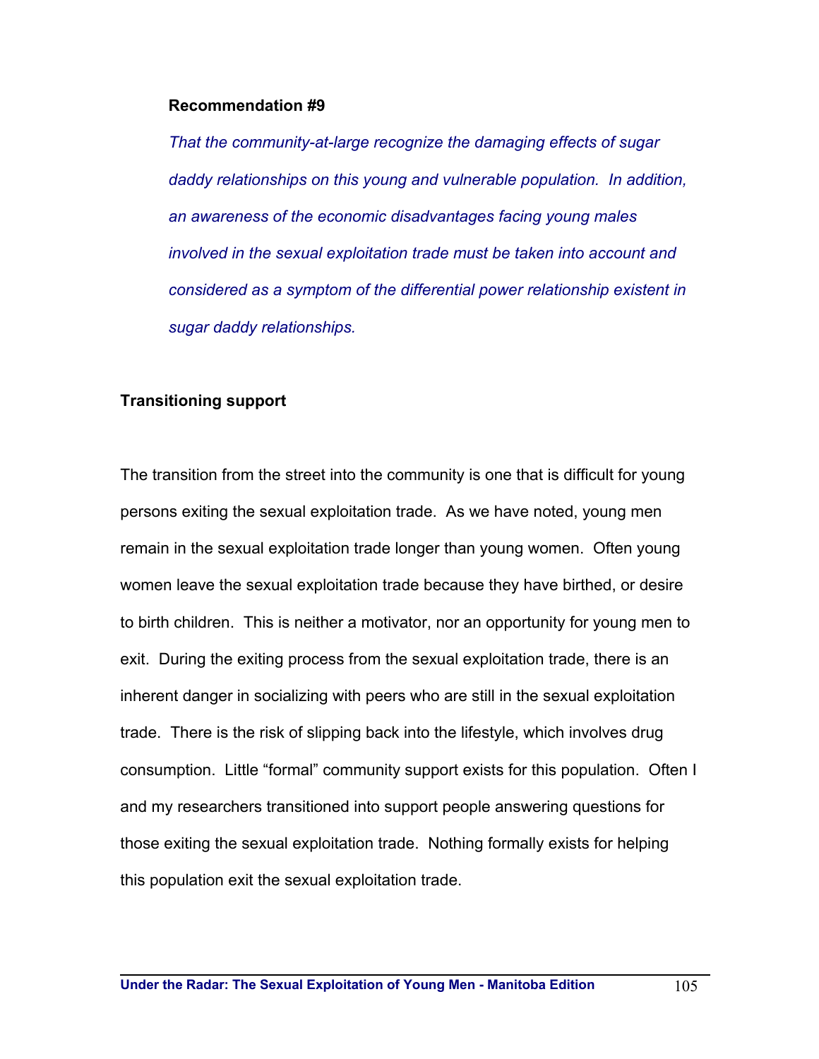**Recommendation #9**

*That the community-at-large recognize the damaging effects of sugar daddy relationships on this young and vulnerable population. In addition, an awareness of the economic disadvantages facing young males involved in the sexual exploitation trade must be taken into account and considered as a symptom of the differential power relationship existent in sugar daddy relationships.*

## Transitioning support

The transition from the street into the community is one that is difficult for young persons exiting the sexual exploitation trade. As we have noted, young men remain in the sexual exploitation trade longer than young women. Often young women leave the sexual exploitation trade because they have birthed, or desire to birth children. This is neither a motivator, nor an opportunity for young men to exit. During the exiting process from the sexual exploitation trade, there is an inherent danger in socializing with peers who are still in the sexual exploitation trade. There is the risk of slipping back into the lifestyle, which involves drug consumption. Little "formal" community support exists for this population. Often I and my researchers transitioned into support people answering questions for those exiting the sexual exploitation trade. Nothing formally exists for helping this population exit the sexual exploitation trade.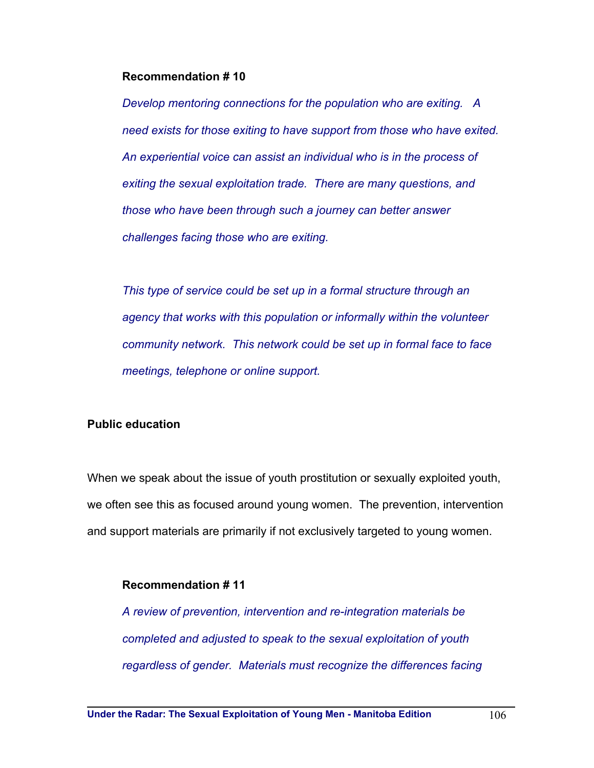**Recommendation # 10**

*Develop mentoring connections for the population who are exiting. A need exists for those exiting to have support from those who have exited. An experiential voice can assist an individual who is in the process of exiting the sexual exploitation trade. There are many questions, and those who have been through such a journey can better answer challenges facing those who are exiting.*

*This type of service could be set up in a formal structure through an agency that works with this population or informally within the volunteer community network. This network could be set up in formal face to face meetings, telephone or online support.*

**Public education**

When we speak about the issue of youth prostitution or sexually exploited youth, we often see this as focused around young women. The prevention, intervention and support materials are primarily if not exclusively targeted to young women.

**Recommendation # 11**

*A review of prevention, intervention and re-integration materials be completed and adjusted to speak to the sexual exploitation of youth regardless of gender. Materials must recognize the differences facing*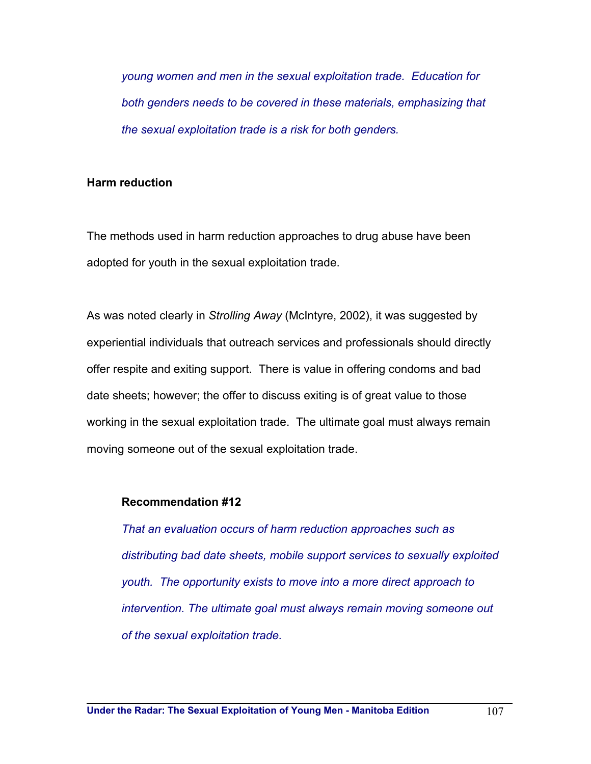*young women and men in the sexual exploitation trade. Education for both genders needs to be covered in these materials, emphasizing that the sexual exploitation trade is a risk for both genders.*

**Harm reduction**

The methods used in harm reduction approaches to drug abuse have been adopted for youth in the sexual exploitation trade.

As was noted clearly in *Strolling Away* (McIntyre, 2002), it was suggested by experiential individuals that outreach services and professionals should directly offer respite and exiting support. There is value in offering condoms and bad date sheets; however; the offer to discuss exiting is of great value to those working in the sexual exploitation trade. The ultimate goal must always remain moving someone out of the sexual exploitation trade.

**Recommendation #12**

*That an evaluation occurs of harm reduction approaches such as distributing bad date sheets, mobile support services to sexually exploited youth. The opportunity exists to move into a more direct approach to intervention. The ultimate goal must always remain moving someone out of the sexual exploitation trade.*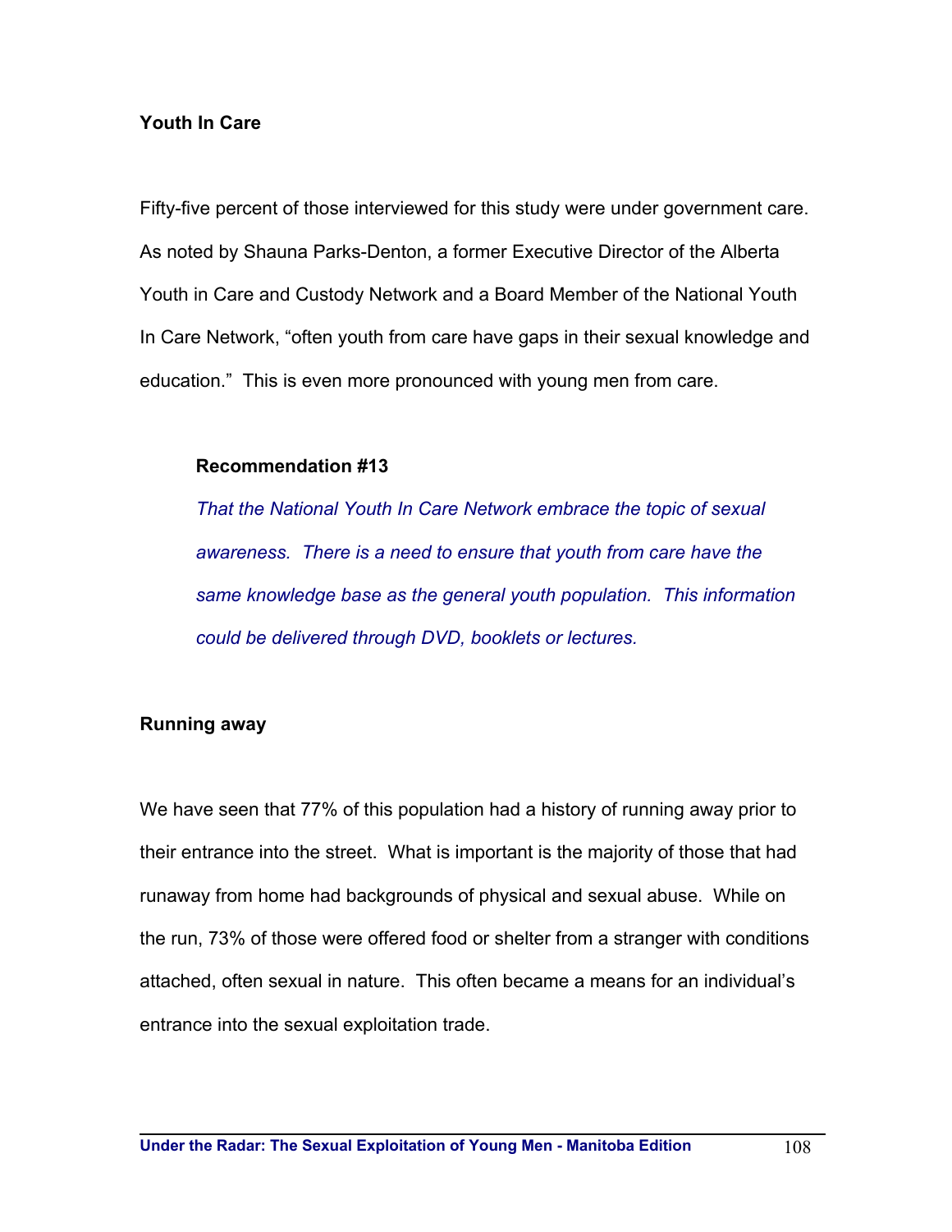### Youth In Care

Fifty-five percent of those interviewed for this study were under government care. As noted by Shauna Parks-Denton, a former Executive Director of the Alberta Youth in Care and Custody Network and a Board Member of the National Youth In Care Network, "often youth from care have gaps in their sexual knowledge and education." This is even more pronounced with young men from care.

> **Recommendation #13**
>
> *That the National Youth In Care Network embrace the topic of sexual awareness. There is a need to ensure that youth from care have the same knowledge base as the general youth population. This information could be delivered through DVD, booklets or lectures.*

### Running away

We have seen that 77% of this population had a history of running away prior to their entrance into the street. What is important is the majority of those that had runaway from home had backgrounds of physical and sexual abuse. While on the run, 73% of those were offered food or shelter from a stranger with conditions attached, often sexual in nature. This often became a means for an individual's entrance into the sexual exploitation trade.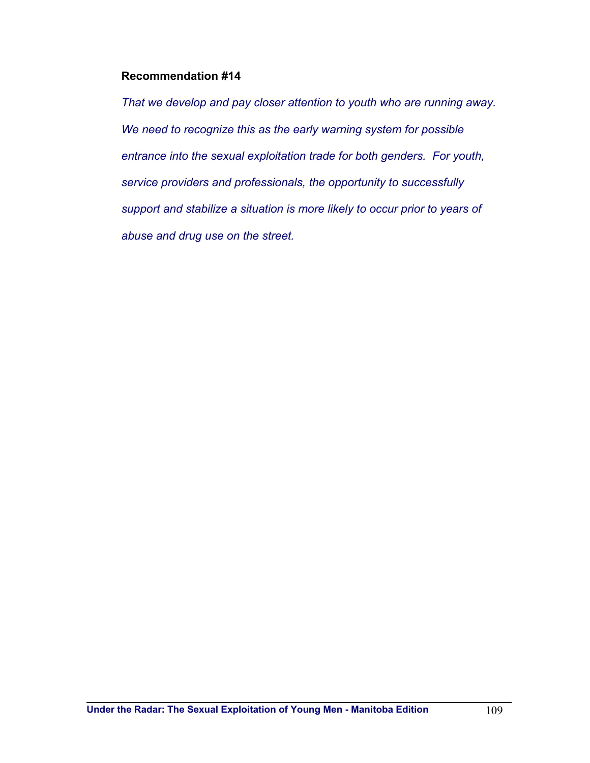**Recommendation #14**

*That we develop and pay closer attention to youth who are running away. We need to recognize this as the early warning system for possible entrance into the sexual exploitation trade for both genders. For youth, service providers and professionals, the opportunity to successfully support and stabilize a situation is more likely to occur prior to years of abuse and drug use on the street.*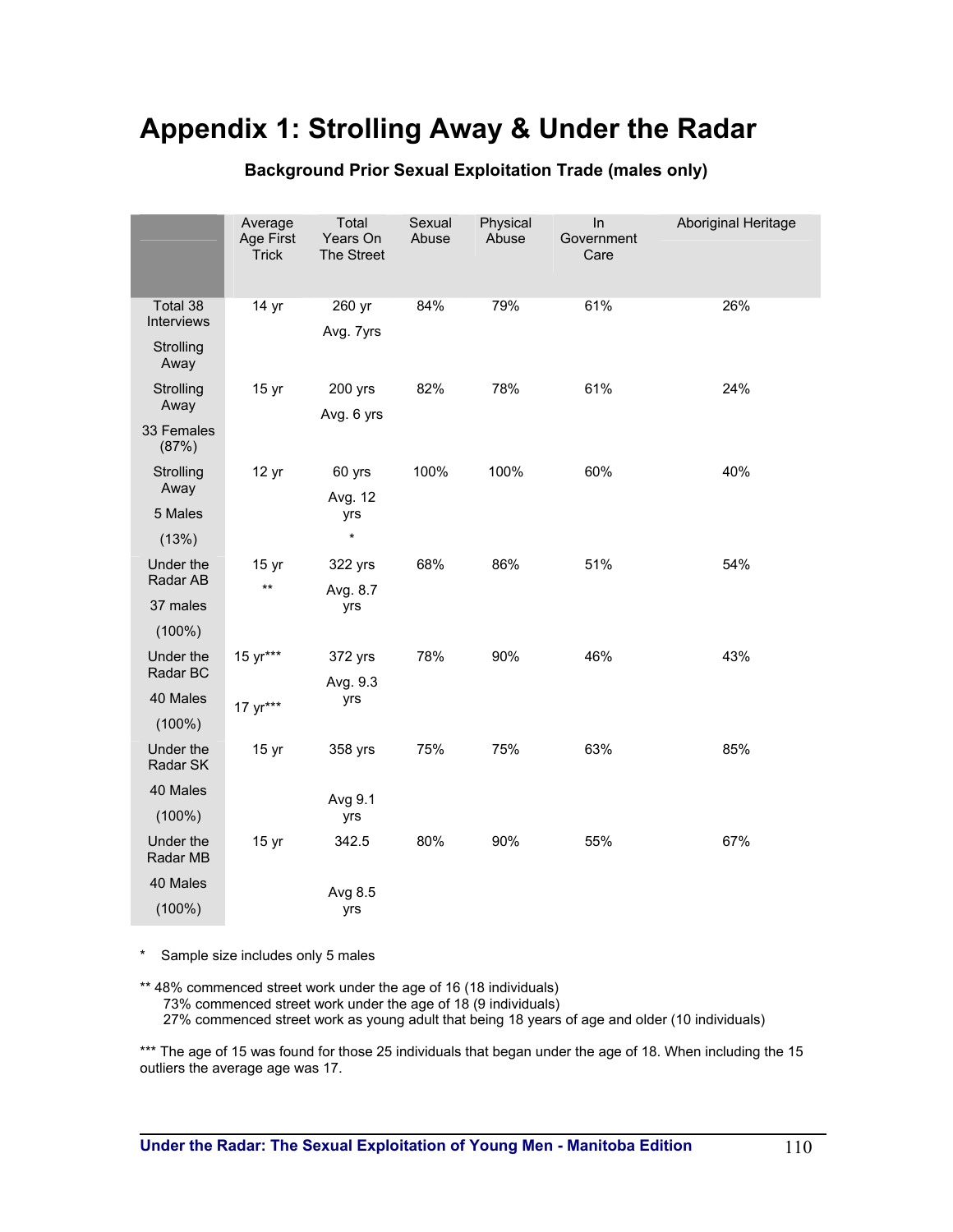# Appendix 1: Strolling Away & Under the Radar

**Background Prior Sexual Exploitation Trade (males only)**

| | Average Age First Trick | Total Years On The Street | Sexual Abuse | Physical Abuse | In Government Care | Aboriginal Heritage |
|---|---|---|---|---|---|---|
| Total 38 Interviews Strolling Away | 14 yr | 260 yr Avg. 7yrs | 84% | 79% | 61% | 26% |
| Strolling Away 33 Females (87%) | 15 yr | 200 yrs Avg. 6 yrs | 82% | 78% | 61% | 24% |
| Strolling Away 5 Males (13%) | 12 yr | 60 yrs Avg. 12 yrs * | 100% | 100% | 60% | 40% |
| Under the Radar AB 37 males (100%) | 15 yr ** | 322 yrs Avg. 8.7 yrs | 68% | 86% | 51% | 54% |
| Under the Radar BC 40 Males (100%) | 15 yr*** 17 yr*** | 372 yrs Avg. 9.3 yrs | 78% | 90% | 46% | 43% |
| Under the Radar SK 40 Males (100%) | 15 yr | 358 yrs Avg 9.1 yrs | 75% | 75% | 63% | 85% |
| Under the Radar MB 40 Males (100%) | 15 yr | 342.5 Avg 8.5 yrs | 80% | 90% | 55% | 67% |

\* Sample size includes only 5 males

** 48% commenced street work under the age of 16 (18 individuals)
73% commenced street work under the age of 18 (9 individuals)
27% commenced street work as young adult that being 18 years of age and older (10 individuals)

*** The age of 15 was found for those 25 individuals that began under the age of 18. When including the 15 outliers the average age was 17.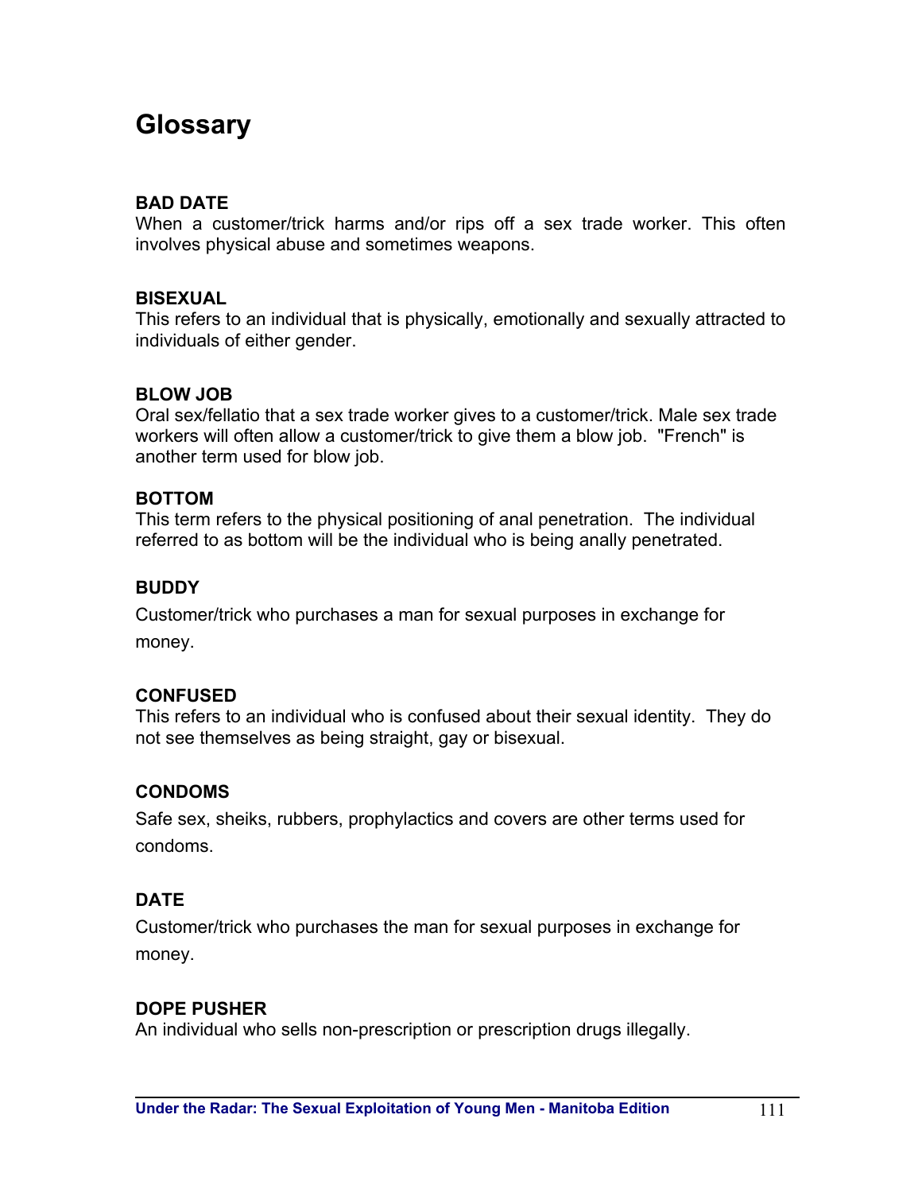# Glossary

**BAD DATE**
When a customer/trick harms and/or rips off a sex trade worker. This often involves physical abuse and sometimes weapons.

**BISEXUAL**
This refers to an individual that is physically, emotionally and sexually attracted to individuals of either gender.

**BLOW JOB**
Oral sex/fellatio that a sex trade worker gives to a customer/trick. Male sex trade workers will often allow a customer/trick to give them a blow job. "French" is another term used for blow job.

**BOTTOM**
This term refers to the physical positioning of anal penetration. The individual referred to as bottom will be the individual who is being anally penetrated.

**BUDDY**
Customer/trick who purchases a man for sexual purposes in exchange for money.

**CONFUSED**
This refers to an individual who is confused about their sexual identity. They do not see themselves as being straight, gay or bisexual.

**CONDOMS**
Safe sex, sheiks, rubbers, prophylactics and covers are other terms used for condoms.

**DATE**
Customer/trick who purchases the man for sexual purposes in exchange for money.

**DOPE PUSHER**
An individual who sells non-prescription or prescription drugs illegally.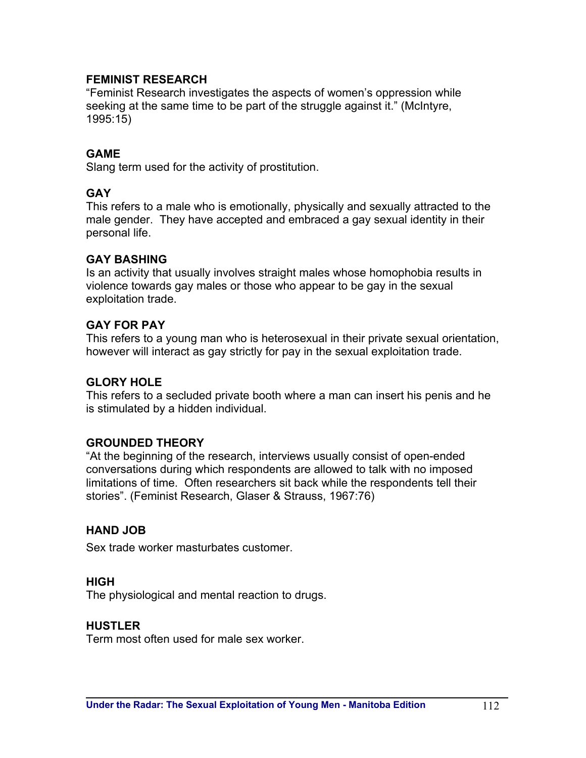**FEMINIST RESEARCH**
"Feminist Research investigates the aspects of women's oppression while seeking at the same time to be part of the struggle against it." (McIntyre, 1995:15)

**GAME**
Slang term used for the activity of prostitution.

**GAY**
This refers to a male who is emotionally, physically and sexually attracted to the male gender. They have accepted and embraced a gay sexual identity in their personal life.

**GAY BASHING**
Is an activity that usually involves straight males whose homophobia results in violence towards gay males or those who appear to be gay in the sexual exploitation trade.

**GAY FOR PAY**
This refers to a young man who is heterosexual in their private sexual orientation, however will interact as gay strictly for pay in the sexual exploitation trade.

**GLORY HOLE**
This refers to a secluded private booth where a man can insert his penis and he is stimulated by a hidden individual.

**GROUNDED THEORY**
"At the beginning of the research, interviews usually consist of open-ended conversations during which respondents are allowed to talk with no imposed limitations of time. Often researchers sit back while the respondents tell their stories". (Feminist Research, Glaser & Strauss, 1967:76)

**HAND JOB**

Sex trade worker masturbates customer.

**HIGH**
The physiological and mental reaction to drugs.

**HUSTLER**
Term most often used for male sex worker.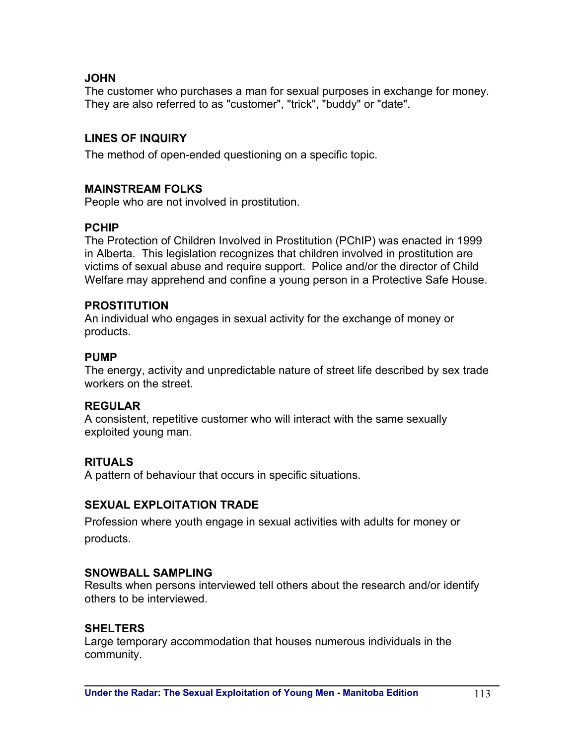**JOHN**
The customer who purchases a man for sexual purposes in exchange for money. They are also referred to as "customer", "trick", "buddy" or "date".

**LINES OF INQUIRY**

The method of open-ended questioning on a specific topic.

**MAINSTREAM FOLKS**
People who are not involved in prostitution.

**PCHIP**
The Protection of Children Involved in Prostitution (PChIP) was enacted in 1999 in Alberta. This legislation recognizes that children involved in prostitution are victims of sexual abuse and require support. Police and/or the director of Child Welfare may apprehend and confine a young person in a Protective Safe House.

**PROSTITUTION**
An individual who engages in sexual activity for the exchange of money or products.

**PUMP**
The energy, activity and unpredictable nature of street life described by sex trade workers on the street.

**REGULAR**
A consistent, repetitive customer who will interact with the same sexually exploited young man.

**RITUALS**
A pattern of behaviour that occurs in specific situations.

**SEXUAL EXPLOITATION TRADE**

Profession where youth engage in sexual activities with adults for money or products.

**SNOWBALL SAMPLING**
Results when persons interviewed tell others about the research and/or identify others to be interviewed.

**SHELTERS**
Large temporary accommodation that houses numerous individuals in the community.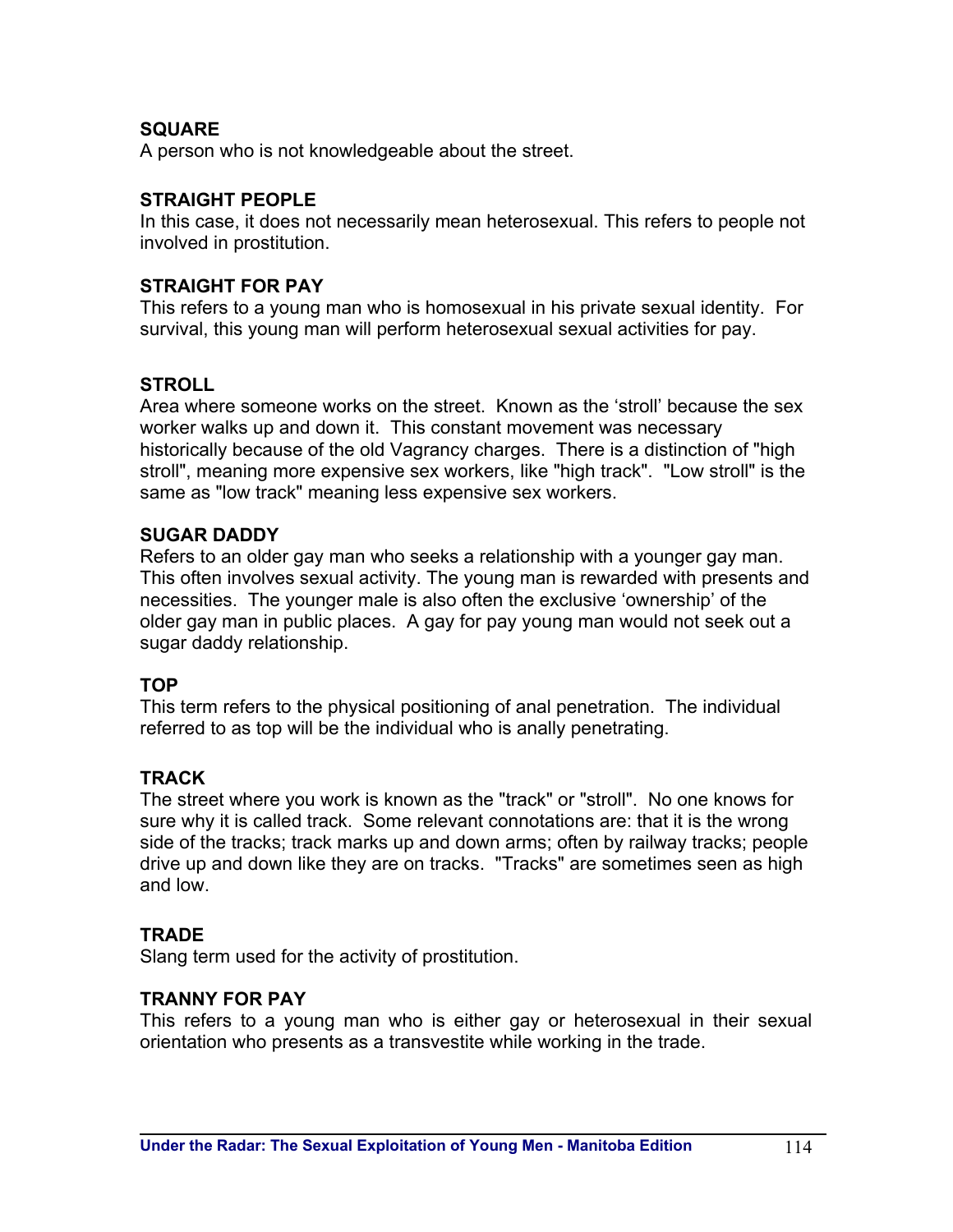**SQUARE**
A person who is not knowledgeable about the street.

**STRAIGHT PEOPLE**
In this case, it does not necessarily mean heterosexual. This refers to people not involved in prostitution.

**STRAIGHT FOR PAY**
This refers to a young man who is homosexual in his private sexual identity. For survival, this young man will perform heterosexual sexual activities for pay.

**STROLL**
Area where someone works on the street. Known as the 'stroll' because the sex worker walks up and down it. This constant movement was necessary historically because of the old Vagrancy charges. There is a distinction of "high stroll", meaning more expensive sex workers, like "high track". "Low stroll" is the same as "low track" meaning less expensive sex workers.

**SUGAR DADDY**
Refers to an older gay man who seeks a relationship with a younger gay man. This often involves sexual activity. The young man is rewarded with presents and necessities. The younger male is also often the exclusive 'ownership' of the older gay man in public places. A gay for pay young man would not seek out a sugar daddy relationship.

**TOP**
This term refers to the physical positioning of anal penetration. The individual referred to as top will be the individual who is anally penetrating.

**TRACK**
The street where you work is known as the "track" or "stroll". No one knows for sure why it is called track. Some relevant connotations are: that it is the wrong side of the tracks; track marks up and down arms; often by railway tracks; people drive up and down like they are on tracks. "Tracks" are sometimes seen as high and low.

**TRADE**
Slang term used for the activity of prostitution.

**TRANNY FOR PAY**
This refers to a young man who is either gay or heterosexual in their sexual orientation who presents as a transvestite while working in the trade.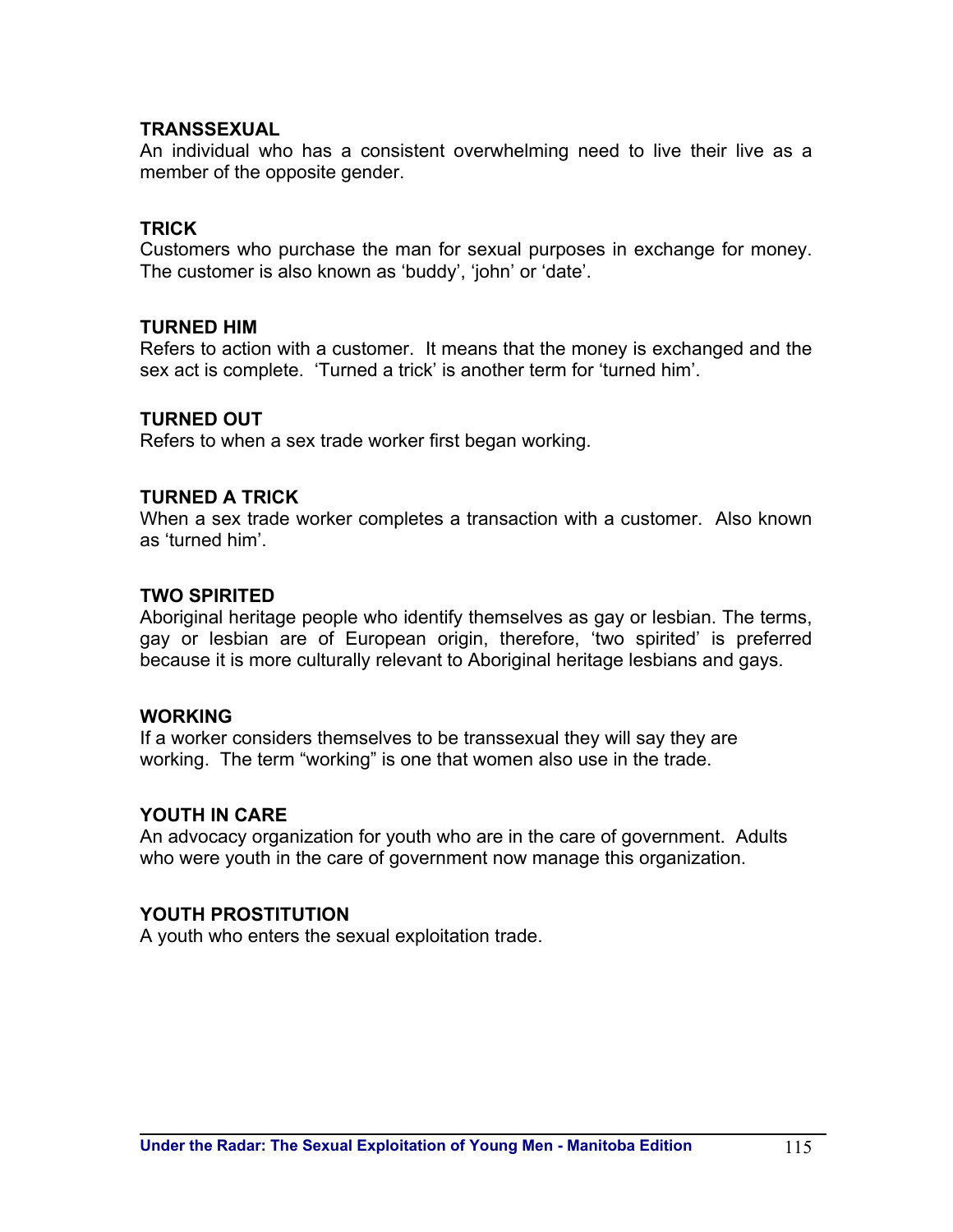**TRANSSEXUAL**
An individual who has a consistent overwhelming need to live their live as a member of the opposite gender.

**TRICK**
Customers who purchase the man for sexual purposes in exchange for money. The customer is also known as 'buddy', 'john' or 'date'.

**TURNED HIM**
Refers to action with a customer. It means that the money is exchanged and the sex act is complete. 'Turned a trick' is another term for 'turned him'.

**TURNED OUT**
Refers to when a sex trade worker first began working.

**TURNED A TRICK**
When a sex trade worker completes a transaction with a customer. Also known as 'turned him'.

**TWO SPIRITED**
Aboriginal heritage people who identify themselves as gay or lesbian. The terms, gay or lesbian are of European origin, therefore, 'two spirited' is preferred because it is more culturally relevant to Aboriginal heritage lesbians and gays.

**WORKING**
If a worker considers themselves to be transsexual they will say they are working. The term "working" is one that women also use in the trade.

**YOUTH IN CARE**
An advocacy organization for youth who are in the care of government. Adults who were youth in the care of government now manage this organization.

**YOUTH PROSTITUTION**
A youth who enters the sexual exploitation trade.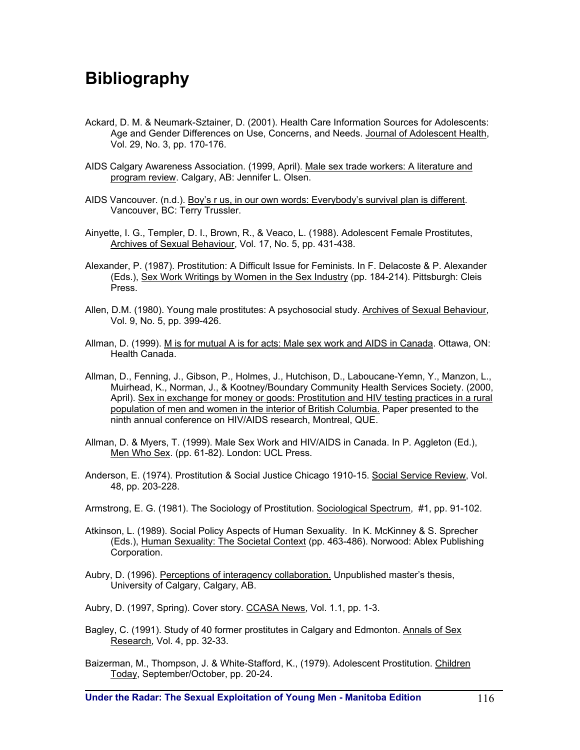# Bibliography

Ackard, D. M. & Neumark-Sztainer, D. (2001). Health Care Information Sources for Adolescents: Age and Gender Differences on Use, Concerns, and Needs. Journal of Adolescent Health, Vol. 29, No. 3, pp. 170-176.

AIDS Calgary Awareness Association. (1999, April). Male sex trade workers: A literature and program review. Calgary, AB: Jennifer L. Olsen.

AIDS Vancouver. (n.d.). Boy's r us, in our own words: Everybody's survival plan is different. Vancouver, BC: Terry Trussler.

Ainyette, I. G., Templer, D. I., Brown, R., & Veaco, L. (1988). Adolescent Female Prostitutes, Archives of Sexual Behaviour, Vol. 17, No. 5, pp. 431-438.

Alexander, P. (1987). Prostitution: A Difficult Issue for Feminists. In F. Delacoste & P. Alexander (Eds.), Sex Work Writings by Women in the Sex Industry (pp. 184-214). Pittsburgh: Cleis Press.

Allen, D.M. (1980). Young male prostitutes: A psychosocial study. Archives of Sexual Behaviour, Vol. 9, No. 5, pp. 399-426.

Allman, D. (1999). M is for mutual A is for acts: Male sex work and AIDS in Canada. Ottawa, ON: Health Canada.

Allman, D., Fenning, J., Gibson, P., Holmes, J., Hutchison, D., Laboucane-Yemn, Y., Manzon, L., Muirhead, K., Norman, J., & Kootney/Boundary Community Health Services Society. (2000, April). Sex in exchange for money or goods: Prostitution and HIV testing practices in a rural population of men and women in the interior of British Columbia. Paper presented to the ninth annual conference on HIV/AIDS research, Montreal, QUE.

Allman, D. & Myers, T. (1999). Male Sex Work and HIV/AIDS in Canada. In P. Aggleton (Ed.), Men Who Sex. (pp. 61-82). London: UCL Press.

Anderson, E. (1974). Prostitution & Social Justice Chicago 1910-15. Social Service Review, Vol. 48, pp. 203-228.

Armstrong, E. G. (1981). The Sociology of Prostitution. Sociological Spectrum, #1, pp. 91-102.

Atkinson, L. (1989). Social Policy Aspects of Human Sexuality. In K. McKinney & S. Sprecher (Eds.), Human Sexuality: The Societal Context (pp. 463-486). Norwood: Ablex Publishing Corporation.

Aubry, D. (1996). Perceptions of interagency collaboration. Unpublished master's thesis, University of Calgary, Calgary, AB.

Aubry, D. (1997, Spring). Cover story. CCASA News, Vol. 1.1, pp. 1-3.

Bagley, C. (1991). Study of 40 former prostitutes in Calgary and Edmonton. Annals of Sex Research, Vol. 4, pp. 32-33.

Baizerman, M., Thompson, J. & White-Stafford, K., (1979). Adolescent Prostitution. Children Today, September/October, pp. 20-24.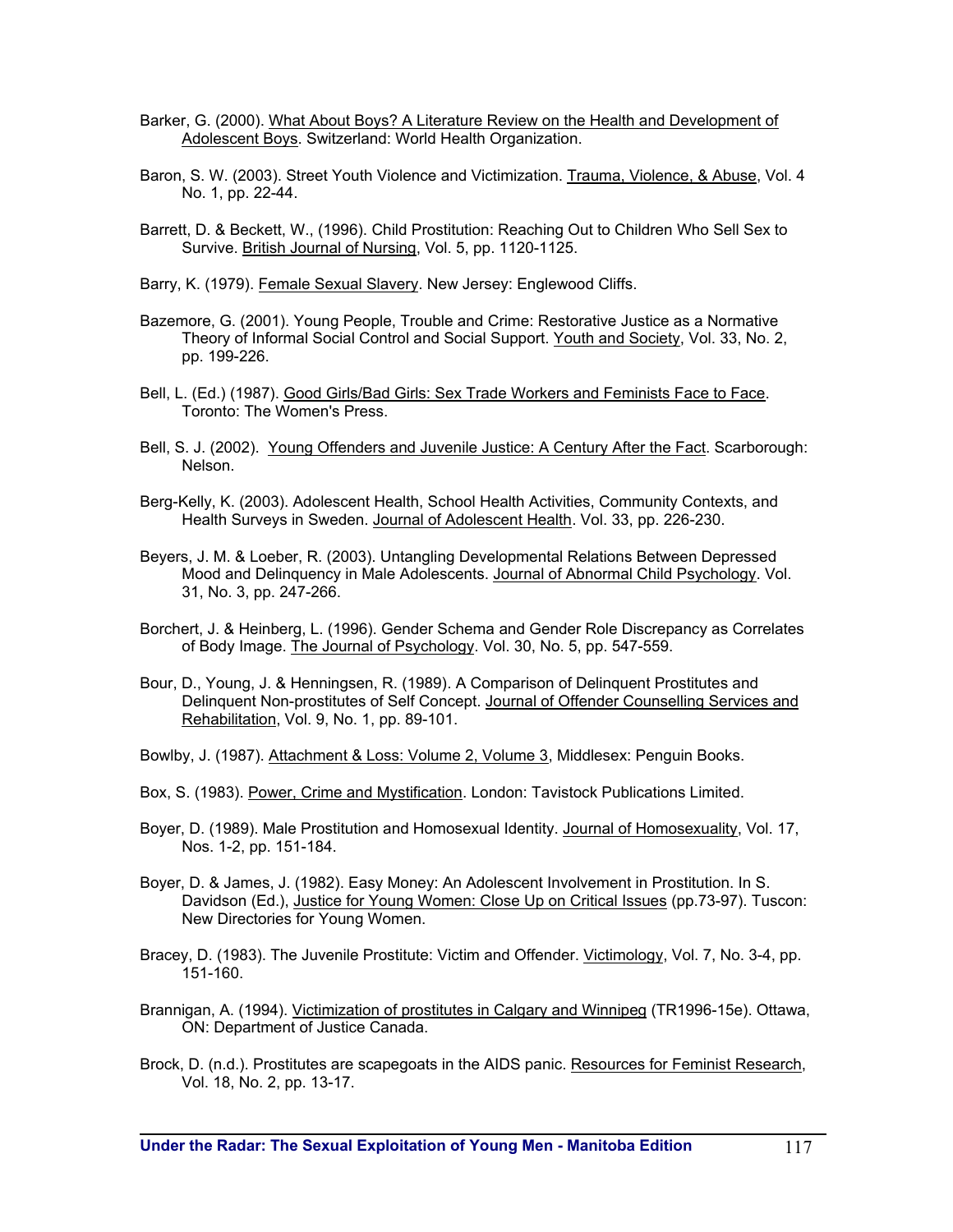Barker, G. (2000). What About Boys? A Literature Review on the Health and Development of Adolescent Boys. Switzerland: World Health Organization.

Baron, S. W. (2003). Street Youth Violence and Victimization. Trauma, Violence, & Abuse, Vol. 4 No. 1, pp. 22-44.

Barrett, D. & Beckett, W., (1996). Child Prostitution: Reaching Out to Children Who Sell Sex to Survive. British Journal of Nursing, Vol. 5, pp. 1120-1125.

Barry, K. (1979). Female Sexual Slavery. New Jersey: Englewood Cliffs.

Bazemore, G. (2001). Young People, Trouble and Crime: Restorative Justice as a Normative Theory of Informal Social Control and Social Support. Youth and Society, Vol. 33, No. 2, pp. 199-226.

Bell, L. (Ed.) (1987). Good Girls/Bad Girls: Sex Trade Workers and Feminists Face to Face. Toronto: The Women's Press.

Bell, S. J. (2002). Young Offenders and Juvenile Justice: A Century After the Fact. Scarborough: Nelson.

Berg-Kelly, K. (2003). Adolescent Health, School Health Activities, Community Contexts, and Health Surveys in Sweden. Journal of Adolescent Health. Vol. 33, pp. 226-230.

Beyers, J. M. & Loeber, R. (2003). Untangling Developmental Relations Between Depressed Mood and Delinquency in Male Adolescents. Journal of Abnormal Child Psychology. Vol. 31, No. 3, pp. 247-266.

Borchert, J. & Heinberg, L. (1996). Gender Schema and Gender Role Discrepancy as Correlates of Body Image. The Journal of Psychology. Vol. 30, No. 5, pp. 547-559.

Bour, D., Young, J. & Henningsen, R. (1989). A Comparison of Delinquent Prostitutes and Delinquent Non-prostitutes of Self Concept. Journal of Offender Counselling Services and Rehabilitation, Vol. 9, No. 1, pp. 89-101.

Bowlby, J. (1987). Attachment & Loss: Volume 2, Volume 3, Middlesex: Penguin Books.

Box, S. (1983). Power, Crime and Mystification. London: Tavistock Publications Limited.

Boyer, D. (1989). Male Prostitution and Homosexual Identity. Journal of Homosexuality, Vol. 17, Nos. 1-2, pp. 151-184.

Boyer, D. & James, J. (1982). Easy Money: An Adolescent Involvement in Prostitution. In S. Davidson (Ed.), Justice for Young Women: Close Up on Critical Issues (pp.73-97). Tuscon: New Directories for Young Women.

Bracey, D. (1983). The Juvenile Prostitute: Victim and Offender. Victimology, Vol. 7, No. 3-4, pp. 151-160.

Brannigan, A. (1994). Victimization of prostitutes in Calgary and Winnipeg (TR1996-15e). Ottawa, ON: Department of Justice Canada.

Brock, D. (n.d.). Prostitutes are scapegoats in the AIDS panic. Resources for Feminist Research, Vol. 18, No. 2, pp. 13-17.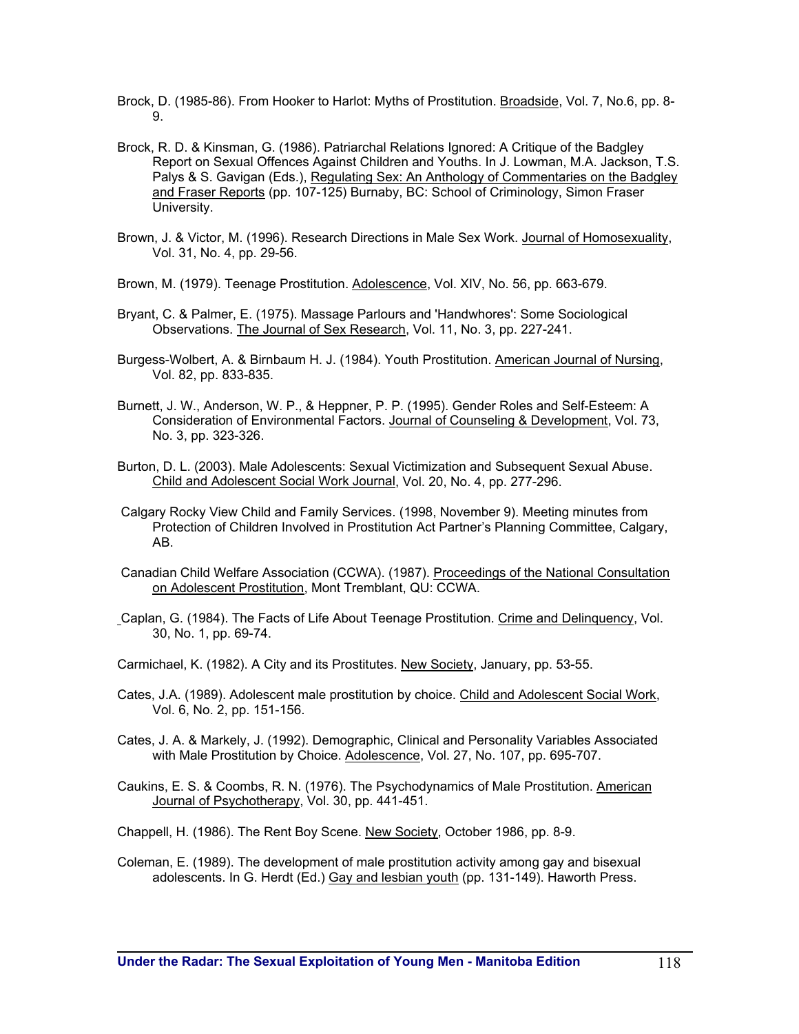Brock, D. (1985-86). From Hooker to Harlot: Myths of Prostitution. Broadside, Vol. 7, No.6, pp. 8-9.

Brock, R. D. & Kinsman, G. (1986). Patriarchal Relations Ignored: A Critique of the Badgley Report on Sexual Offences Against Children and Youths. In J. Lowman, M.A. Jackson, T.S. Palys & S. Gavigan (Eds.), Regulating Sex: An Anthology of Commentaries on the Badgley and Fraser Reports (pp. 107-125) Burnaby, BC: School of Criminology, Simon Fraser University.

Brown, J. & Victor, M. (1996). Research Directions in Male Sex Work. Journal of Homosexuality, Vol. 31, No. 4, pp. 29-56.

Brown, M. (1979). Teenage Prostitution. Adolescence, Vol. XIV, No. 56, pp. 663-679.

Bryant, C. & Palmer, E. (1975). Massage Parlours and 'Handwhores': Some Sociological Observations. The Journal of Sex Research, Vol. 11, No. 3, pp. 227-241.

Burgess-Wolbert, A. & Birnbaum H. J. (1984). Youth Prostitution. American Journal of Nursing, Vol. 82, pp. 833-835.

Burnett, J. W., Anderson, W. P., & Heppner, P. P. (1995). Gender Roles and Self-Esteem: A Consideration of Environmental Factors. Journal of Counseling & Development, Vol. 73, No. 3, pp. 323-326.

Burton, D. L. (2003). Male Adolescents: Sexual Victimization and Subsequent Sexual Abuse. Child and Adolescent Social Work Journal, Vol. 20, No. 4, pp. 277-296.

Calgary Rocky View Child and Family Services. (1998, November 9). Meeting minutes from Protection of Children Involved in Prostitution Act Partner's Planning Committee, Calgary, AB.

Canadian Child Welfare Association (CCWA). (1987). Proceedings of the National Consultation on Adolescent Prostitution, Mont Tremblant, QU: CCWA.

Caplan, G. (1984). The Facts of Life About Teenage Prostitution. Crime and Delinquency, Vol. 30, No. 1, pp. 69-74.

Carmichael, K. (1982). A City and its Prostitutes. New Society, January, pp. 53-55.

Cates, J.A. (1989). Adolescent male prostitution by choice. Child and Adolescent Social Work, Vol. 6, No. 2, pp. 151-156.

Cates, J. A. & Markely, J. (1992). Demographic, Clinical and Personality Variables Associated with Male Prostitution by Choice. Adolescence, Vol. 27, No. 107, pp. 695-707.

Caukins, E. S. & Coombs, R. N. (1976). The Psychodynamics of Male Prostitution. American Journal of Psychotherapy, Vol. 30, pp. 441-451.

Chappell, H. (1986). The Rent Boy Scene. New Society, October 1986, pp. 8-9.

Coleman, E. (1989). The development of male prostitution activity among gay and bisexual adolescents. In G. Herdt (Ed.) Gay and lesbian youth (pp. 131-149). Haworth Press.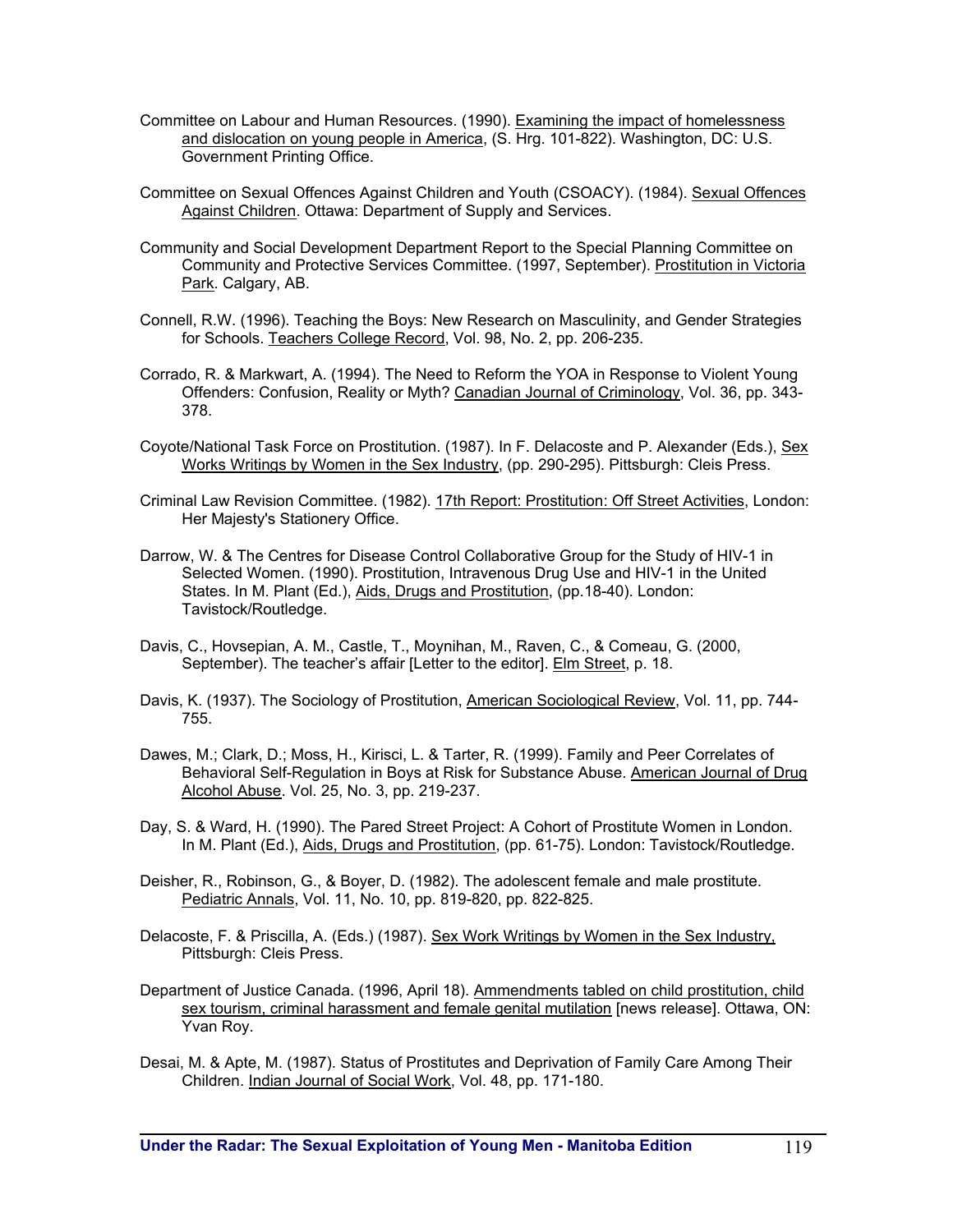Committee on Labour and Human Resources. (1990). Examining the impact of homelessness and dislocation on young people in America, (S. Hrg. 101-822). Washington, DC: U.S. Government Printing Office.

Committee on Sexual Offences Against Children and Youth (CSOACY). (1984). Sexual Offences Against Children. Ottawa: Department of Supply and Services.

Community and Social Development Department Report to the Special Planning Committee on Community and Protective Services Committee. (1997, September). Prostitution in Victoria Park. Calgary, AB.

Connell, R.W. (1996). Teaching the Boys: New Research on Masculinity, and Gender Strategies for Schools. Teachers College Record, Vol. 98, No. 2, pp. 206-235.

Corrado, R. & Markwart, A. (1994). The Need to Reform the YOA in Response to Violent Young Offenders: Confusion, Reality or Myth? Canadian Journal of Criminology, Vol. 36, pp. 343-378.

Coyote/National Task Force on Prostitution. (1987). In F. Delacoste and P. Alexander (Eds.), Sex Works Writings by Women in the Sex Industry, (pp. 290-295). Pittsburgh: Cleis Press.

Criminal Law Revision Committee. (1982). 17th Report: Prostitution: Off Street Activities, London: Her Majesty's Stationery Office.

Darrow, W. & The Centres for Disease Control Collaborative Group for the Study of HIV-1 in Selected Women. (1990). Prostitution, Intravenous Drug Use and HIV-1 in the United States. In M. Plant (Ed.), Aids, Drugs and Prostitution, (pp.18-40). London: Tavistock/Routledge.

Davis, C., Hovsepian, A. M., Castle, T., Moynihan, M., Raven, C., & Comeau, G. (2000, September). The teacher's affair [Letter to the editor]. Elm Street, p. 18.

Davis, K. (1937). The Sociology of Prostitution, American Sociological Review, Vol. 11, pp. 744-755.

Dawes, M.; Clark, D.; Moss, H., Kirisci, L. & Tarter, R. (1999). Family and Peer Correlates of Behavioral Self-Regulation in Boys at Risk for Substance Abuse. American Journal of Drug Alcohol Abuse. Vol. 25, No. 3, pp. 219-237.

Day, S. & Ward, H. (1990). The Pared Street Project: A Cohort of Prostitute Women in London. In M. Plant (Ed.), Aids, Drugs and Prostitution, (pp. 61-75). London: Tavistock/Routledge.

Deisher, R., Robinson, G., & Boyer, D. (1982). The adolescent female and male prostitute. Pediatric Annals, Vol. 11, No. 10, pp. 819-820, pp. 822-825.

Delacoste, F. & Priscilla, A. (Eds.) (1987). Sex Work Writings by Women in the Sex Industry, Pittsburgh: Cleis Press.

Department of Justice Canada. (1996, April 18). Ammendments tabled on child prostitution, child sex tourism, criminal harassment and female genital mutilation [news release]. Ottawa, ON: Yvan Roy.

Desai, M. & Apte, M. (1987). Status of Prostitutes and Deprivation of Family Care Among Their Children. Indian Journal of Social Work, Vol. 48, pp. 171-180.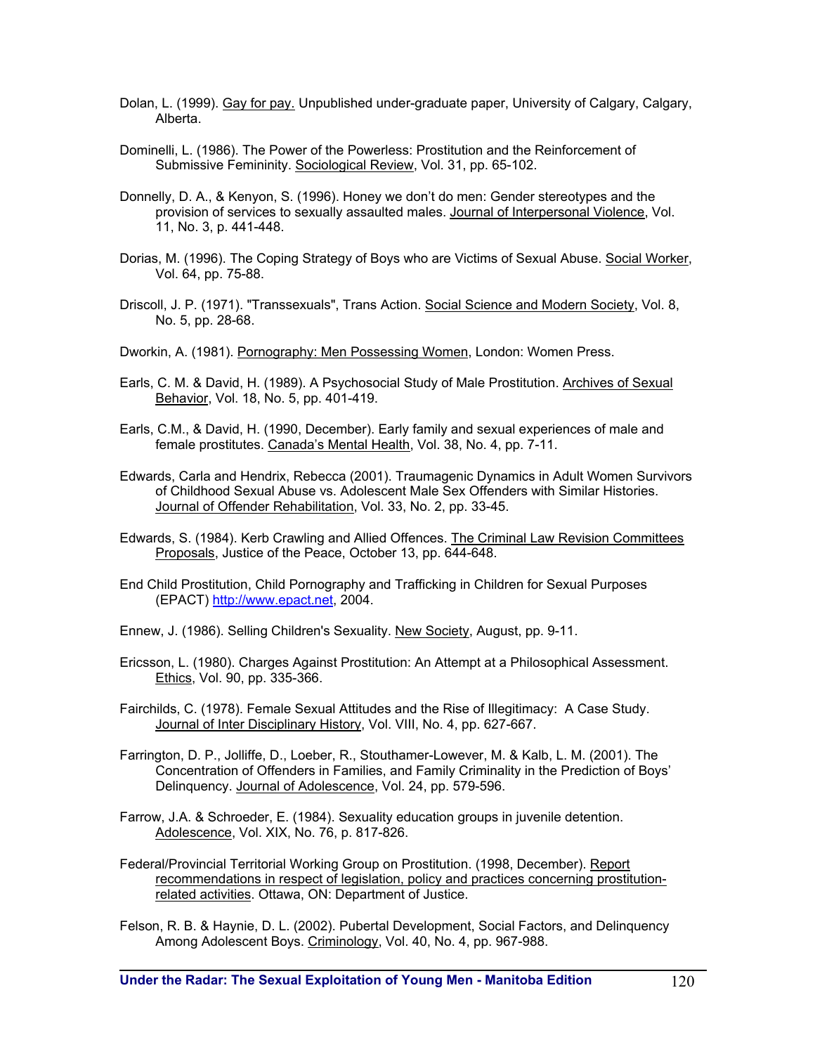Dolan, L. (1999). Gay for pay. Unpublished under-graduate paper, University of Calgary, Calgary, Alberta.

Dominelli, L. (1986). The Power of the Powerless: Prostitution and the Reinforcement of Submissive Femininity. Sociological Review, Vol. 31, pp. 65-102.

Donnelly, D. A., & Kenyon, S. (1996). Honey we don't do men: Gender stereotypes and the provision of services to sexually assaulted males. Journal of Interpersonal Violence, Vol. 11, No. 3, p. 441-448.

Dorias, M. (1996). The Coping Strategy of Boys who are Victims of Sexual Abuse. Social Worker, Vol. 64, pp. 75-88.

Driscoll, J. P. (1971). "Transsexuals", Trans Action. Social Science and Modern Society, Vol. 8, No. 5, pp. 28-68.

Dworkin, A. (1981). Pornography: Men Possessing Women, London: Women Press.

Earls, C. M. & David, H. (1989). A Psychosocial Study of Male Prostitution. Archives of Sexual Behavior, Vol. 18, No. 5, pp. 401-419.

Earls, C.M., & David, H. (1990, December). Early family and sexual experiences of male and female prostitutes. Canada's Mental Health, Vol. 38, No. 4, pp. 7-11.

Edwards, Carla and Hendrix, Rebecca (2001). Traumagenic Dynamics in Adult Women Survivors of Childhood Sexual Abuse vs. Adolescent Male Sex Offenders with Similar Histories. Journal of Offender Rehabilitation, Vol. 33, No. 2, pp. 33-45.

Edwards, S. (1984). Kerb Crawling and Allied Offences. The Criminal Law Revision Committees Proposals, Justice of the Peace, October 13, pp. 644-648.

End Child Prostitution, Child Pornography and Trafficking in Children for Sexual Purposes (EPACT) http://www.epact.net, 2004.

Ennew, J. (1986). Selling Children's Sexuality. New Society, August, pp. 9-11.

Ericsson, L. (1980). Charges Against Prostitution: An Attempt at a Philosophical Assessment. Ethics, Vol. 90, pp. 335-366.

Fairchilds, C. (1978). Female Sexual Attitudes and the Rise of Illegitimacy: A Case Study. Journal of Inter Disciplinary History, Vol. VIII, No. 4, pp. 627-667.

Farrington, D. P., Jolliffe, D., Loeber, R., Stouthamer-Lowever, M. & Kalb, L. M. (2001). The Concentration of Offenders in Families, and Family Criminality in the Prediction of Boys' Delinquency. Journal of Adolescence, Vol. 24, pp. 579-596.

Farrow, J.A. & Schroeder, E. (1984). Sexuality education groups in juvenile detention. Adolescence, Vol. XIX, No. 76, p. 817-826.

Federal/Provincial Territorial Working Group on Prostitution. (1998, December). Report recommendations in respect of legislation, policy and practices concerning prostitution-related activities. Ottawa, ON: Department of Justice.

Felson, R. B. & Haynie, D. L. (2002). Pubertal Development, Social Factors, and Delinquency Among Adolescent Boys. Criminology, Vol. 40, No. 4, pp. 967-988.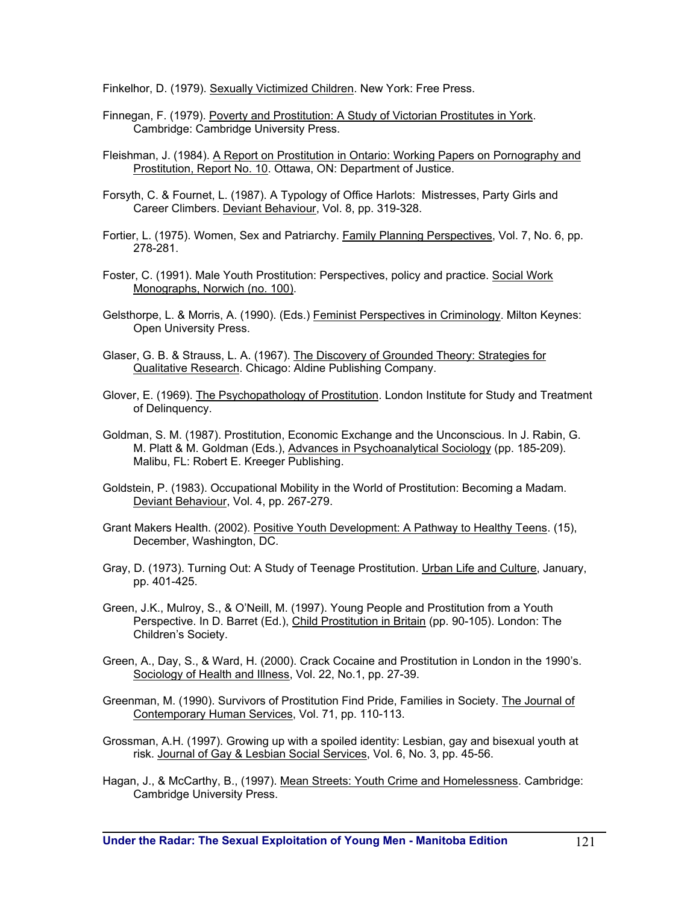Finkelhor, D. (1979). Sexually Victimized Children. New York: Free Press.

Finnegan, F. (1979). Poverty and Prostitution: A Study of Victorian Prostitutes in York. Cambridge: Cambridge University Press.

Fleishman, J. (1984). A Report on Prostitution in Ontario: Working Papers on Pornography and Prostitution, Report No. 10. Ottawa, ON: Department of Justice.

Forsyth, C. & Fournet, L. (1987). A Typology of Office Harlots: Mistresses, Party Girls and Career Climbers. Deviant Behaviour, Vol. 8, pp. 319-328.

Fortier, L. (1975). Women, Sex and Patriarchy. Family Planning Perspectives, Vol. 7, No. 6, pp. 278-281.

Foster, C. (1991). Male Youth Prostitution: Perspectives, policy and practice. Social Work Monographs, Norwich (no. 100).

Gelsthorpe, L. & Morris, A. (1990). (Eds.) Feminist Perspectives in Criminology. Milton Keynes: Open University Press.

Glaser, G. B. & Strauss, L. A. (1967). The Discovery of Grounded Theory: Strategies for Qualitative Research. Chicago: Aldine Publishing Company.

Glover, E. (1969). The Psychopathology of Prostitution. London Institute for Study and Treatment of Delinquency.

Goldman, S. M. (1987). Prostitution, Economic Exchange and the Unconscious. In J. Rabin, G. M. Platt & M. Goldman (Eds.), Advances in Psychoanalytical Sociology (pp. 185-209). Malibu, FL: Robert E. Kreeger Publishing.

Goldstein, P. (1983). Occupational Mobility in the World of Prostitution: Becoming a Madam. Deviant Behaviour, Vol. 4, pp. 267-279.

Grant Makers Health. (2002). Positive Youth Development: A Pathway to Healthy Teens. (15), December, Washington, DC.

Gray, D. (1973). Turning Out: A Study of Teenage Prostitution. Urban Life and Culture, January, pp. 401-425.

Green, J.K., Mulroy, S., & O'Neill, M. (1997). Young People and Prostitution from a Youth Perspective. In D. Barret (Ed.), Child Prostitution in Britain (pp. 90-105). London: The Children's Society.

Green, A., Day, S., & Ward, H. (2000). Crack Cocaine and Prostitution in London in the 1990's. Sociology of Health and Illness, Vol. 22, No.1, pp. 27-39.

Greenman, M. (1990). Survivors of Prostitution Find Pride, Families in Society. The Journal of Contemporary Human Services, Vol. 71, pp. 110-113.

Grossman, A.H. (1997). Growing up with a spoiled identity: Lesbian, gay and bisexual youth at risk. Journal of Gay & Lesbian Social Services, Vol. 6, No. 3, pp. 45-56.

Hagan, J., & McCarthy, B., (1997). Mean Streets: Youth Crime and Homelessness. Cambridge: Cambridge University Press.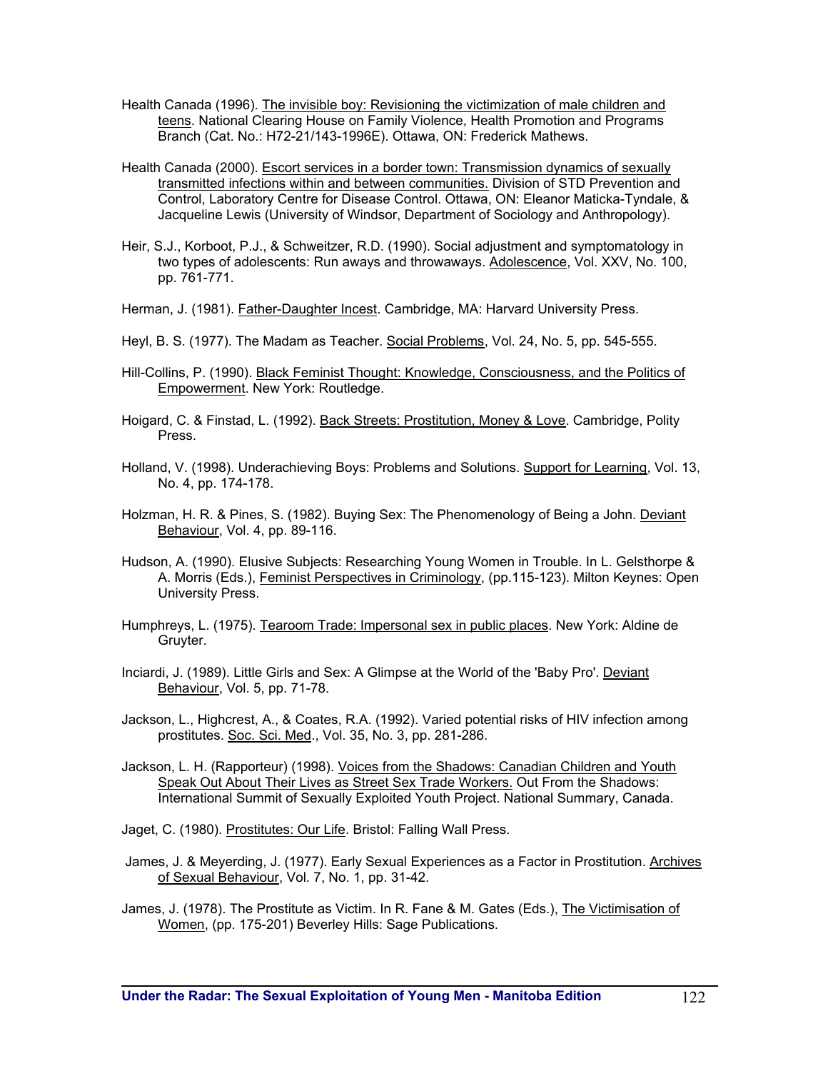Health Canada (1996). The invisible boy: Revisioning the victimization of male children and teens. National Clearing House on Family Violence, Health Promotion and Programs Branch (Cat. No.: H72-21/143-1996E). Ottawa, ON: Frederick Mathews.

Health Canada (2000). Escort services in a border town: Transmission dynamics of sexually transmitted infections within and between communities. Division of STD Prevention and Control, Laboratory Centre for Disease Control. Ottawa, ON: Eleanor Maticka-Tyndale, & Jacqueline Lewis (University of Windsor, Department of Sociology and Anthropology).

Heir, S.J., Korboot, P.J., & Schweitzer, R.D. (1990). Social adjustment and symptomatology in two types of adolescents: Run aways and throwaways. Adolescence, Vol. XXV, No. 100, pp. 761-771.

Herman, J. (1981). Father-Daughter Incest. Cambridge, MA: Harvard University Press.

Heyl, B. S. (1977). The Madam as Teacher. Social Problems, Vol. 24, No. 5, pp. 545-555.

Hill-Collins, P. (1990). Black Feminist Thought: Knowledge, Consciousness, and the Politics of Empowerment. New York: Routledge.

Hoigard, C. & Finstad, L. (1992). Back Streets: Prostitution, Money & Love. Cambridge, Polity Press.

Holland, V. (1998). Underachieving Boys: Problems and Solutions. Support for Learning, Vol. 13, No. 4, pp. 174-178.

Holzman, H. R. & Pines, S. (1982). Buying Sex: The Phenomenology of Being a John. Deviant Behaviour, Vol. 4, pp. 89-116.

Hudson, A. (1990). Elusive Subjects: Researching Young Women in Trouble. In L. Gelsthorpe & A. Morris (Eds.), Feminist Perspectives in Criminology, (pp.115-123). Milton Keynes: Open University Press.

Humphreys, L. (1975). Tearoom Trade: Impersonal sex in public places. New York: Aldine de Gruyter.

Inciardi, J. (1989). Little Girls and Sex: A Glimpse at the World of the 'Baby Pro'. Deviant Behaviour, Vol. 5, pp. 71-78.

Jackson, L., Highcrest, A., & Coates, R.A. (1992). Varied potential risks of HIV infection among prostitutes. Soc. Sci. Med., Vol. 35, No. 3, pp. 281-286.

Jackson, L. H. (Rapporteur) (1998). Voices from the Shadows: Canadian Children and Youth Speak Out About Their Lives as Street Sex Trade Workers. Out From the Shadows: International Summit of Sexually Exploited Youth Project. National Summary, Canada.

Jaget, C. (1980). Prostitutes: Our Life. Bristol: Falling Wall Press.

James, J. & Meyerding, J. (1977). Early Sexual Experiences as a Factor in Prostitution. Archives of Sexual Behaviour, Vol. 7, No. 1, pp. 31-42.

James, J. (1978). The Prostitute as Victim. In R. Fane & M. Gates (Eds.), The Victimisation of Women, (pp. 175-201) Beverley Hills: Sage Publications.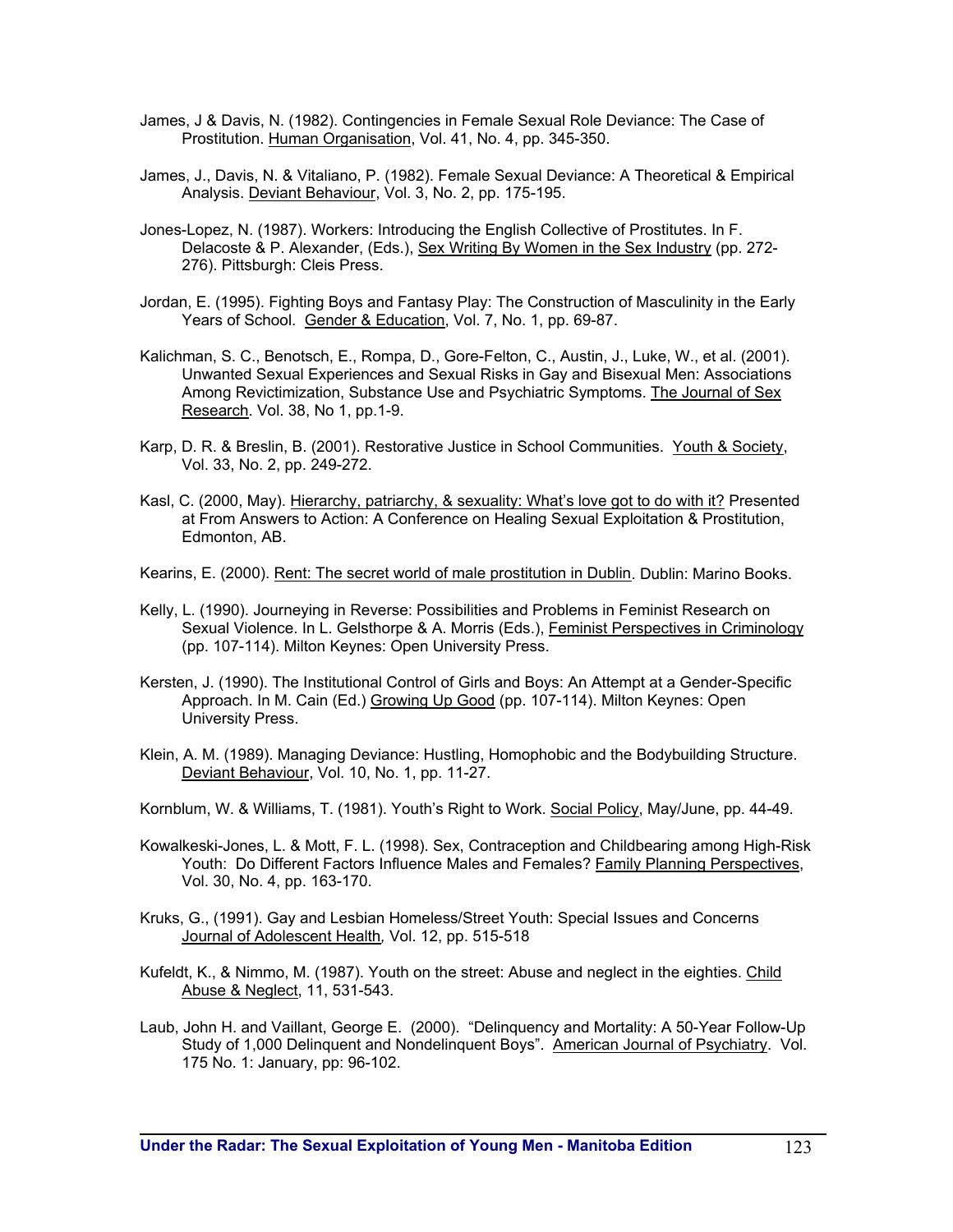James, J & Davis, N. (1982). Contingencies in Female Sexual Role Deviance: The Case of Prostitution. Human Organisation, Vol. 41, No. 4, pp. 345-350.

James, J., Davis, N. & Vitaliano, P. (1982). Female Sexual Deviance: A Theoretical & Empirical Analysis. Deviant Behaviour, Vol. 3, No. 2, pp. 175-195.

Jones-Lopez, N. (1987). Workers: Introducing the English Collective of Prostitutes. In F. Delacoste & P. Alexander, (Eds.), Sex Writing By Women in the Sex Industry (pp. 272-276). Pittsburgh: Cleis Press.

Jordan, E. (1995). Fighting Boys and Fantasy Play: The Construction of Masculinity in the Early Years of School. Gender & Education, Vol. 7, No. 1, pp. 69-87.

Kalichman, S. C., Benotsch, E., Rompa, D., Gore-Felton, C., Austin, J., Luke, W., et al. (2001). Unwanted Sexual Experiences and Sexual Risks in Gay and Bisexual Men: Associations Among Revictimization, Substance Use and Psychiatric Symptoms. The Journal of Sex Research. Vol. 38, No 1, pp.1-9.

Karp, D. R. & Breslin, B. (2001). Restorative Justice in School Communities. Youth & Society, Vol. 33, No. 2, pp. 249-272.

Kasl, C. (2000, May). Hierarchy, patriarchy, & sexuality: What's love got to do with it? Presented at From Answers to Action: A Conference on Healing Sexual Exploitation & Prostitution, Edmonton, AB.

Kearins, E. (2000). Rent: The secret world of male prostitution in Dublin. Dublin: Marino Books.

Kelly, L. (1990). Journeying in Reverse: Possibilities and Problems in Feminist Research on Sexual Violence. In L. Gelsthorpe & A. Morris (Eds.), Feminist Perspectives in Criminology (pp. 107-114). Milton Keynes: Open University Press.

Kersten, J. (1990). The Institutional Control of Girls and Boys: An Attempt at a Gender-Specific Approach. In M. Cain (Ed.) Growing Up Good (pp. 107-114). Milton Keynes: Open University Press.

Klein, A. M. (1989). Managing Deviance: Hustling, Homophobic and the Bodybuilding Structure. Deviant Behaviour, Vol. 10, No. 1, pp. 11-27.

Kornblum, W. & Williams, T. (1981). Youth's Right to Work. Social Policy, May/June, pp. 44-49.

Kowalkeski-Jones, L. & Mott, F. L. (1998). Sex, Contraception and Childbearing among High-Risk Youth: Do Different Factors Influence Males and Females? Family Planning Perspectives, Vol. 30, No. 4, pp. 163-170.

Kruks, G., (1991). Gay and Lesbian Homeless/Street Youth: Special Issues and Concerns Journal of Adolescent Health, Vol. 12, pp. 515-518

Kufeldt, K., & Nimmo, M. (1987). Youth on the street: Abuse and neglect in the eighties. Child Abuse & Neglect, 11, 531-543.

Laub, John H. and Vaillant, George E. (2000). "Delinquency and Mortality: A 50-Year Follow-Up Study of 1,000 Delinquent and Nondelinquent Boys". American Journal of Psychiatry. Vol. 175 No. 1: January, pp: 96-102.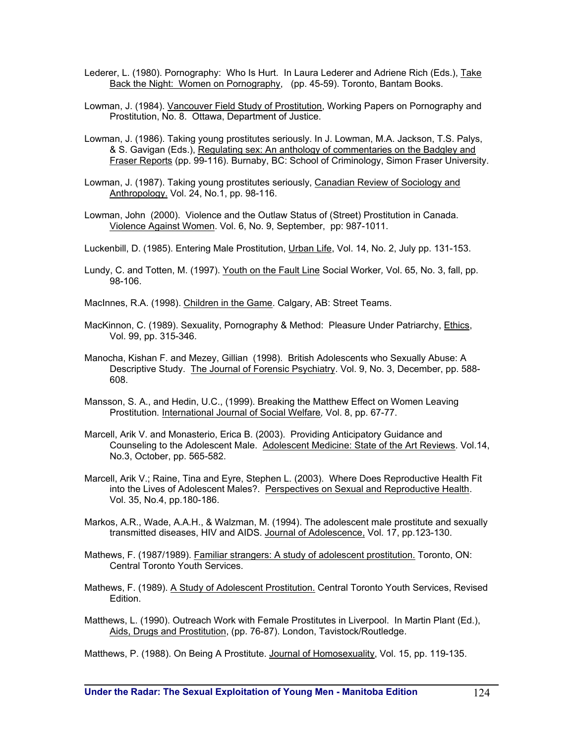Lederer, L. (1980). Pornography: Who Is Hurt. In Laura Lederer and Adriene Rich (Eds.), Take Back the Night: Women on Pornography, (pp. 45-59). Toronto, Bantam Books.

Lowman, J. (1984). Vancouver Field Study of Prostitution, Working Papers on Pornography and Prostitution, No. 8. Ottawa, Department of Justice.

Lowman, J. (1986). Taking young prostitutes seriously. In J. Lowman, M.A. Jackson, T.S. Palys, & S. Gavigan (Eds.), Regulating sex: An anthology of commentaries on the Badgley and Fraser Reports (pp. 99-116). Burnaby, BC: School of Criminology, Simon Fraser University.

Lowman, J. (1987). Taking young prostitutes seriously, Canadian Review of Sociology and Anthropology. Vol. 24, No.1, pp. 98-116.

Lowman, John (2000). Violence and the Outlaw Status of (Street) Prostitution in Canada. Violence Against Women. Vol. 6, No. 9, September, pp: 987-1011.

Luckenbill, D. (1985). Entering Male Prostitution, Urban Life, Vol. 14, No. 2, July pp. 131-153.

Lundy, C. and Totten, M. (1997). Youth on the Fault Line Social Worker, Vol. 65, No. 3, fall, pp. 98-106.

MacInnes, R.A. (1998). Children in the Game. Calgary, AB: Street Teams.

MacKinnon, C. (1989). Sexuality, Pornography & Method: Pleasure Under Patriarchy, Ethics, Vol. 99, pp. 315-346.

Manocha, Kishan F. and Mezey, Gillian (1998). British Adolescents who Sexually Abuse: A Descriptive Study. The Journal of Forensic Psychiatry. Vol. 9, No. 3, December, pp. 588-608.

Mansson, S. A., and Hedin, U.C., (1999). Breaking the Matthew Effect on Women Leaving Prostitution. International Journal of Social Welfare, Vol. 8, pp. 67-77.

Marcell, Arik V. and Monasterio, Erica B. (2003). Providing Anticipatory Guidance and Counseling to the Adolescent Male. Adolescent Medicine: State of the Art Reviews. Vol.14, No.3, October, pp. 565-582.

Marcell, Arik V.; Raine, Tina and Eyre, Stephen L. (2003). Where Does Reproductive Health Fit into the Lives of Adolescent Males?. Perspectives on Sexual and Reproductive Health. Vol. 35, No.4, pp.180-186.

Markos, A.R., Wade, A.A.H., & Walzman, M. (1994). The adolescent male prostitute and sexually transmitted diseases, HIV and AIDS. Journal of Adolescence, Vol. 17, pp.123-130.

Mathews, F. (1987/1989). Familiar strangers: A study of adolescent prostitution. Toronto, ON: Central Toronto Youth Services.

Mathews, F. (1989). A Study of Adolescent Prostitution. Central Toronto Youth Services, Revised Edition.

Matthews, L. (1990). Outreach Work with Female Prostitutes in Liverpool. In Martin Plant (Ed.), Aids, Drugs and Prostitution, (pp. 76-87). London, Tavistock/Routledge.

Matthews, P. (1988). On Being A Prostitute. Journal of Homosexuality, Vol. 15, pp. 119-135.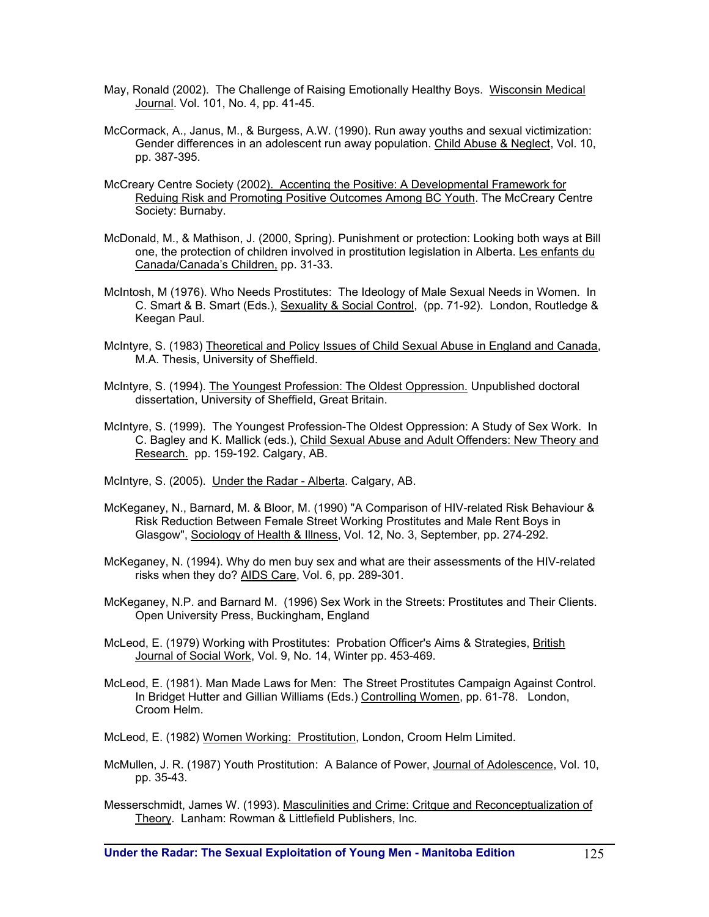May, Ronald (2002). The Challenge of Raising Emotionally Healthy Boys. Wisconsin Medical Journal. Vol. 101, No. 4, pp. 41-45.

McCormack, A., Janus, M., & Burgess, A.W. (1990). Run away youths and sexual victimization: Gender differences in an adolescent run away population. Child Abuse & Neglect, Vol. 10, pp. 387-395.

McCreary Centre Society (2002). Accenting the Positive: A Developmental Framework for Reduing Risk and Promoting Positive Outcomes Among BC Youth. The McCreary Centre Society: Burnaby.

McDonald, M., & Mathison, J. (2000, Spring). Punishment or protection: Looking both ways at Bill one, the protection of children involved in prostitution legislation in Alberta. Les enfants du Canada/Canada's Children, pp. 31-33.

McIntosh, M (1976). Who Needs Prostitutes: The Ideology of Male Sexual Needs in Women. In C. Smart & B. Smart (Eds.), Sexuality & Social Control, (pp. 71-92). London, Routledge & Keegan Paul.

McIntyre, S. (1983) Theoretical and Policy Issues of Child Sexual Abuse in England and Canada, M.A. Thesis, University of Sheffield.

McIntyre, S. (1994). The Youngest Profession: The Oldest Oppression. Unpublished doctoral dissertation, University of Sheffield, Great Britain.

McIntyre, S. (1999). The Youngest Profession-The Oldest Oppression: A Study of Sex Work. In C. Bagley and K. Mallick (eds.), Child Sexual Abuse and Adult Offenders: New Theory and Research. pp. 159-192. Calgary, AB.

McIntyre, S. (2005). Under the Radar - Alberta. Calgary, AB.

McKeganey, N., Barnard, M. & Bloor, M. (1990) "A Comparison of HIV-related Risk Behaviour & Risk Reduction Between Female Street Working Prostitutes and Male Rent Boys in Glasgow", Sociology of Health & Illness, Vol. 12, No. 3, September, pp. 274-292.

McKeganey, N. (1994). Why do men buy sex and what are their assessments of the HIV-related risks when they do? AIDS Care, Vol. 6, pp. 289-301.

McKeganey, N.P. and Barnard M. (1996) Sex Work in the Streets: Prostitutes and Their Clients. Open University Press, Buckingham, England

McLeod, E. (1979) Working with Prostitutes: Probation Officer's Aims & Strategies, British Journal of Social Work, Vol. 9, No. 14, Winter pp. 453-469.

McLeod, E. (1981). Man Made Laws for Men: The Street Prostitutes Campaign Against Control. In Bridget Hutter and Gillian Williams (Eds.) Controlling Women, pp. 61-78. London, Croom Helm.

McLeod, E. (1982) Women Working: Prostitution, London, Croom Helm Limited.

McMullen, J. R. (1987) Youth Prostitution: A Balance of Power, Journal of Adolescence, Vol. 10, pp. 35-43.

Messerschmidt, James W. (1993). Masculinities and Crime: Critque and Reconceptualization of Theory. Lanham: Rowman & Littlefield Publishers, Inc.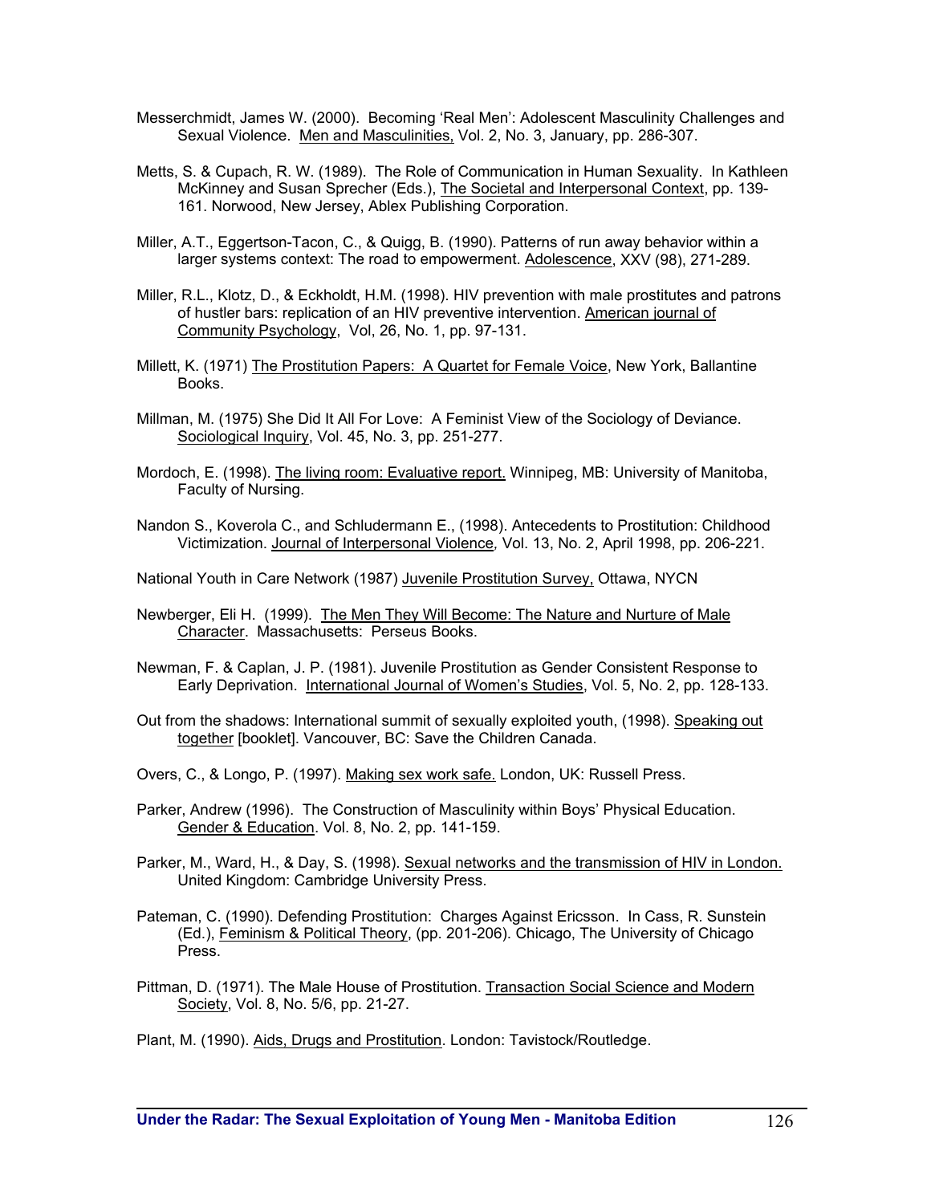Messerchmidt, James W. (2000). Becoming 'Real Men': Adolescent Masculinity Challenges and Sexual Violence. Men and Masculinities, Vol. 2, No. 3, January, pp. 286-307.

Metts, S. & Cupach, R. W. (1989). The Role of Communication in Human Sexuality. In Kathleen McKinney and Susan Sprecher (Eds.), The Societal and Interpersonal Context, pp. 139-161. Norwood, New Jersey, Ablex Publishing Corporation.

Miller, A.T., Eggertson-Tacon, C., & Quigg, B. (1990). Patterns of run away behavior within a larger systems context: The road to empowerment. Adolescence, XXV (98), 271-289.

Miller, R.L., Klotz, D., & Eckholdt, H.M. (1998). HIV prevention with male prostitutes and patrons of hustler bars: replication of an HIV preventive intervention. American journal of Community Psychology, Vol, 26, No. 1, pp. 97-131.

Millett, K. (1971) The Prostitution Papers: A Quartet for Female Voice, New York, Ballantine Books.

Millman, M. (1975) She Did It All For Love: A Feminist View of the Sociology of Deviance. Sociological Inquiry, Vol. 45, No. 3, pp. 251-277.

Mordoch, E. (1998). The living room: Evaluative report. Winnipeg, MB: University of Manitoba, Faculty of Nursing.

Nandon S., Koverola C., and Schludermann E., (1998). Antecedents to Prostitution: Childhood Victimization. Journal of Interpersonal Violence, Vol. 13, No. 2, April 1998, pp. 206-221.

National Youth in Care Network (1987) Juvenile Prostitution Survey, Ottawa, NYCN

Newberger, Eli H. (1999). The Men They Will Become: The Nature and Nurture of Male Character. Massachusetts: Perseus Books.

Newman, F. & Caplan, J. P. (1981). Juvenile Prostitution as Gender Consistent Response to Early Deprivation. International Journal of Women's Studies, Vol. 5, No. 2, pp. 128-133.

Out from the shadows: International summit of sexually exploited youth, (1998). Speaking out together [booklet]. Vancouver, BC: Save the Children Canada.

Overs, C., & Longo, P. (1997). Making sex work safe. London, UK: Russell Press.

Parker, Andrew (1996). The Construction of Masculinity within Boys' Physical Education. Gender & Education. Vol. 8, No. 2, pp. 141-159.

Parker, M., Ward, H., & Day, S. (1998). Sexual networks and the transmission of HIV in London. United Kingdom: Cambridge University Press.

Pateman, C. (1990). Defending Prostitution: Charges Against Ericsson. In Cass, R. Sunstein (Ed.), Feminism & Political Theory, (pp. 201-206). Chicago, The University of Chicago Press.

Pittman, D. (1971). The Male House of Prostitution. Transaction Social Science and Modern Society, Vol. 8, No. 5/6, pp. 21-27.

Plant, M. (1990). Aids, Drugs and Prostitution. London: Tavistock/Routledge.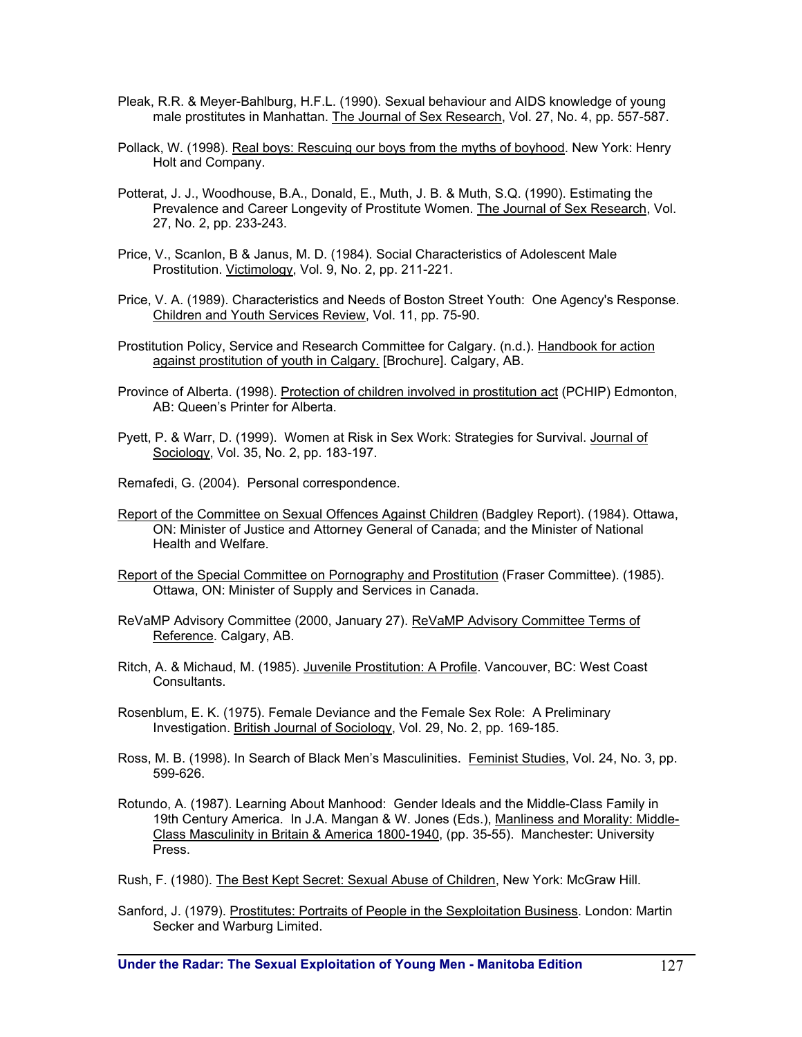Pleak, R.R. & Meyer-Bahlburg, H.F.L. (1990). Sexual behaviour and AIDS knowledge of young male prostitutes in Manhattan. The Journal of Sex Research, Vol. 27, No. 4, pp. 557-587.

Pollack, W. (1998). Real boys: Rescuing our boys from the myths of boyhood. New York: Henry Holt and Company.

Potterat, J. J., Woodhouse, B.A., Donald, E., Muth, J. B. & Muth, S.Q. (1990). Estimating the Prevalence and Career Longevity of Prostitute Women. The Journal of Sex Research, Vol. 27, No. 2, pp. 233-243.

Price, V., Scanlon, B & Janus, M. D. (1984). Social Characteristics of Adolescent Male Prostitution. Victimology, Vol. 9, No. 2, pp. 211-221.

Price, V. A. (1989). Characteristics and Needs of Boston Street Youth: One Agency's Response. Children and Youth Services Review, Vol. 11, pp. 75-90.

Prostitution Policy, Service and Research Committee for Calgary. (n.d.). Handbook for action against prostitution of youth in Calgary. [Brochure]. Calgary, AB.

Province of Alberta. (1998). Protection of children involved in prostitution act (PCHIP) Edmonton, AB: Queen's Printer for Alberta.

Pyett, P. & Warr, D. (1999). Women at Risk in Sex Work: Strategies for Survival. Journal of Sociology, Vol. 35, No. 2, pp. 183-197.

Remafedi, G. (2004). Personal correspondence.

Report of the Committee on Sexual Offences Against Children (Badgley Report). (1984). Ottawa, ON: Minister of Justice and Attorney General of Canada; and the Minister of National Health and Welfare.

Report of the Special Committee on Pornography and Prostitution (Fraser Committee). (1985). Ottawa, ON: Minister of Supply and Services in Canada.

ReVaMP Advisory Committee (2000, January 27). ReVaMP Advisory Committee Terms of Reference. Calgary, AB.

Ritch, A. & Michaud, M. (1985). Juvenile Prostitution: A Profile. Vancouver, BC: West Coast Consultants.

Rosenblum, E. K. (1975). Female Deviance and the Female Sex Role: A Preliminary Investigation. British Journal of Sociology, Vol. 29, No. 2, pp. 169-185.

Ross, M. B. (1998). In Search of Black Men's Masculinities. Feminist Studies, Vol. 24, No. 3, pp. 599-626.

Rotundo, A. (1987). Learning About Manhood: Gender Ideals and the Middle-Class Family in 19th Century America. In J.A. Mangan & W. Jones (Eds.), Manliness and Morality: Middle-Class Masculinity in Britain & America 1800-1940, (pp. 35-55). Manchester: University Press.

Rush, F. (1980). The Best Kept Secret: Sexual Abuse of Children, New York: McGraw Hill.

Sanford, J. (1979). Prostitutes: Portraits of People in the Sexploitation Business. London: Martin Secker and Warburg Limited.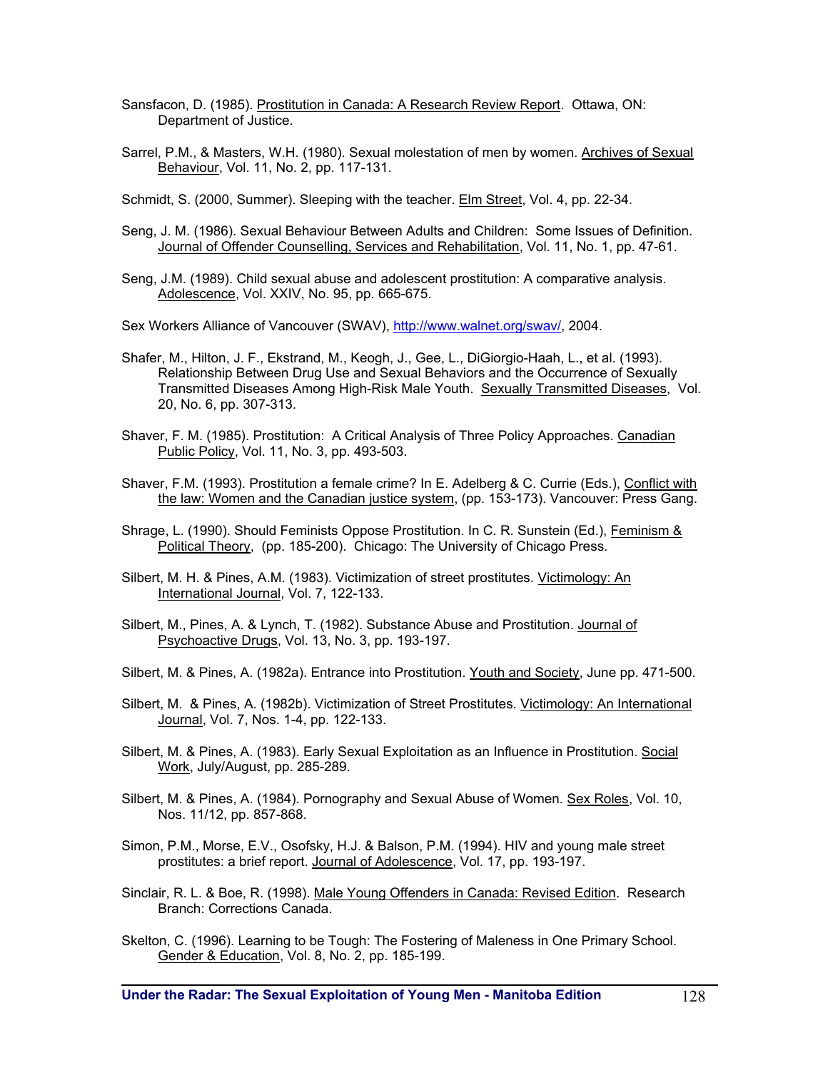Sansfacon, D. (1985). Prostitution in Canada: A Research Review Report. Ottawa, ON: Department of Justice.

Sarrel, P.M., & Masters, W.H. (1980). Sexual molestation of men by women. Archives of Sexual Behaviour, Vol. 11, No. 2, pp. 117-131.

Schmidt, S. (2000, Summer). Sleeping with the teacher. Elm Street, Vol. 4, pp. 22-34.

Seng, J. M. (1986). Sexual Behaviour Between Adults and Children: Some Issues of Definition. Journal of Offender Counselling, Services and Rehabilitation, Vol. 11, No. 1, pp. 47-61.

Seng, J.M. (1989). Child sexual abuse and adolescent prostitution: A comparative analysis. Adolescence, Vol. XXIV, No. 95, pp. 665-675.

Sex Workers Alliance of Vancouver (SWAV), http://www.walnet.org/swav/, 2004.

Shafer, M., Hilton, J. F., Ekstrand, M., Keogh, J., Gee, L., DiGiorgio-Haah, L., et al. (1993). Relationship Between Drug Use and Sexual Behaviors and the Occurrence of Sexually Transmitted Diseases Among High-Risk Male Youth. Sexually Transmitted Diseases, Vol. 20, No. 6, pp. 307-313.

Shaver, F. M. (1985). Prostitution: A Critical Analysis of Three Policy Approaches. Canadian Public Policy, Vol. 11, No. 3, pp. 493-503.

Shaver, F.M. (1993). Prostitution a female crime? In E. Adelberg & C. Currie (Eds.), Conflict with the law: Women and the Canadian justice system, (pp. 153-173). Vancouver: Press Gang.

Shrage, L. (1990). Should Feminists Oppose Prostitution. In C. R. Sunstein (Ed.), Feminism & Political Theory, (pp. 185-200). Chicago: The University of Chicago Press.

Silbert, M. H. & Pines, A.M. (1983). Victimization of street prostitutes. Victimology: An International Journal, Vol. 7, 122-133.

Silbert, M., Pines, A. & Lynch, T. (1982). Substance Abuse and Prostitution. Journal of Psychoactive Drugs, Vol. 13, No. 3, pp. 193-197.

Silbert, M. & Pines, A. (1982a). Entrance into Prostitution. Youth and Society, June pp. 471-500.

Silbert, M. & Pines, A. (1982b). Victimization of Street Prostitutes. Victimology: An International Journal, Vol. 7, Nos. 1-4, pp. 122-133.

Silbert, M. & Pines, A. (1983). Early Sexual Exploitation as an Influence in Prostitution. Social Work, July/August, pp. 285-289.

Silbert, M. & Pines, A. (1984). Pornography and Sexual Abuse of Women. Sex Roles, Vol. 10, Nos. 11/12, pp. 857-868.

Simon, P.M., Morse, E.V., Osofsky, H.J. & Balson, P.M. (1994). HIV and young male street prostitutes: a brief report. Journal of Adolescence, Vol. 17, pp. 193-197.

Sinclair, R. L. & Boe, R. (1998). Male Young Offenders in Canada: Revised Edition. Research Branch: Corrections Canada.

Skelton, C. (1996). Learning to be Tough: The Fostering of Maleness in One Primary School. Gender & Education, Vol. 8, No. 2, pp. 185-199.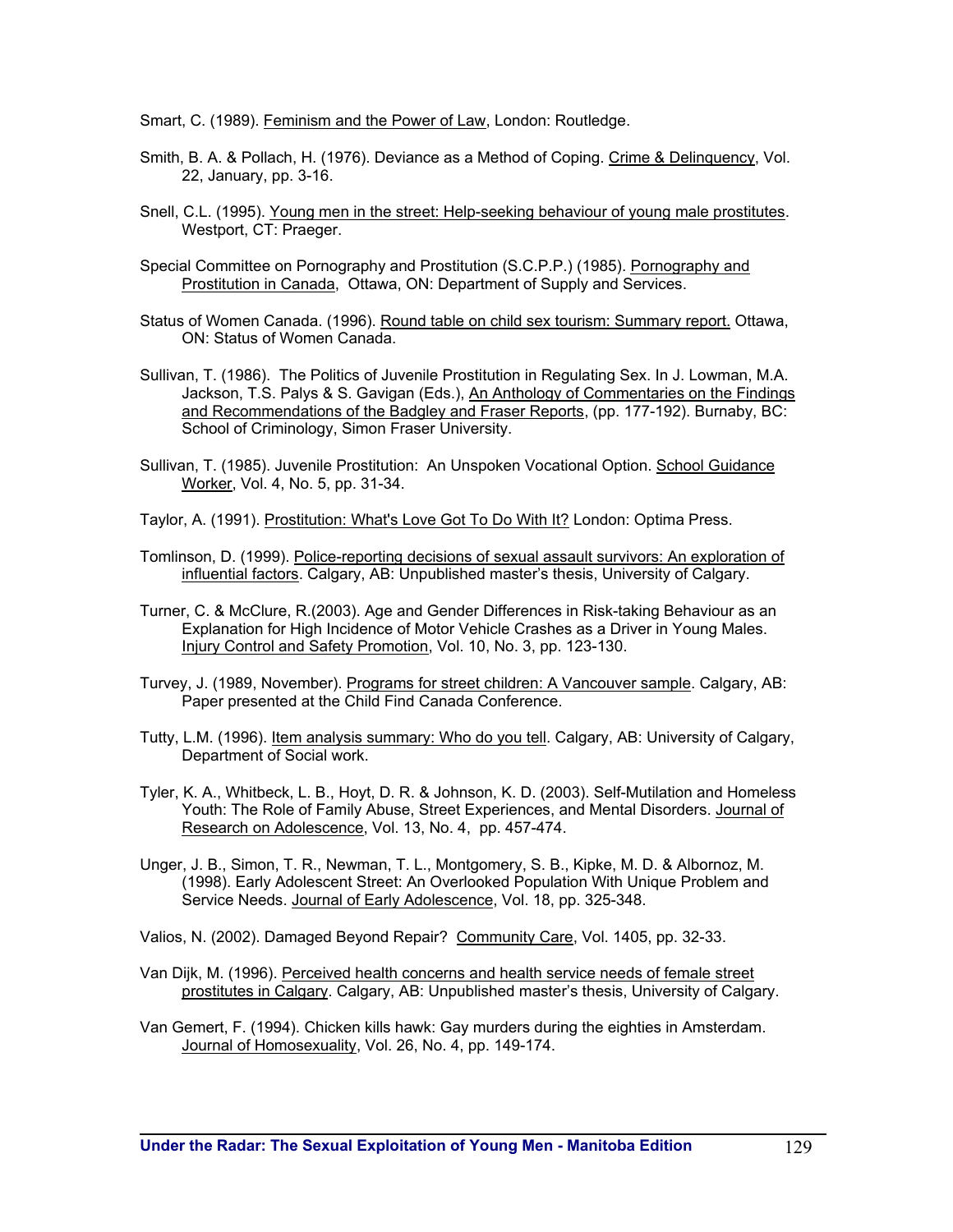Smart, C. (1989). Feminism and the Power of Law, London: Routledge.

Smith, B. A. & Pollach, H. (1976). Deviance as a Method of Coping. Crime & Delinquency, Vol. 22, January, pp. 3-16.

Snell, C.L. (1995). Young men in the street: Help-seeking behaviour of young male prostitutes. Westport, CT: Praeger.

Special Committee on Pornography and Prostitution (S.C.P.P.) (1985). Pornography and Prostitution in Canada, Ottawa, ON: Department of Supply and Services.

Status of Women Canada. (1996). Round table on child sex tourism: Summary report. Ottawa, ON: Status of Women Canada.

Sullivan, T. (1986). The Politics of Juvenile Prostitution in Regulating Sex. In J. Lowman, M.A. Jackson, T.S. Palys & S. Gavigan (Eds.), An Anthology of Commentaries on the Findings and Recommendations of the Badgley and Fraser Reports, (pp. 177-192). Burnaby, BC: School of Criminology, Simon Fraser University.

Sullivan, T. (1985). Juvenile Prostitution: An Unspoken Vocational Option. School Guidance Worker, Vol. 4, No. 5, pp. 31-34.

Taylor, A. (1991). Prostitution: What's Love Got To Do With It? London: Optima Press.

Tomlinson, D. (1999). Police-reporting decisions of sexual assault survivors: An exploration of influential factors. Calgary, AB: Unpublished master's thesis, University of Calgary.

Turner, C. & McClure, R.(2003). Age and Gender Differences in Risk-taking Behaviour as an Explanation for High Incidence of Motor Vehicle Crashes as a Driver in Young Males. Injury Control and Safety Promotion, Vol. 10, No. 3, pp. 123-130.

Turvey, J. (1989, November). Programs for street children: A Vancouver sample. Calgary, AB: Paper presented at the Child Find Canada Conference.

Tutty, L.M. (1996). Item analysis summary: Who do you tell. Calgary, AB: University of Calgary, Department of Social work.

Tyler, K. A., Whitbeck, L. B., Hoyt, D. R. & Johnson, K. D. (2003). Self-Mutilation and Homeless Youth: The Role of Family Abuse, Street Experiences, and Mental Disorders. Journal of Research on Adolescence, Vol. 13, No. 4, pp. 457-474.

Unger, J. B., Simon, T. R., Newman, T. L., Montgomery, S. B., Kipke, M. D. & Albornoz, M. (1998). Early Adolescent Street: An Overlooked Population With Unique Problem and Service Needs. Journal of Early Adolescence, Vol. 18, pp. 325-348.

Valios, N. (2002). Damaged Beyond Repair? Community Care, Vol. 1405, pp. 32-33.

Van Dijk, M. (1996). Perceived health concerns and health service needs of female street prostitutes in Calgary. Calgary, AB: Unpublished master's thesis, University of Calgary.

Van Gemert, F. (1994). Chicken kills hawk: Gay murders during the eighties in Amsterdam. Journal of Homosexuality, Vol. 26, No. 4, pp. 149-174.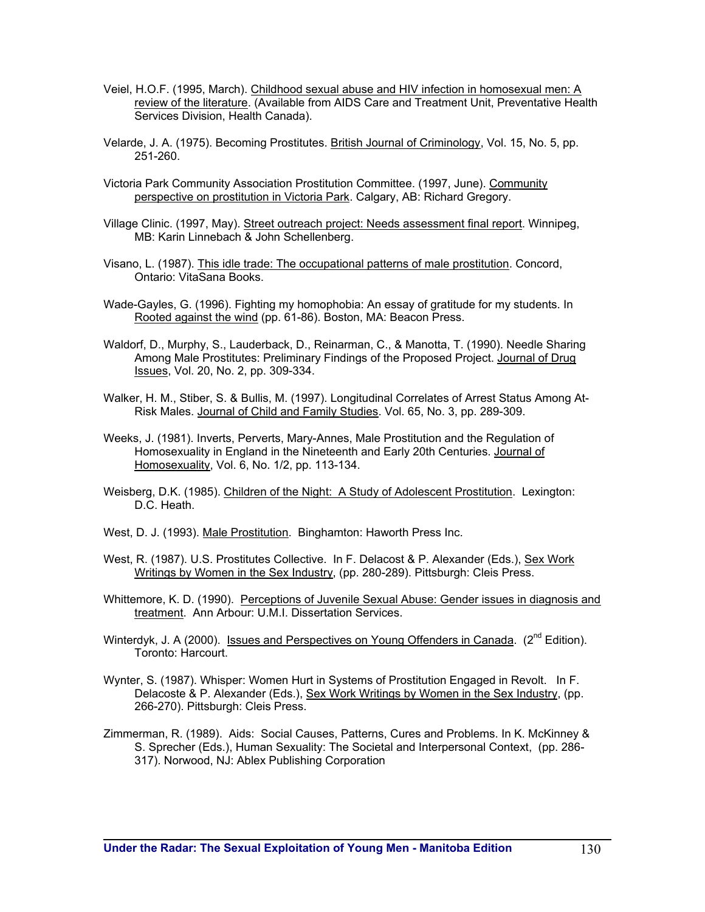Veiel, H.O.F. (1995, March). Childhood sexual abuse and HIV infection in homosexual men: A review of the literature. (Available from AIDS Care and Treatment Unit, Preventative Health Services Division, Health Canada).

Velarde, J. A. (1975). Becoming Prostitutes. British Journal of Criminology, Vol. 15, No. 5, pp. 251-260.

Victoria Park Community Association Prostitution Committee. (1997, June). Community perspective on prostitution in Victoria Park. Calgary, AB: Richard Gregory.

Village Clinic. (1997, May). Street outreach project: Needs assessment final report. Winnipeg, MB: Karin Linnebach & John Schellenberg.

Visano, L. (1987). This idle trade: The occupational patterns of male prostitution. Concord, Ontario: VitaSana Books.

Wade-Gayles, G. (1996). Fighting my homophobia: An essay of gratitude for my students. In Rooted against the wind (pp. 61-86). Boston, MA: Beacon Press.

Waldorf, D., Murphy, S., Lauderback, D., Reinarman, C., & Manotta, T. (1990). Needle Sharing Among Male Prostitutes: Preliminary Findings of the Proposed Project. Journal of Drug Issues, Vol. 20, No. 2, pp. 309-334.

Walker, H. M., Stiber, S. & Bullis, M. (1997). Longitudinal Correlates of Arrest Status Among At-Risk Males. Journal of Child and Family Studies. Vol. 65, No. 3, pp. 289-309.

Weeks, J. (1981). Inverts, Perverts, Mary-Annes, Male Prostitution and the Regulation of Homosexuality in England in the Nineteenth and Early 20th Centuries. Journal of Homosexuality, Vol. 6, No. 1/2, pp. 113-134.

Weisberg, D.K. (1985). Children of the Night: A Study of Adolescent Prostitution. Lexington: D.C. Heath.

West, D. J. (1993). Male Prostitution. Binghamton: Haworth Press Inc.

West, R. (1987). U.S. Prostitutes Collective. In F. Delacost & P. Alexander (Eds.), Sex Work Writings by Women in the Sex Industry, (pp. 280-289). Pittsburgh: Cleis Press.

Whittemore, K. D. (1990). Perceptions of Juvenile Sexual Abuse: Gender issues in diagnosis and treatment. Ann Arbour: U.M.I. Dissertation Services.

Winterdyk, J. A (2000). Issues and Perspectives on Young Offenders in Canada. (2nd Edition). Toronto: Harcourt.

Wynter, S. (1987). Whisper: Women Hurt in Systems of Prostitution Engaged in Revolt. In F. Delacoste & P. Alexander (Eds.), Sex Work Writings by Women in the Sex Industry, (pp. 266-270). Pittsburgh: Cleis Press.

Zimmerman, R. (1989). Aids: Social Causes, Patterns, Cures and Problems. In K. McKinney & S. Sprecher (Eds.), Human Sexuality: The Societal and Interpersonal Context, (pp. 286-317). Norwood, NJ: Ablex Publishing Corporation